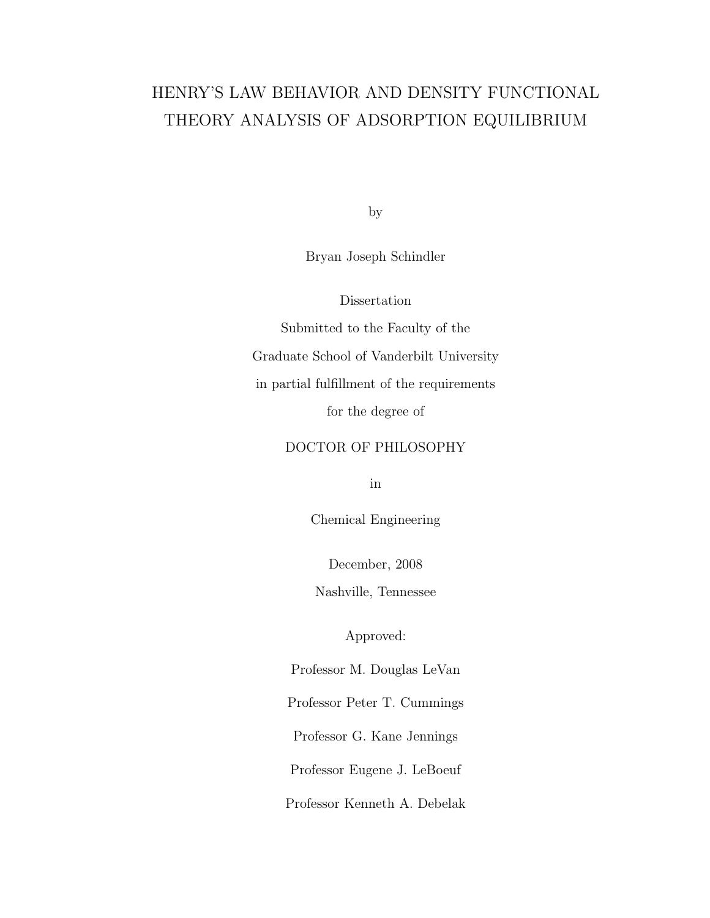# HENRY'S LAW BEHAVIOR AND DENSITY FUNCTIONAL THEORY ANALYSIS OF ADSORPTION EQUILIBRIUM

by

Bryan Joseph Schindler

Dissertation

Submitted to the Faculty of the

Graduate School of Vanderbilt University

in partial fulfillment of the requirements

for the degree of

DOCTOR OF PHILOSOPHY

in

Chemical Engineering

December, 2008

Nashville, Tennessee

Approved:

Professor M. Douglas LeVan

Professor Peter T. Cummings

Professor G. Kane Jennings

Professor Eugene J. LeBoeuf

Professor Kenneth A. Debelak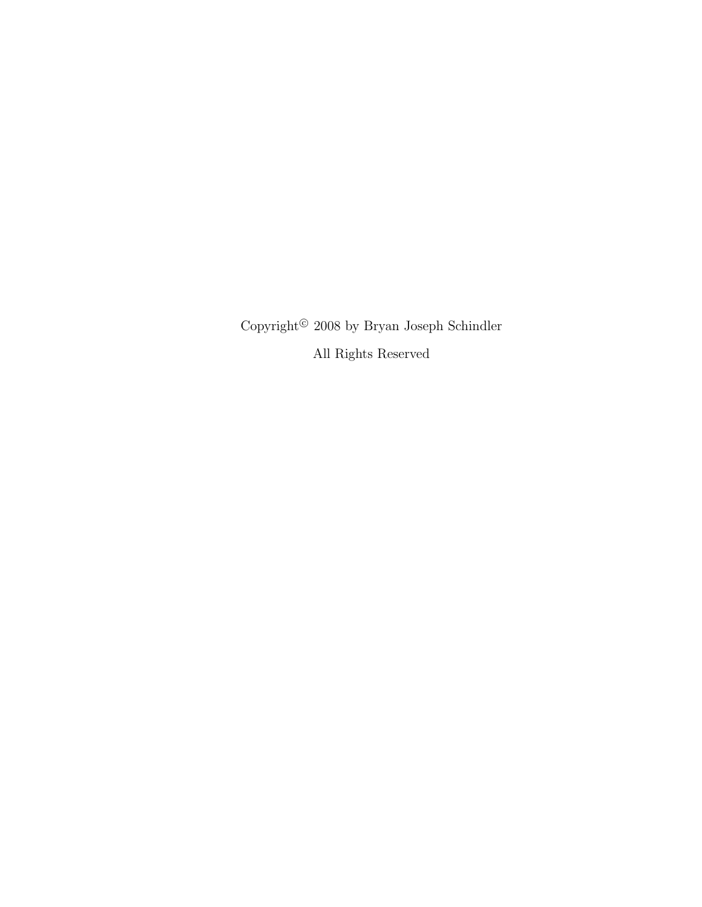Copyright© 2008 by Bryan Joseph Schindler

All Rights Reserved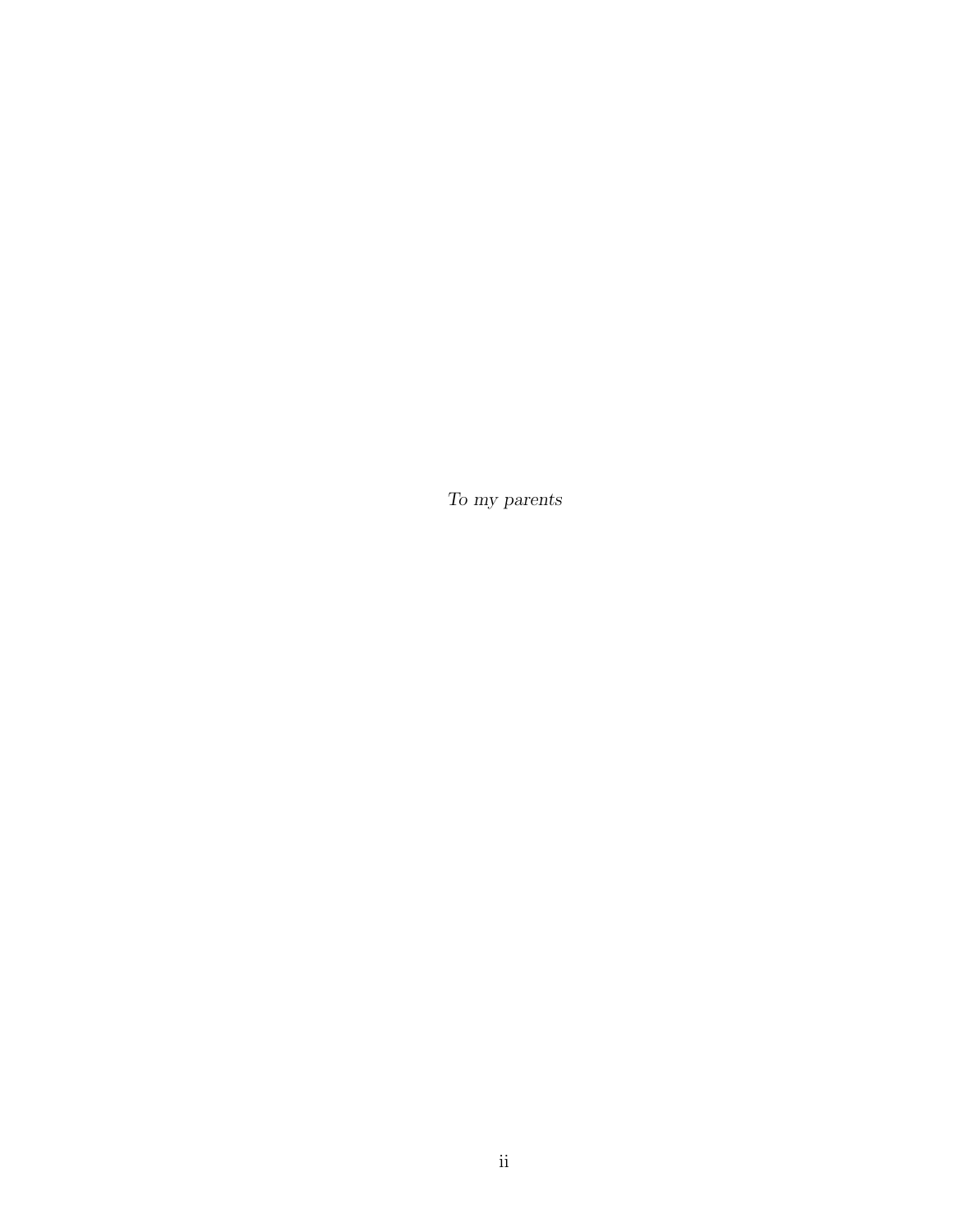*To my parents*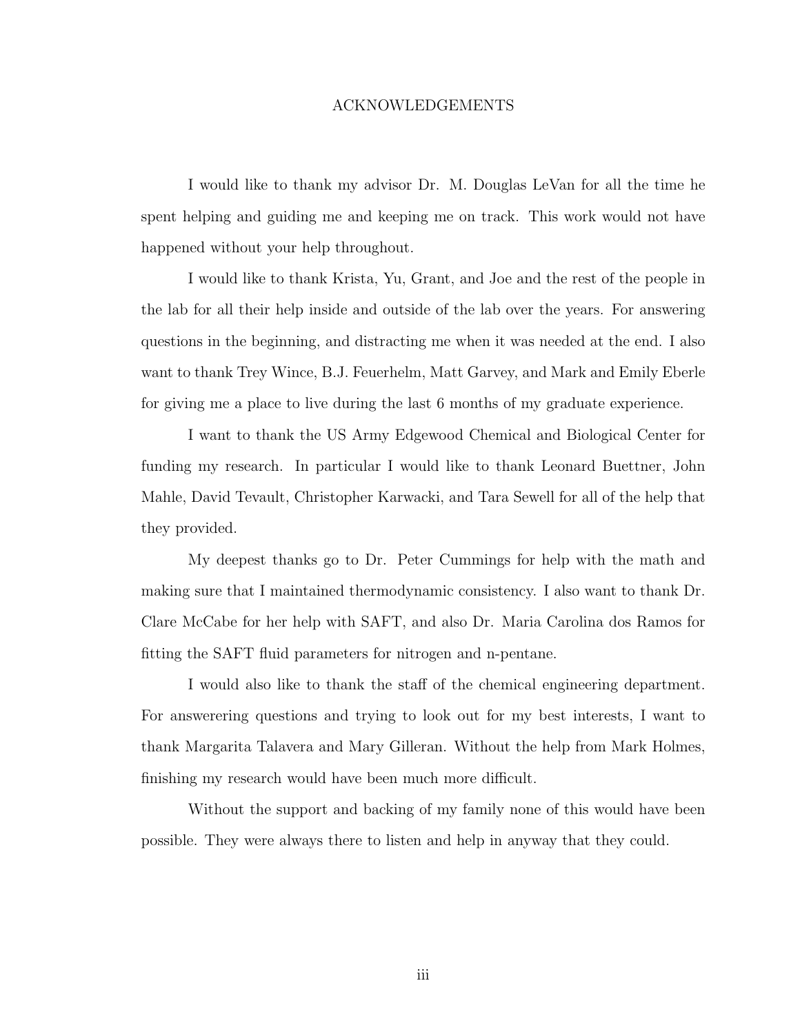# ACKNOWLEDGEMENTS

I would like to thank my advisor Dr. M. Douglas LeVan for all the time he spent helping and guiding me and keeping me on track. This work would not have happened without your help throughout.

I would like to thank Krista, Yu, Grant, and Joe and the rest of the people in the lab for all their help inside and outside of the lab over the years. For answering questions in the beginning, and distracting me when it was needed at the end. I also want to thank Trey Wince, B.J. Feuerhelm, Matt Garvey, and Mark and Emily Eberle for giving me a place to live during the last 6 months of my graduate experience.

I want to thank the US Army Edgewood Chemical and Biological Center for funding my research. In particular I would like to thank Leonard Buettner, John Mahle, David Tevault, Christopher Karwacki, and Tara Sewell for all of the help that they provided.

My deepest thanks go to Dr. Peter Cummings for help with the math and making sure that I maintained thermodynamic consistency. I also want to thank Dr. Clare McCabe for her help with SAFT, and also Dr. Maria Carolina dos Ramos for fitting the SAFT fluid parameters for nitrogen and n-pentane.

I would also like to thank the staff of the chemical engineering department. For answerering questions and trying to look out for my best interests, I want to thank Margarita Talavera and Mary Gilleran. Without the help from Mark Holmes, finishing my research would have been much more difficult.

Without the support and backing of my family none of this would have been possible. They were always there to listen and help in anyway that they could.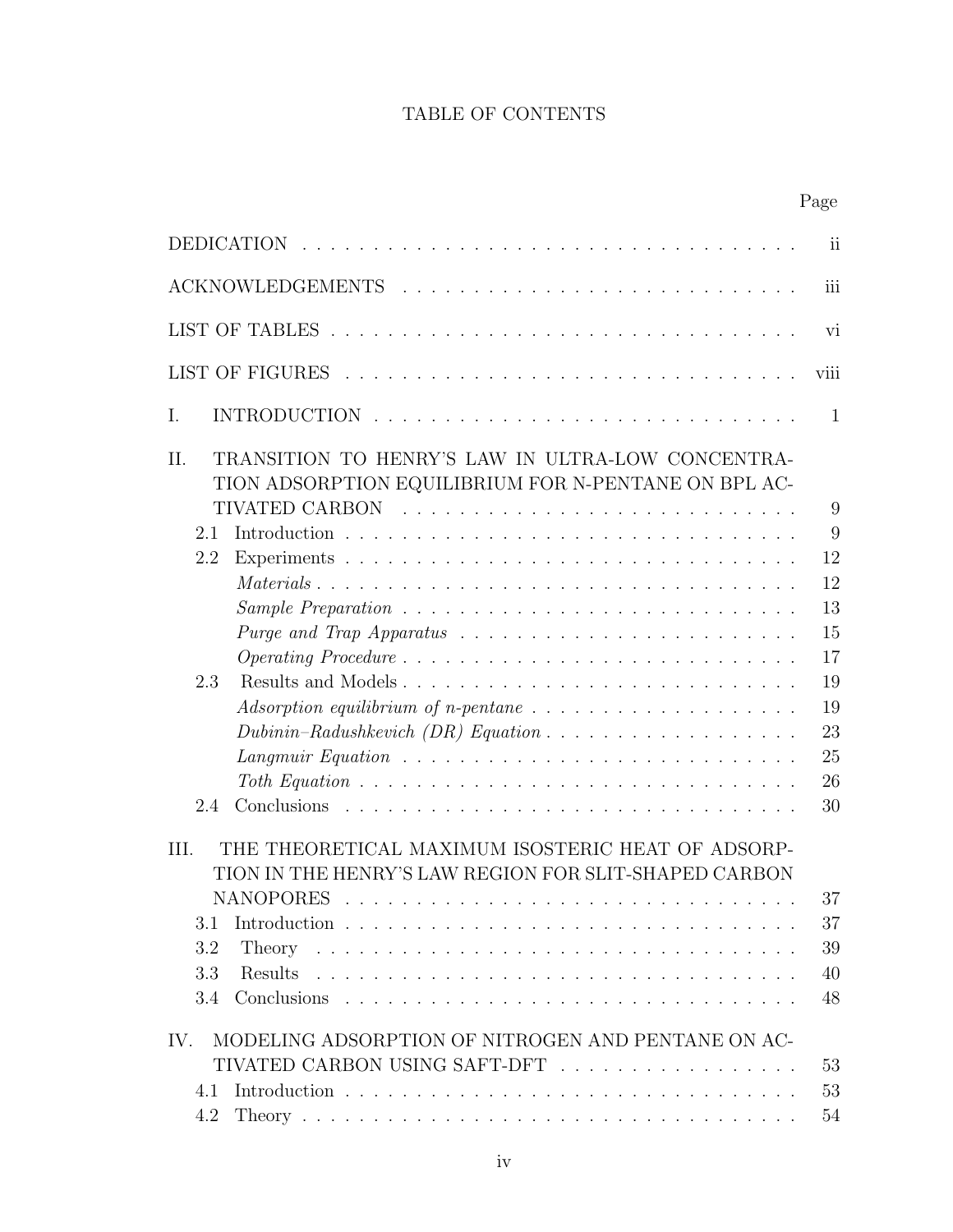# TABLE OF CONTENTS

| | Page |
|---|---|
| DEDICATION | ii |
| ACKNOWLEDGEMENTS | iii |
| LIST OF TABLES | vi |
| LIST OF FIGURES | viii |
| I. INTRODUCTION | 1 |
| II. TRANSITION TO HENRY'S LAW IN ULTRA-LOW CONCENTRATION ADSORPTION EQUILIBRIUM FOR N-PENTANE ON BPL ACTIVATED CARBON | 9 |
| 2.1 Introduction | 9 |
| 2.2 Experiments | 12 |
| *Materials* | 12 |
| *Sample Preparation* | 13 |
| *Purge and Trap Apparatus* | 15 |
| *Operating Procedure* | 17 |
| 2.3 Results and Models | 19 |
| *Adsorption equilibrium of n-pentane* | 19 |
| *Dubinin–Radushkevich (DR) Equation* | 23 |
| *Langmuir Equation* | 25 |
| *Toth Equation* | 26 |
| 2.4 Conclusions | 30 |
| III. THE THEORETICAL MAXIMUM ISOSTERIC HEAT OF ADSORPTION IN THE HENRY'S LAW REGION FOR SLIT-SHAPED CARBON NANOPORES | 37 |
| 3.1 Introduction | 37 |
| 3.2 Theory | 39 |
| 3.3 Results | 40 |
| 3.4 Conclusions | 48 |
| IV. MODELING ADSORPTION OF NITROGEN AND PENTANE ON ACTIVATED CARBON USING SAFT-DFT | 53 |
| 4.1 Introduction | 53 |
| 4.2 Theory | 54 |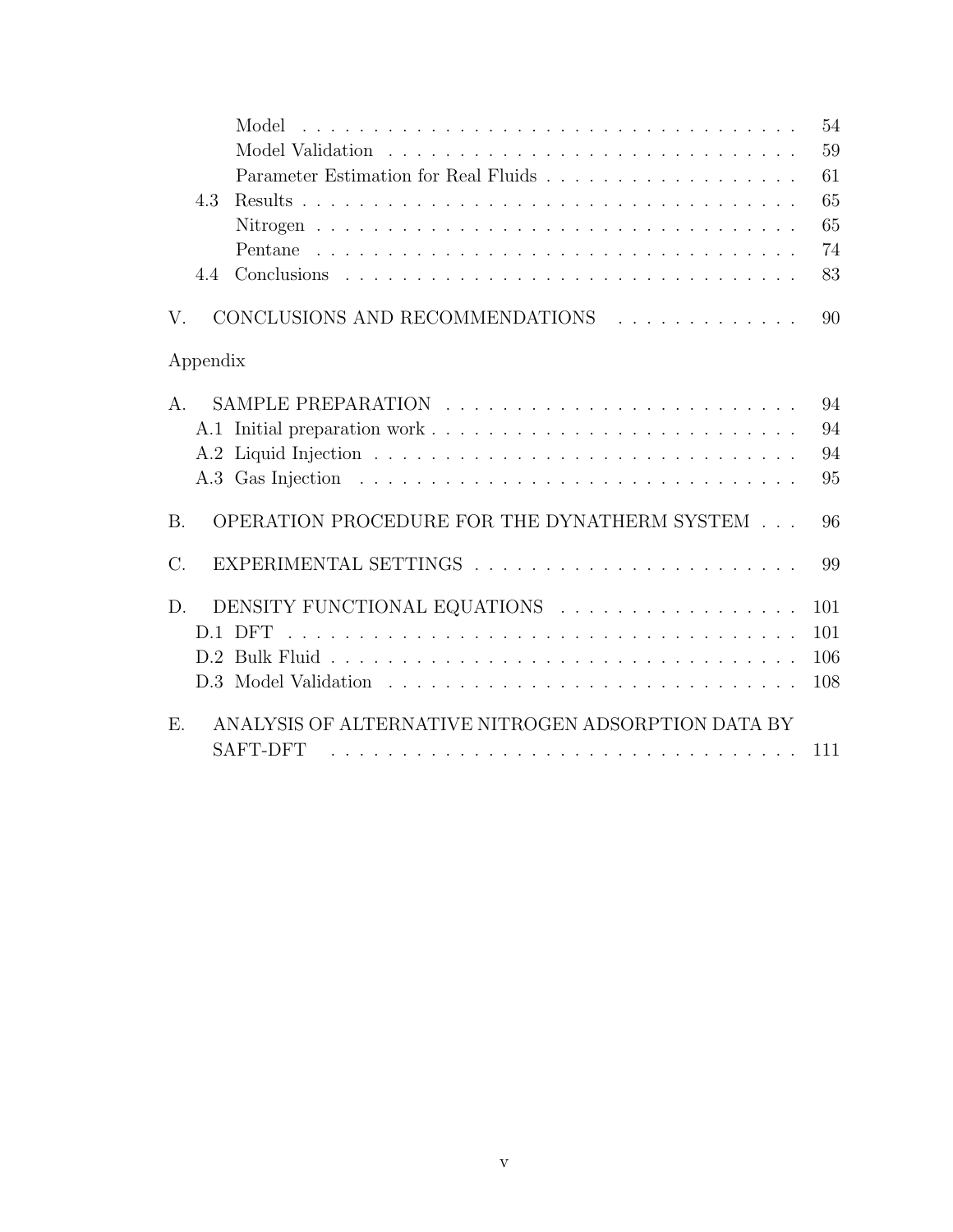Model . . . . . . . . . . . . . . . . . . . . . . . . . . . . . . . . . . 54
Model Validation . . . . . . . . . . . . . . . . . . . . . . . . . . . . 59
Parameter Estimation for Real Fluids . . . . . . . . . . . . . . . . . . 61
4.3 Results . . . . . . . . . . . . . . . . . . . . . . . . . . . . . . . . . . 65
Nitrogen . . . . . . . . . . . . . . . . . . . . . . . . . . . . . . . . . 65
Pentane . . . . . . . . . . . . . . . . . . . . . . . . . . . . . . . . . . 74
4.4 Conclusions . . . . . . . . . . . . . . . . . . . . . . . . . . . . . . . 83

V. CONCLUSIONS AND RECOMMENDATIONS . . . . . . . . . . . . . 90

Appendix

A. SAMPLE PREPARATION . . . . . . . . . . . . . . . . . . . . . . . . 94
A.1 Initial preparation work . . . . . . . . . . . . . . . . . . . . . . . . . 94
A.2 Liquid Injection . . . . . . . . . . . . . . . . . . . . . . . . . . . . . 94
A.3 Gas Injection . . . . . . . . . . . . . . . . . . . . . . . . . . . . . . 95

B. OPERATION PROCEDURE FOR THE DYNATHERM SYSTEM . . . 96

C. EXPERIMENTAL SETTINGS . . . . . . . . . . . . . . . . . . . . . . 99

D. DENSITY FUNCTIONAL EQUATIONS . . . . . . . . . . . . . . . . . 101
D.1 DFT . . . . . . . . . . . . . . . . . . . . . . . . . . . . . . . . . . . 101
D.2 Bulk Fluid . . . . . . . . . . . . . . . . . . . . . . . . . . . . . . . . 106
D.3 Model Validation . . . . . . . . . . . . . . . . . . . . . . . . . . . . 108

E. ANALYSIS OF ALTERNATIVE NITROGEN ADSORPTION DATA BY SAFT-DFT . . . . . . . . . . . . . . . . . . . . . . . . . . . . . . . . 111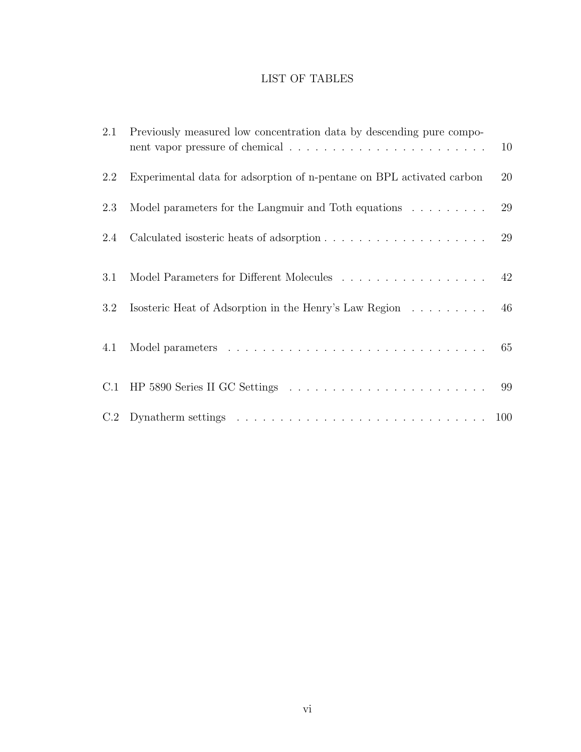# LIST OF TABLES

| | | |
|---|---|---|
| 2.1 | Previously measured low concentration data by descending pure component vapor pressure of chemical | 10 |
| 2.2 | Experimental data for adsorption of n-pentane on BPL activated carbon | 20 |
| 2.3 | Model parameters for the Langmuir and Toth equations | 29 |
| 2.4 | Calculated isosteric heats of adsorption | 29 |
| 3.1 | Model Parameters for Different Molecules | 42 |
| 3.2 | Isosteric Heat of Adsorption in the Henry's Law Region | 46 |
| 4.1 | Model parameters | 65 |
| C.1 | HP 5890 Series II GC Settings | 99 |
| C.2 | Dynatherm settings | 100 |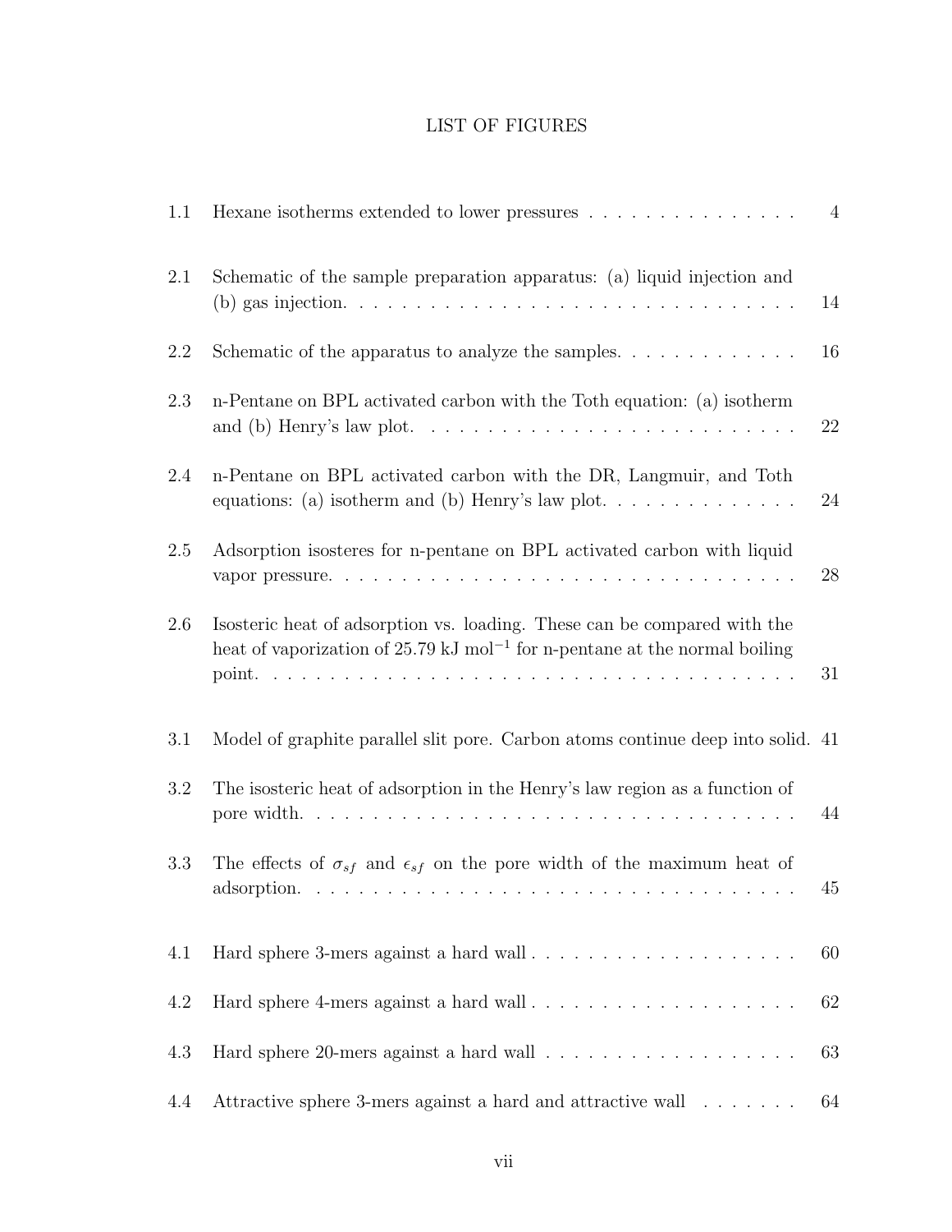# LIST OF FIGURES

| | | |
|---|---|---|
| 1.1 | Hexane isotherms extended to lower pressures | 4 |
| 2.1 | Schematic of the sample preparation apparatus: (a) liquid injection and (b) gas injection. | 14 |
| 2.2 | Schematic of the apparatus to analyze the samples. | 16 |
| 2.3 | n-Pentane on BPL activated carbon with the Toth equation: (a) isotherm and (b) Henry's law plot. | 22 |
| 2.4 | n-Pentane on BPL activated carbon with the DR, Langmuir, and Toth equations: (a) isotherm and (b) Henry's law plot. | 24 |
| 2.5 | Adsorption isosteres for n-pentane on BPL activated carbon with liquid vapor pressure. | 28 |
| 2.6 | Isosteric heat of adsorption vs. loading. These can be compared with the heat of vaporization of 25.79 kJ mol$^{-1}$ for n-pentane at the normal boiling point. | 31 |
| 3.1 | Model of graphite parallel slit pore. Carbon atoms continue deep into solid. | 41 |
| 3.2 | The isosteric heat of adsorption in the Henry's law region as a function of pore width. | 44 |
| 3.3 | The effects of $\sigma_{sf}$ and $\epsilon_{sf}$ on the pore width of the maximum heat of adsorption. | 45 |
| 4.1 | Hard sphere 3-mers against a hard wall | 60 |
| 4.2 | Hard sphere 4-mers against a hard wall | 62 |
| 4.3 | Hard sphere 20-mers against a hard wall | 63 |
| 4.4 | Attractive sphere 3-mers against a hard and attractive wall | 64 |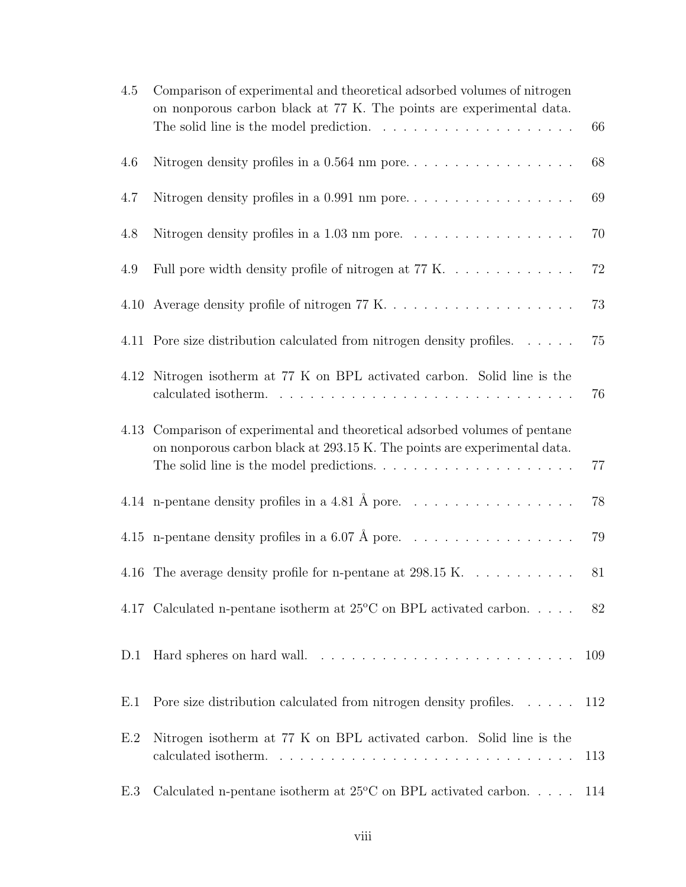| | | |
|---|---|---|
| 4.5 | Comparison of experimental and theoretical adsorbed volumes of nitrogen on nonporous carbon black at 77 K. The points are experimental data. The solid line is the model prediction. | 66 |
| 4.6 | Nitrogen density profiles in a 0.564 nm pore. | 68 |
| 4.7 | Nitrogen density profiles in a 0.991 nm pore. | 69 |
| 4.8 | Nitrogen density profiles in a 1.03 nm pore. | 70 |
| 4.9 | Full pore width density profile of nitrogen at 77 K. | 72 |
| 4.10 | Average density profile of nitrogen 77 K. | 73 |
| 4.11 | Pore size distribution calculated from nitrogen density profiles. | 75 |
| 4.12 | Nitrogen isotherm at 77 K on BPL activated carbon. Solid line is the calculated isotherm. | 76 |
| 4.13 | Comparison of experimental and theoretical adsorbed volumes of pentane on nonporous carbon black at 293.15 K. The points are experimental data. The solid line is the model predictions. | 77 |
| 4.14 | n-pentane density profiles in a 4.81 Å pore. | 78 |
| 4.15 | n-pentane density profiles in a 6.07 Å pore. | 79 |
| 4.16 | The average density profile for n-pentane at 298.15 K. | 81 |
| 4.17 | Calculated n-pentane isotherm at 25°C on BPL activated carbon. | 82 |
| D.1 | Hard spheres on hard wall. | 109 |
| E.1 | Pore size distribution calculated from nitrogen density profiles. | 112 |
| E.2 | Nitrogen isotherm at 77 K on BPL activated carbon. Solid line is the calculated isotherm. | 113 |
| E.3 | Calculated n-pentane isotherm at 25°C on BPL activated carbon. | 114 |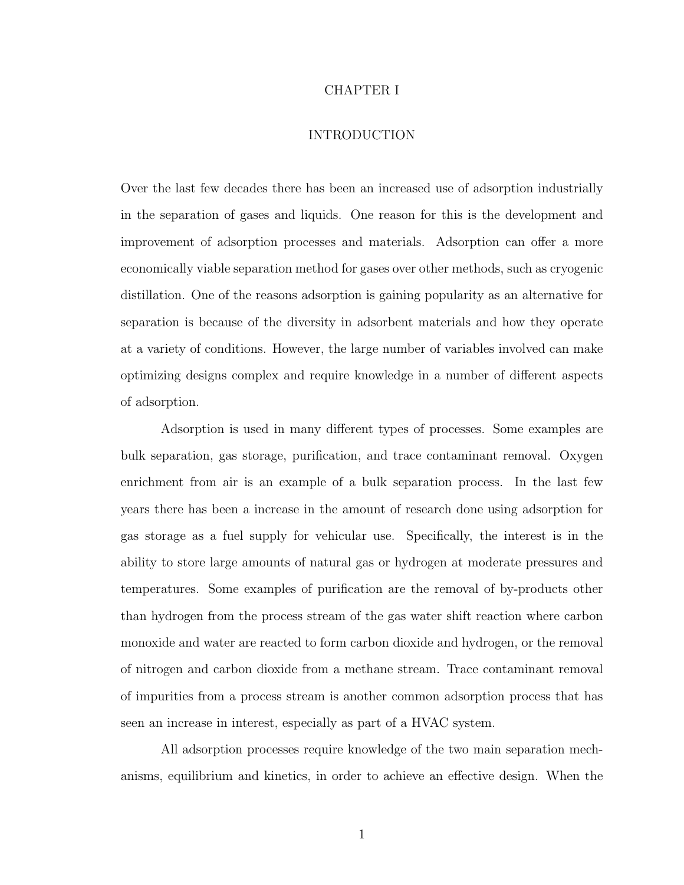# CHAPTER I

# INTRODUCTION

Over the last few decades there has been an increased use of adsorption industrially in the separation of gases and liquids. One reason for this is the development and improvement of adsorption processes and materials. Adsorption can offer a more economically viable separation method for gases over other methods, such as cryogenic distillation. One of the reasons adsorption is gaining popularity as an alternative for separation is because of the diversity in adsorbent materials and how they operate at a variety of conditions. However, the large number of variables involved can make optimizing designs complex and require knowledge in a number of different aspects of adsorption.

Adsorption is used in many different types of processes. Some examples are bulk separation, gas storage, purification, and trace contaminant removal. Oxygen enrichment from air is an example of a bulk separation process. In the last few years there has been a increase in the amount of research done using adsorption for gas storage as a fuel supply for vehicular use. Specifically, the interest is in the ability to store large amounts of natural gas or hydrogen at moderate pressures and temperatures. Some examples of purification are the removal of by-products other than hydrogen from the process stream of the gas water shift reaction where carbon monoxide and water are reacted to form carbon dioxide and hydrogen, or the removal of nitrogen and carbon dioxide from a methane stream. Trace contaminant removal of impurities from a process stream is another common adsorption process that has seen an increase in interest, especially as part of a HVAC system.

All adsorption processes require knowledge of the two main separation mechanisms, equilibrium and kinetics, in order to achieve an effective design. When the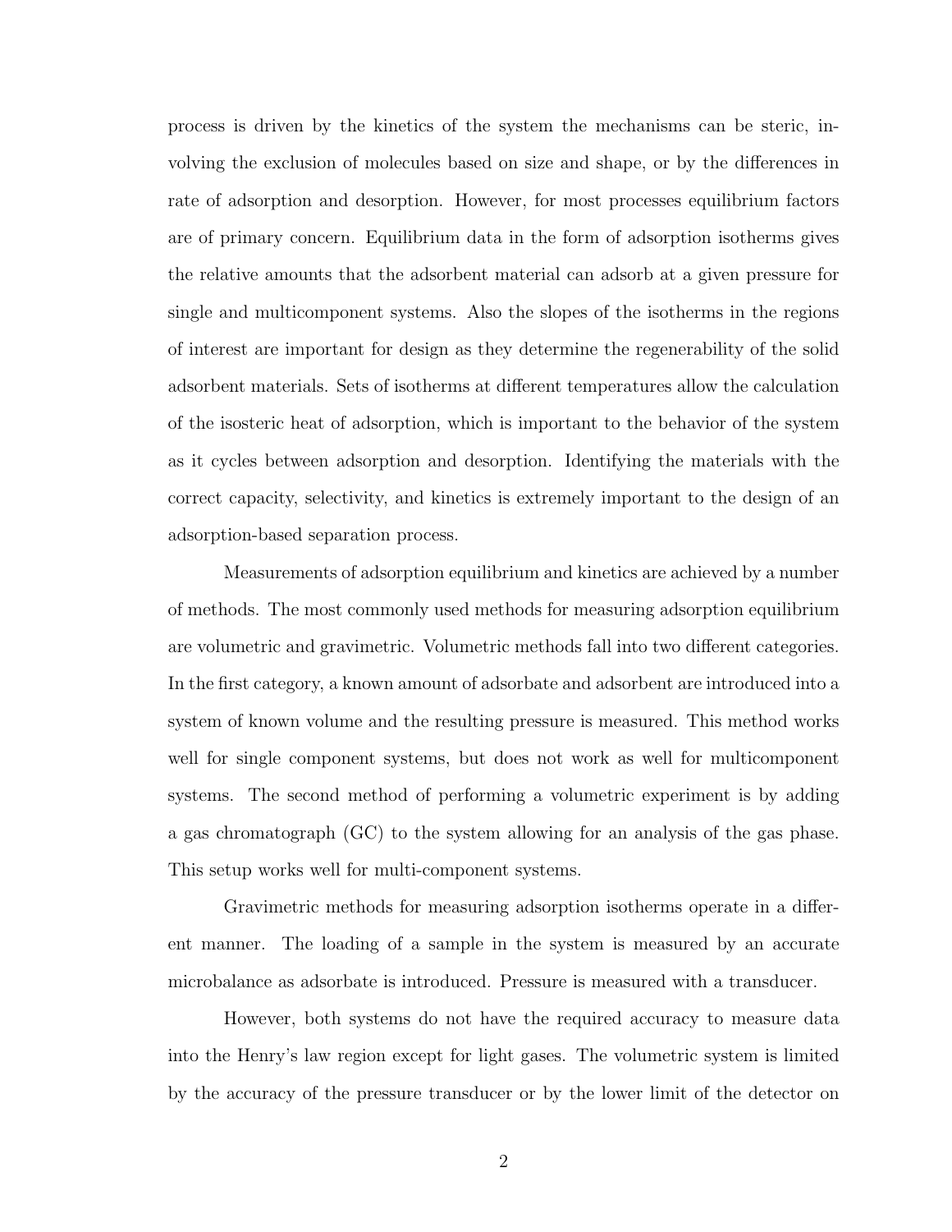process is driven by the kinetics of the system the mechanisms can be steric, involving the exclusion of molecules based on size and shape, or by the differences in rate of adsorption and desorption. However, for most processes equilibrium factors are of primary concern. Equilibrium data in the form of adsorption isotherms gives the relative amounts that the adsorbent material can adsorb at a given pressure for single and multicomponent systems. Also the slopes of the isotherms in the regions of interest are important for design as they determine the regenerability of the solid adsorbent materials. Sets of isotherms at different temperatures allow the calculation of the isosteric heat of adsorption, which is important to the behavior of the system as it cycles between adsorption and desorption. Identifying the materials with the correct capacity, selectivity, and kinetics is extremely important to the design of an adsorption-based separation process.

Measurements of adsorption equilibrium and kinetics are achieved by a number of methods. The most commonly used methods for measuring adsorption equilibrium are volumetric and gravimetric. Volumetric methods fall into two different categories. In the first category, a known amount of adsorbate and adsorbent are introduced into a system of known volume and the resulting pressure is measured. This method works well for single component systems, but does not work as well for multicomponent systems. The second method of performing a volumetric experiment is by adding a gas chromatograph (GC) to the system allowing for an analysis of the gas phase. This setup works well for multi-component systems.

Gravimetric methods for measuring adsorption isotherms operate in a different manner. The loading of a sample in the system is measured by an accurate microbalance as adsorbate is introduced. Pressure is measured with a transducer.

However, both systems do not have the required accuracy to measure data into the Henry's law region except for light gases. The volumetric system is limited by the accuracy of the pressure transducer or by the lower limit of the detector on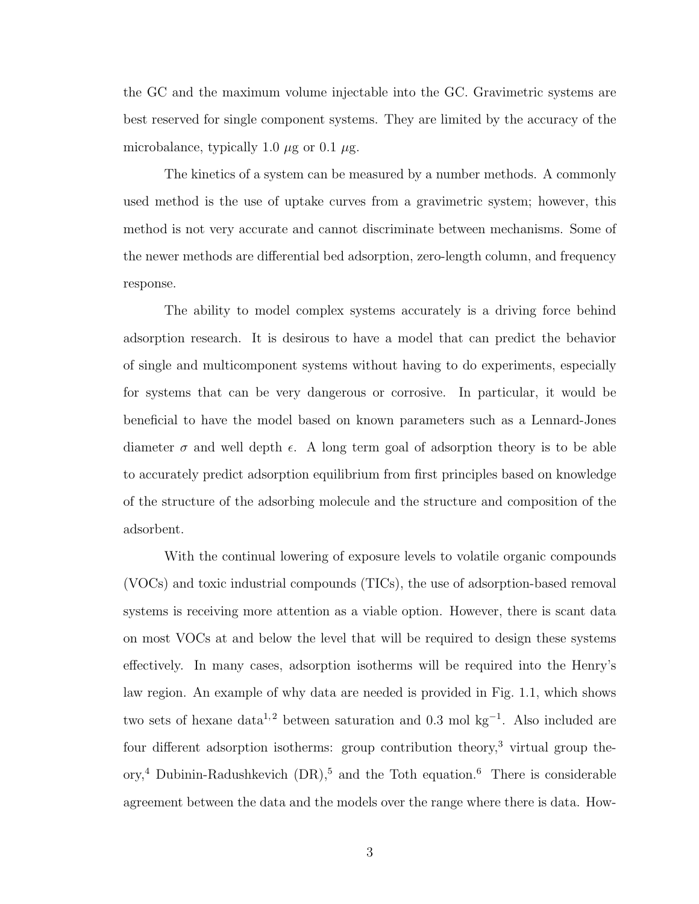the GC and the maximum volume injectable into the GC. Gravimetric systems are best reserved for single component systems. They are limited by the accuracy of the microbalance, typically 1.0 $\mu$g or 0.1 $\mu$g.

The kinetics of a system can be measured by a number methods. A commonly used method is the use of uptake curves from a gravimetric system; however, this method is not very accurate and cannot discriminate between mechanisms. Some of the newer methods are differential bed adsorption, zero-length column, and frequency response.

The ability to model complex systems accurately is a driving force behind adsorption research. It is desirous to have a model that can predict the behavior of single and multicomponent systems without having to do experiments, especially for systems that can be very dangerous or corrosive. In particular, it would be beneficial to have the model based on known parameters such as a Lennard-Jones diameter $\sigma$ and well depth $\epsilon$. A long term goal of adsorption theory is to be able to accurately predict adsorption equilibrium from first principles based on knowledge of the structure of the adsorbing molecule and the structure and composition of the adsorbent.

With the continual lowering of exposure levels to volatile organic compounds (VOCs) and toxic industrial compounds (TICs), the use of adsorption-based removal systems is receiving more attention as a viable option. However, there is scant data on most VOCs at and below the level that will be required to design these systems effectively. In many cases, adsorption isotherms will be required into the Henry's law region. An example of why data are needed is provided in Fig. 1.1, which shows two sets of hexane data[1,2] between saturation and 0.3 mol kg$^{-1}$. Also included are four different adsorption isotherms: group contribution theory,[3] virtual group theory,[4] Dubinin-Radushkevich (DR),[5] and the Toth equation.[6] There is considerable agreement between the data and the models over the range where there is data. How-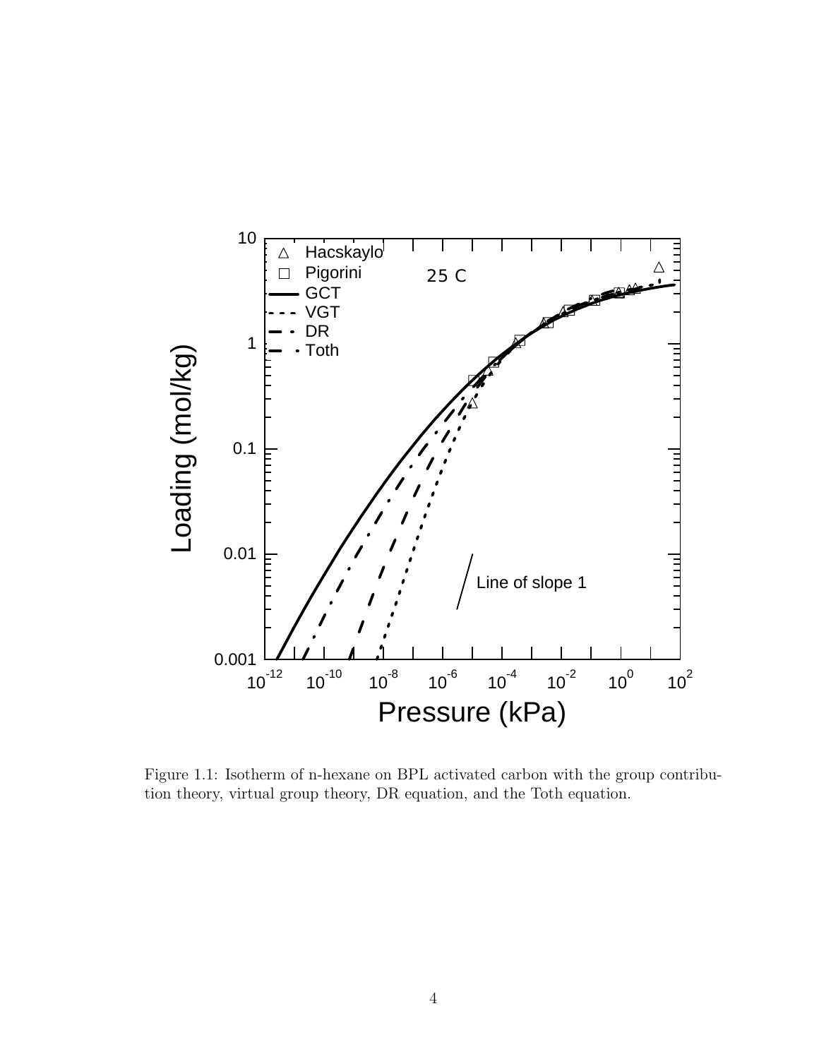Figure 1.1: Isotherm of n-hexane on BPL activated carbon with the group contribution theory, virtual group theory, DR equation, and the Toth equation.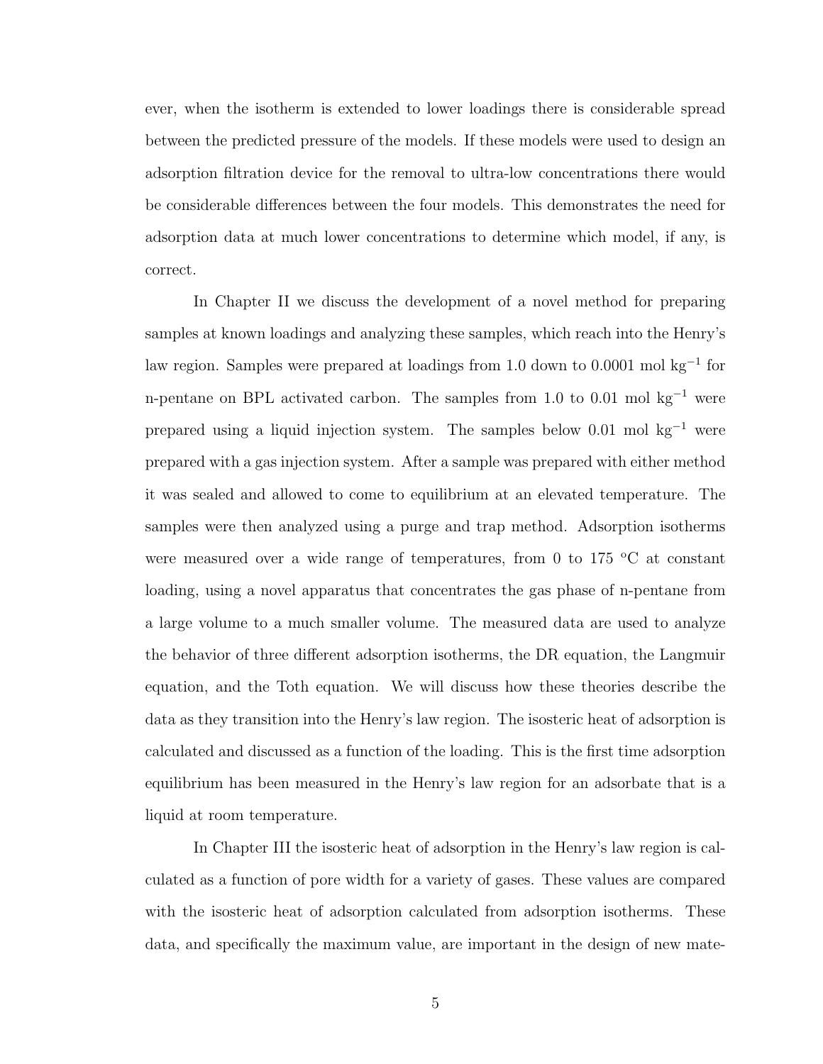ever, when the isotherm is extended to lower loadings there is considerable spread between the predicted pressure of the models. If these models were used to design an adsorption filtration device for the removal to ultra-low concentrations there would be considerable differences between the four models. This demonstrates the need for adsorption data at much lower concentrations to determine which model, if any, is correct.

In Chapter II we discuss the development of a novel method for preparing samples at known loadings and analyzing these samples, which reach into the Henry's law region. Samples were prepared at loadings from 1.0 down to 0.0001 mol kg$^{-1}$ for n-pentane on BPL activated carbon. The samples from 1.0 to 0.01 mol kg$^{-1}$ were prepared using a liquid injection system. The samples below 0.01 mol kg$^{-1}$ were prepared with a gas injection system. After a sample was prepared with either method it was sealed and allowed to come to equilibrium at an elevated temperature. The samples were then analyzed using a purge and trap method. Adsorption isotherms were measured over a wide range of temperatures, from 0 to 175 °C at constant loading, using a novel apparatus that concentrates the gas phase of n-pentane from a large volume to a much smaller volume. The measured data are used to analyze the behavior of three different adsorption isotherms, the DR equation, the Langmuir equation, and the Toth equation. We will discuss how these theories describe the data as they transition into the Henry's law region. The isosteric heat of adsorption is calculated and discussed as a function of the loading. This is the first time adsorption equilibrium has been measured in the Henry's law region for an adsorbate that is a liquid at room temperature.

In Chapter III the isosteric heat of adsorption in the Henry's law region is calculated as a function of pore width for a variety of gases. These values are compared with the isosteric heat of adsorption calculated from adsorption isotherms. These data, and specifically the maximum value, are important in the design of new mate-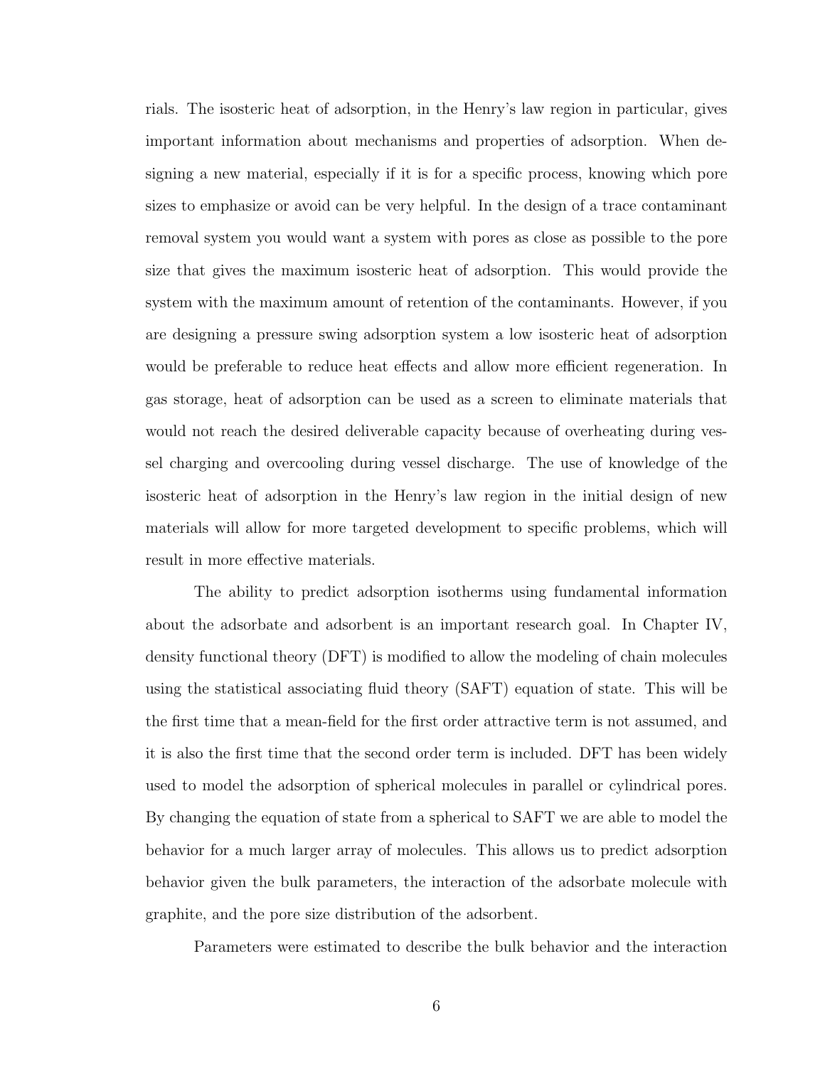rials. The isosteric heat of adsorption, in the Henry's law region in particular, gives important information about mechanisms and properties of adsorption. When designing a new material, especially if it is for a specific process, knowing which pore sizes to emphasize or avoid can be very helpful. In the design of a trace contaminant removal system you would want a system with pores as close as possible to the pore size that gives the maximum isosteric heat of adsorption. This would provide the system with the maximum amount of retention of the contaminants. However, if you are designing a pressure swing adsorption system a low isosteric heat of adsorption would be preferable to reduce heat effects and allow more efficient regeneration. In gas storage, heat of adsorption can be used as a screen to eliminate materials that would not reach the desired deliverable capacity because of overheating during vessel charging and overcooling during vessel discharge. The use of knowledge of the isosteric heat of adsorption in the Henry's law region in the initial design of new materials will allow for more targeted development to specific problems, which will result in more effective materials.

The ability to predict adsorption isotherms using fundamental information about the adsorbate and adsorbent is an important research goal. In Chapter IV, density functional theory (DFT) is modified to allow the modeling of chain molecules using the statistical associating fluid theory (SAFT) equation of state. This will be the first time that a mean-field for the first order attractive term is not assumed, and it is also the first time that the second order term is included. DFT has been widely used to model the adsorption of spherical molecules in parallel or cylindrical pores. By changing the equation of state from a spherical to SAFT we are able to model the behavior for a much larger array of molecules. This allows us to predict adsorption behavior given the bulk parameters, the interaction of the adsorbate molecule with graphite, and the pore size distribution of the adsorbent.

Parameters were estimated to describe the bulk behavior and the interaction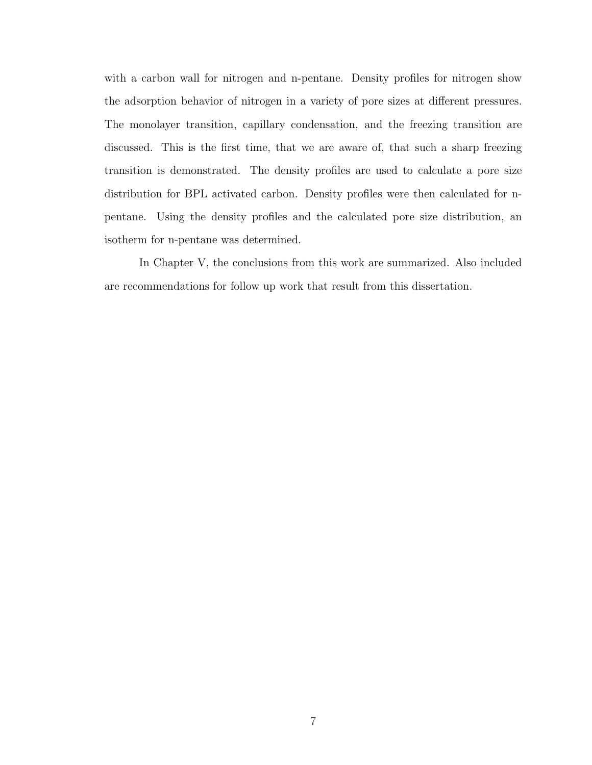with a carbon wall for nitrogen and n-pentane. Density profiles for nitrogen show the adsorption behavior of nitrogen in a variety of pore sizes at different pressures. The monolayer transition, capillary condensation, and the freezing transition are discussed. This is the first time, that we are aware of, that such a sharp freezing transition is demonstrated. The density profiles are used to calculate a pore size distribution for BPL activated carbon. Density profiles were then calculated for n-pentane. Using the density profiles and the calculated pore size distribution, an isotherm for n-pentane was determined.

In Chapter V, the conclusions from this work are summarized. Also included are recommendations for follow up work that result from this dissertation.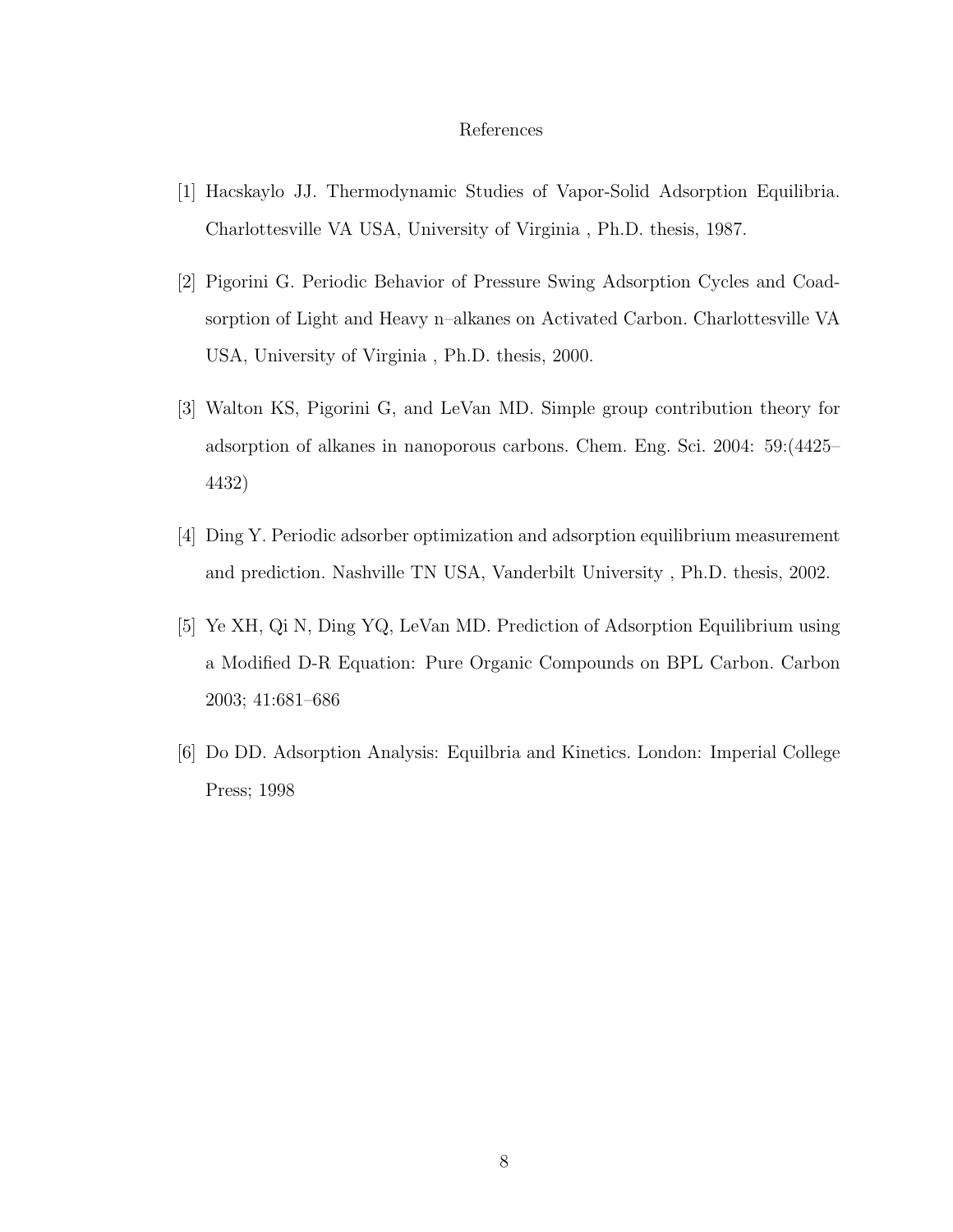# References

[1] Hacskaylo JJ. Thermodynamic Studies of Vapor-Solid Adsorption Equilibria. Charlottesville VA USA, University of Virginia , Ph.D. thesis, 1987.

[2] Pigorini G. Periodic Behavior of Pressure Swing Adsorption Cycles and Coadsorption of Light and Heavy n–alkanes on Activated Carbon. Charlottesville VA USA, University of Virginia , Ph.D. thesis, 2000.

[3] Walton KS, Pigorini G, and LeVan MD. Simple group contribution theory for adsorption of alkanes in nanoporous carbons. Chem. Eng. Sci. 2004: 59:(4425–4432)

[4] Ding Y. Periodic adsorber optimization and adsorption equilibrium measurement and prediction. Nashville TN USA, Vanderbilt University , Ph.D. thesis, 2002.

[5] Ye XH, Qi N, Ding YQ, LeVan MD. Prediction of Adsorption Equilibrium using a Modified D-R Equation: Pure Organic Compounds on BPL Carbon. Carbon 2003; 41:681–686

[6] Do DD. Adsorption Analysis: Equilbria and Kinetics. London: Imperial College Press; 1998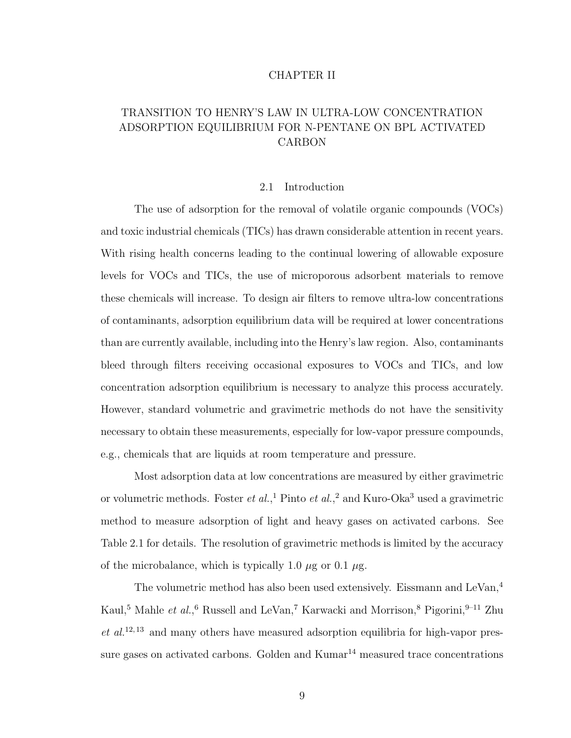# CHAPTER II

# TRANSITION TO HENRY'S LAW IN ULTRA-LOW CONCENTRATION ADSORPTION EQUILIBRIUM FOR N-PENTANE ON BPL ACTIVATED CARBON

## 2.1 Introduction

The use of adsorption for the removal of volatile organic compounds (VOCs) and toxic industrial chemicals (TICs) has drawn considerable attention in recent years. With rising health concerns leading to the continual lowering of allowable exposure levels for VOCs and TICs, the use of microporous adsorbent materials to remove these chemicals will increase. To design air filters to remove ultra-low concentrations of contaminants, adsorption equilibrium data will be required at lower concentrations than are currently available, including into the Henry's law region. Also, contaminants bleed through filters receiving occasional exposures to VOCs and TICs, and low concentration adsorption equilibrium is necessary to analyze this process accurately. However, standard volumetric and gravimetric methods do not have the sensitivity necessary to obtain these measurements, especially for low-vapor pressure compounds, e.g., chemicals that are liquids at room temperature and pressure.

Most adsorption data at low concentrations are measured by either gravimetric or volumetric methods. Foster *et al.*,[1] Pinto *et al.*,[2] and Kuro-Oka[3] used a gravimetric method to measure adsorption of light and heavy gases on activated carbons. See Table 2.1 for details. The resolution of gravimetric methods is limited by the accuracy of the microbalance, which is typically 1.0 $\mu$g or 0.1 $\mu$g.

The volumetric method has also been used extensively. Eissmann and LeVan,[4] Kaul,[5] Mahle *et al.*,[6] Russell and LeVan,[7] Karwacki and Morrison,[8] Pigorini,[9–11] Zhu *et al.*[12,13] and many others have measured adsorption equilibria for high-vapor pressure gases on activated carbons. Golden and Kumar[14] measured trace concentrations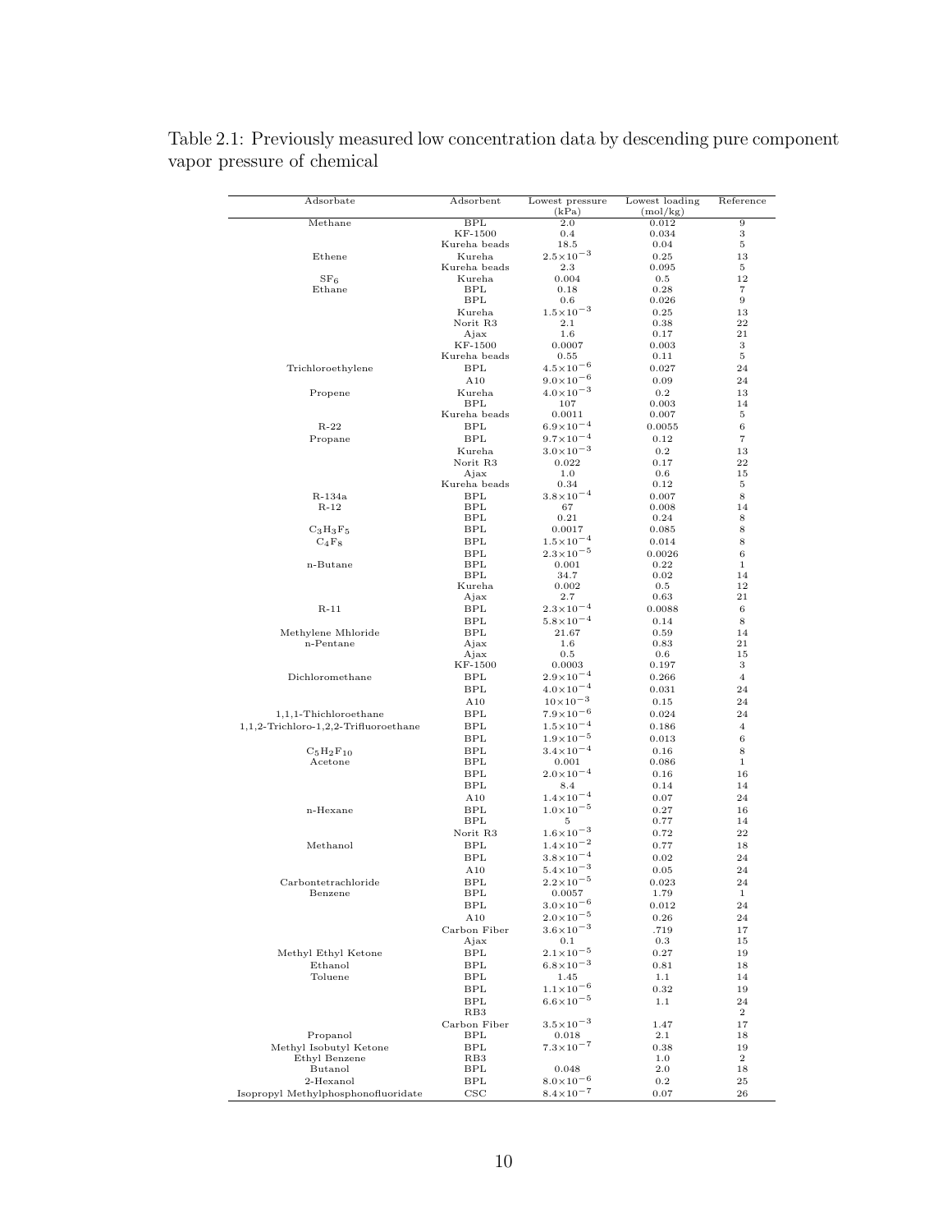Table 2.1: Previously measured low concentration data by descending pure component vapor pressure of chemical

| Adsorbate | Adsorbent | Lowest pressure (kPa) | Lowest loading (mol/kg) | Reference |
|---|---|---|---|---|
| Methane | BPL | 2.0 | 0.012 | 9 |
| | KF-1500 | 0.4 | 0.034 | 3 |
| | Kureha beads | 18.5 | 0.04 | 5 |
| Ethene | Kureha | $2.5\times10^{-3}$ | 0.25 | 13 |
| | Kureha beads | 2.3 | 0.095 | 5 |
| $SF_6$ | Kureha | 0.004 | 0.5 | 12 |
| Ethane | BPL | 0.18 | 0.28 | 7 |
| | BPL | 0.6 | 0.026 | 9 |
| | Kureha | $1.5\times10^{-3}$ | 0.25 | 13 |
| | Norit R3 | 2.1 | 0.38 | 22 |
| | Ajax | 1.6 | 0.17 | 21 |
| | KF-1500 | 0.0007 | 0.003 | 3 |
| | Kureha beads | 0.55 | 0.11 | 5 |
| Trichloroethylene | BPL | $4.5\times10^{-6}$ | 0.027 | 24 |
| | A10 | $9.0\times10^{-6}$ | 0.09 | 24 |
| Propene | Kureha | $4.0\times10^{-3}$ | 0.2 | 13 |
| | BPL | 107 | 0.003 | 14 |
| | Kureha beads | 0.0011 | 0.007 | 5 |
| R-22 | BPL | $6.9\times10^{-4}$ | 0.0055 | 6 |
| Propane | BPL | $9.7\times10^{-4}$ | 0.12 | 7 |
| | Kureha | $3.0\times10^{-3}$ | 0.2 | 13 |
| | Norit R3 | 0.022 | 0.17 | 22 |
| | Ajax | 1.0 | 0.6 | 15 |
| | Kureha beads | 0.34 | 0.12 | 5 |
| R-134a | BPL | $3.8\times10^{-4}$ | 0.007 | 8 |
| R-12 | BPL | 67 | 0.008 | 14 |
| | BPL | 0.21 | 0.24 | 8 |
| $C_3H_3F_5$ | BPL | 0.0017 | 0.085 | 8 |
| $C_4F_8$ | BPL | $1.5\times10^{-4}$ | 0.014 | 8 |
| | BPL | $2.3\times10^{-5}$ | 0.0026 | 6 |
| n-Butane | BPL | 0.001 | 0.22 | 1 |
| | BPL | 34.7 | 0.02 | 14 |
| | Kureha | 0.002 | 0.5 | 12 |
| | Ajax | 2.7 | 0.63 | 21 |
| R-11 | BPL | $2.3\times10^{-4}$ | 0.0088 | 6 |
| | BPL | $5.8\times10^{-4}$ | 0.14 | 8 |
| Methylene Mhloride | BPL | 21.67 | 0.59 | 14 |
| n-Pentane | Ajax | 1.6 | 0.83 | 21 |
| | Ajax | 0.5 | 0.6 | 15 |
| | KF-1500 | 0.0003 | 0.197 | 3 |
| Dichloromethane | BPL | $2.9\times10^{-4}$ | 0.266 | 4 |
| | BPL | $4.0\times10^{-4}$ | 0.031 | 24 |
| | A10 | $10\times10^{-3}$ | 0.15 | 24 |
| 1,1,1-Thichloroethane | BPL | $7.9\times10^{-6}$ | 0.024 | 24 |
| 1,1,2-Trichloro-1,2,2-Trifluoroethane | BPL | $1.5\times10^{-4}$ | 0.186 | 4 |
| | BPL | $1.9\times10^{-5}$ | 0.013 | 6 |
| $C_5H_2F_{10}$ | BPL | $3.4\times10^{-4}$ | 0.16 | 8 |
| Acetone | BPL | 0.001 | 0.086 | 1 |
| | BPL | $2.0\times10^{-4}$ | 0.16 | 16 |
| | BPL | 8.4 | 0.14 | 14 |
| | A10 | $1.4\times10^{-4}$ | 0.07 | 24 |
| n-Hexane | BPL | $1.0\times10^{-5}$ | 0.27 | 16 |
| | BPL | 5 | 0.77 | 14 |
| | Norit R3 | $1.6\times10^{-3}$ | 0.72 | 22 |
| Methanol | BPL | $1.4\times10^{-2}$ | 0.77 | 18 |
| | BPL | $3.8\times10^{-4}$ | 0.02 | 24 |
| | A10 | $5.4\times10^{-3}$ | 0.05 | 24 |
| Carbontetrachloride | BPL | $2.2\times10^{-5}$ | 0.023 | 24 |
| Benzene | BPL | 0.0057 | 1.79 | 1 |
| | BPL | $3.0\times10^{-6}$ | 0.012 | 24 |
| | A10 | $2.0\times10^{-5}$ | 0.26 | 24 |
| | Carbon Fiber | $3.6\times10^{-3}$ | .719 | 17 |
| | Ajax | 0.1 | 0.3 | 15 |
| Methyl Ethyl Ketone | BPL | $2.1\times10^{-5}$ | 0.27 | 19 |
| Ethanol | BPL | $6.8\times10^{-3}$ | 0.81 | 18 |
| Toluene | BPL | 1.45 | 1.1 | 14 |
| | BPL | $1.1\times10^{-6}$ | 0.32 | 19 |
| | BPL | $6.6\times10^{-5}$ | 1.1 | 24 |
| | RB3 | | | 2 |
| | Carbon Fiber | $3.5\times10^{-3}$ | 1.47 | 17 |
| Propanol | BPL | 0.018 | 2.1 | 18 |
| Methyl Isobutyl Ketone | BPL | $7.3\times10^{-7}$ | 0.38 | 19 |
| Ethyl Benzene | RB3 | | 1.0 | 2 |
| Butanol | BPL | 0.048 | 2.0 | 18 |
| 2-Hexanol | BPL | $8.0\times10^{-6}$ | 0.2 | 25 |
| Isopropyl Methylphosphonofluoridate | CSC | $8.4\times10^{-7}$ | 0.07 | 26 |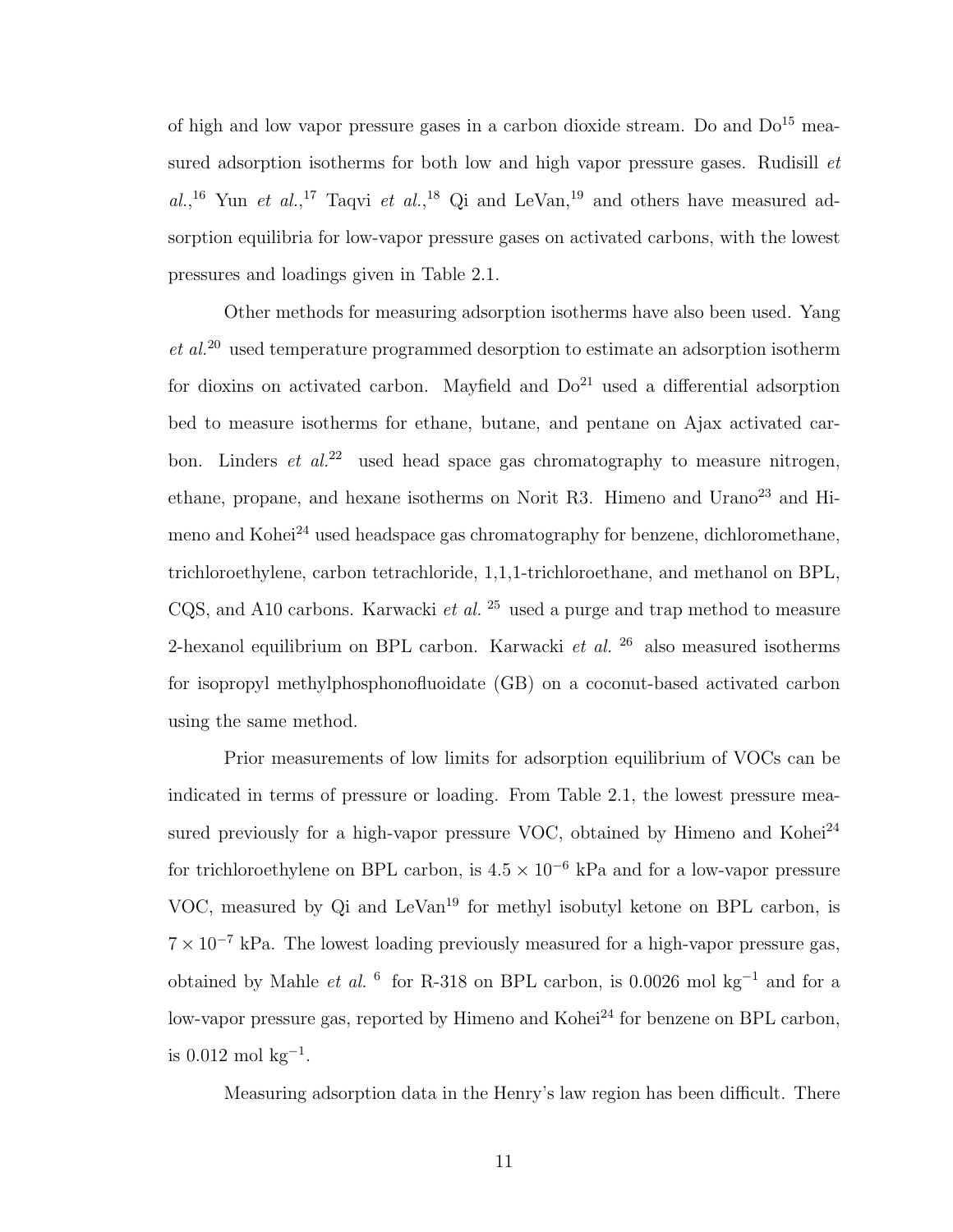of high and low vapor pressure gases in a carbon dioxide stream. Do and Do[15] measured adsorption isotherms for both low and high vapor pressure gases. Rudisill *et al.*,[16] Yun *et al.*,[17] Taqvi *et al.*,[18] Qi and LeVan,[19] and others have measured adsorption equilibria for low-vapor pressure gases on activated carbons, with the lowest pressures and loadings given in Table 2.1.

Other methods for measuring adsorption isotherms have also been used. Yang *et al.*[20] used temperature programmed desorption to estimate an adsorption isotherm for dioxins on activated carbon. Mayfield and Do[21] used a differential adsorption bed to measure isotherms for ethane, butane, and pentane on Ajax activated carbon. Linders *et al.*[22] used head space gas chromatography to measure nitrogen, ethane, propane, and hexane isotherms on Norit R3. Himeno and Urano[23] and Himeno and Kohei[24] used headspace gas chromatography for benzene, dichloromethane, trichloroethylene, carbon tetrachloride, 1,1,1-trichloroethane, and methanol on BPL, CQS, and A10 carbons. Karwacki *et al.* [25] used a purge and trap method to measure 2-hexanol equilibrium on BPL carbon. Karwacki *et al.* [26] also measured isotherms for isopropyl methylphosphonofluoidate (GB) on a coconut-based activated carbon using the same method.

Prior measurements of low limits for adsorption equilibrium of VOCs can be indicated in terms of pressure or loading. From Table 2.1, the lowest pressure measured previously for a high-vapor pressure VOC, obtained by Himeno and Kohei[24] for trichloroethylene on BPL carbon, is $4.5 \times 10^{-6}$ kPa and for a low-vapor pressure VOC, measured by Qi and LeVan[19] for methyl isobutyl ketone on BPL carbon, is $7 \times 10^{-7}$ kPa. The lowest loading previously measured for a high-vapor pressure gas, obtained by Mahle *et al.* [6] for R-318 on BPL carbon, is 0.0026 mol kg$^{-1}$ and for a low-vapor pressure gas, reported by Himeno and Kohei[24] for benzene on BPL carbon, is 0.012 mol kg$^{-1}$.

Measuring adsorption data in the Henry's law region has been difficult. There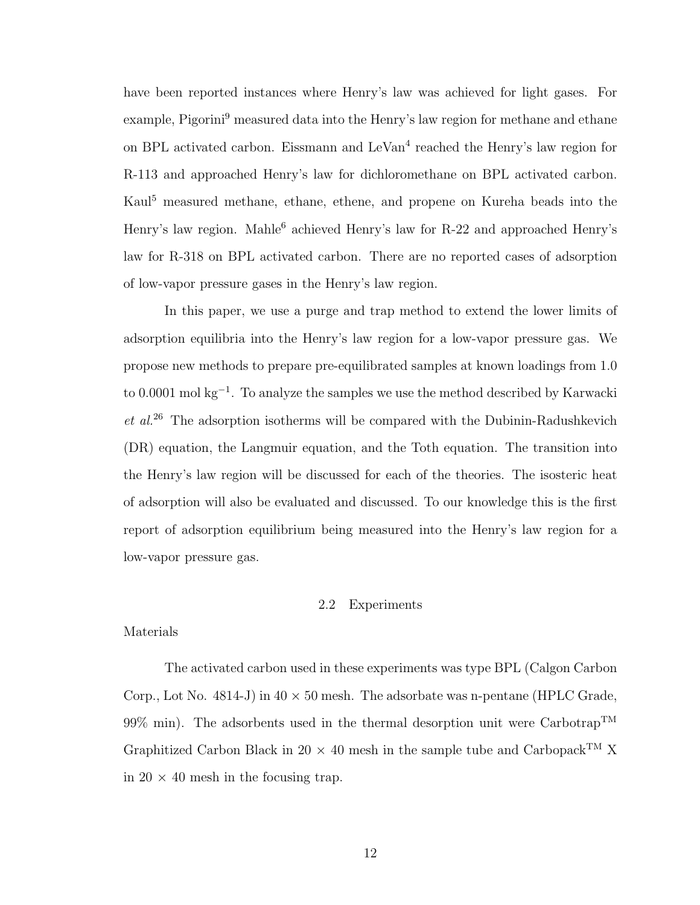have been reported instances where Henry's law was achieved for light gases. For example, Pigorini[9] measured data into the Henry's law region for methane and ethane on BPL activated carbon. Eissmann and LeVan[4] reached the Henry's law region for R-113 and approached Henry's law for dichloromethane on BPL activated carbon. Kaul[5] measured methane, ethane, ethene, and propene on Kureha beads into the Henry's law region. Mahle[6] achieved Henry's law for R-22 and approached Henry's law for R-318 on BPL activated carbon. There are no reported cases of adsorption of low-vapor pressure gases in the Henry's law region.

In this paper, we use a purge and trap method to extend the lower limits of adsorption equilibria into the Henry's law region for a low-vapor pressure gas. We propose new methods to prepare pre-equilibrated samples at known loadings from 1.0 to 0.0001 mol kg$^{-1}$. To analyze the samples we use the method described by Karwacki *et al.*[26] The adsorption isotherms will be compared with the Dubinin-Radushkevich (DR) equation, the Langmuir equation, and the Toth equation. The transition into the Henry's law region will be discussed for each of the theories. The isosteric heat of adsorption will also be evaluated and discussed. To our knowledge this is the first report of adsorption equilibrium being measured into the Henry's law region for a low-vapor pressure gas.

## 2.2 Experiments

### Materials

The activated carbon used in these experiments was type BPL (Calgon Carbon Corp., Lot No. 4814-J) in 40 × 50 mesh. The adsorbate was n-pentane (HPLC Grade, 99% min). The adsorbents used in the thermal desorption unit were Carbotrap™ Graphitized Carbon Black in 20 × 40 mesh in the sample tube and Carbopack™ X in 20 × 40 mesh in the focusing trap.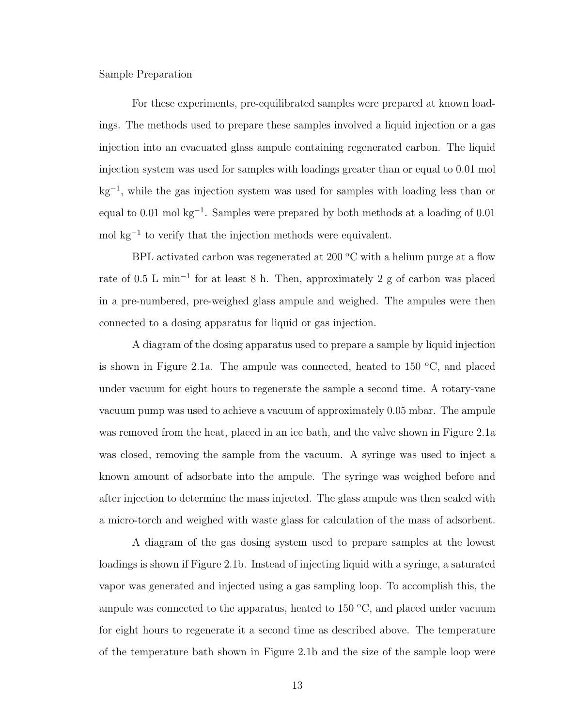### Sample Preparation

For these experiments, pre-equilibrated samples were prepared at known loadings. The methods used to prepare these samples involved a liquid injection or a gas injection into an evacuated glass ampule containing regenerated carbon. The liquid injection system was used for samples with loadings greater than or equal to 0.01 mol kg$^{-1}$, while the gas injection system was used for samples with loading less than or equal to 0.01 mol kg$^{-1}$. Samples were prepared by both methods at a loading of 0.01 mol kg$^{-1}$ to verify that the injection methods were equivalent.

BPL activated carbon was regenerated at 200 °C with a helium purge at a flow rate of 0.5 L min$^{-1}$ for at least 8 h. Then, approximately 2 g of carbon was placed in a pre-numbered, pre-weighed glass ampule and weighed. The ampules were then connected to a dosing apparatus for liquid or gas injection.

A diagram of the dosing apparatus used to prepare a sample by liquid injection is shown in Figure 2.1a. The ampule was connected, heated to 150 °C, and placed under vacuum for eight hours to regenerate the sample a second time. A rotary-vane vacuum pump was used to achieve a vacuum of approximately 0.05 mbar. The ampule was removed from the heat, placed in an ice bath, and the valve shown in Figure 2.1a was closed, removing the sample from the vacuum. A syringe was used to inject a known amount of adsorbate into the ampule. The syringe was weighed before and after injection to determine the mass injected. The glass ampule was then sealed with a micro-torch and weighed with waste glass for calculation of the mass of adsorbent.

A diagram of the gas dosing system used to prepare samples at the lowest loadings is shown if Figure 2.1b. Instead of injecting liquid with a syringe, a saturated vapor was generated and injected using a gas sampling loop. To accomplish this, the ampule was connected to the apparatus, heated to 150 °C, and placed under vacuum for eight hours to regenerate it a second time as described above. The temperature of the temperature bath shown in Figure 2.1b and the size of the sample loop were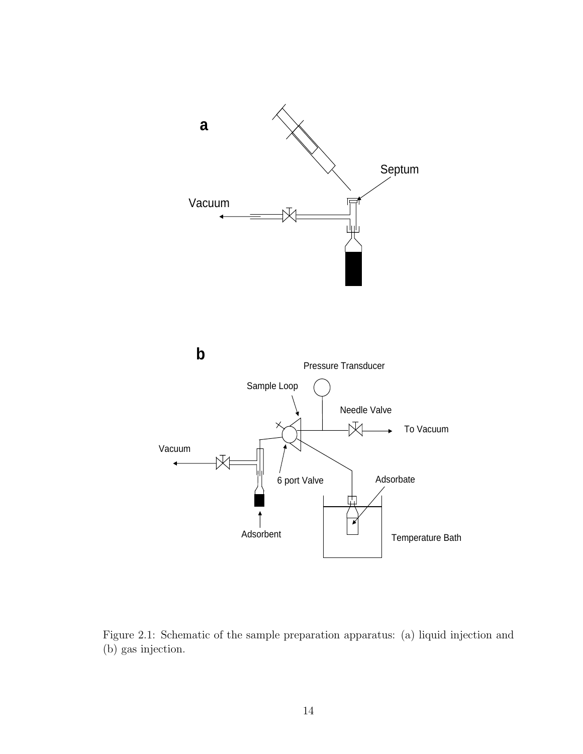Figure 2.1: Schematic of the sample preparation apparatus: (a) liquid injection and (b) gas injection.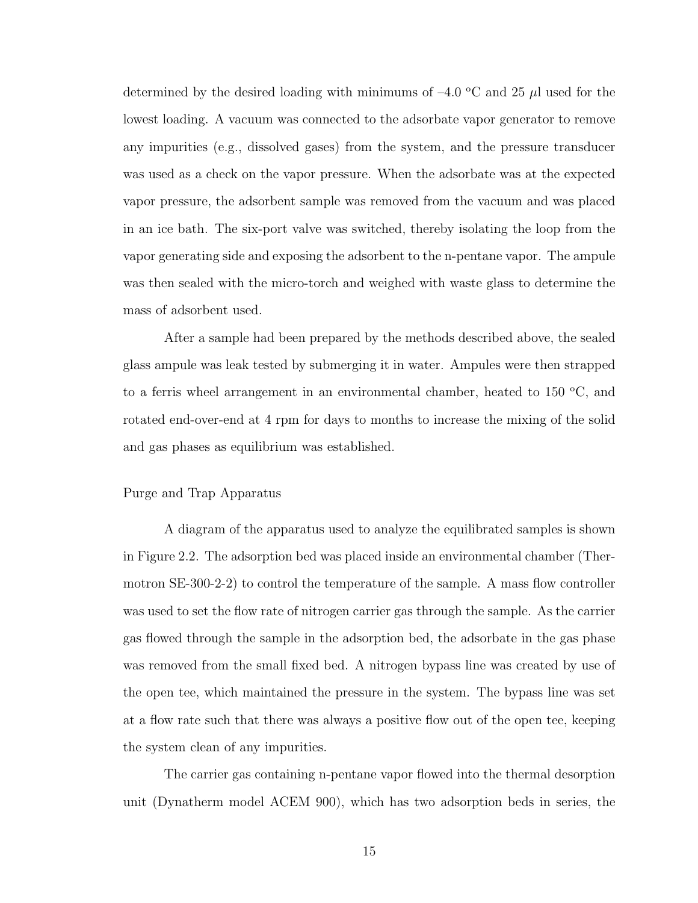determined by the desired loading with minimums of –4.0 °C and 25 $\mu$l used for the lowest loading. A vacuum was connected to the adsorbate vapor generator to remove any impurities (e.g., dissolved gases) from the system, and the pressure transducer was used as a check on the vapor pressure. When the adsorbate was at the expected vapor pressure, the adsorbent sample was removed from the vacuum and was placed in an ice bath. The six-port valve was switched, thereby isolating the loop from the vapor generating side and exposing the adsorbent to the n-pentane vapor. The ampule was then sealed with the micro-torch and weighed with waste glass to determine the mass of adsorbent used.

After a sample had been prepared by the methods described above, the sealed glass ampule was leak tested by submerging it in water. Ampules were then strapped to a ferris wheel arrangement in an environmental chamber, heated to 150 °C, and rotated end-over-end at 4 rpm for days to months to increase the mixing of the solid and gas phases as equilibrium was established.

### Purge and Trap Apparatus

A diagram of the apparatus used to analyze the equilibrated samples is shown in Figure 2.2. The adsorption bed was placed inside an environmental chamber (Thermotron SE-300-2-2) to control the temperature of the sample. A mass flow controller was used to set the flow rate of nitrogen carrier gas through the sample. As the carrier gas flowed through the sample in the adsorption bed, the adsorbate in the gas phase was removed from the small fixed bed. A nitrogen bypass line was created by use of the open tee, which maintained the pressure in the system. The bypass line was set at a flow rate such that there was always a positive flow out of the open tee, keeping the system clean of any impurities.

The carrier gas containing n-pentane vapor flowed into the thermal desorption unit (Dynatherm model ACEM 900), which has two adsorption beds in series, the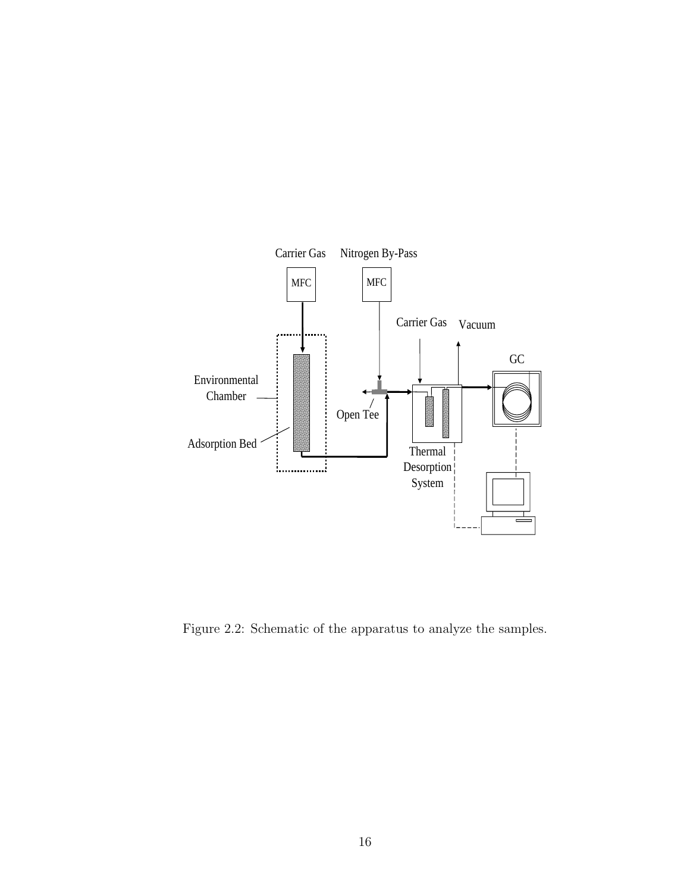Figure 2.2: Schematic of the apparatus to analyze the samples.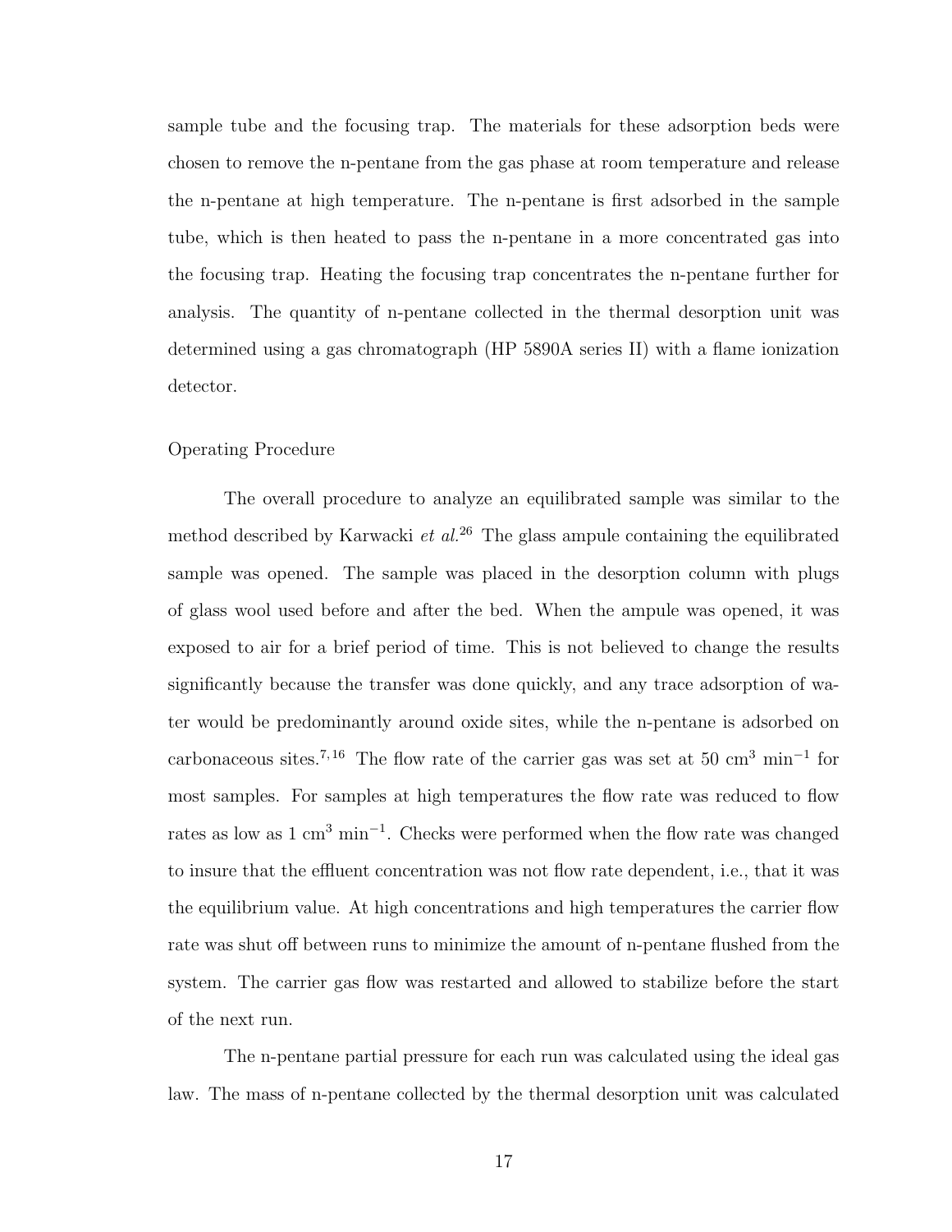sample tube and the focusing trap. The materials for these adsorption beds were chosen to remove the n-pentane from the gas phase at room temperature and release the n-pentane at high temperature. The n-pentane is first adsorbed in the sample tube, which is then heated to pass the n-pentane in a more concentrated gas into the focusing trap. Heating the focusing trap concentrates the n-pentane further for analysis. The quantity of n-pentane collected in the thermal desorption unit was determined using a gas chromatograph (HP 5890A series II) with a flame ionization detector.

### Operating Procedure

The overall procedure to analyze an equilibrated sample was similar to the method described by Karwacki *et al.*[26] The glass ampule containing the equilibrated sample was opened. The sample was placed in the desorption column with plugs of glass wool used before and after the bed. When the ampule was opened, it was exposed to air for a brief period of time. This is not believed to change the results significantly because the transfer was done quickly, and any trace adsorption of water would be predominantly around oxide sites, while the n-pentane is adsorbed on carbonaceous sites.[7,16] The flow rate of the carrier gas was set at 50 $cm^3$ $min^{-1}$ for most samples. For samples at high temperatures the flow rate was reduced to flow rates as low as 1 $cm^3$ $min^{-1}$. Checks were performed when the flow rate was changed to insure that the effluent concentration was not flow rate dependent, i.e., that it was the equilibrium value. At high concentrations and high temperatures the carrier flow rate was shut off between runs to minimize the amount of n-pentane flushed from the system. The carrier gas flow was restarted and allowed to stabilize before the start of the next run.

The n-pentane partial pressure for each run was calculated using the ideal gas law. The mass of n-pentane collected by the thermal desorption unit was calculated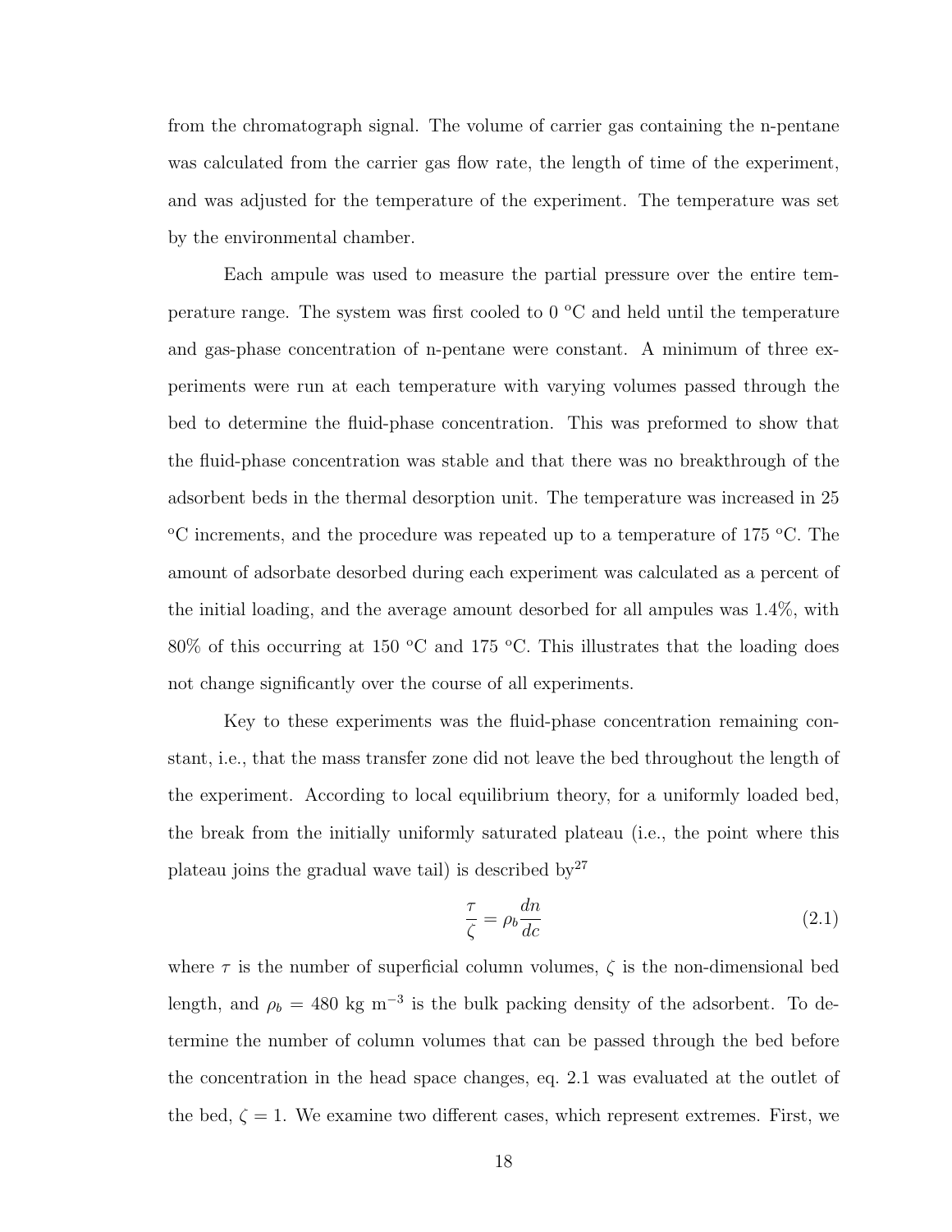from the chromatograph signal. The volume of carrier gas containing the n-pentane was calculated from the carrier gas flow rate, the length of time of the experiment, and was adjusted for the temperature of the experiment. The temperature was set by the environmental chamber.

Each ampule was used to measure the partial pressure over the entire temperature range. The system was first cooled to 0 °C and held until the temperature and gas-phase concentration of n-pentane were constant. A minimum of three experiments were run at each temperature with varying volumes passed through the bed to determine the fluid-phase concentration. This was preformed to show that the fluid-phase concentration was stable and that there was no breakthrough of the adsorbent beds in the thermal desorption unit. The temperature was increased in 25 °C increments, and the procedure was repeated up to a temperature of 175 °C. The amount of adsorbate desorbed during each experiment was calculated as a percent of the initial loading, and the average amount desorbed for all ampules was 1.4%, with 80% of this occurring at 150 °C and 175 °C. This illustrates that the loading does not change significantly over the course of all experiments.

Key to these experiments was the fluid-phase concentration remaining constant, i.e., that the mass transfer zone did not leave the bed throughout the length of the experiment. According to local equilibrium theory, for a uniformly loaded bed, the break from the initially uniformly saturated plateau (i.e., the point where this plateau joins the gradual wave tail) is described by[27]

$$\frac{\tau}{\zeta} = \rho_b \frac{dn}{dc} \tag{2.1}$$

where $\tau$ is the number of superficial column volumes, $\zeta$ is the non-dimensional bed length, and $\rho_b = 480$ kg m$^{-3}$ is the bulk packing density of the adsorbent. To determine the number of column volumes that can be passed through the bed before the concentration in the head space changes, eq. 2.1 was evaluated at the outlet of the bed, $\zeta = 1$. We examine two different cases, which represent extremes. First, we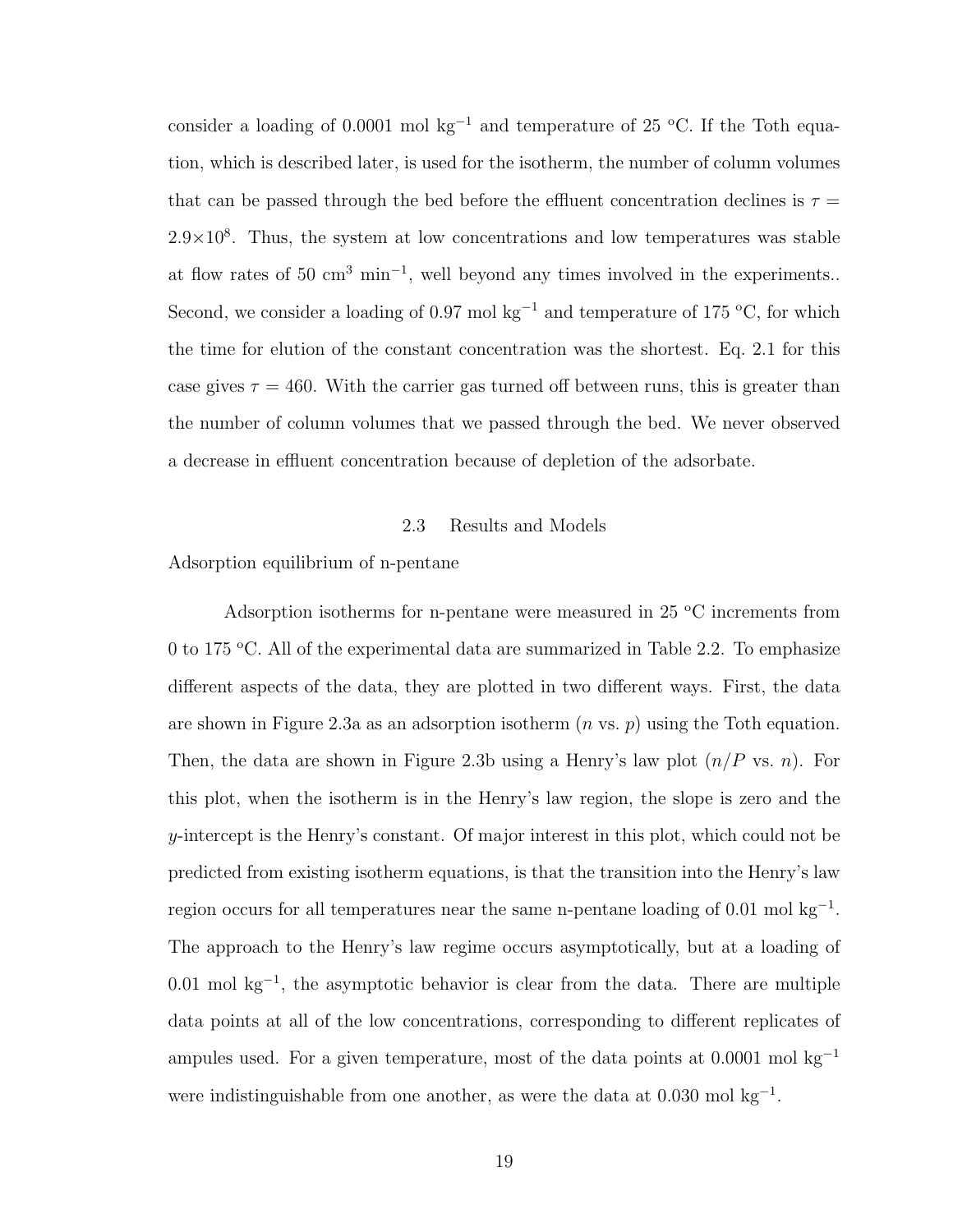consider a loading of 0.0001 mol kg$^{-1}$ and temperature of 25 °C. If the Toth equation, which is described later, is used for the isotherm, the number of column volumes that can be passed through the bed before the effluent concentration declines is $\tau = 2.9\times10^8$. Thus, the system at low concentrations and low temperatures was stable at flow rates of 50 cm$^3$ min$^{-1}$, well beyond any times involved in the experiments.. Second, we consider a loading of 0.97 mol kg$^{-1}$ and temperature of 175 °C, for which the time for elution of the constant concentration was the shortest. Eq. 2.1 for this case gives $\tau = 460$. With the carrier gas turned off between runs, this is greater than the number of column volumes that we passed through the bed. We never observed a decrease in effluent concentration because of depletion of the adsorbate.

## 2.3 Results and Models

Adsorption equilibrium of n-pentane

Adsorption isotherms for n-pentane were measured in 25 °C increments from 0 to 175 °C. All of the experimental data are summarized in Table 2.2. To emphasize different aspects of the data, they are plotted in two different ways. First, the data are shown in Figure 2.3a as an adsorption isotherm ($n$ vs. $p$) using the Toth equation. Then, the data are shown in Figure 2.3b using a Henry's law plot ($n/P$ vs. $n$). For this plot, when the isotherm is in the Henry's law region, the slope is zero and the $y$-intercept is the Henry's constant. Of major interest in this plot, which could not be predicted from existing isotherm equations, is that the transition into the Henry's law region occurs for all temperatures near the same n-pentane loading of 0.01 mol kg$^{-1}$. The approach to the Henry's law regime occurs asymptotically, but at a loading of 0.01 mol kg$^{-1}$, the asymptotic behavior is clear from the data. There are multiple data points at all of the low concentrations, corresponding to different replicates of ampules used. For a given temperature, most of the data points at 0.0001 mol kg$^{-1}$ were indistinguishable from one another, as were the data at 0.030 mol kg$^{-1}$.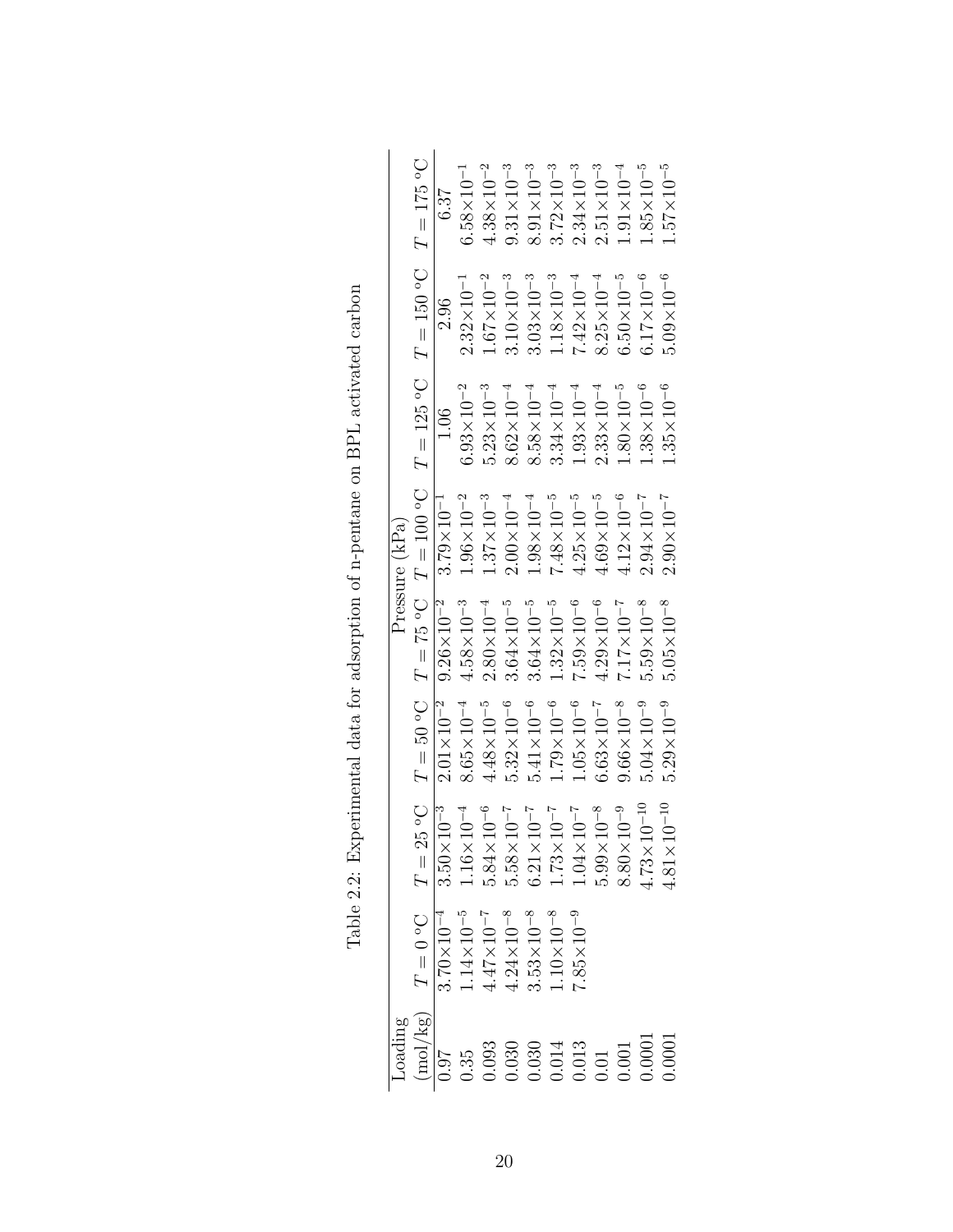Table 2.2: Experimental data for adsorption of n-pentane on BPL activated carbon

| Loading (mol/kg) | Pressure (kPa) | | | | | | | |
|---|---|---|---|---|---|---|---|---|
| | $T = 0$ °C | $T = 25$ °C | $T = 50$ °C | $T = 75$ °C | $T = 100$ °C | $T = 125$ °C | $T = 150$ °C | $T = 175$ °C |
| 0.97 | $3.70\times10^{-4}$ | $3.50\times10^{-3}$ | $2.01\times10^{-2}$ | $9.26\times10^{-2}$ | $3.79\times10^{-1}$ | 1.06 | 2.96 | 6.37 |
| 0.35 | $1.14\times10^{-5}$ | $1.16\times10^{-4}$ | $8.65\times10^{-4}$ | $4.58\times10^{-3}$ | $1.96\times10^{-2}$ | $6.93\times10^{-2}$ | $2.32\times10^{-1}$ | $6.58\times10^{-1}$ |
| 0.093 | $4.47\times10^{-7}$ | $5.84\times10^{-6}$ | $4.48\times10^{-5}$ | $2.80\times10^{-4}$ | $1.37\times10^{-3}$ | $5.23\times10^{-3}$ | $1.67\times10^{-2}$ | $4.38\times10^{-2}$ |
| 0.030 | $4.24\times10^{-8}$ | $5.58\times10^{-7}$ | $5.32\times10^{-6}$ | $3.64\times10^{-5}$ | $2.00\times10^{-4}$ | $8.62\times10^{-4}$ | $3.10\times10^{-3}$ | $9.31\times10^{-3}$ |
| 0.030 | $3.53\times10^{-8}$ | $6.21\times10^{-7}$ | $5.41\times10^{-6}$ | $3.64\times10^{-5}$ | $1.98\times10^{-4}$ | $8.58\times10^{-4}$ | $3.03\times10^{-3}$ | $8.91\times10^{-3}$ |
| 0.014 | $1.10\times10^{-8}$ | $1.73\times10^{-7}$ | $1.79\times10^{-6}$ | $1.32\times10^{-5}$ | $7.48\times10^{-5}$ | $3.34\times10^{-4}$ | $1.18\times10^{-3}$ | $3.72\times10^{-3}$ |
| 0.013 | $7.85\times10^{-9}$ | $1.04\times10^{-7}$ | $1.05\times10^{-6}$ | $7.59\times10^{-6}$ | $4.25\times10^{-5}$ | $1.93\times10^{-4}$ | $7.42\times10^{-4}$ | $2.34\times10^{-3}$ |
| 0.01 | | $5.99\times10^{-8}$ | $6.63\times10^{-7}$ | $4.29\times10^{-6}$ | $4.69\times10^{-5}$ | $2.33\times10^{-4}$ | $8.25\times10^{-4}$ | $2.51\times10^{-3}$ |
| 0.001 | | $8.80\times10^{-9}$ | $9.66\times10^{-8}$ | $7.17\times10^{-7}$ | $4.12\times10^{-6}$ | $1.80\times10^{-5}$ | $6.50\times10^{-5}$ | $1.91\times10^{-4}$ |
| 0.0001 | | $4.73\times10^{-10}$ | $5.04\times10^{-9}$ | $5.59\times10^{-8}$ | $2.94\times10^{-7}$ | $1.38\times10^{-6}$ | $6.17\times10^{-6}$ | $1.85\times10^{-5}$ |
| 0.0001 | | $4.81\times10^{-10}$ | $5.29\times10^{-9}$ | $5.05\times10^{-8}$ | $2.90\times10^{-7}$ | $1.35\times10^{-6}$ | $5.09\times10^{-6}$ | $1.57\times10^{-5}$ |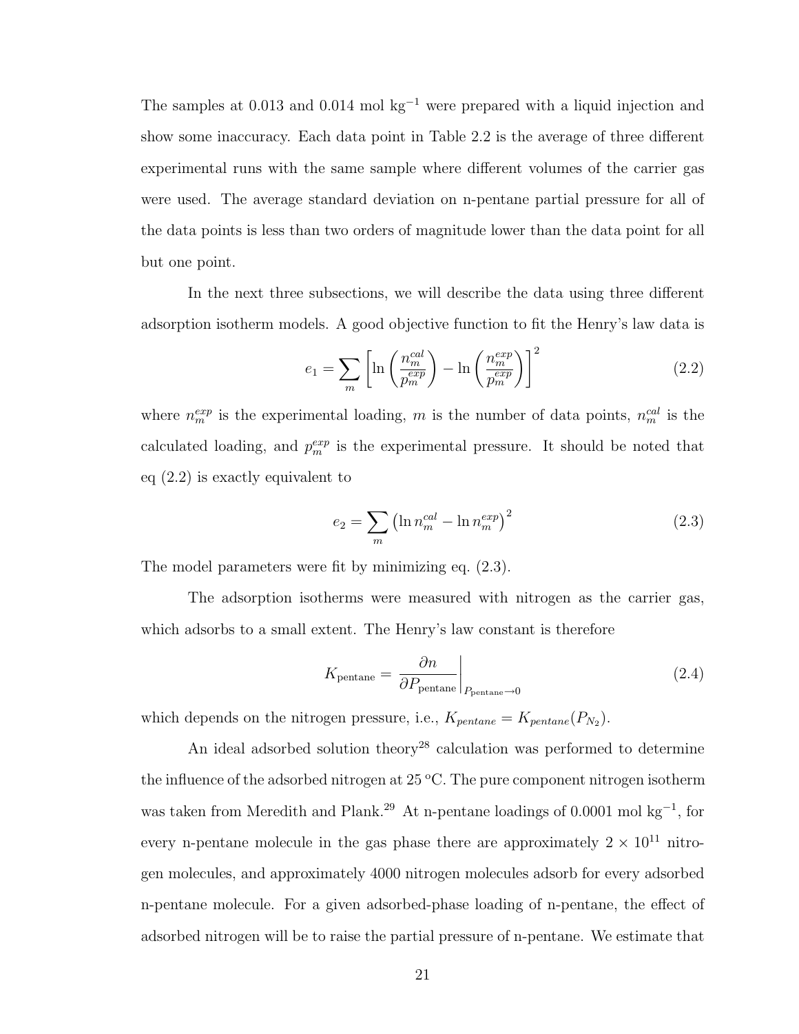The samples at 0.013 and 0.014 mol kg$^{-1}$ were prepared with a liquid injection and show some inaccuracy. Each data point in Table 2.2 is the average of three different experimental runs with the same sample where different volumes of the carrier gas were used. The average standard deviation on n-pentane partial pressure for all of the data points is less than two orders of magnitude lower than the data point for all but one point.

In the next three subsections, we will describe the data using three different adsorption isotherm models. A good objective function to fit the Henry's law data is

$$e_1 = \sum_m \left[ \ln\left(\frac{n_m^{cal}}{p_m^{exp}}\right) - \ln\left(\frac{n_m^{exp}}{p_m^{exp}}\right) \right]^2 \tag{2.2}$$

where $n_m^{exp}$ is the experimental loading, $m$ is the number of data points, $n_m^{cal}$ is the calculated loading, and $p_m^{exp}$ is the experimental pressure. It should be noted that eq (2.2) is exactly equivalent to

$$e_2 = \sum_m \left( \ln n_m^{cal} - \ln n_m^{exp} \right)^2 \tag{2.3}$$

The model parameters were fit by minimizing eq. (2.3).

The adsorption isotherms were measured with nitrogen as the carrier gas, which adsorbs to a small extent. The Henry's law constant is therefore

$$K_{\text{pentane}} = \left. \frac{\partial n}{\partial P_{\text{pentane}}} \right|_{P_{\text{pentane}} \to 0} \tag{2.4}$$

which depends on the nitrogen pressure, i.e., $K_{pentane} = K_{pentane}(P_{N_2})$.

An ideal adsorbed solution theory[28] calculation was performed to determine the influence of the adsorbed nitrogen at 25 °C. The pure component nitrogen isotherm was taken from Meredith and Plank.[29] At n-pentane loadings of 0.0001 mol kg$^{-1}$, for every n-pentane molecule in the gas phase there are approximately $2 \times 10^{11}$ nitrogen molecules, and approximately 4000 nitrogen molecules adsorb for every adsorbed n-pentane molecule. For a given adsorbed-phase loading of n-pentane, the effect of adsorbed nitrogen will be to raise the partial pressure of n-pentane. We estimate that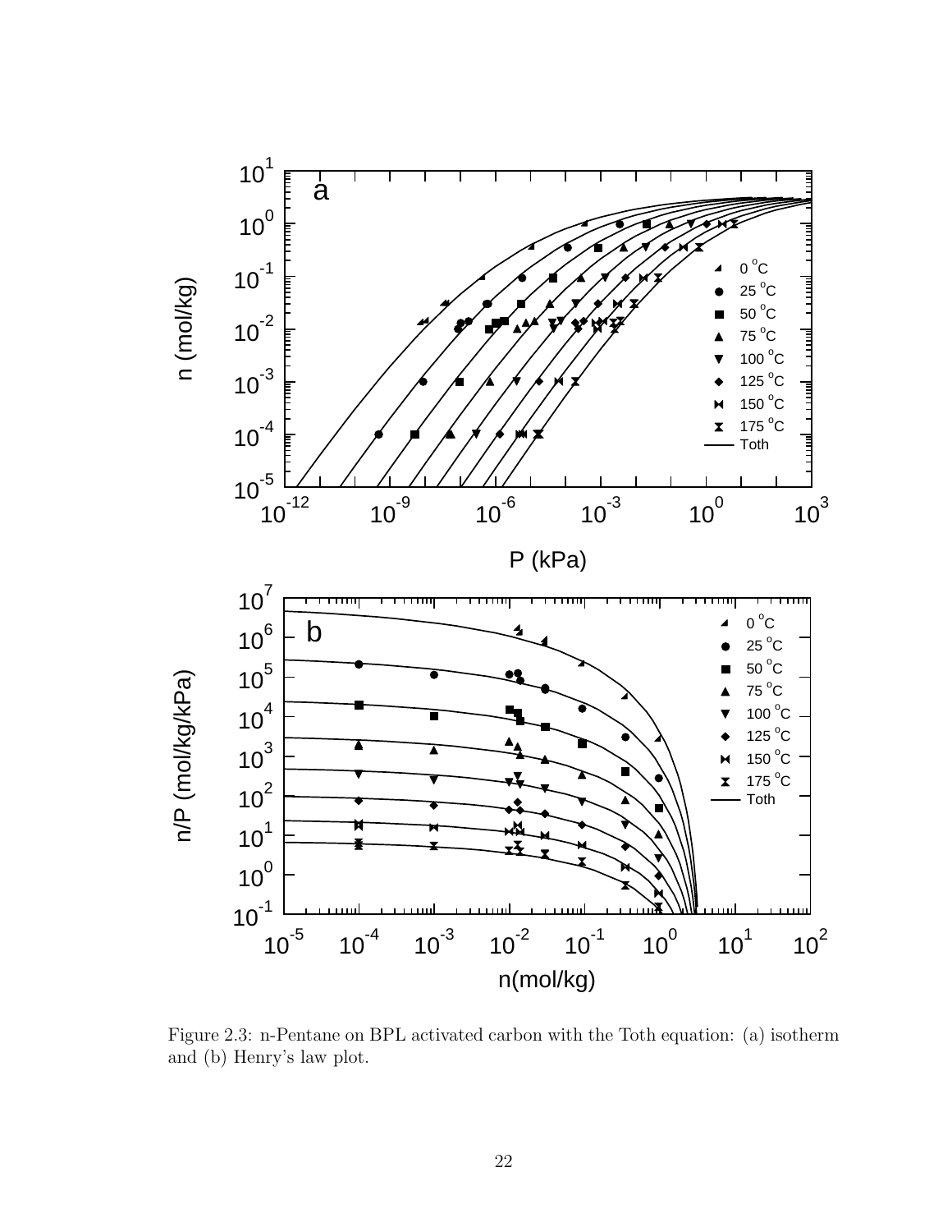Figure 2.3: n-Pentane on BPL activated carbon with the Toth equation: (a) isotherm and (b) Henry's law plot.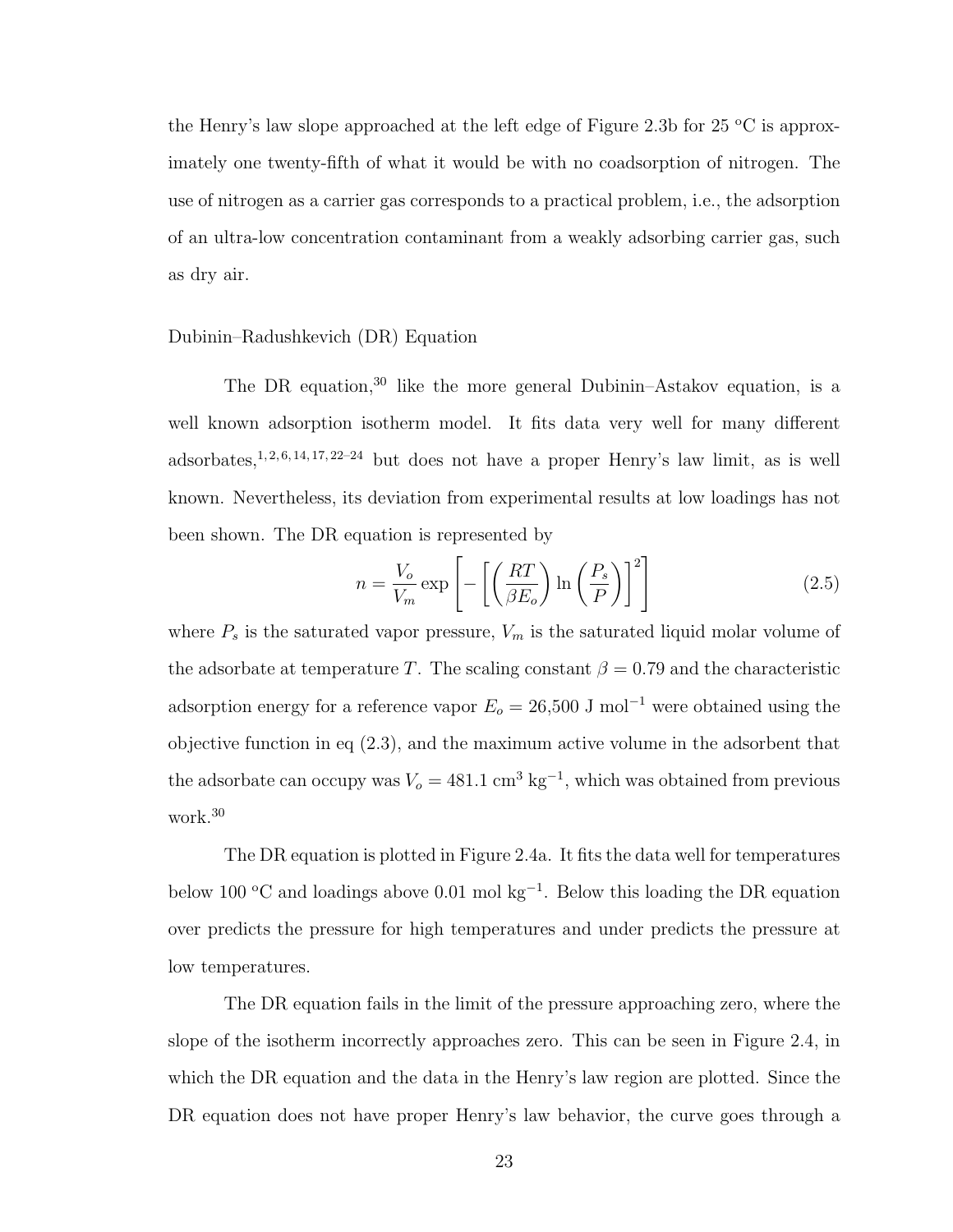the Henry's law slope approached at the left edge of Figure 2.3b for 25 °C is approximately one twenty-fifth of what it would be with no coadsorption of nitrogen. The use of nitrogen as a carrier gas corresponds to a practical problem, i.e., the adsorption of an ultra-low concentration contaminant from a weakly adsorbing carrier gas, such as dry air.

### Dubinin–Radushkevich (DR) Equation

The DR equation,[30] like the more general Dubinin–Astakov equation, is a well known adsorption isotherm model. It fits data very well for many different adsorbates,[1,2,6,14,17,22–24] but does not have a proper Henry's law limit, as is well known. Nevertheless, its deviation from experimental results at low loadings has not been shown. The DR equation is represented by

$$n = \frac{V_o}{V_m} \exp\left[-\left[\left(\frac{RT}{\beta E_o}\right)\ln\left(\frac{P_s}{P}\right)\right]^2\right] \tag{2.5}$$

where $P_s$ is the saturated vapor pressure, $V_m$ is the saturated liquid molar volume of the adsorbate at temperature $T$. The scaling constant $\beta = 0.79$ and the characteristic adsorption energy for a reference vapor $E_o = 26{,}500$ J mol$^{-1}$ were obtained using the objective function in eq (2.3), and the maximum active volume in the adsorbent that the adsorbate can occupy was $V_o = 481.1$ cm$^3$ kg$^{-1}$, which was obtained from previous work.[30]

The DR equation is plotted in Figure 2.4a. It fits the data well for temperatures below 100 °C and loadings above 0.01 mol kg$^{-1}$. Below this loading the DR equation over predicts the pressure for high temperatures and under predicts the pressure at low temperatures.

The DR equation fails in the limit of the pressure approaching zero, where the slope of the isotherm incorrectly approaches zero. This can be seen in Figure 2.4, in which the DR equation and the data in the Henry's law region are plotted. Since the DR equation does not have proper Henry's law behavior, the curve goes through a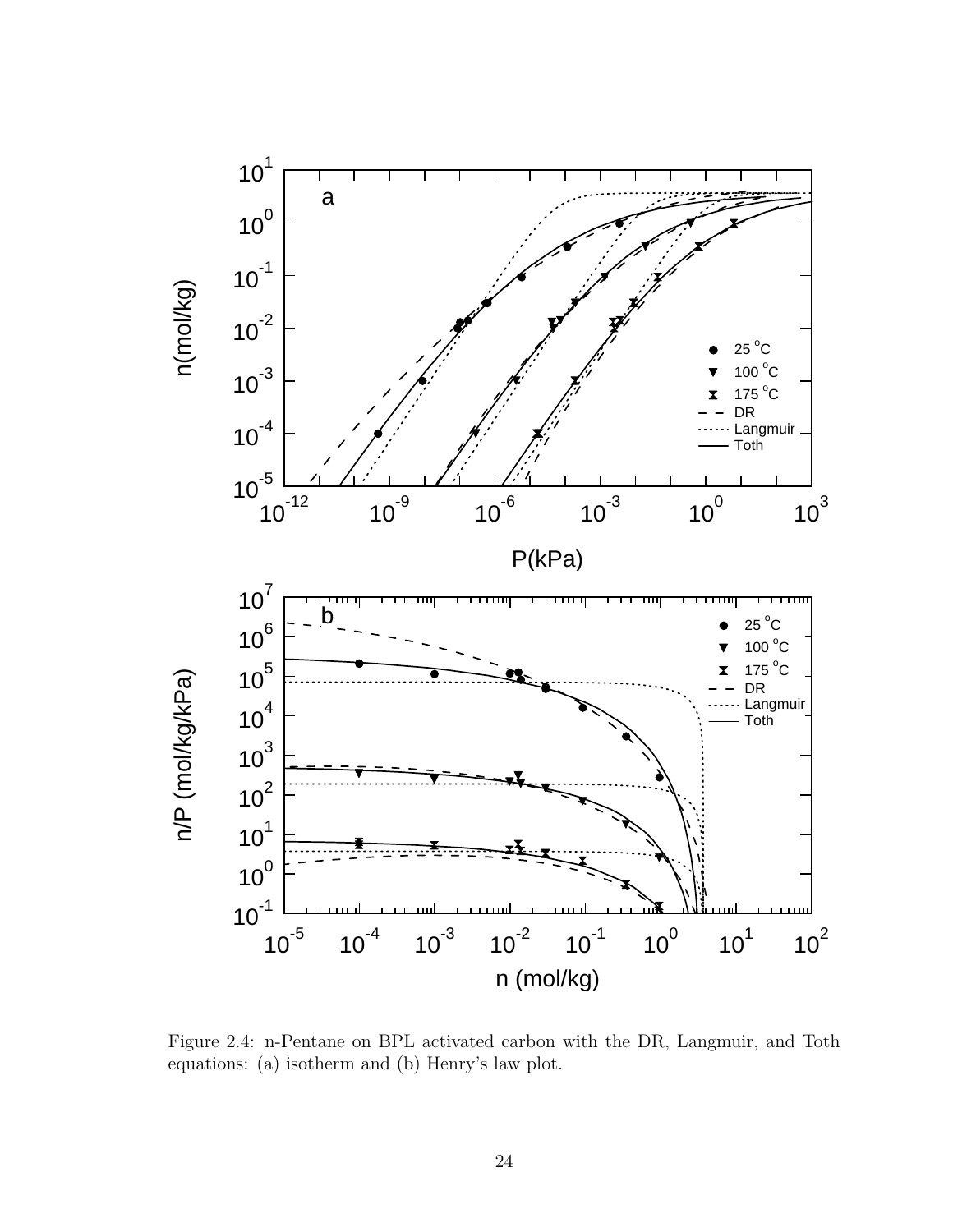Figure 2.4: n-Pentane on BPL activated carbon with the DR, Langmuir, and Toth equations: (a) isotherm and (b) Henry's law plot.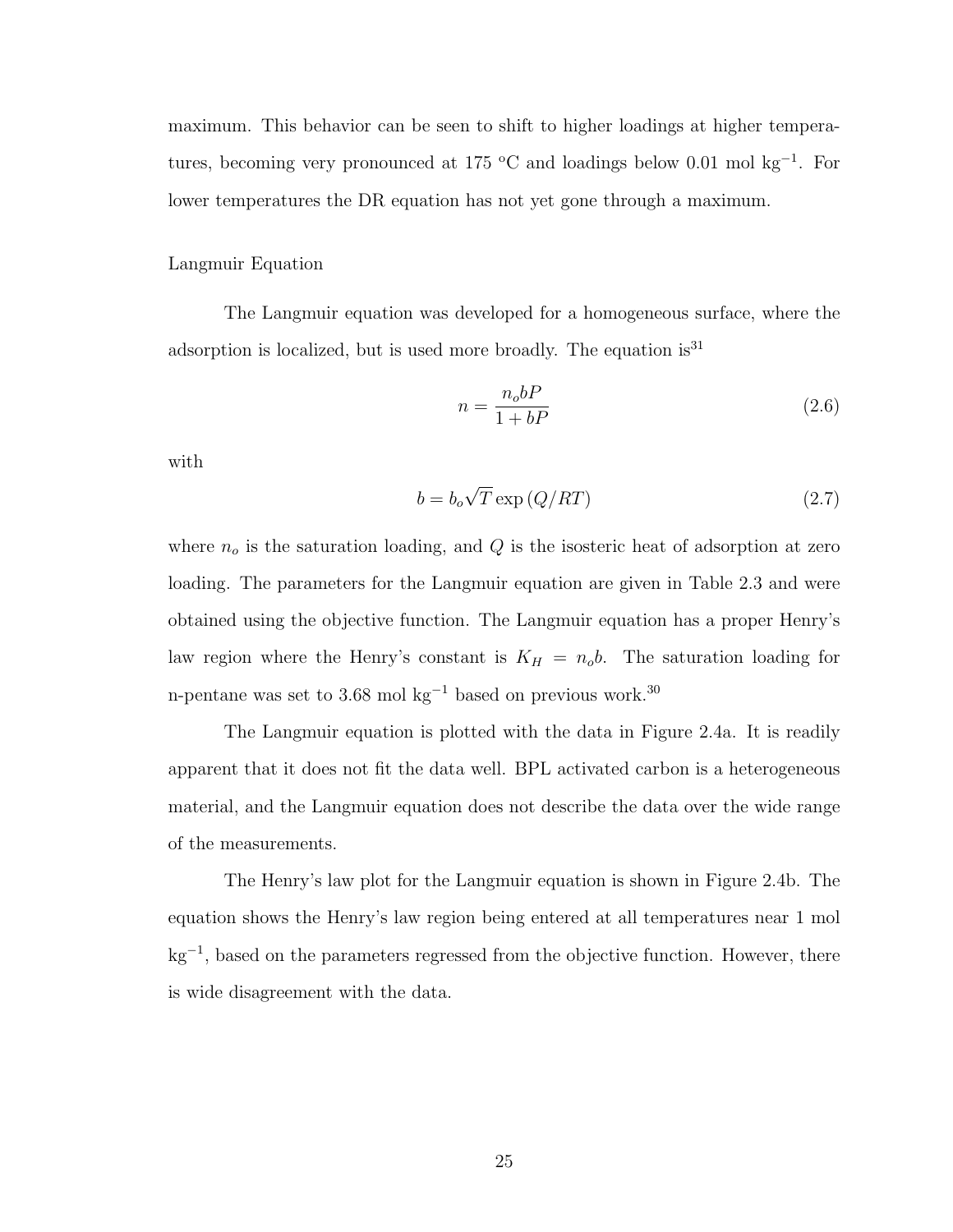maximum. This behavior can be seen to shift to higher loadings at higher temperatures, becoming very pronounced at 175 °C and loadings below 0.01 mol kg$^{-1}$. For lower temperatures the DR equation has not yet gone through a maximum.

### Langmuir Equation

The Langmuir equation was developed for a homogeneous surface, where the adsorption is localized, but is used more broadly. The equation is[31]

$$n = \frac{n_o b P}{1 + bP} \tag{2.6}$$

with

$$b = b_o \sqrt{T} \exp\left(Q/RT\right) \tag{2.7}$$

where $n_o$ is the saturation loading, and $Q$ is the isosteric heat of adsorption at zero loading. The parameters for the Langmuir equation are given in Table 2.3 and were obtained using the objective function. The Langmuir equation has a proper Henry's law region where the Henry's constant is $K_H = n_o b$. The saturation loading for n-pentane was set to 3.68 mol kg$^{-1}$ based on previous work.[30]

The Langmuir equation is plotted with the data in Figure 2.4a. It is readily apparent that it does not fit the data well. BPL activated carbon is a heterogeneous material, and the Langmuir equation does not describe the data over the wide range of the measurements.

The Henry's law plot for the Langmuir equation is shown in Figure 2.4b. The equation shows the Henry's law region being entered at all temperatures near 1 mol kg$^{-1}$, based on the parameters regressed from the objective function. However, there is wide disagreement with the data.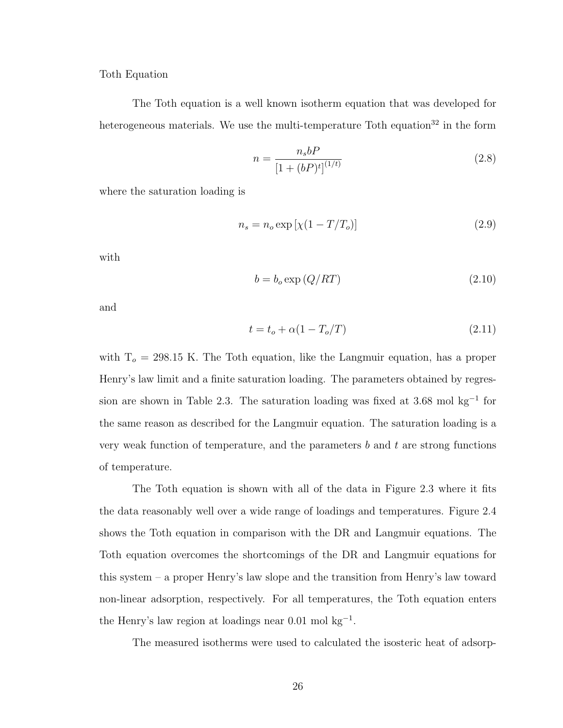Toth Equation

The Toth equation is a well known isotherm equation that was developed for heterogeneous materials. We use the multi-temperature Toth equation[32] in the form

$$n = \frac{n_s b P}{\left[1 + (bP)^t\right]^{(1/t)}} \tag{2.8}$$

where the saturation loading is

$$n_s = n_o \exp\left[\chi(1 - T/T_o)\right] \tag{2.9}$$

with

$$b = b_o \exp\left(Q/RT\right) \tag{2.10}$$

and

$$t = t_o + \alpha(1 - T_o/T) \tag{2.11}$$

with $T_o$ = 298.15 K. The Toth equation, like the Langmuir equation, has a proper Henry's law limit and a finite saturation loading. The parameters obtained by regression are shown in Table 2.3. The saturation loading was fixed at 3.68 mol kg$^{-1}$ for the same reason as described for the Langmuir equation. The saturation loading is a very weak function of temperature, and the parameters $b$ and $t$ are strong functions of temperature.

The Toth equation is shown with all of the data in Figure 2.3 where it fits the data reasonably well over a wide range of loadings and temperatures. Figure 2.4 shows the Toth equation in comparison with the DR and Langmuir equations. The Toth equation overcomes the shortcomings of the DR and Langmuir equations for this system – a proper Henry's law slope and the transition from Henry's law toward non-linear adsorption, respectively. For all temperatures, the Toth equation enters the Henry's law region at loadings near 0.01 mol kg$^{-1}$.

The measured isotherms were used to calculated the isosteric heat of adsorp-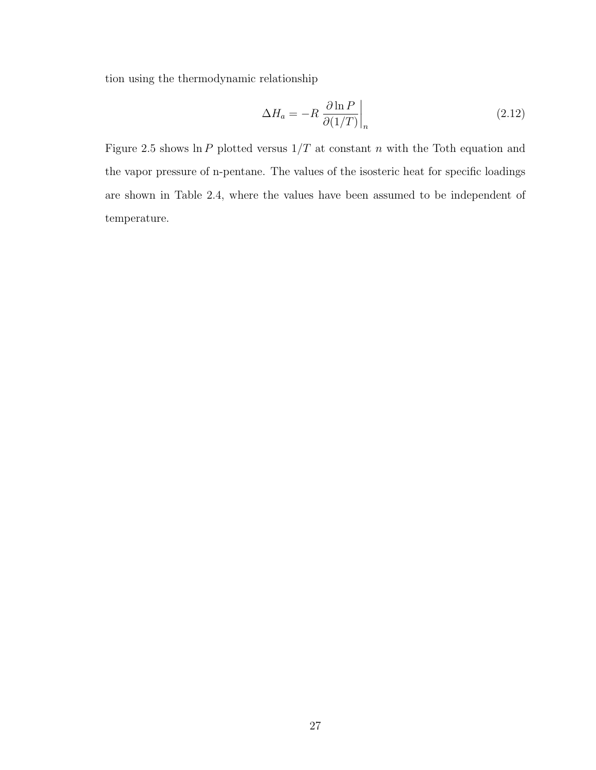tion using the thermodynamic relationship

$$\Delta H_a = -R \left. \frac{\partial \ln P}{\partial (1/T)} \right|_n \tag{2.12}$$

Figure 2.5 shows $\ln P$ plotted versus $1/T$ at constant $n$ with the Toth equation and the vapor pressure of n-pentane. The values of the isosteric heat for specific loadings are shown in Table 2.4, where the values have been assumed to be independent of temperature.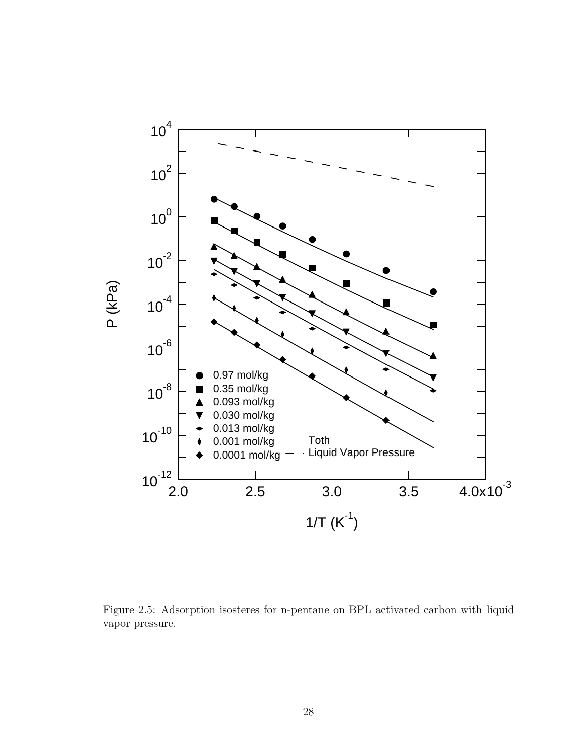Figure 2.5: Adsorption isosteres for n-pentane on BPL activated carbon with liquid vapor pressure.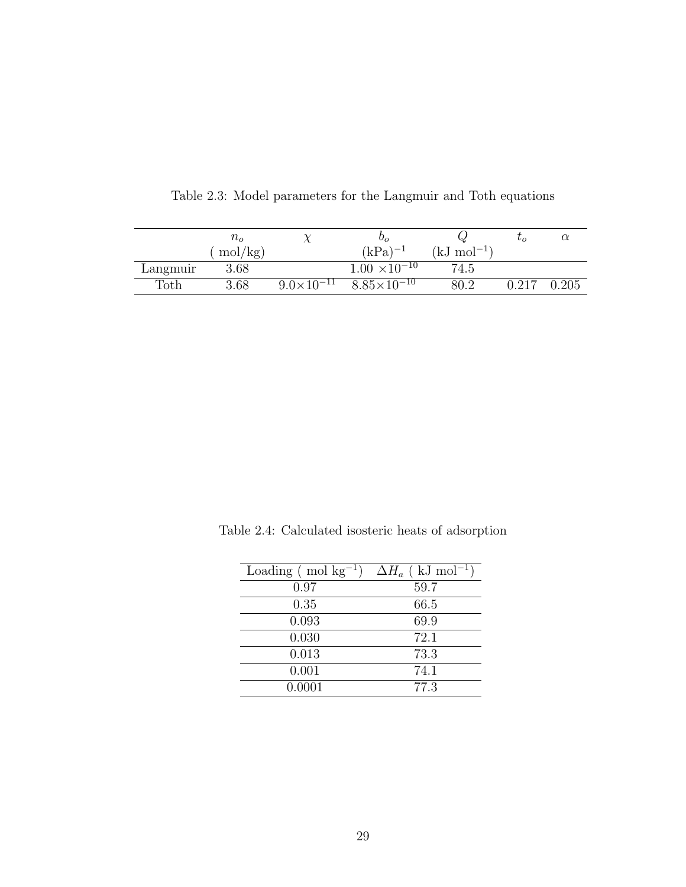Table 2.3: Model parameters for the Langmuir and Toth equations

| | $n_o$ ( mol/kg) | $\chi$ | $b_o$ $(\text{kPa})^{-1}$ | $Q$ $(\text{kJ mol}^{-1})$ | $t_o$ | $\alpha$ |
|---|---|---|---|---|---|---|
| Langmuir | 3.68 | | $1.00 \times 10^{-10}$ | 74.5 | | |
| Toth | 3.68 | $9.0\times10^{-11}$ | $8.85\times10^{-10}$ | 80.2 | 0.217 | 0.205 |

Table 2.4: Calculated isosteric heats of adsorption

| Loading ( $\text{mol kg}^{-1}$) | $\Delta H_a$ ( $\text{kJ mol}^{-1}$) |
|---|---|
| 0.97 | 59.7 |
| 0.35 | 66.5 |
| 0.093 | 69.9 |
| 0.030 | 72.1 |
| 0.013 | 73.3 |
| 0.001 | 74.1 |
| 0.0001 | 77.3 |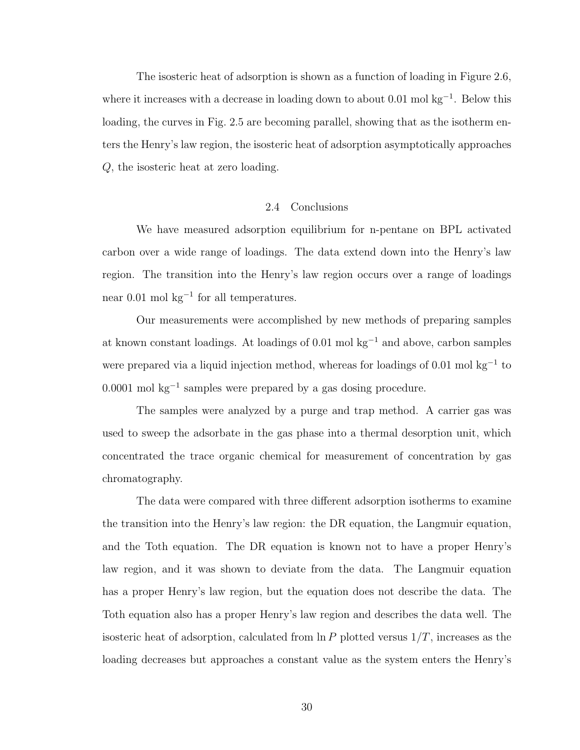The isosteric heat of adsorption is shown as a function of loading in Figure 2.6, where it increases with a decrease in loading down to about 0.01 mol kg$^{-1}$. Below this loading, the curves in Fig. 2.5 are becoming parallel, showing that as the isotherm enters the Henry's law region, the isosteric heat of adsorption asymptotically approaches $Q$, the isosteric heat at zero loading.

## 2.4 Conclusions

We have measured adsorption equilibrium for n-pentane on BPL activated carbon over a wide range of loadings. The data extend down into the Henry's law region. The transition into the Henry's law region occurs over a range of loadings near 0.01 mol kg$^{-1}$ for all temperatures.

Our measurements were accomplished by new methods of preparing samples at known constant loadings. At loadings of 0.01 mol kg$^{-1}$ and above, carbon samples were prepared via a liquid injection method, whereas for loadings of 0.01 mol kg$^{-1}$ to 0.0001 mol kg$^{-1}$ samples were prepared by a gas dosing procedure.

The samples were analyzed by a purge and trap method. A carrier gas was used to sweep the adsorbate in the gas phase into a thermal desorption unit, which concentrated the trace organic chemical for measurement of concentration by gas chromatography.

The data were compared with three different adsorption isotherms to examine the transition into the Henry's law region: the DR equation, the Langmuir equation, and the Toth equation. The DR equation is known not to have a proper Henry's law region, and it was shown to deviate from the data. The Langmuir equation has a proper Henry's law region, but the equation does not describe the data. The Toth equation also has a proper Henry's law region and describes the data well. The isosteric heat of adsorption, calculated from $\ln P$ plotted versus $1/T$, increases as the loading decreases but approaches a constant value as the system enters the Henry's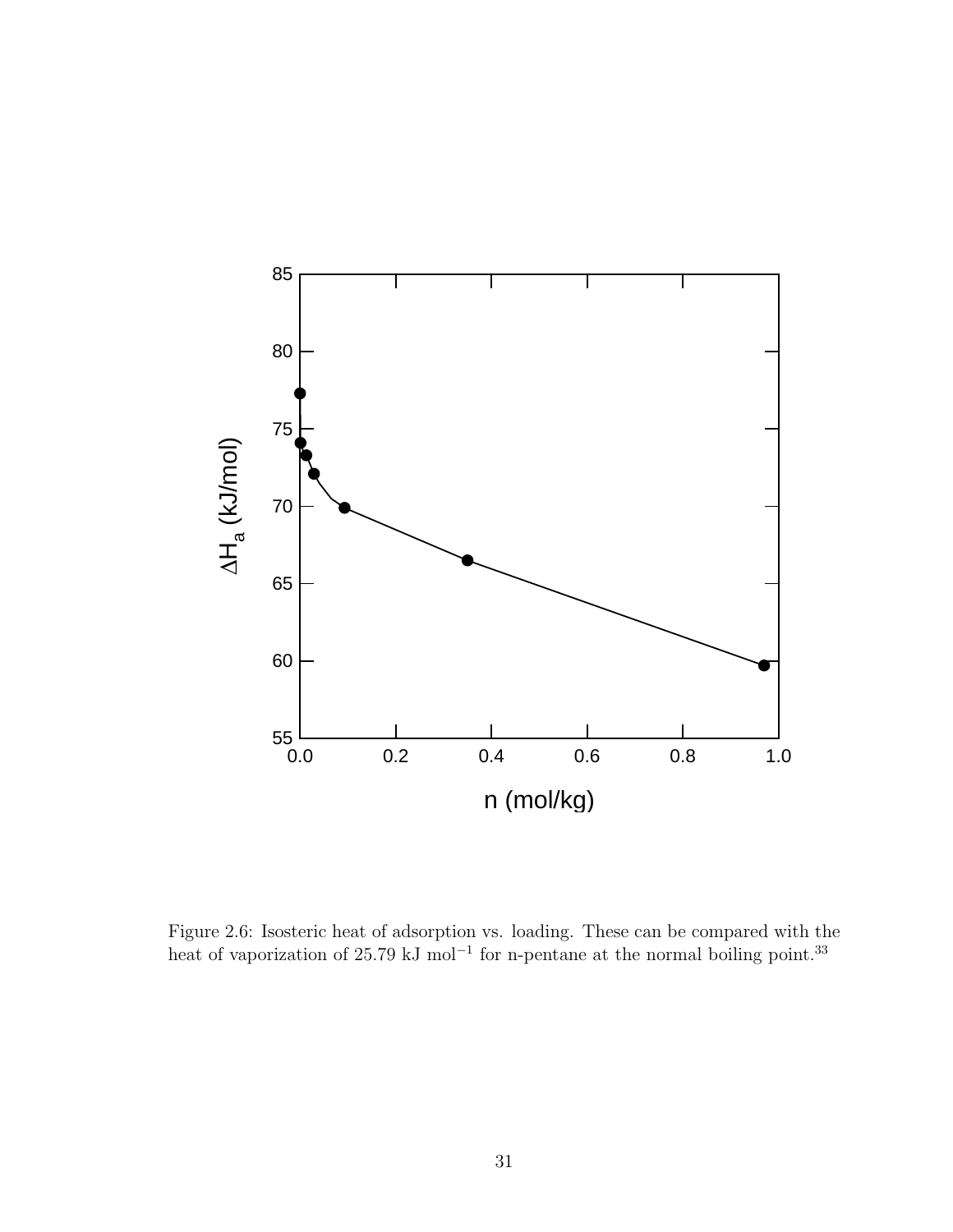Figure 2.6: Isosteric heat of adsorption vs. loading. These can be compared with the heat of vaporization of 25.79 kJ $mol^{-1}$ for n-pentane at the normal boiling point.[33]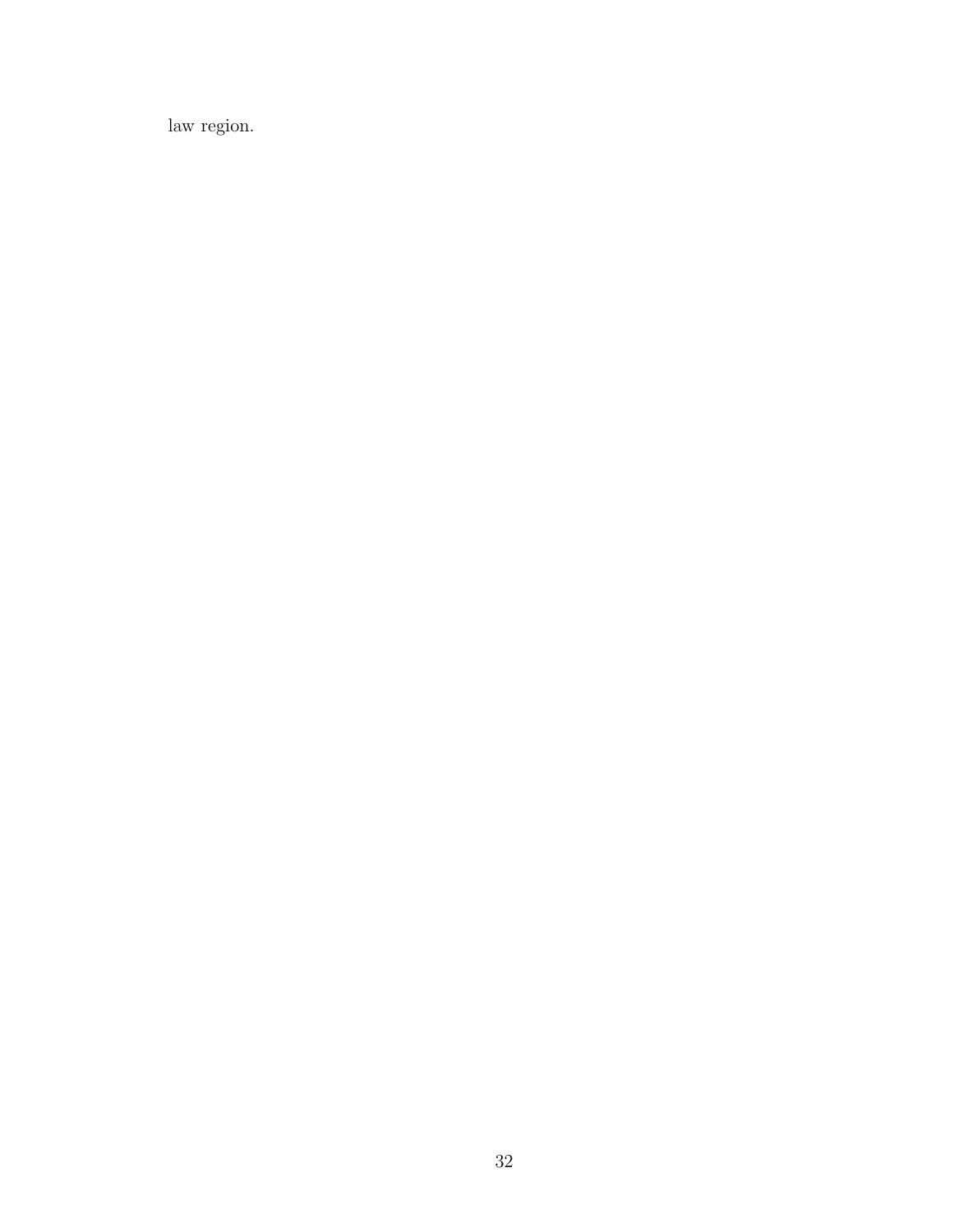law region.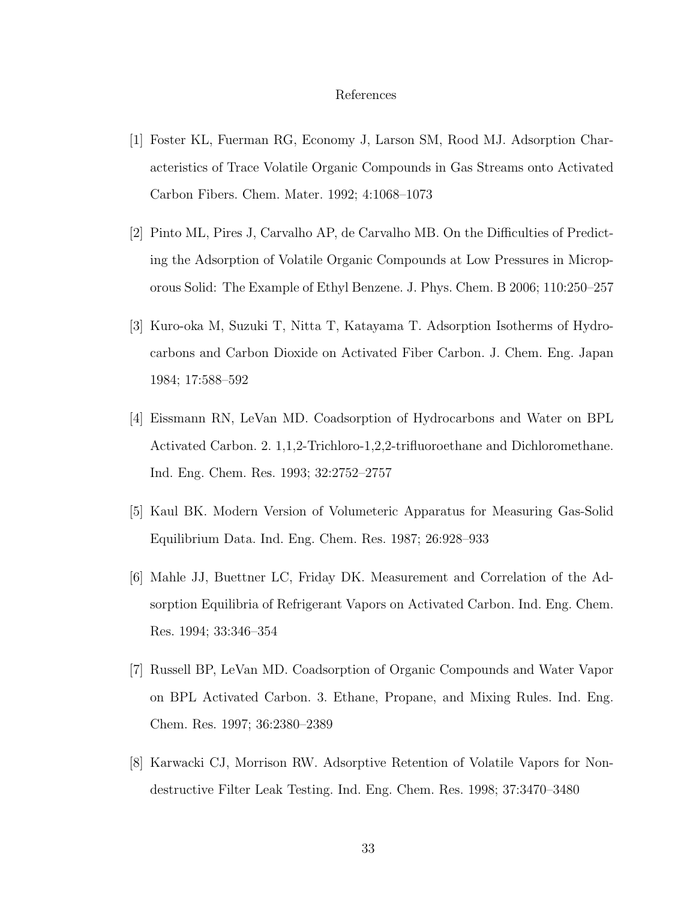# References

[1] Foster KL, Fuerman RG, Economy J, Larson SM, Rood MJ. Adsorption Characteristics of Trace Volatile Organic Compounds in Gas Streams onto Activated Carbon Fibers. Chem. Mater. 1992; 4:1068–1073

[2] Pinto ML, Pires J, Carvalho AP, de Carvalho MB. On the Difficulties of Predicting the Adsorption of Volatile Organic Compounds at Low Pressures in Microporous Solid: The Example of Ethyl Benzene. J. Phys. Chem. B 2006; 110:250–257

[3] Kuro-oka M, Suzuki T, Nitta T, Katayama T. Adsorption Isotherms of Hydrocarbons and Carbon Dioxide on Activated Fiber Carbon. J. Chem. Eng. Japan 1984; 17:588–592

[4] Eissmann RN, LeVan MD. Coadsorption of Hydrocarbons and Water on BPL Activated Carbon. 2. 1,1,2-Trichloro-1,2,2-trifluoroethane and Dichloromethane. Ind. Eng. Chem. Res. 1993; 32:2752–2757

[5] Kaul BK. Modern Version of Volumeteric Apparatus for Measuring Gas-Solid Equilibrium Data. Ind. Eng. Chem. Res. 1987; 26:928–933

[6] Mahle JJ, Buettner LC, Friday DK. Measurement and Correlation of the Adsorption Equilibria of Refrigerant Vapors on Activated Carbon. Ind. Eng. Chem. Res. 1994; 33:346–354

[7] Russell BP, LeVan MD. Coadsorption of Organic Compounds and Water Vapor on BPL Activated Carbon. 3. Ethane, Propane, and Mixing Rules. Ind. Eng. Chem. Res. 1997; 36:2380–2389

[8] Karwacki CJ, Morrison RW. Adsorptive Retention of Volatile Vapors for Nondestructive Filter Leak Testing. Ind. Eng. Chem. Res. 1998; 37:3470–3480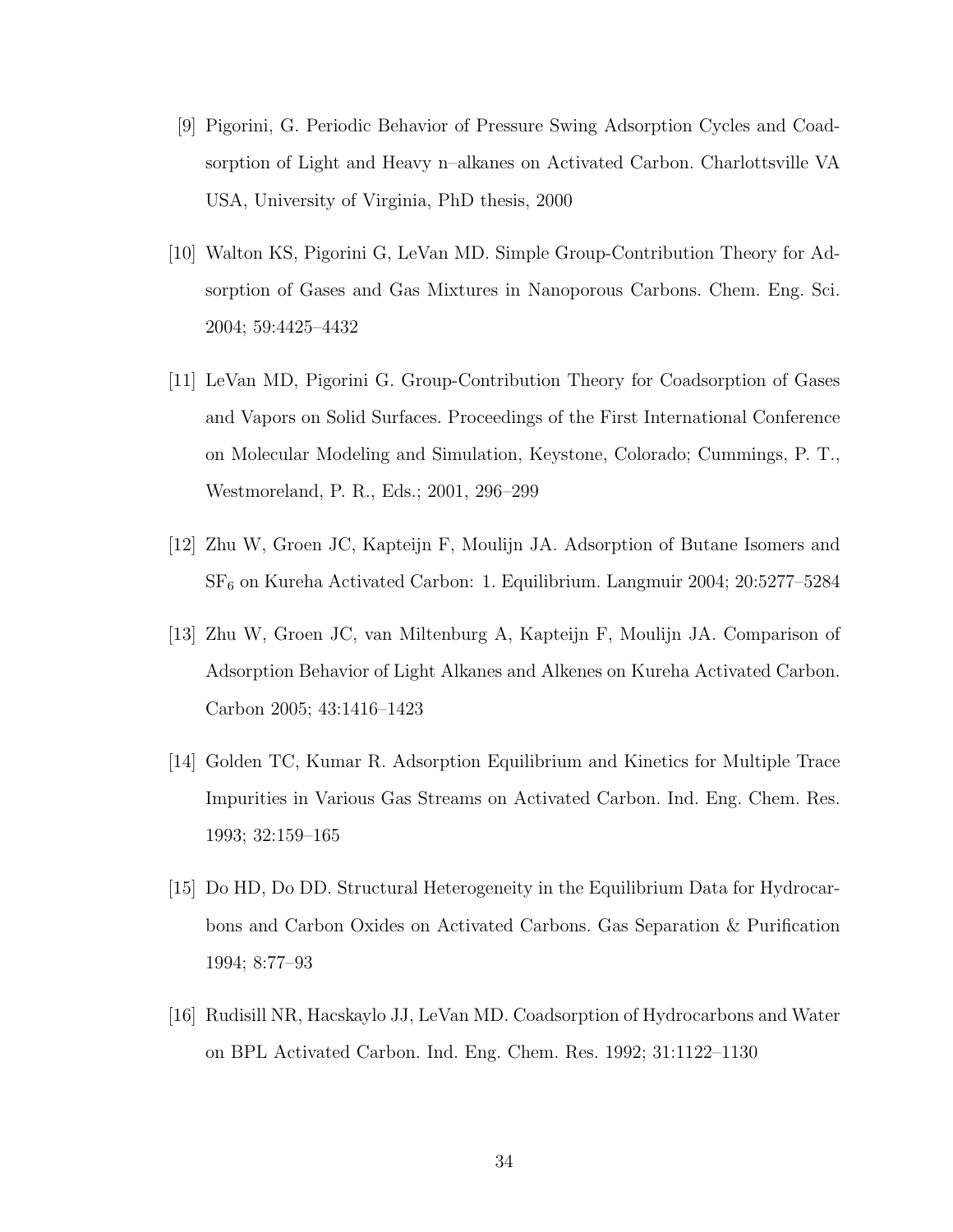[9] Pigorini, G. Periodic Behavior of Pressure Swing Adsorption Cycles and Coadsorption of Light and Heavy n–alkanes on Activated Carbon. Charlottsville VA USA, University of Virginia, PhD thesis, 2000

[10] Walton KS, Pigorini G, LeVan MD. Simple Group-Contribution Theory for Adsorption of Gases and Gas Mixtures in Nanoporous Carbons. Chem. Eng. Sci. 2004; 59:4425–4432

[11] LeVan MD, Pigorini G. Group-Contribution Theory for Coadsorption of Gases and Vapors on Solid Surfaces. Proceedings of the First International Conference on Molecular Modeling and Simulation, Keystone, Colorado; Cummings, P. T., Westmoreland, P. R., Eds.; 2001, 296–299

[12] Zhu W, Groen JC, Kapteijn F, Moulijn JA. Adsorption of Butane Isomers and $SF_6$ on Kureha Activated Carbon: 1. Equilibrium. Langmuir 2004; 20:5277–5284

[13] Zhu W, Groen JC, van Miltenburg A, Kapteijn F, Moulijn JA. Comparison of Adsorption Behavior of Light Alkanes and Alkenes on Kureha Activated Carbon. Carbon 2005; 43:1416–1423

[14] Golden TC, Kumar R. Adsorption Equilibrium and Kinetics for Multiple Trace Impurities in Various Gas Streams on Activated Carbon. Ind. Eng. Chem. Res. 1993; 32:159–165

[15] Do HD, Do DD. Structural Heterogeneity in the Equilibrium Data for Hydrocarbons and Carbon Oxides on Activated Carbons. Gas Separation & Purification 1994; 8:77–93

[16] Rudisill NR, Hacskaylo JJ, LeVan MD. Coadsorption of Hydrocarbons and Water on BPL Activated Carbon. Ind. Eng. Chem. Res. 1992; 31:1122–1130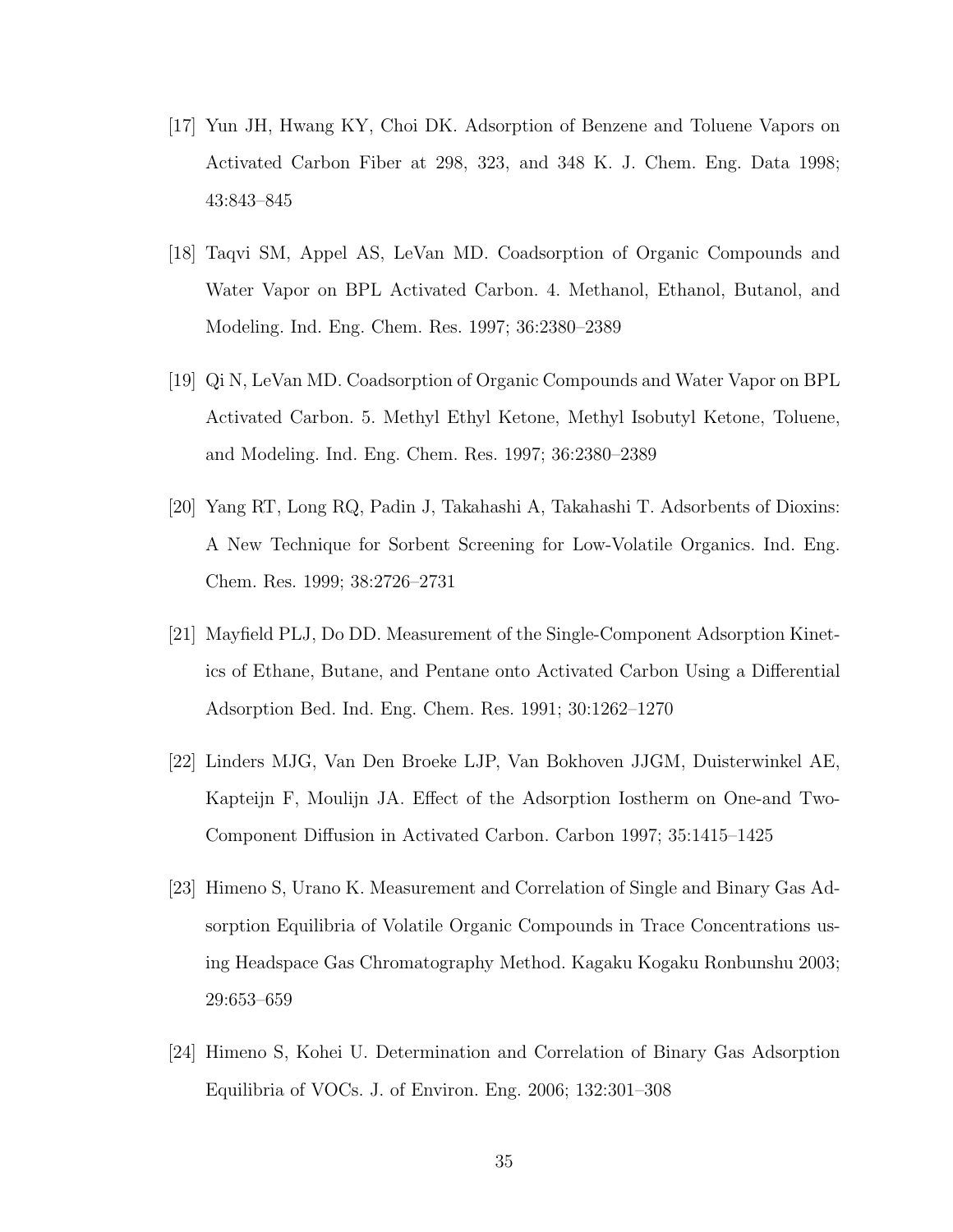[17] Yun JH, Hwang KY, Choi DK. Adsorption of Benzene and Toluene Vapors on Activated Carbon Fiber at 298, 323, and 348 K. J. Chem. Eng. Data 1998; 43:843–845

[18] Taqvi SM, Appel AS, LeVan MD. Coadsorption of Organic Compounds and Water Vapor on BPL Activated Carbon. 4. Methanol, Ethanol, Butanol, and Modeling. Ind. Eng. Chem. Res. 1997; 36:2380–2389

[19] Qi N, LeVan MD. Coadsorption of Organic Compounds and Water Vapor on BPL Activated Carbon. 5. Methyl Ethyl Ketone, Methyl Isobutyl Ketone, Toluene, and Modeling. Ind. Eng. Chem. Res. 1997; 36:2380–2389

[20] Yang RT, Long RQ, Padin J, Takahashi A, Takahashi T. Adsorbents of Dioxins: A New Technique for Sorbent Screening for Low-Volatile Organics. Ind. Eng. Chem. Res. 1999; 38:2726–2731

[21] Mayfield PLJ, Do DD. Measurement of the Single-Component Adsorption Kinetics of Ethane, Butane, and Pentane onto Activated Carbon Using a Differential Adsorption Bed. Ind. Eng. Chem. Res. 1991; 30:1262–1270

[22] Linders MJG, Van Den Broeke LJP, Van Bokhoven JJGM, Duisterwinkel AE, Kapteijn F, Moulijn JA. Effect of the Adsorption Iostherm on One-and Two-Component Diffusion in Activated Carbon. Carbon 1997; 35:1415–1425

[23] Himeno S, Urano K. Measurement and Correlation of Single and Binary Gas Adsorption Equilibria of Volatile Organic Compounds in Trace Concentrations using Headspace Gas Chromatography Method. Kagaku Kogaku Ronbunshu 2003; 29:653–659

[24] Himeno S, Kohei U. Determination and Correlation of Binary Gas Adsorption Equilibria of VOCs. J. of Environ. Eng. 2006; 132:301–308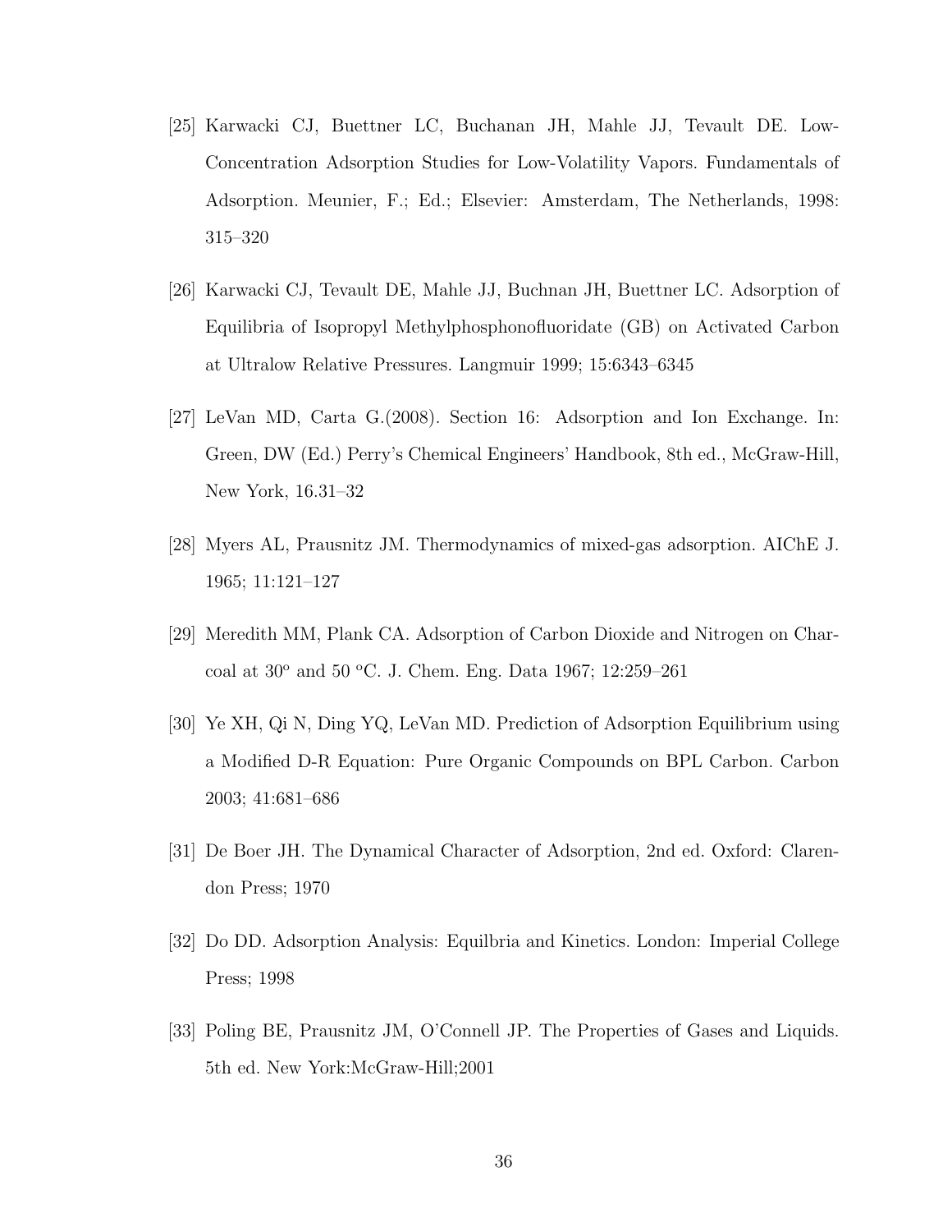[25] Karwacki CJ, Buettner LC, Buchanan JH, Mahle JJ, Tevault DE. Low-Concentration Adsorption Studies for Low-Volatility Vapors. Fundamentals of Adsorption. Meunier, F.; Ed.; Elsevier: Amsterdam, The Netherlands, 1998: 315–320

[26] Karwacki CJ, Tevault DE, Mahle JJ, Buchnan JH, Buettner LC. Adsorption of Equilibria of Isopropyl Methylphosphonofluoridate (GB) on Activated Carbon at Ultralow Relative Pressures. Langmuir 1999; 15:6343–6345

[27] LeVan MD, Carta G.(2008). Section 16: Adsorption and Ion Exchange. In: Green, DW (Ed.) Perry's Chemical Engineers' Handbook, 8th ed., McGraw-Hill, New York, 16.31–32

[28] Myers AL, Prausnitz JM. Thermodynamics of mixed-gas adsorption. AIChE J. 1965; 11:121–127

[29] Meredith MM, Plank CA. Adsorption of Carbon Dioxide and Nitrogen on Charcoal at 30$^o$ and 50 $^o$C. J. Chem. Eng. Data 1967; 12:259–261

[30] Ye XH, Qi N, Ding YQ, LeVan MD. Prediction of Adsorption Equilibrium using a Modified D-R Equation: Pure Organic Compounds on BPL Carbon. Carbon 2003; 41:681–686

[31] De Boer JH. The Dynamical Character of Adsorption, 2nd ed. Oxford: Clarendon Press; 1970

[32] Do DD. Adsorption Analysis: Equilbria and Kinetics. London: Imperial College Press; 1998

[33] Poling BE, Prausnitz JM, O'Connell JP. The Properties of Gases and Liquids. 5th ed. New York:McGraw-Hill;2001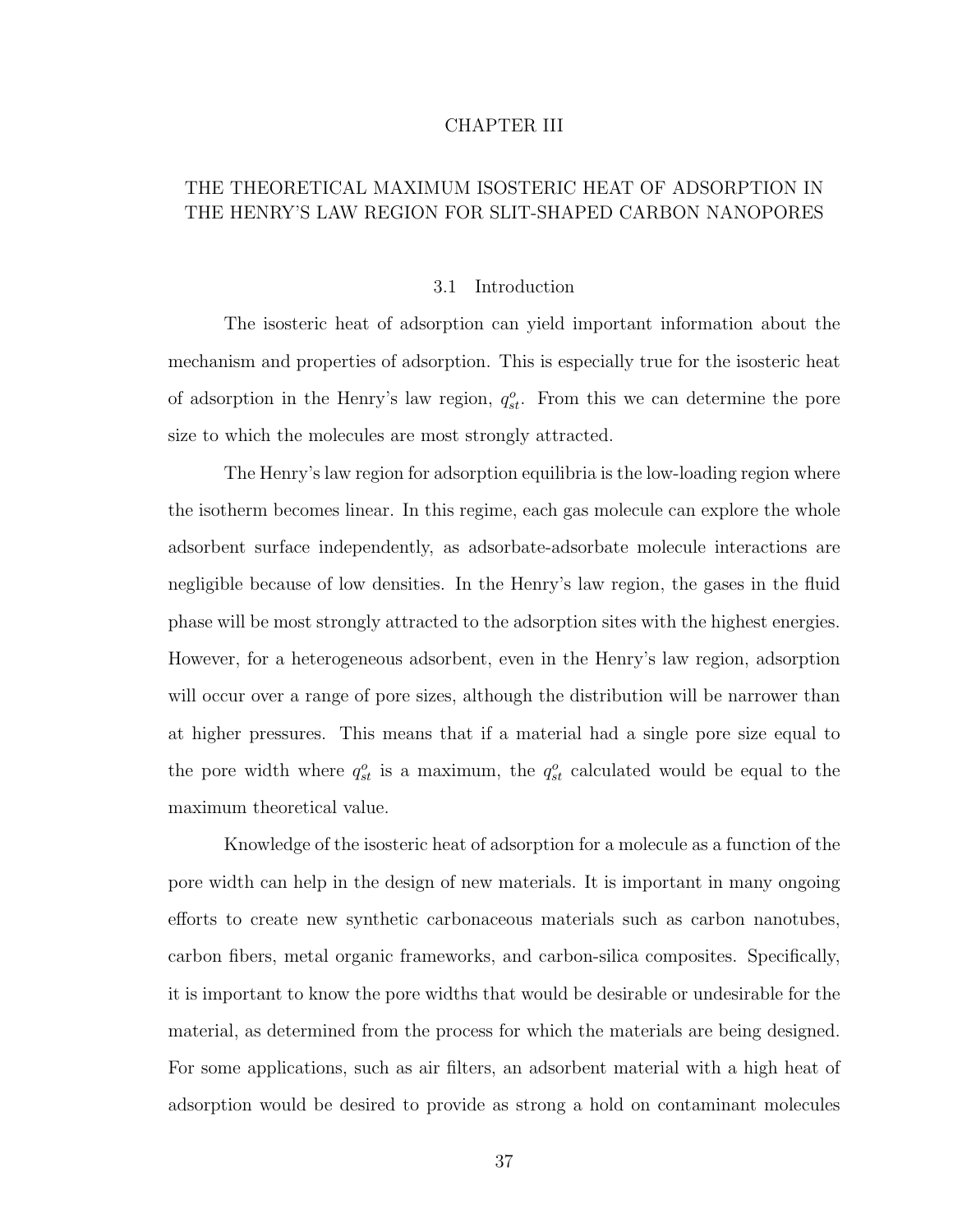# CHAPTER III

# THE THEORETICAL MAXIMUM ISOSTERIC HEAT OF ADSORPTION IN THE HENRY'S LAW REGION FOR SLIT-SHAPED CARBON NANOPORES

## 3.1 Introduction

The isosteric heat of adsorption can yield important information about the mechanism and properties of adsorption. This is especially true for the isosteric heat of adsorption in the Henry's law region, $q_{st}^{o}$. From this we can determine the pore size to which the molecules are most strongly attracted.

The Henry's law region for adsorption equilibria is the low-loading region where the isotherm becomes linear. In this regime, each gas molecule can explore the whole adsorbent surface independently, as adsorbate-adsorbate molecule interactions are negligible because of low densities. In the Henry's law region, the gases in the fluid phase will be most strongly attracted to the adsorption sites with the highest energies. However, for a heterogeneous adsorbent, even in the Henry's law region, adsorption will occur over a range of pore sizes, although the distribution will be narrower than at higher pressures. This means that if a material had a single pore size equal to the pore width where $q_{st}^{o}$ is a maximum, the $q_{st}^{o}$ calculated would be equal to the maximum theoretical value.

Knowledge of the isosteric heat of adsorption for a molecule as a function of the pore width can help in the design of new materials. It is important in many ongoing efforts to create new synthetic carbonaceous materials such as carbon nanotubes, carbon fibers, metal organic frameworks, and carbon-silica composites. Specifically, it is important to know the pore widths that would be desirable or undesirable for the material, as determined from the process for which the materials are being designed. For some applications, such as air filters, an adsorbent material with a high heat of adsorption would be desired to provide as strong a hold on contaminant molecules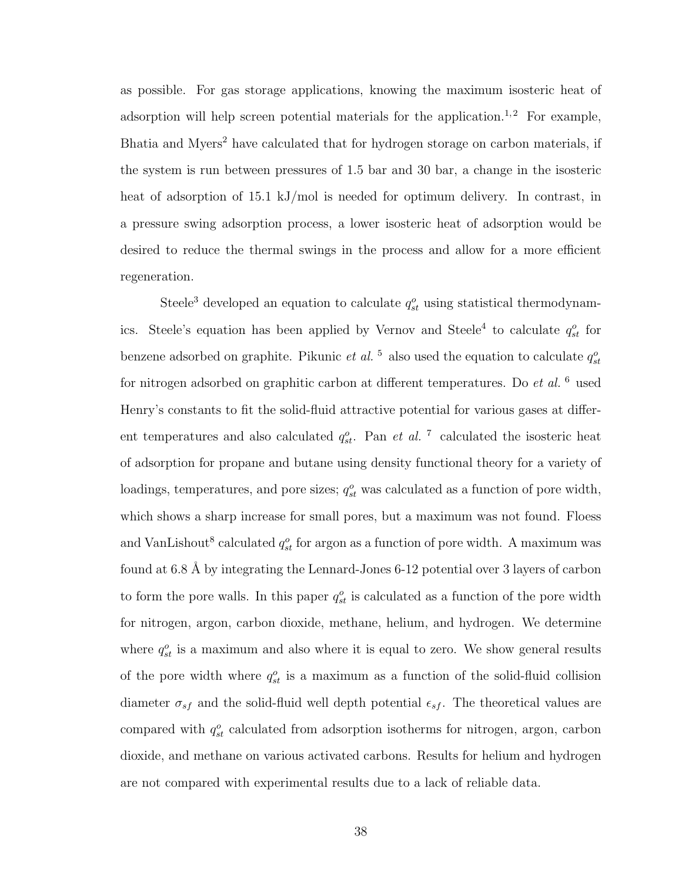as possible. For gas storage applications, knowing the maximum isosteric heat of adsorption will help screen potential materials for the application.[1,2] For example, Bhatia and Myers[2] have calculated that for hydrogen storage on carbon materials, if the system is run between pressures of 1.5 bar and 30 bar, a change in the isosteric heat of adsorption of 15.1 kJ/mol is needed for optimum delivery. In contrast, in a pressure swing adsorption process, a lower isosteric heat of adsorption would be desired to reduce the thermal swings in the process and allow for a more efficient regeneration.

Steele[3] developed an equation to calculate $q_{st}^{o}$ using statistical thermodynamics. Steele's equation has been applied by Vernov and Steele[4] to calculate $q_{st}^{o}$ for benzene adsorbed on graphite. Pikunic *et al.* [5] also used the equation to calculate $q_{st}^{o}$ for nitrogen adsorbed on graphitic carbon at different temperatures. Do *et al.* [6] used Henry's constants to fit the solid-fluid attractive potential for various gases at different temperatures and also calculated $q_{st}^{o}$. Pan *et al.* [7] calculated the isosteric heat of adsorption for propane and butane using density functional theory for a variety of loadings, temperatures, and pore sizes; $q_{st}^{o}$ was calculated as a function of pore width, which shows a sharp increase for small pores, but a maximum was not found. Floess and VanLishout[8] calculated $q_{st}^{o}$ for argon as a function of pore width. A maximum was found at 6.8 Å by integrating the Lennard-Jones 6-12 potential over 3 layers of carbon to form the pore walls. In this paper $q_{st}^{o}$ is calculated as a function of the pore width for nitrogen, argon, carbon dioxide, methane, helium, and hydrogen. We determine where $q_{st}^{o}$ is a maximum and also where it is equal to zero. We show general results of the pore width where $q_{st}^{o}$ is a maximum as a function of the solid-fluid collision diameter $\sigma_{sf}$ and the solid-fluid well depth potential $\epsilon_{sf}$. The theoretical values are compared with $q_{st}^{o}$ calculated from adsorption isotherms for nitrogen, argon, carbon dioxide, and methane on various activated carbons. Results for helium and hydrogen are not compared with experimental results due to a lack of reliable data.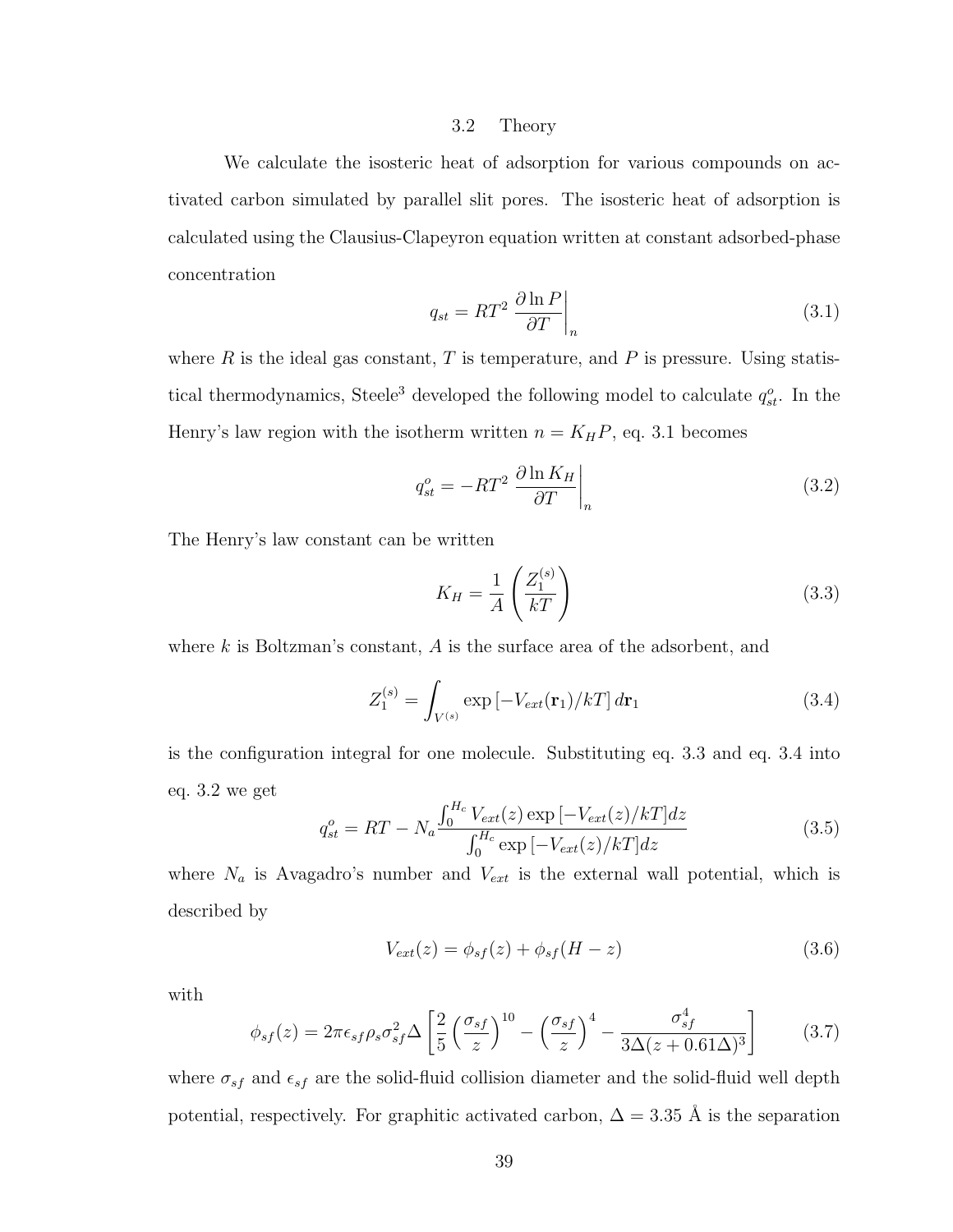## 3.2 Theory

We calculate the isosteric heat of adsorption for various compounds on activated carbon simulated by parallel slit pores. The isosteric heat of adsorption is calculated using the Clausius-Clapeyron equation written at constant adsorbed-phase concentration

$$q_{st} = RT^2 \left.\frac{\partial \ln P}{\partial T}\right|_n \tag{3.1}$$

where $R$ is the ideal gas constant, $T$ is temperature, and $P$ is pressure. Using statistical thermodynamics, Steele[3] developed the following model to calculate $q_{st}^o$. In the Henry's law region with the isotherm written $n = K_H P$, eq. 3.1 becomes

$$q_{st}^o = -RT^2 \left.\frac{\partial \ln K_H}{\partial T}\right|_n \tag{3.2}$$

The Henry's law constant can be written

$$K_H = \frac{1}{A}\left(\frac{Z_1^{(s)}}{kT}\right) \tag{3.3}$$

where $k$ is Boltzman's constant, $A$ is the surface area of the adsorbent, and

$$Z_1^{(s)} = \int_{V^{(s)}} \exp\left[-V_{ext}(\mathbf{r}_1)/kT\right] d\mathbf{r}_1 \tag{3.4}$$

is the configuration integral for one molecule. Substituting eq. 3.3 and eq. 3.4 into eq. 3.2 we get

$$q_{st}^o = RT - N_a \frac{\int_0^{H_c} V_{ext}(z) \exp\left[-V_{ext}(z)/kT\right] dz}{\int_0^{H_c} \exp\left[-V_{ext}(z)/kT\right] dz} \tag{3.5}$$

where $N_a$ is Avagadro's number and $V_{ext}$ is the external wall potential, which is described by

$$V_{ext}(z) = \phi_{sf}(z) + \phi_{sf}(H - z) \tag{3.6}$$

with

$$\phi_{sf}(z) = 2\pi\epsilon_{sf}\rho_s\sigma_{sf}^2\Delta\left[\frac{2}{5}\left(\frac{\sigma_{sf}}{z}\right)^{10} - \left(\frac{\sigma_{sf}}{z}\right)^4 - \frac{\sigma_{sf}^4}{3\Delta(z + 0.61\Delta)^3}\right] \tag{3.7}$$

where $\sigma_{sf}$ and $\epsilon_{sf}$ are the solid-fluid collision diameter and the solid-fluid well depth potential, respectively. For graphitic activated carbon, $\Delta = 3.35$ Å is the separation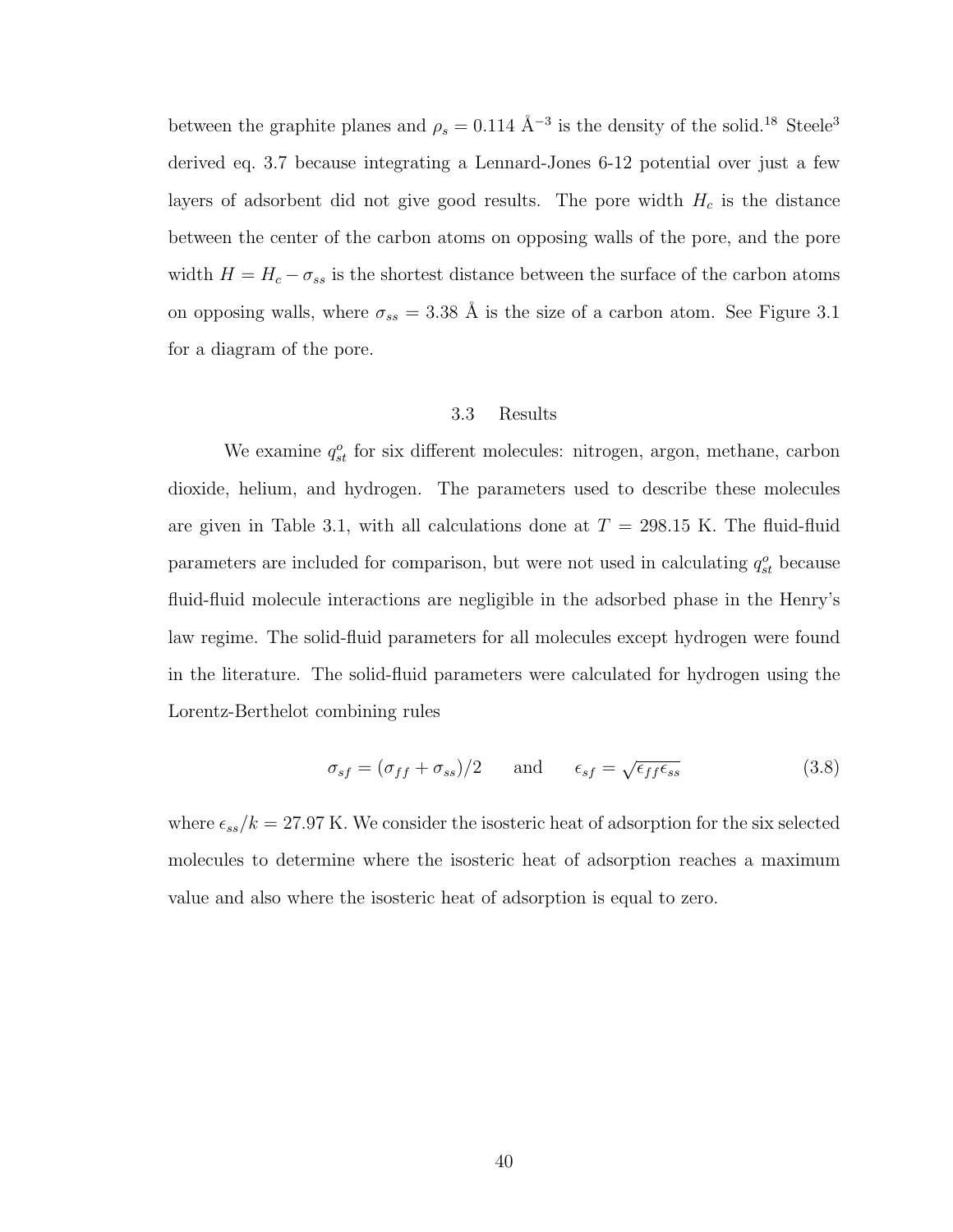between the graphite planes and $\rho_s = 0.114$ Å$^{-3}$ is the density of the solid.[18] Steele[3] derived eq. 3.7 because integrating a Lennard-Jones 6-12 potential over just a few layers of adsorbent did not give good results. The pore width $H_c$ is the distance between the center of the carbon atoms on opposing walls of the pore, and the pore width $H = H_c - \sigma_{ss}$ is the shortest distance between the surface of the carbon atoms on opposing walls, where $\sigma_{ss} = 3.38$ Å is the size of a carbon atom. See Figure 3.1 for a diagram of the pore.

## 3.3 Results

We examine $q_{st}^o$ for six different molecules: nitrogen, argon, methane, carbon dioxide, helium, and hydrogen. The parameters used to describe these molecules are given in Table 3.1, with all calculations done at $T = 298.15$ K. The fluid-fluid parameters are included for comparison, but were not used in calculating $q_{st}^o$ because fluid-fluid molecule interactions are negligible in the adsorbed phase in the Henry's law regime. The solid-fluid parameters for all molecules except hydrogen were found in the literature. The solid-fluid parameters were calculated for hydrogen using the Lorentz-Berthelot combining rules

$$\sigma_{sf} = (\sigma_{ff} + \sigma_{ss})/2 \qquad \text{and} \qquad \epsilon_{sf} = \sqrt{\epsilon_{ff}\epsilon_{ss}} \tag{3.8}$$

where $\epsilon_{ss}/k = 27.97$ K. We consider the isosteric heat of adsorption for the six selected molecules to determine where the isosteric heat of adsorption reaches a maximum value and also where the isosteric heat of adsorption is equal to zero.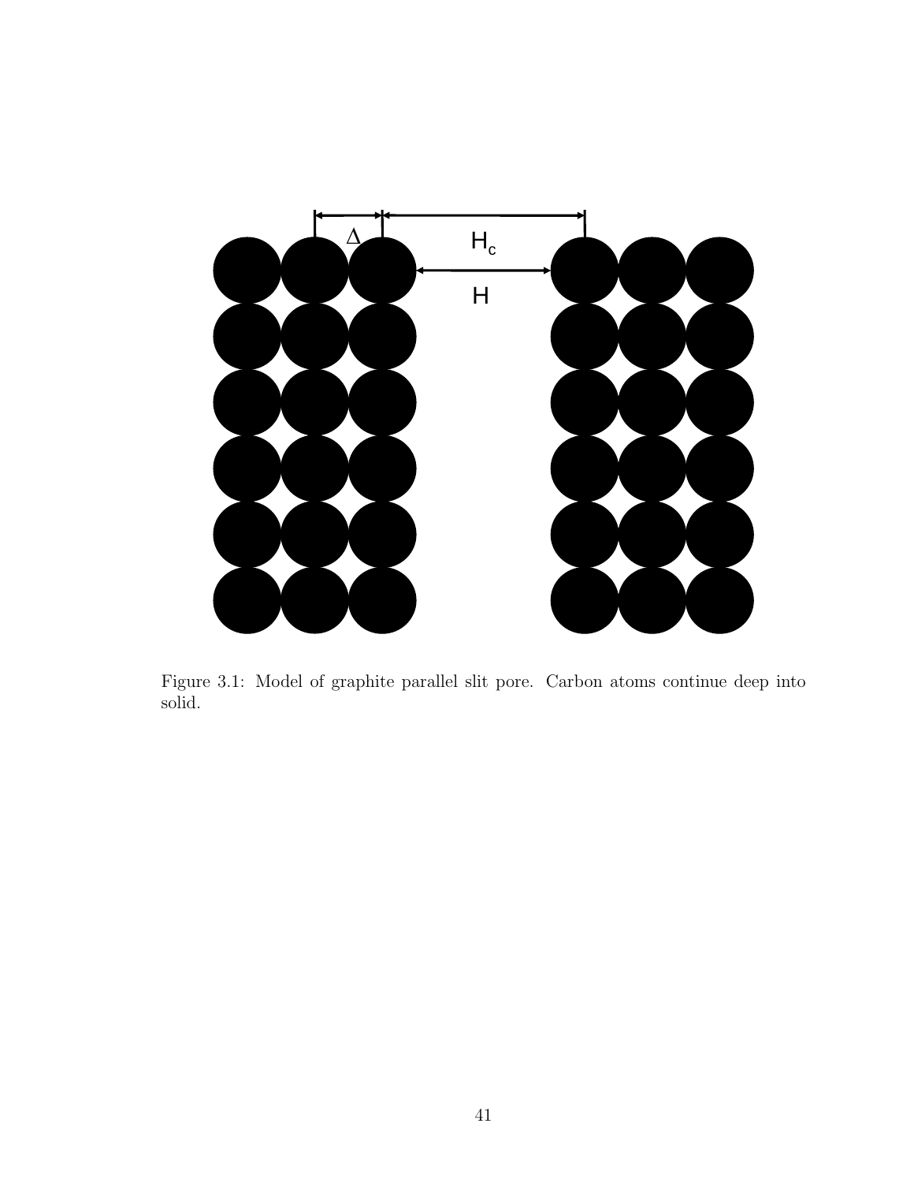Figure 3.1: Model of graphite parallel slit pore. Carbon atoms continue deep into solid.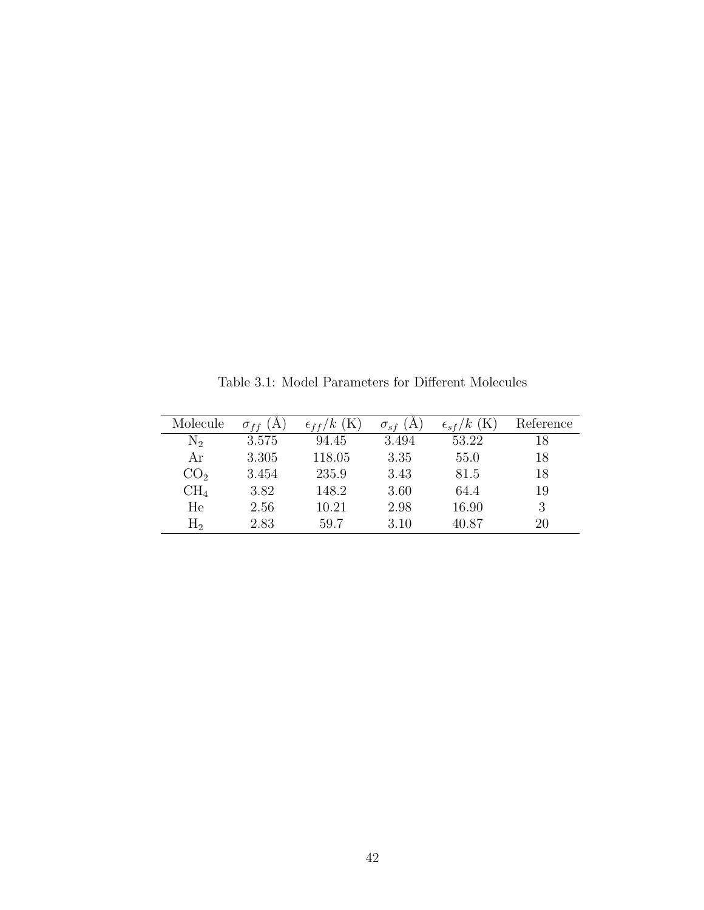Table 3.1: Model Parameters for Different Molecules

| Molecule | $\sigma_{ff}$ (Å) | $\epsilon_{ff}/k$ (K) | $\sigma_{sf}$ (Å) | $\epsilon_{sf}/k$ (K) | Reference |
|---|---|---|---|---|---|
| $N_2$ | 3.575 | 94.45 | 3.494 | 53.22 | 18 |
| Ar | 3.305 | 118.05 | 3.35 | 55.0 | 18 |
| $CO_2$ | 3.454 | 235.9 | 3.43 | 81.5 | 18 |
| $CH_4$ | 3.82 | 148.2 | 3.60 | 64.4 | 19 |
| He | 2.56 | 10.21 | 2.98 | 16.90 | 3 |
| $H_2$ | 2.83 | 59.7 | 3.10 | 40.87 | 20 |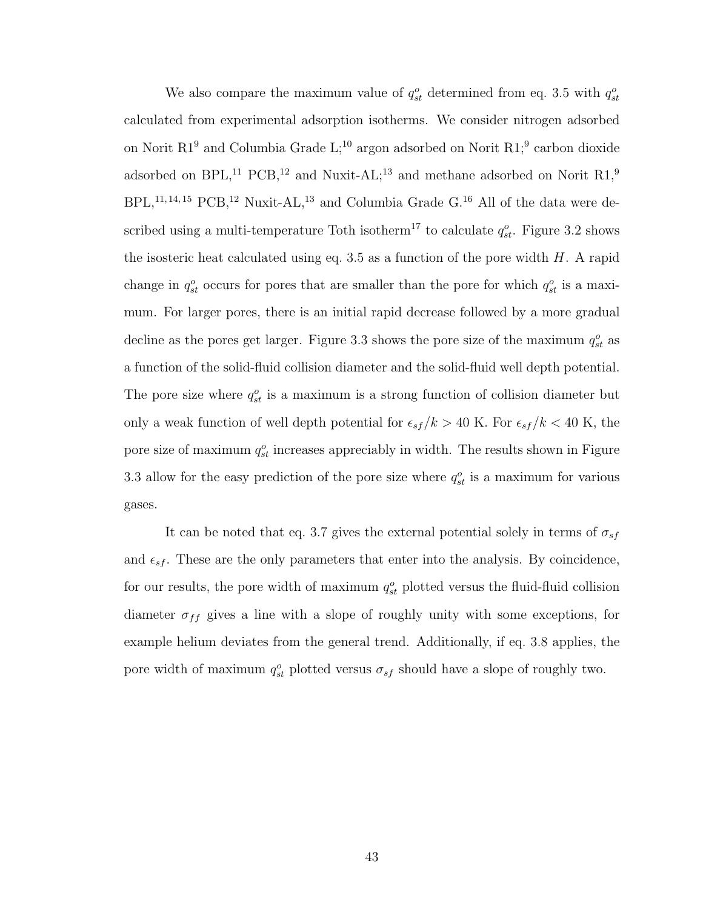We also compare the maximum value of $q_{st}^o$ determined from eq. 3.5 with $q_{st}^o$ calculated from experimental adsorption isotherms. We consider nitrogen adsorbed on Norit R1[9] and Columbia Grade L;[10] argon adsorbed on Norit R1;[9] carbon dioxide adsorbed on BPL,[11] PCB,[12] and Nuxit-AL;[13] and methane adsorbed on Norit R1,[9] BPL,[11,14,15] PCB,[12] Nuxit-AL,[13] and Columbia Grade G.[16] All of the data were described using a multi-temperature Toth isotherm[17] to calculate $q_{st}^o$. Figure 3.2 shows the isosteric heat calculated using eq. 3.5 as a function of the pore width $H$. A rapid change in $q_{st}^o$ occurs for pores that are smaller than the pore for which $q_{st}^o$ is a maximum. For larger pores, there is an initial rapid decrease followed by a more gradual decline as the pores get larger. Figure 3.3 shows the pore size of the maximum $q_{st}^o$ as a function of the solid-fluid collision diameter and the solid-fluid well depth potential. The pore size where $q_{st}^o$ is a maximum is a strong function of collision diameter but only a weak function of well depth potential for $\epsilon_{sf}/k > 40$ K. For $\epsilon_{sf}/k < 40$ K, the pore size of maximum $q_{st}^o$ increases appreciably in width. The results shown in Figure 3.3 allow for the easy prediction of the pore size where $q_{st}^o$ is a maximum for various gases.

It can be noted that eq. 3.7 gives the external potential solely in terms of $\sigma_{sf}$ and $\epsilon_{sf}$. These are the only parameters that enter into the analysis. By coincidence, for our results, the pore width of maximum $q_{st}^o$ plotted versus the fluid-fluid collision diameter $\sigma_{ff}$ gives a line with a slope of roughly unity with some exceptions, for example helium deviates from the general trend. Additionally, if eq. 3.8 applies, the pore width of maximum $q_{st}^o$ plotted versus $\sigma_{sf}$ should have a slope of roughly two.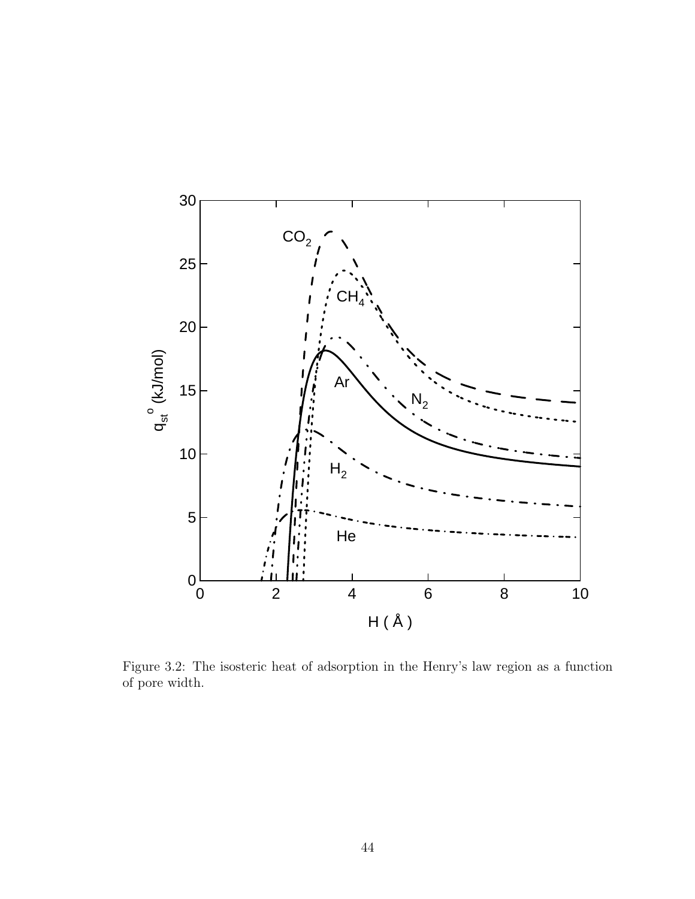Figure 3.2: The isosteric heat of adsorption in the Henry's law region as a function of pore width.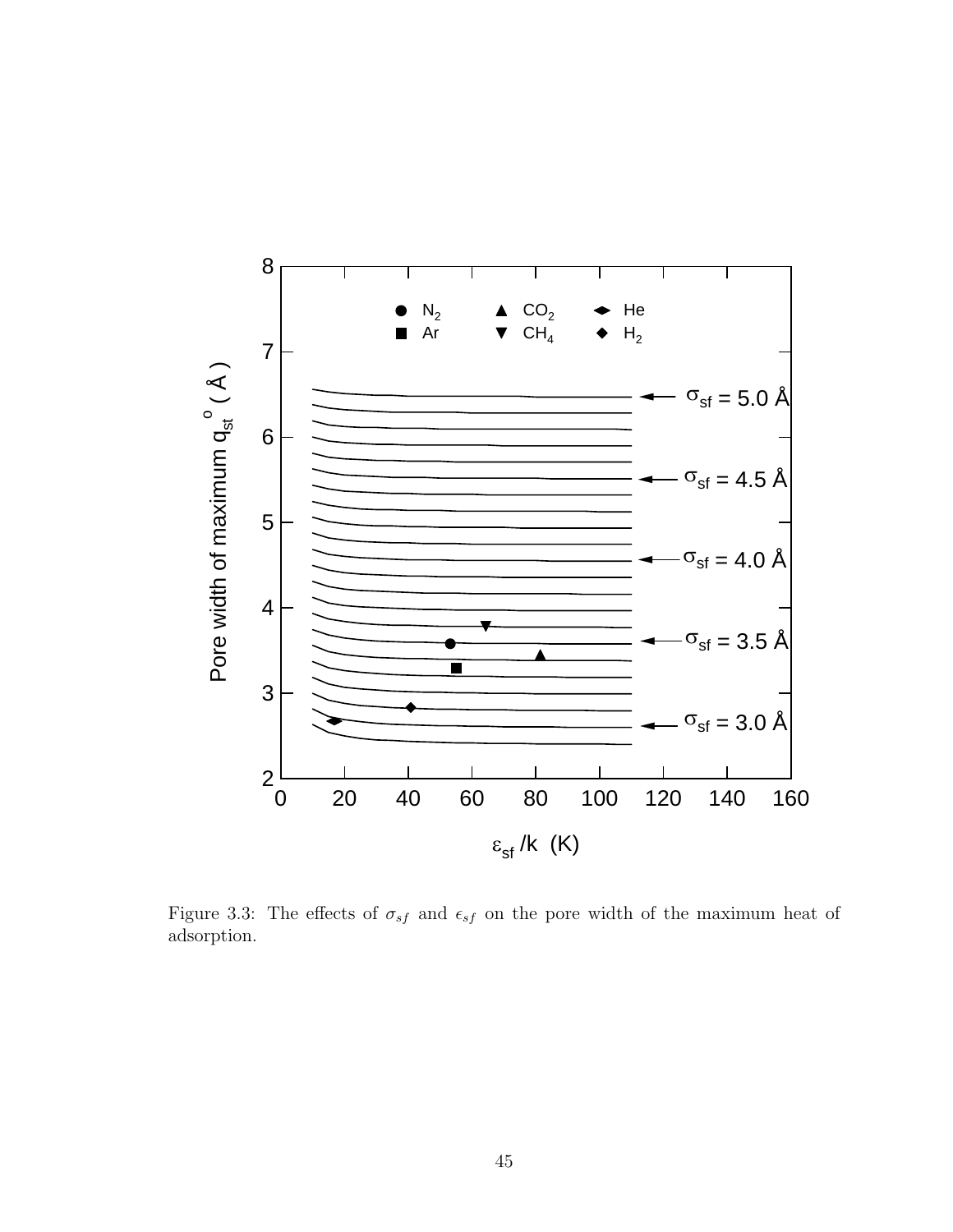Figure 3.3: The effects of $\sigma_{sf}$ and $\epsilon_{sf}$ on the pore width of the maximum heat of adsorption.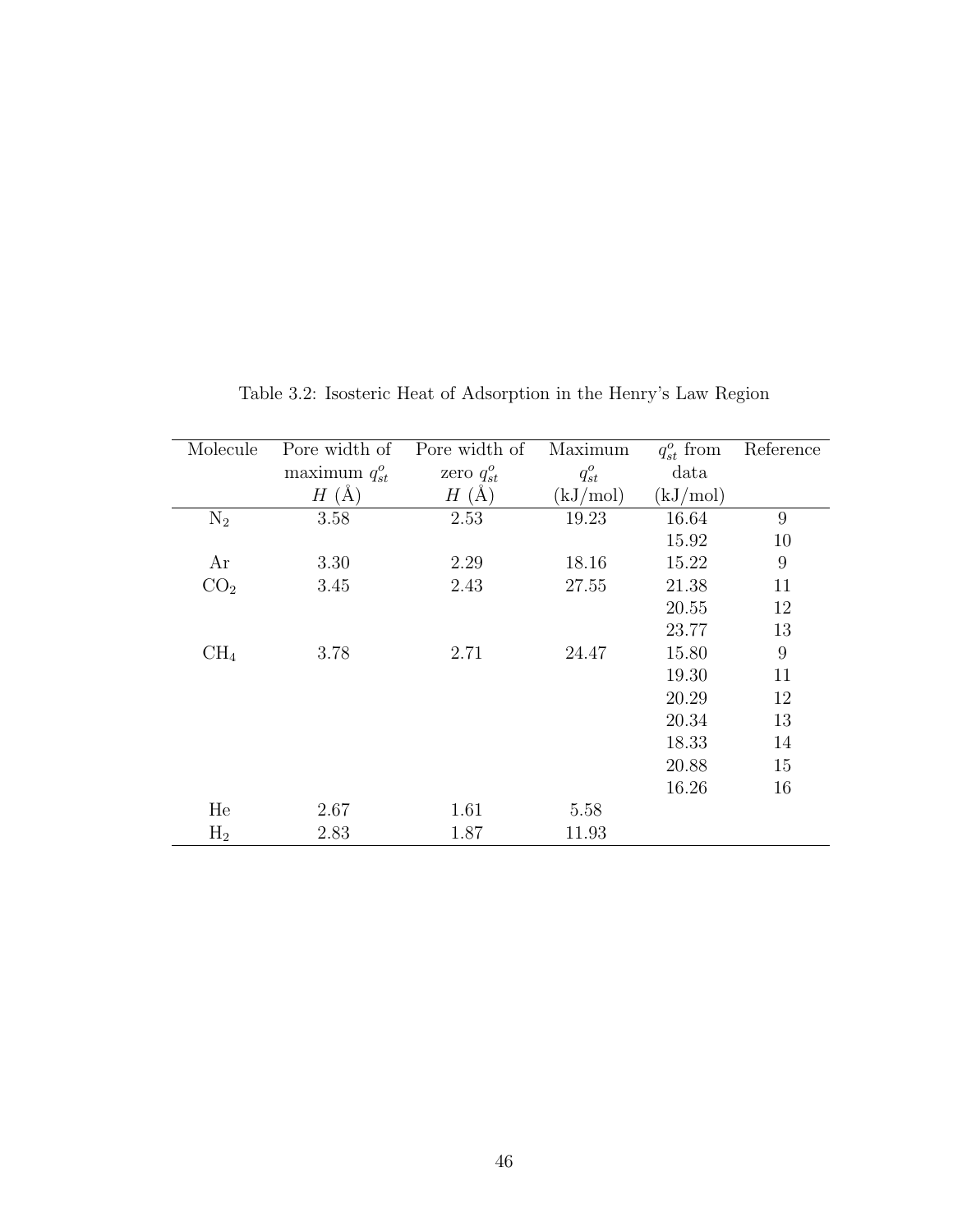Table 3.2: Isosteric Heat of Adsorption in the Henry's Law Region

| Molecule | Pore width of maximum $q_{st}^o$ $H$ (Å) | Pore width of zero $q_{st}^o$ $H$ (Å) | Maximum $q_{st}^o$ (kJ/mol) | $q_{st}^o$ from data (kJ/mol) | Reference |
|---|---|---|---|---|---|
| $N_2$ | 3.58 | 2.53 | 19.23 | 16.64 | 9 |
| | | | | 15.92 | 10 |
| Ar | 3.30 | 2.29 | 18.16 | 15.22 | 9 |
| $CO_2$ | 3.45 | 2.43 | 27.55 | 21.38 | 11 |
| | | | | 20.55 | 12 |
| | | | | 23.77 | 13 |
| $CH_4$ | 3.78 | 2.71 | 24.47 | 15.80 | 9 |
| | | | | 19.30 | 11 |
| | | | | 20.29 | 12 |
| | | | | 20.34 | 13 |
| | | | | 18.33 | 14 |
| | | | | 20.88 | 15 |
| | | | | 16.26 | 16 |
| He | 2.67 | 1.61 | 5.58 | | |
| $H_2$ | 2.83 | 1.87 | 11.93 | | |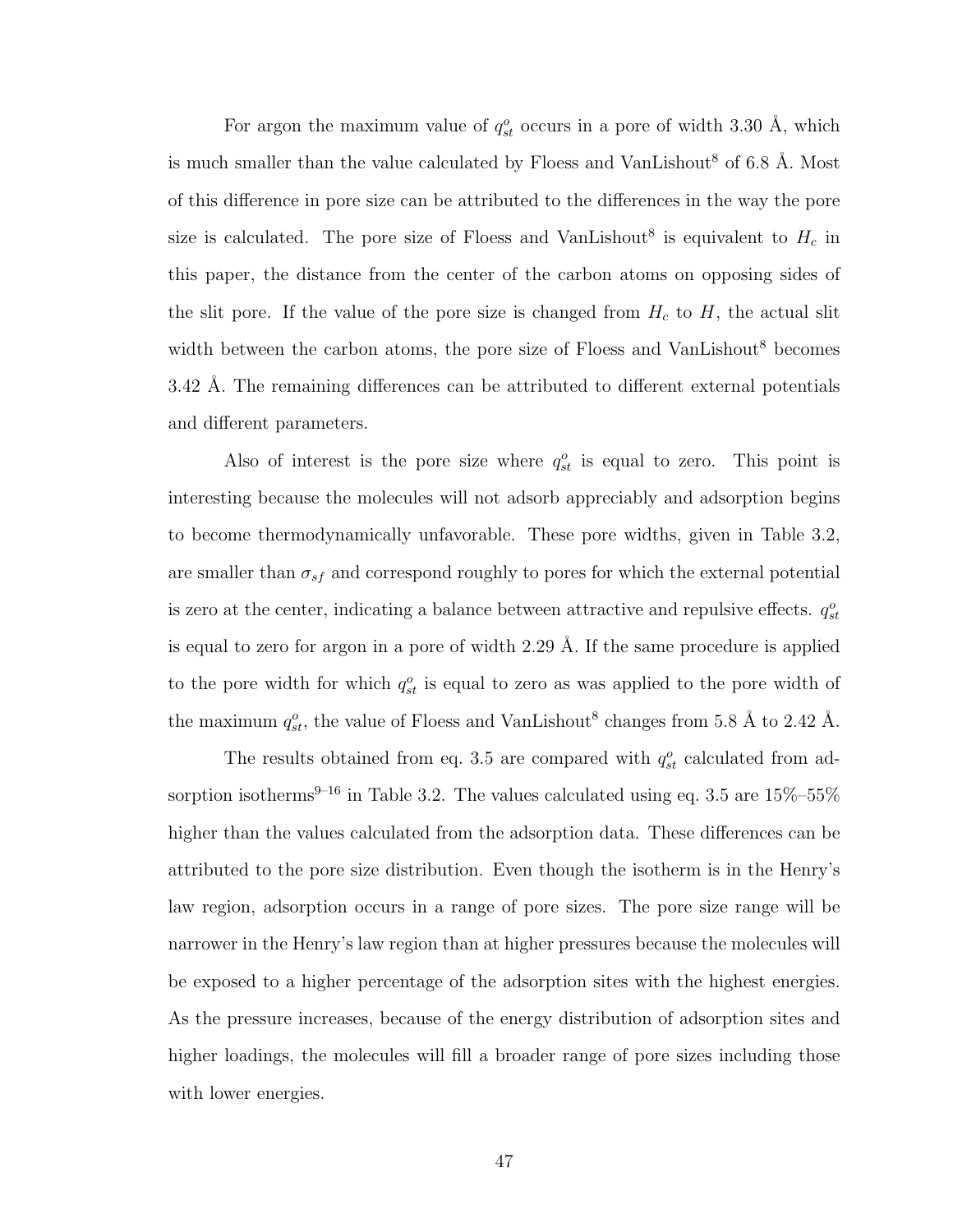For argon the maximum value of $q_{st}^o$ occurs in a pore of width 3.30 Å, which is much smaller than the value calculated by Floess and VanLishout[8] of 6.8 Å. Most of this difference in pore size can be attributed to the differences in the way the pore size is calculated. The pore size of Floess and VanLishout[8] is equivalent to $H_c$ in this paper, the distance from the center of the carbon atoms on opposing sides of the slit pore. If the value of the pore size is changed from $H_c$ to $H$, the actual slit width between the carbon atoms, the pore size of Floess and VanLishout[8] becomes 3.42 Å. The remaining differences can be attributed to different external potentials and different parameters.

Also of interest is the pore size where $q_{st}^o$ is equal to zero. This point is interesting because the molecules will not adsorb appreciably and adsorption begins to become thermodynamically unfavorable. These pore widths, given in Table 3.2, are smaller than $\sigma_{sf}$ and correspond roughly to pores for which the external potential is zero at the center, indicating a balance between attractive and repulsive effects. $q_{st}^o$ is equal to zero for argon in a pore of width 2.29 Å. If the same procedure is applied to the pore width for which $q_{st}^o$ is equal to zero as was applied to the pore width of the maximum $q_{st}^o$, the value of Floess and VanLishout[8] changes from 5.8 Å to 2.42 Å.

The results obtained from eq. 3.5 are compared with $q_{st}^o$ calculated from adsorption isotherms[9–16] in Table 3.2. The values calculated using eq. 3.5 are 15%–55% higher than the values calculated from the adsorption data. These differences can be attributed to the pore size distribution. Even though the isotherm is in the Henry's law region, adsorption occurs in a range of pore sizes. The pore size range will be narrower in the Henry's law region than at higher pressures because the molecules will be exposed to a higher percentage of the adsorption sites with the highest energies. As the pressure increases, because of the energy distribution of adsorption sites and higher loadings, the molecules will fill a broader range of pore sizes including those with lower energies.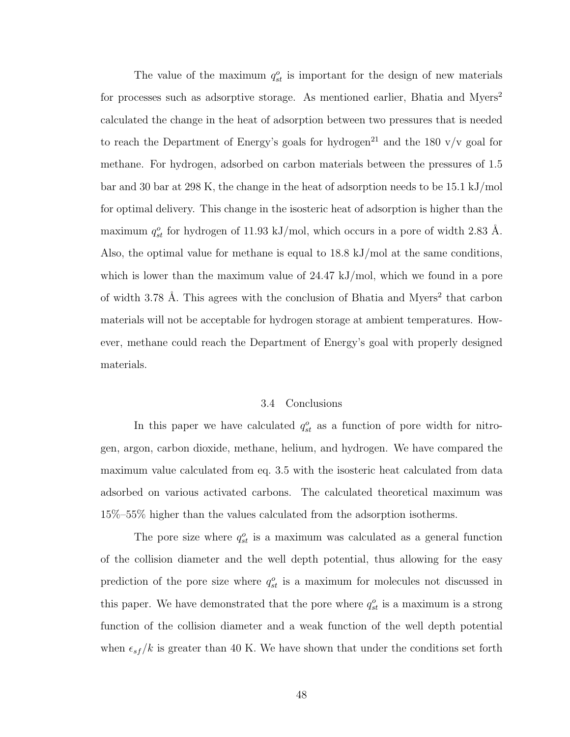The value of the maximum $q_{st}^o$ is important for the design of new materials for processes such as adsorptive storage. As mentioned earlier, Bhatia and Myers[2] calculated the change in the heat of adsorption between two pressures that is needed to reach the Department of Energy's goals for hydrogen[21] and the 180 v/v goal for methane. For hydrogen, adsorbed on carbon materials between the pressures of 1.5 bar and 30 bar at 298 K, the change in the heat of adsorption needs to be 15.1 kJ/mol for optimal delivery. This change in the isosteric heat of adsorption is higher than the maximum $q_{st}^o$ for hydrogen of 11.93 kJ/mol, which occurs in a pore of width 2.83 Å. Also, the optimal value for methane is equal to 18.8 kJ/mol at the same conditions, which is lower than the maximum value of 24.47 kJ/mol, which we found in a pore of width 3.78 Å. This agrees with the conclusion of Bhatia and Myers[2] that carbon materials will not be acceptable for hydrogen storage at ambient temperatures. However, methane could reach the Department of Energy's goal with properly designed materials.

## 3.4 Conclusions

In this paper we have calculated $q_{st}^o$ as a function of pore width for nitrogen, argon, carbon dioxide, methane, helium, and hydrogen. We have compared the maximum value calculated from eq. 3.5 with the isosteric heat calculated from data adsorbed on various activated carbons. The calculated theoretical maximum was 15%–55% higher than the values calculated from the adsorption isotherms.

The pore size where $q_{st}^o$ is a maximum was calculated as a general function of the collision diameter and the well depth potential, thus allowing for the easy prediction of the pore size where $q_{st}^o$ is a maximum for molecules not discussed in this paper. We have demonstrated that the pore where $q_{st}^o$ is a maximum is a strong function of the collision diameter and a weak function of the well depth potential when $\epsilon_{sf}/k$ is greater than 40 K. We have shown that under the conditions set forth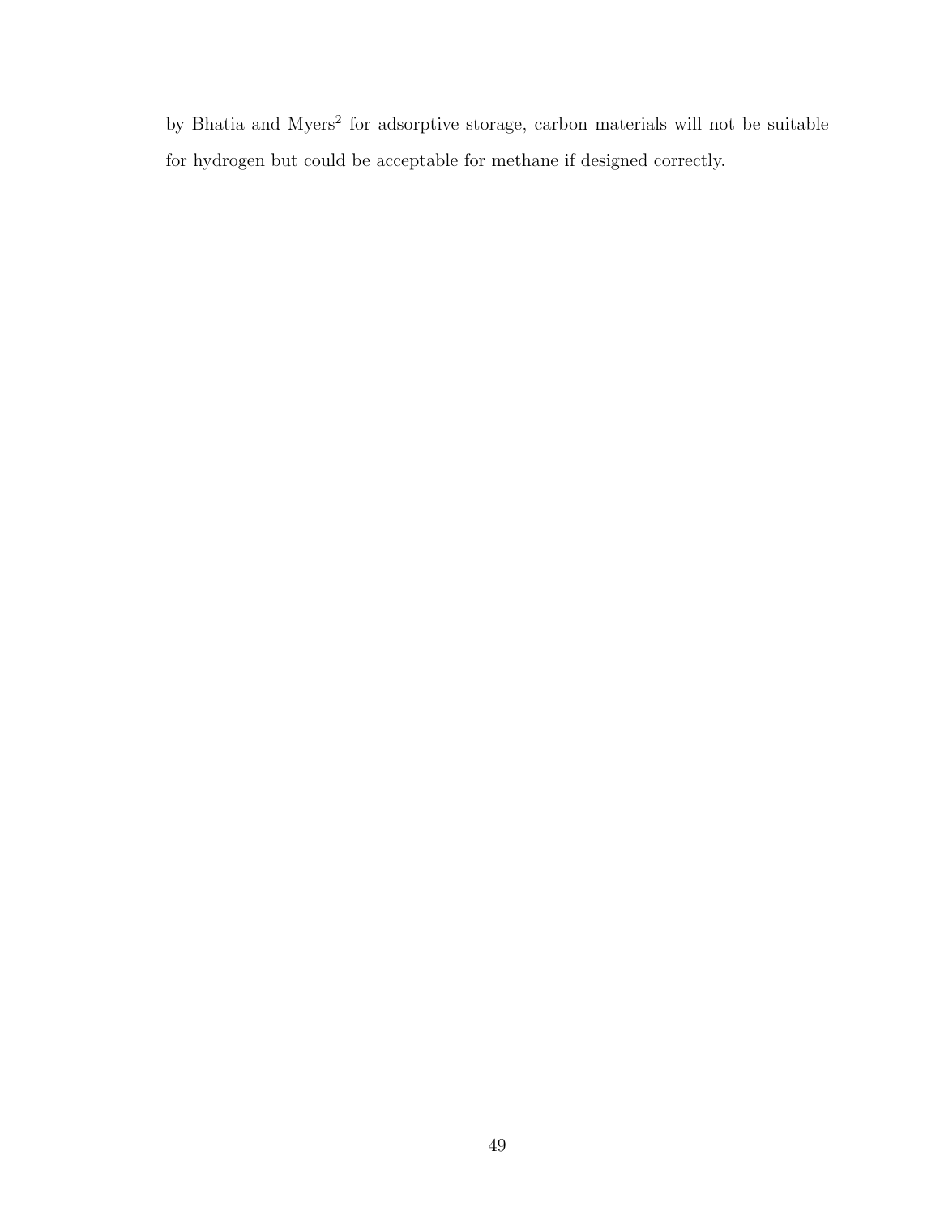by Bhatia and Myers[2] for adsorptive storage, carbon materials will not be suitable for hydrogen but could be acceptable for methane if designed correctly.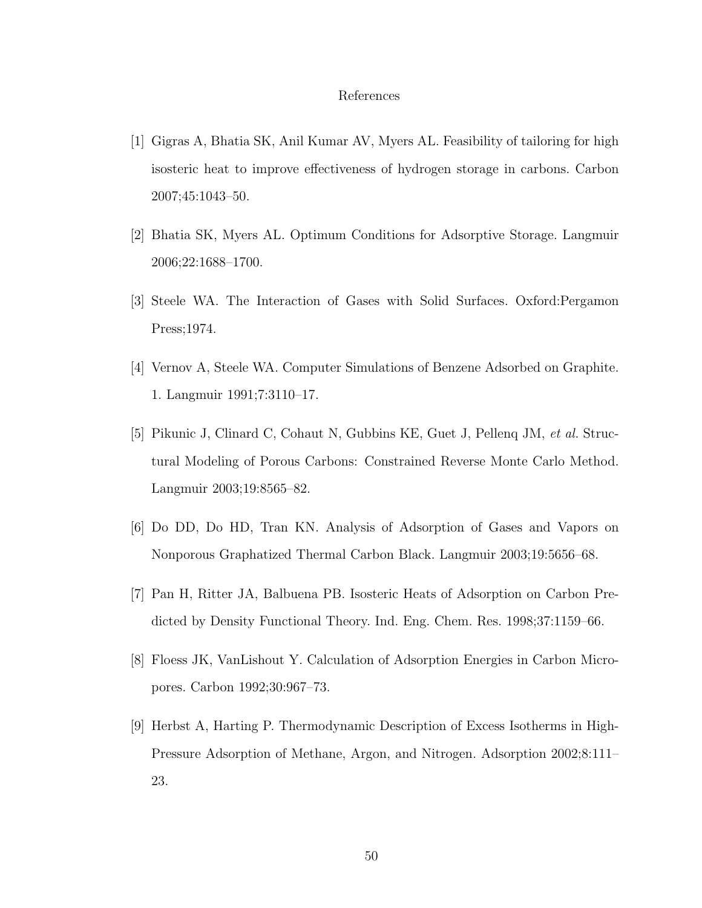# References

[1] Gigras A, Bhatia SK, Anil Kumar AV, Myers AL. Feasibility of tailoring for high isosteric heat to improve effectiveness of hydrogen storage in carbons. Carbon 2007;45:1043–50.

[2] Bhatia SK, Myers AL. Optimum Conditions for Adsorptive Storage. Langmuir 2006;22:1688–1700.

[3] Steele WA. The Interaction of Gases with Solid Surfaces. Oxford:Pergamon Press;1974.

[4] Vernov A, Steele WA. Computer Simulations of Benzene Adsorbed on Graphite. 1. Langmuir 1991;7:3110–17.

[5] Pikunic J, Clinard C, Cohaut N, Gubbins KE, Guet J, Pellenq JM, *et al.* Structural Modeling of Porous Carbons: Constrained Reverse Monte Carlo Method. Langmuir 2003;19:8565–82.

[6] Do DD, Do HD, Tran KN. Analysis of Adsorption of Gases and Vapors on Nonporous Graphatized Thermal Carbon Black. Langmuir 2003;19:5656–68.

[7] Pan H, Ritter JA, Balbuena PB. Isosteric Heats of Adsorption on Carbon Predicted by Density Functional Theory. Ind. Eng. Chem. Res. 1998;37:1159–66.

[8] Floess JK, VanLishout Y. Calculation of Adsorption Energies in Carbon Micropores. Carbon 1992;30:967–73.

[9] Herbst A, Harting P. Thermodynamic Description of Excess Isotherms in High-Pressure Adsorption of Methane, Argon, and Nitrogen. Adsorption 2002;8:111–23.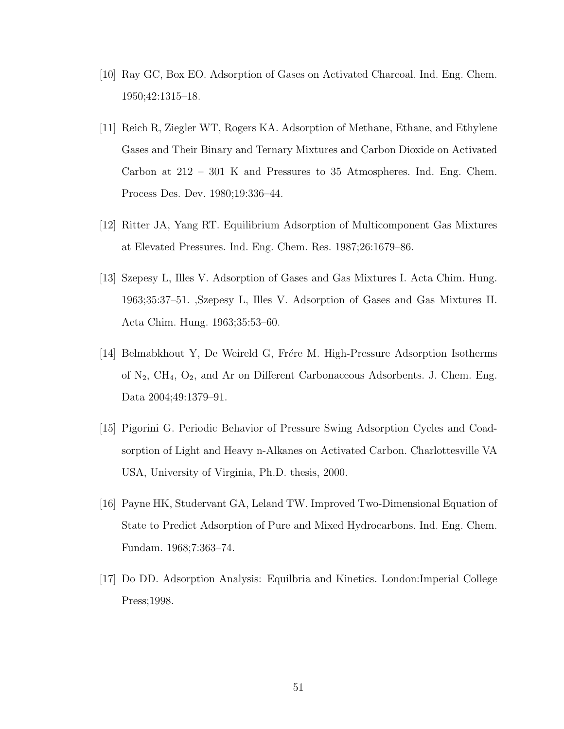[10] Ray GC, Box EO. Adsorption of Gases on Activated Charcoal. Ind. Eng. Chem. 1950;42:1315–18.

[11] Reich R, Ziegler WT, Rogers KA. Adsorption of Methane, Ethane, and Ethylene Gases and Their Binary and Ternary Mixtures and Carbon Dioxide on Activated Carbon at 212 – 301 K and Pressures to 35 Atmospheres. Ind. Eng. Chem. Process Des. Dev. 1980;19:336–44.

[12] Ritter JA, Yang RT. Equilibrium Adsorption of Multicomponent Gas Mixtures at Elevated Pressures. Ind. Eng. Chem. Res. 1987;26:1679–86.

[13] Szepesy L, Illes V. Adsorption of Gases and Gas Mixtures I. Acta Chim. Hung. 1963;35:37–51. ,Szepesy L, Illes V. Adsorption of Gases and Gas Mixtures II. Acta Chim. Hung. 1963;35:53–60.

[14] Belmabkhout Y, De Weireld G, Frére M. High-Pressure Adsorption Isotherms of $N_2$, $CH_4$, $O_2$, and Ar on Different Carbonaceous Adsorbents. J. Chem. Eng. Data 2004;49:1379–91.

[15] Pigorini G. Periodic Behavior of Pressure Swing Adsorption Cycles and Coadsorption of Light and Heavy n-Alkanes on Activated Carbon. Charlottesville VA USA, University of Virginia, Ph.D. thesis, 2000.

[16] Payne HK, Studervant GA, Leland TW. Improved Two-Dimensional Equation of State to Predict Adsorption of Pure and Mixed Hydrocarbons. Ind. Eng. Chem. Fundam. 1968;7:363–74.

[17] Do DD. Adsorption Analysis: Equilbria and Kinetics. London:Imperial College Press;1998.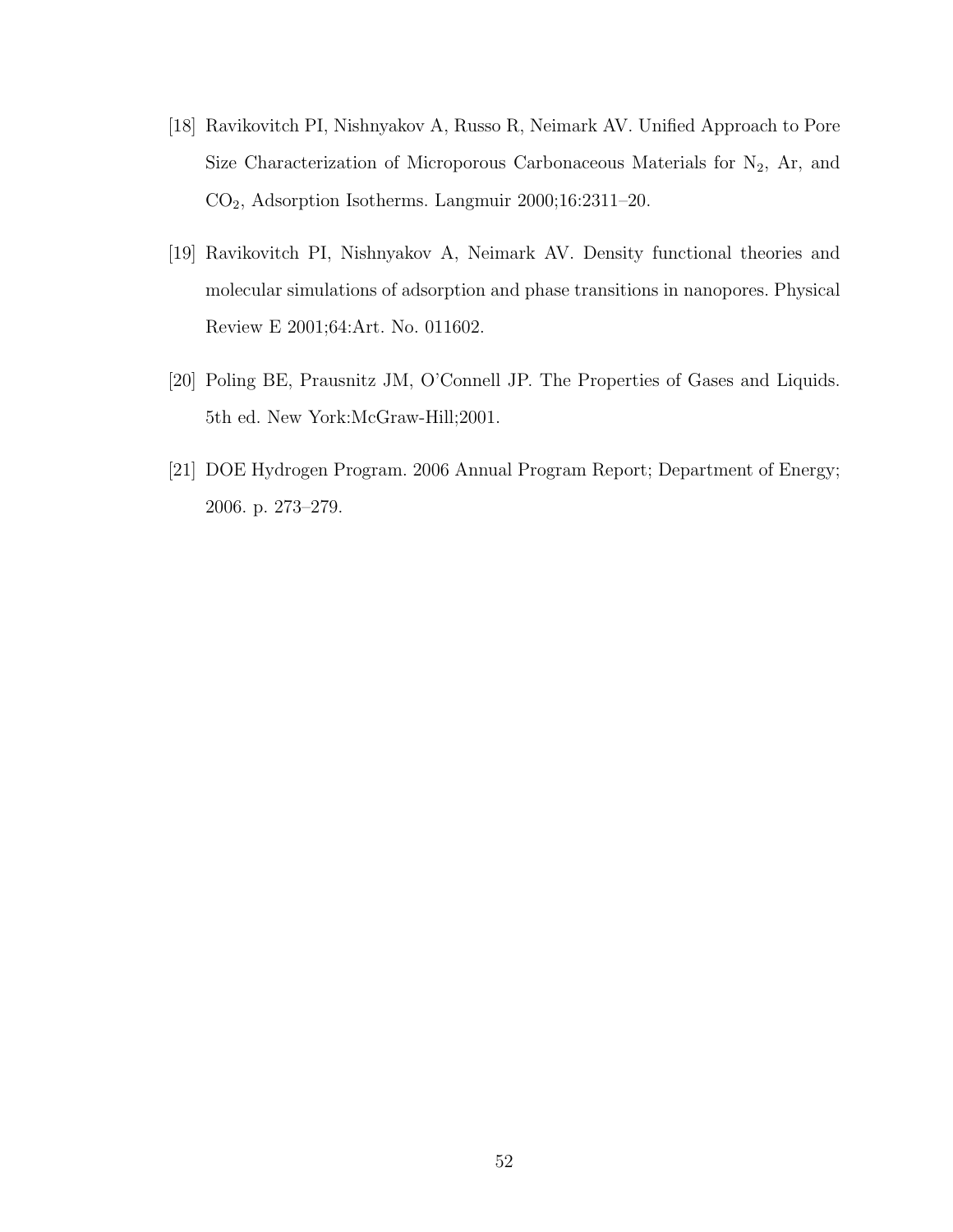[18] Ravikovitch PI, Nishnyakov A, Russo R, Neimark AV. Unified Approach to Pore Size Characterization of Microporous Carbonaceous Materials for $N_2$, Ar, and $CO_2$, Adsorption Isotherms. Langmuir 2000;16:2311–20.

[19] Ravikovitch PI, Nishnyakov A, Neimark AV. Density functional theories and molecular simulations of adsorption and phase transitions in nanopores. Physical Review E 2001;64:Art. No. 011602.

[20] Poling BE, Prausnitz JM, O'Connell JP. The Properties of Gases and Liquids. 5th ed. New York:McGraw-Hill;2001.

[21] DOE Hydrogen Program. 2006 Annual Program Report; Department of Energy; 2006. p. 273–279.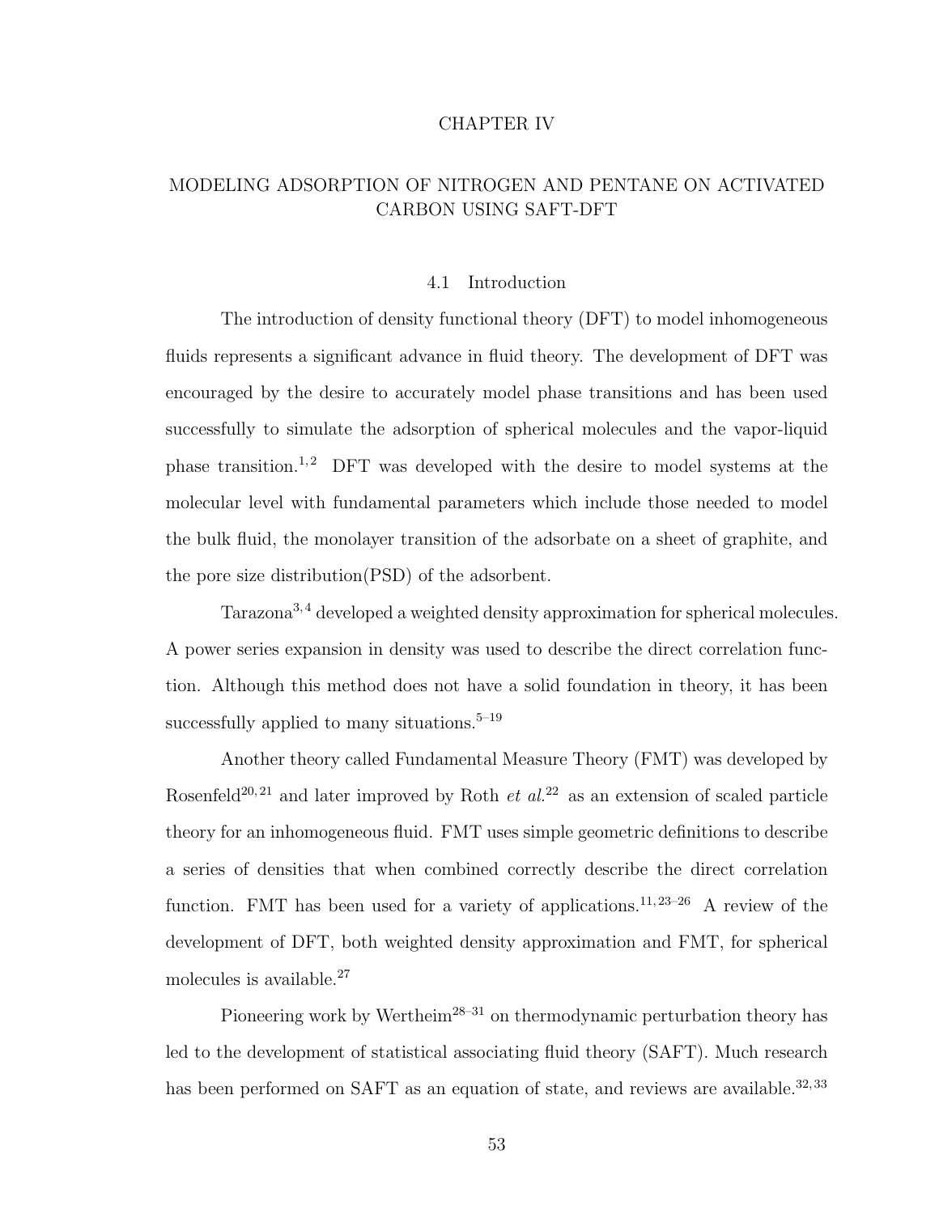# CHAPTER IV

# MODELING ADSORPTION OF NITROGEN AND PENTANE ON ACTIVATED CARBON USING SAFT-DFT

## 4.1 Introduction

The introduction of density functional theory (DFT) to model inhomogeneous fluids represents a significant advance in fluid theory. The development of DFT was encouraged by the desire to accurately model phase transitions and has been used successfully to simulate the adsorption of spherical molecules and the vapor-liquid phase transition.[1,2] DFT was developed with the desire to model systems at the molecular level with fundamental parameters which include those needed to model the bulk fluid, the monolayer transition of the adsorbate on a sheet of graphite, and the pore size distribution(PSD) of the adsorbent.

Tarazona[3,4] developed a weighted density approximation for spherical molecules. A power series expansion in density was used to describe the direct correlation function. Although this method does not have a solid foundation in theory, it has been successfully applied to many situations.[5–19]

Another theory called Fundamental Measure Theory (FMT) was developed by Rosenfeld[20,21] and later improved by Roth *et al.*[22] as an extension of scaled particle theory for an inhomogeneous fluid. FMT uses simple geometric definitions to describe a series of densities that when combined correctly describe the direct correlation function. FMT has been used for a variety of applications.[11,23–26] A review of the development of DFT, both weighted density approximation and FMT, for spherical molecules is available.[27]

Pioneering work by Wertheim[28–31] on thermodynamic perturbation theory has led to the development of statistical associating fluid theory (SAFT). Much research has been performed on SAFT as an equation of state, and reviews are available.[32,33]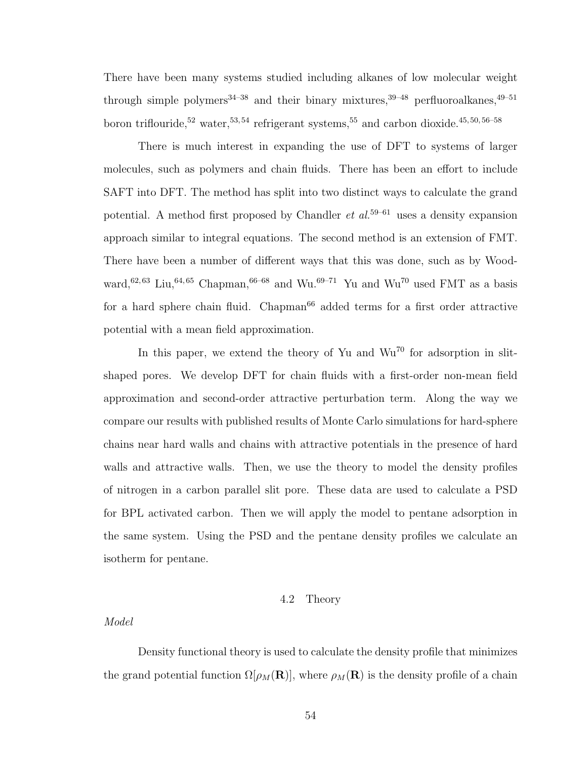There have been many systems studied including alkanes of low molecular weight through simple polymers[34–38] and their binary mixtures,[39–48] perfluoroalkanes,[49–51] boron triflouride,[52] water,[53,54] refrigerant systems,[55] and carbon dioxide.[45,50,56–58]

There is much interest in expanding the use of DFT to systems of larger molecules, such as polymers and chain fluids. There has been an effort to include SAFT into DFT. The method has split into two distinct ways to calculate the grand potential. A method first proposed by Chandler *et al.*[59–61] uses a density expansion approach similar to integral equations. The second method is an extension of FMT. There have been a number of different ways that this was done, such as by Woodward,[62,63] Liu,[64,65] Chapman,[66–68] and Wu.[69–71] Yu and Wu[70] used FMT as a basis for a hard sphere chain fluid. Chapman[66] added terms for a first order attractive potential with a mean field approximation.

In this paper, we extend the theory of Yu and Wu[70] for adsorption in slit-shaped pores. We develop DFT for chain fluids with a first-order non-mean field approximation and second-order attractive perturbation term. Along the way we compare our results with published results of Monte Carlo simulations for hard-sphere chains near hard walls and chains with attractive potentials in the presence of hard walls and attractive walls. Then, we use the theory to model the density profiles of nitrogen in a carbon parallel slit pore. These data are used to calculate a PSD for BPL activated carbon. Then we will apply the model to pentane adsorption in the same system. Using the PSD and the pentane density profiles we calculate an isotherm for pentane.

## 4.2 Theory

*Model*

Density functional theory is used to calculate the density profile that minimizes the grand potential function $\Omega[\rho_M(\mathbf{R})]$, where $\rho_M(\mathbf{R})$ is the density profile of a chain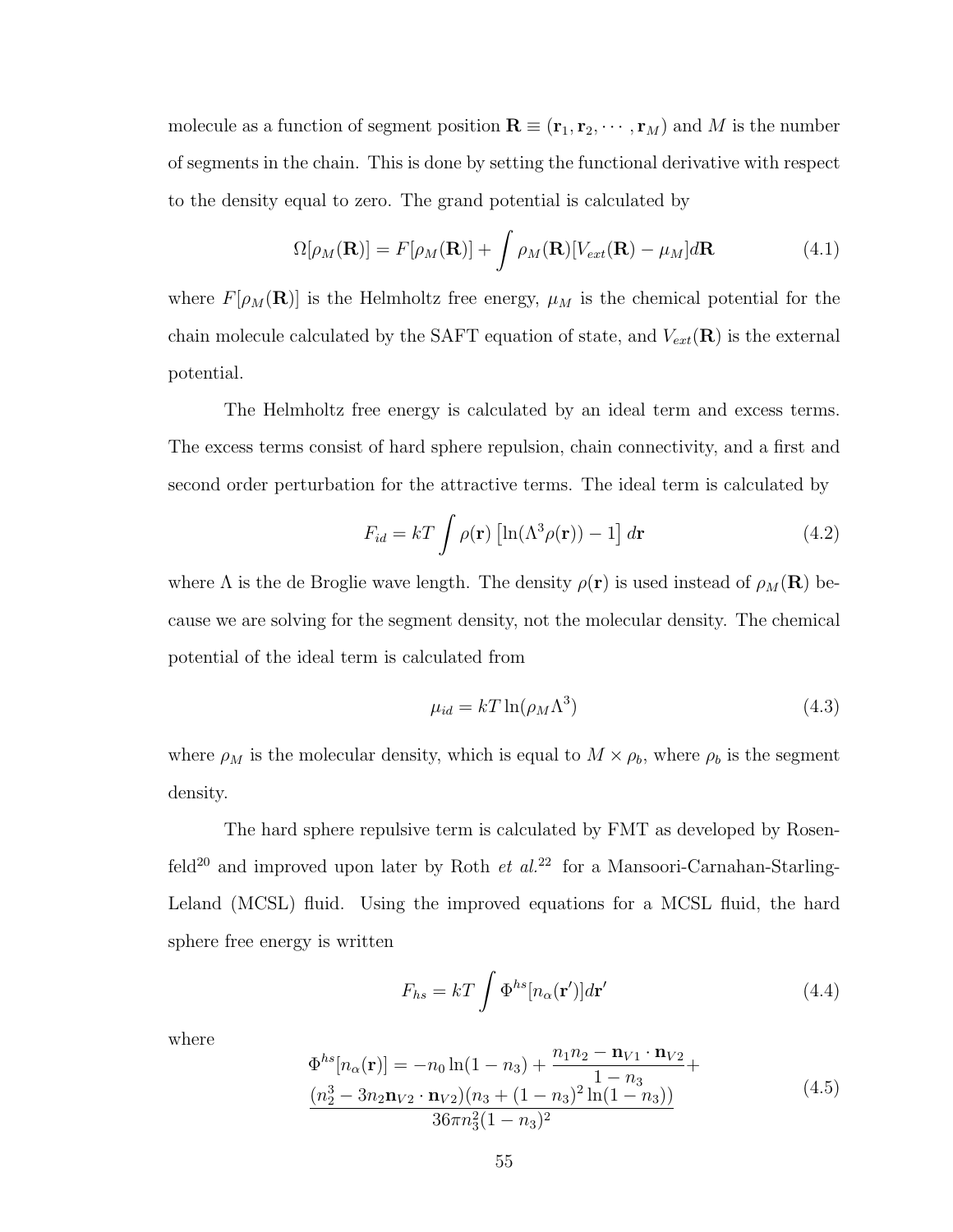molecule as a function of segment position $\mathbf{R} \equiv (\mathbf{r}_1, \mathbf{r}_2, \cdots, \mathbf{r}_M)$ and $M$ is the number of segments in the chain. This is done by setting the functional derivative with respect to the density equal to zero. The grand potential is calculated by

$$\Omega[\rho_M(\mathbf{R})] = F[\rho_M(\mathbf{R})] + \int \rho_M(\mathbf{R})[V_{ext}(\mathbf{R}) - \mu_M]d\mathbf{R} \tag{4.1}$$

where $F[\rho_M(\mathbf{R})]$ is the Helmholtz free energy, $\mu_M$ is the chemical potential for the chain molecule calculated by the SAFT equation of state, and $V_{ext}(\mathbf{R})$ is the external potential.

The Helmholtz free energy is calculated by an ideal term and excess terms. The excess terms consist of hard sphere repulsion, chain connectivity, and a first and second order perturbation for the attractive terms. The ideal term is calculated by

$$F_{id} = kT \int \rho(\mathbf{r}) \left[\ln(\Lambda^3 \rho(\mathbf{r})) - 1\right] d\mathbf{r} \tag{4.2}$$

where $\Lambda$ is the de Broglie wave length. The density $\rho(\mathbf{r})$ is used instead of $\rho_M(\mathbf{R})$ because we are solving for the segment density, not the molecular density. The chemical potential of the ideal term is calculated from

$$\mu_{id} = kT \ln(\rho_M \Lambda^3) \tag{4.3}$$

where $\rho_M$ is the molecular density, which is equal to $M \times \rho_b$, where $\rho_b$ is the segment density.

The hard sphere repulsive term is calculated by FMT as developed by Rosenfeld[20] and improved upon later by Roth *et al.*[22] for a Mansoori-Carnahan-Starling-Leland (MCSL) fluid. Using the improved equations for a MCSL fluid, the hard sphere free energy is written

$$F_{hs} = kT \int \Phi^{hs}[n_\alpha(\mathbf{r}')]d\mathbf{r}' \tag{4.4}$$

where

$$\begin{aligned} \Phi^{hs}[n_\alpha(\mathbf{r})] = -n_0 \ln(1 - n_3) + \frac{n_1 n_2 - \mathbf{n}_{V1} \cdot \mathbf{n}_{V2}}{1 - n_3} + \\ \frac{(n_2^3 - 3n_2 \mathbf{n}_{V2} \cdot \mathbf{n}_{V2})(n_3 + (1 - n_3)^2 \ln(1 - n_3))}{36\pi n_3^2 (1 - n_3)^2} \end{aligned} \tag{4.5}$$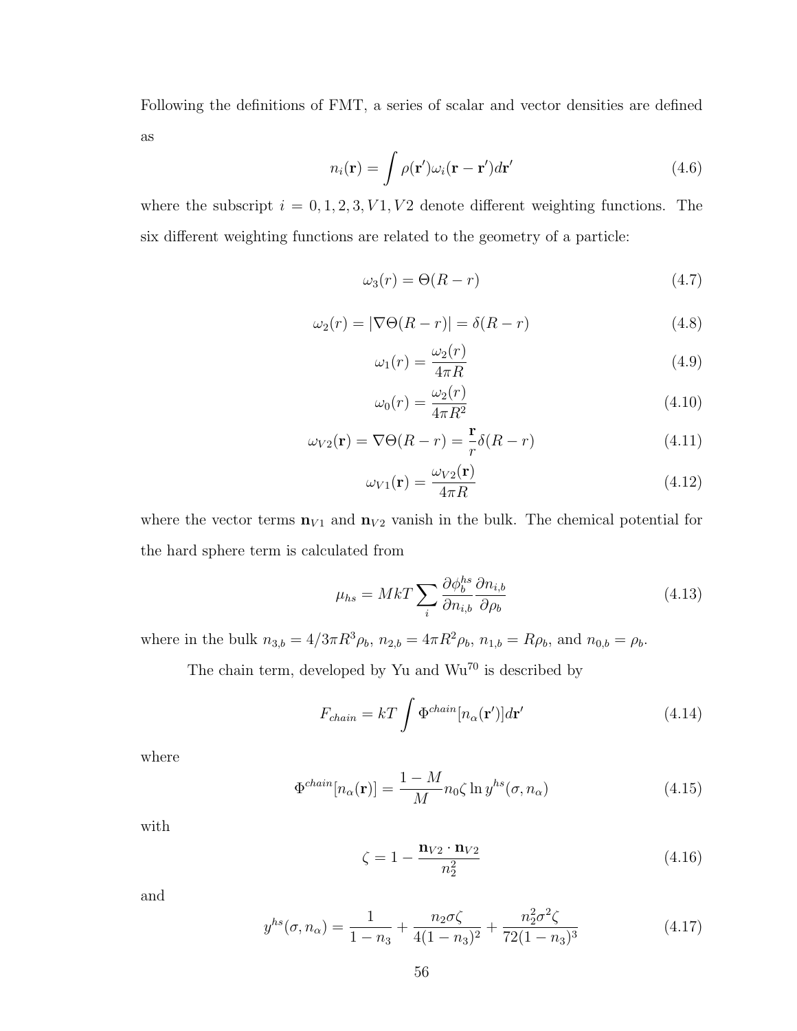Following the definitions of FMT, a series of scalar and vector densities are defined as

$$n_i(\mathbf{r}) = \int \rho(\mathbf{r}')\omega_i(\mathbf{r} - \mathbf{r}')d\mathbf{r}' \tag{4.6}$$

where the subscript $i = 0, 1, 2, 3, V1, V2$ denote different weighting functions. The six different weighting functions are related to the geometry of a particle:

$$\omega_3(r) = \Theta(R - r) \tag{4.7}$$

$$\omega_2(r) = |\nabla\Theta(R - r)| = \delta(R - r) \tag{4.8}$$

$$\omega_1(r) = \frac{\omega_2(r)}{4\pi R} \tag{4.9}$$

$$\omega_0(r) = \frac{\omega_2(r)}{4\pi R^2} \tag{4.10}$$

$$\omega_{V2}(\mathbf{r}) = \nabla\Theta(R - r) = \frac{\mathbf{r}}{r}\delta(R - r) \tag{4.11}$$

$$\omega_{V1}(\mathbf{r}) = \frac{\omega_{V2}(\mathbf{r})}{4\pi R} \tag{4.12}$$

where the vector terms $\mathbf{n}_{V1}$ and $\mathbf{n}_{V2}$ vanish in the bulk. The chemical potential for the hard sphere term is calculated from

$$\mu_{hs} = MkT\sum_i \frac{\partial \phi_b^{hs}}{\partial n_{i,b}} \frac{\partial n_{i,b}}{\partial \rho_b} \tag{4.13}$$

where in the bulk $n_{3,b} = 4/3\pi R^3\rho_b$, $n_{2,b} = 4\pi R^2\rho_b$, $n_{1,b} = R\rho_b$, and $n_{0,b} = \rho_b$.

The chain term, developed by Yu and Wu[70] is described by

$$F_{chain} = kT\int \Phi^{chain}[n_\alpha(\mathbf{r}')]d\mathbf{r}' \tag{4.14}$$

where

$$\Phi^{chain}[n_\alpha(\mathbf{r})] = \frac{1 - M}{M} n_0 \zeta \ln y^{hs}(\sigma, n_\alpha) \tag{4.15}$$

with

$$\zeta = 1 - \frac{\mathbf{n}_{V2} \cdot \mathbf{n}_{V2}}{n_2^2} \tag{4.16}$$

and

$$y^{hs}(\sigma, n_\alpha) = \frac{1}{1 - n_3} + \frac{n_2\sigma\zeta}{4(1 - n_3)^2} + \frac{n_2^2\sigma^2\zeta}{72(1 - n_3)^3} \tag{4.17}$$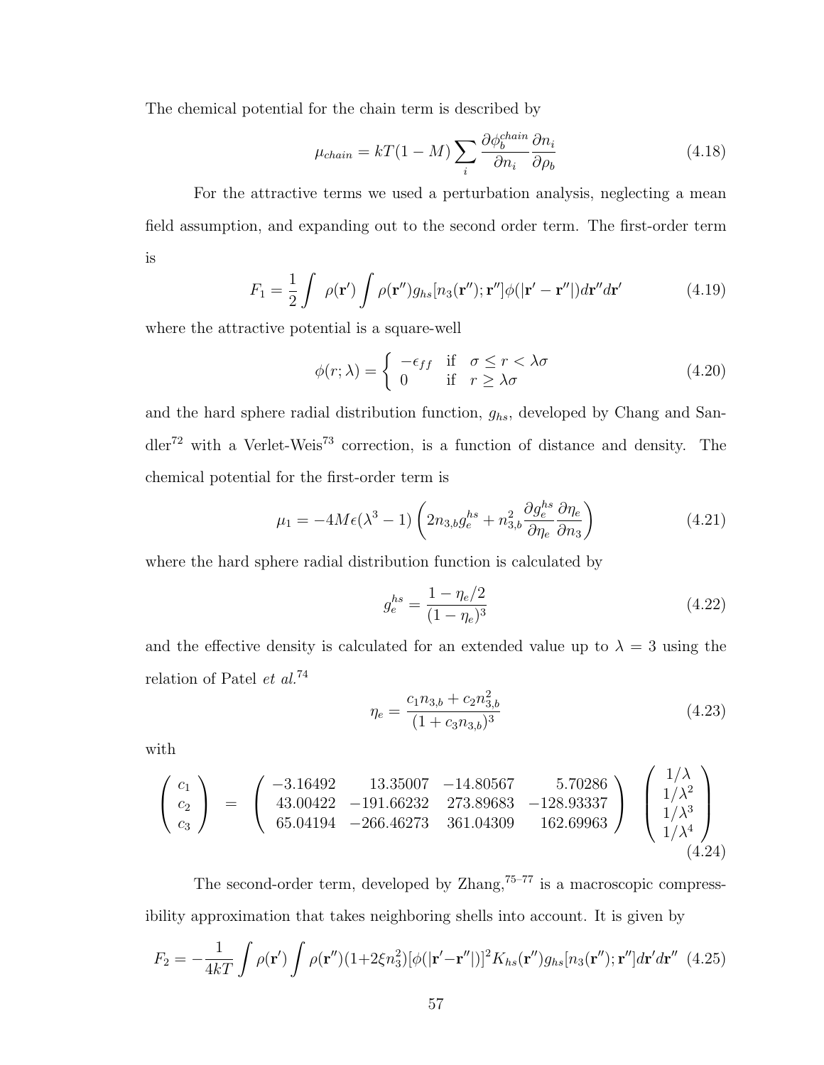The chemical potential for the chain term is described by

$$\mu_{chain} = kT(1-M)\sum_i \frac{\partial \phi_b^{chain}}{\partial n_i}\frac{\partial n_i}{\partial \rho_b} \tag{4.18}$$

For the attractive terms we used a perturbation analysis, neglecting a mean field assumption, and expanding out to the second order term. The first-order term is

$$F_1 = \frac{1}{2}\int \rho(\mathbf{r}') \int \rho(\mathbf{r}'')g_{hs}[n_3(\mathbf{r}'');\mathbf{r}'']\phi(|\mathbf{r}'-\mathbf{r}''|)d\mathbf{r}''d\mathbf{r}' \tag{4.19}$$

where the attractive potential is a square-well

$$\phi(r;\lambda) = \begin{cases} -\epsilon_{ff} & \text{if} \quad \sigma \le r < \lambda\sigma \\ 0 & \text{if} \quad r \ge \lambda\sigma \end{cases} \tag{4.20}$$

and the hard sphere radial distribution function, $g_{hs}$, developed by Chang and Sandler[72] with a Verlet-Weis[73] correction, is a function of distance and density. The chemical potential for the first-order term is

$$\mu_1 = -4M\epsilon(\lambda^3-1)\left(2n_{3,b}g_e^{hs} + n_{3,b}^2\frac{\partial g_e^{hs}}{\partial \eta_e}\frac{\partial \eta_e}{\partial n_3}\right) \tag{4.21}$$

where the hard sphere radial distribution function is calculated by

$$g_e^{hs} = \frac{1-\eta_e/2}{(1-\eta_e)^3} \tag{4.22}$$

and the effective density is calculated for an extended value up to $\lambda = 3$ using the relation of Patel *et al.*[74]

$$\eta_e = \frac{c_1 n_{3,b} + c_2 n_{3,b}^2}{(1+c_3 n_{3,b})^3} \tag{4.23}$$

with

$$\begin{pmatrix} c_1 \\ c_2 \\ c_3 \end{pmatrix} = \begin{pmatrix} -3.16492 & 13.35007 & -14.80567 & 5.70286 \\ 43.00422 & -191.66232 & 273.89683 & -128.93337 \\ 65.04194 & -266.46273 & 361.04309 & 162.69963 \end{pmatrix} \begin{pmatrix} 1/\lambda \\ 1/\lambda^2 \\ 1/\lambda^3 \\ 1/\lambda^4 \end{pmatrix} \tag{4.24}$$

The second-order term, developed by Zhang,[75–77] is a macroscopic compressibility approximation that takes neighboring shells into account. It is given by

$$F_2 = -\frac{1}{4kT}\int \rho(\mathbf{r}') \int \rho(\mathbf{r}'')(1+2\xi n_3^2)[\phi(|\mathbf{r}'-\mathbf{r}''|)]^2 K_{hs}(\mathbf{r}'')g_{hs}[n_3(\mathbf{r}'');\mathbf{r}'']d\mathbf{r}'d\mathbf{r}'' \tag{4.25}$$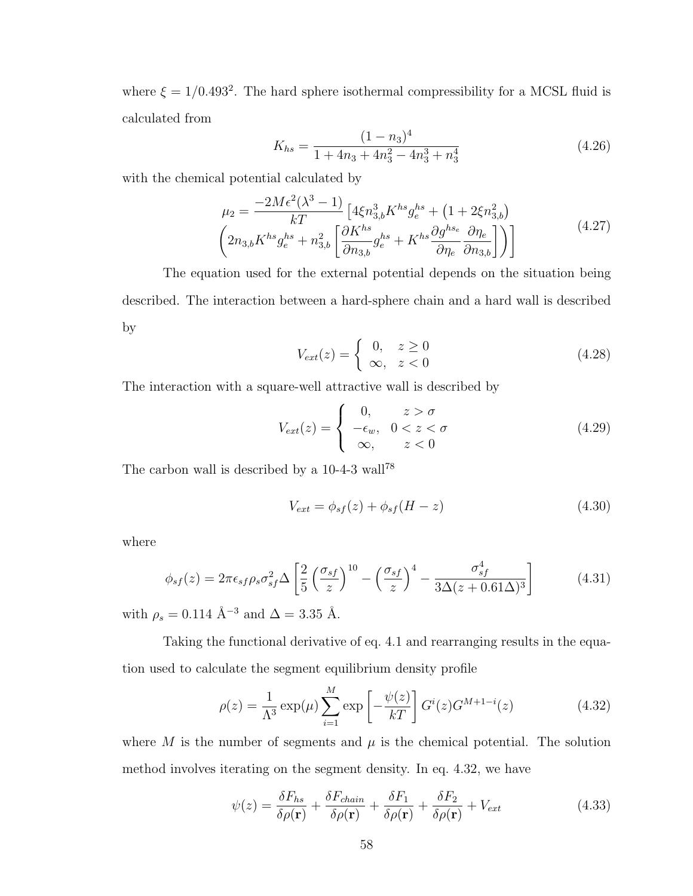where $\xi = 1/0.493^2$. The hard sphere isothermal compressibility for a MCSL fluid is calculated from

$$K_{hs} = \frac{(1 - n_3)^4}{1 + 4n_3 + 4n_3^2 - 4n_3^3 + n_3^4} \tag{4.26}$$

with the chemical potential calculated by

$$\begin{aligned} \mu_2 = \frac{-2M\epsilon^2(\lambda^3 - 1)}{kT} \left[4\xi n_{3,b}^3 K^{hs} g_e^{hs} + \left(1 + 2\xi n_{3,b}^2\right)\right. \\ \left.\left(2n_{3,b} K^{hs} g_e^{hs} + n_{3,b}^2 \left[\frac{\partial K^{hs}}{\partial n_{3,b}} g_e^{hs} + K^{hs} \frac{\partial g^{hs_e}}{\partial \eta_e} \frac{\partial \eta_e}{\partial n_{3,b}}\right]\right)\right] \end{aligned} \tag{4.27}$$

The equation used for the external potential depends on the situation being described. The interaction between a hard-sphere chain and a hard wall is described by

$$V_{ext}(z) = \begin{cases} 0, & z \geq 0 \\ \infty, & z < 0 \end{cases} \tag{4.28}$$

The interaction with a square-well attractive wall is described by

$$V_{ext}(z) = \begin{cases} 0, & z > \sigma \\ -\epsilon_w, & 0 < z < \sigma \\ \infty, & z < 0 \end{cases} \tag{4.29}$$

The carbon wall is described by a 10-4-3 wall[78]

$$V_{ext} = \phi_{sf}(z) + \phi_{sf}(H - z) \tag{4.30}$$

where

$$\phi_{sf}(z) = 2\pi\epsilon_{sf}\rho_s\sigma_{sf}^2\Delta \left[\frac{2}{5}\left(\frac{\sigma_{sf}}{z}\right)^{10} - \left(\frac{\sigma_{sf}}{z}\right)^4 - \frac{\sigma_{sf}^4}{3\Delta(z + 0.61\Delta)^3}\right] \tag{4.31}$$

with $\rho_s = 0.114$ Å$^{-3}$ and $\Delta = 3.35$ Å.

Taking the functional derivative of eq. 4.1 and rearranging results in the equation used to calculate the segment equilibrium density profile

$$\rho(z) = \frac{1}{\Lambda^3} \exp(\mu) \sum_{i=1}^{M} \exp\left[-\frac{\psi(z)}{kT}\right] G^i(z) G^{M+1-i}(z) \tag{4.32}$$

where $M$ is the number of segments and $\mu$ is the chemical potential. The solution method involves iterating on the segment density. In eq. 4.32, we have

$$\psi(z) = \frac{\delta F_{hs}}{\delta \rho(\mathbf{r})} + \frac{\delta F_{chain}}{\delta \rho(\mathbf{r})} + \frac{\delta F_1}{\delta \rho(\mathbf{r})} + \frac{\delta F_2}{\delta \rho(\mathbf{r})} + V_{ext} \tag{4.33}$$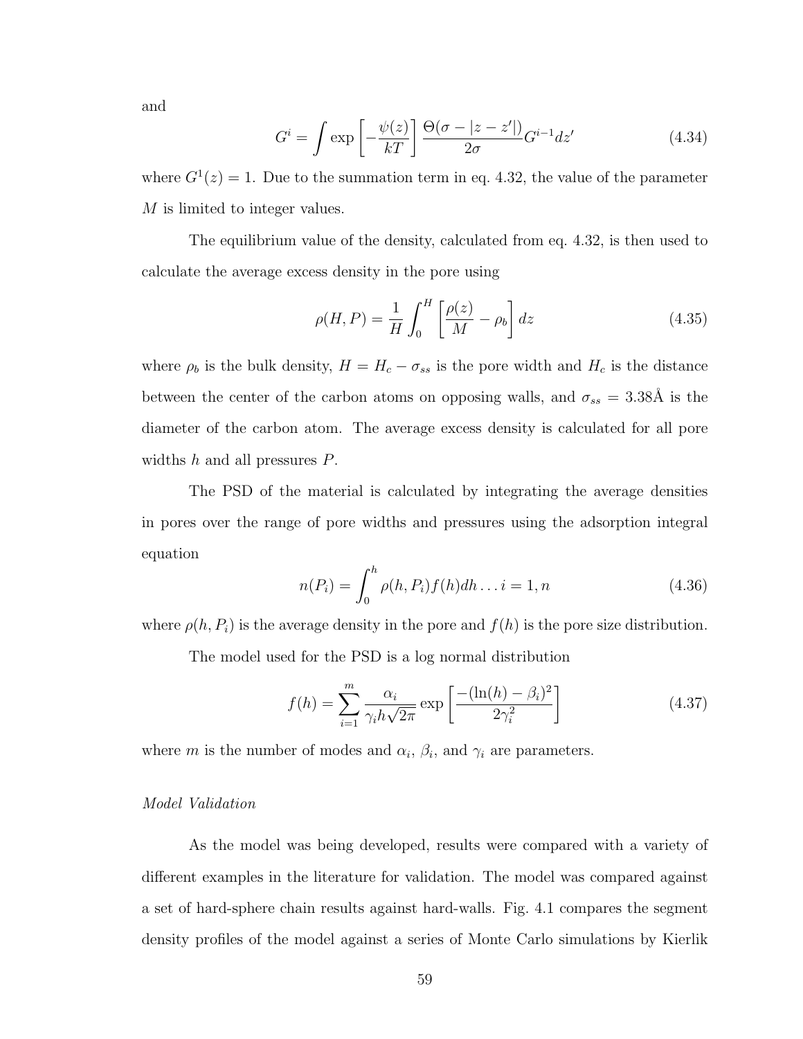and

$$G^i = \int \exp\left[-\frac{\psi(z)}{kT}\right] \frac{\Theta(\sigma - |z - z'|)}{2\sigma} G^{i-1} dz' \tag{4.34}$$

where $G^1(z) = 1$. Due to the summation term in eq. 4.32, the value of the parameter $M$ is limited to integer values.

The equilibrium value of the density, calculated from eq. 4.32, is then used to calculate the average excess density in the pore using

$$\rho(H, P) = \frac{1}{H} \int_0^H \left[\frac{\rho(z)}{M} - \rho_b\right] dz \tag{4.35}$$

where $\rho_b$ is the bulk density, $H = H_c - \sigma_{ss}$ is the pore width and $H_c$ is the distance between the center of the carbon atoms on opposing walls, and $\sigma_{ss} = 3.38$Å is the diameter of the carbon atom. The average excess density is calculated for all pore widths $h$ and all pressures $P$.

The PSD of the material is calculated by integrating the average densities in pores over the range of pore widths and pressures using the adsorption integral equation

$$n(P_i) = \int_0^h \rho(h, P_i) f(h) dh \ldots i = 1, n \tag{4.36}$$

where $\rho(h, P_i)$ is the average density in the pore and $f(h)$ is the pore size distribution.

The model used for the PSD is a log normal distribution

$$f(h) = \sum_{i=1}^{m} \frac{\alpha_i}{\gamma_i h \sqrt{2\pi}} \exp\left[\frac{-(\ln(h) - \beta_i)^2}{2\gamma_i^2}\right] \tag{4.37}$$

where $m$ is the number of modes and $\alpha_i$, $\beta_i$, and $\gamma_i$ are parameters.

*Model Validation*

As the model was being developed, results were compared with a variety of different examples in the literature for validation. The model was compared against a set of hard-sphere chain results against hard-walls. Fig. 4.1 compares the segment density profiles of the model against a series of Monte Carlo simulations by Kierlik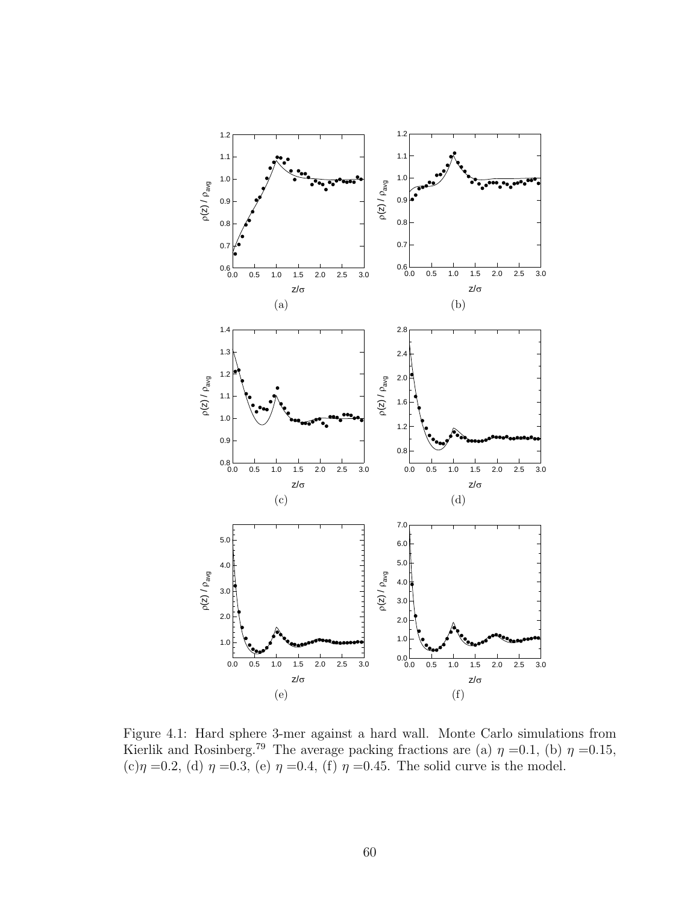Figure 4.1: Hard sphere 3-mer against a hard wall. Monte Carlo simulations from Kierlik and Rosinberg.[79] The average packing fractions are (a) $\eta$ =0.1, (b) $\eta$ =0.15, (c)$\eta$ =0.2, (d) $\eta$ =0.3, (e) $\eta$ =0.4, (f) $\eta$ =0.45. The solid curve is the model.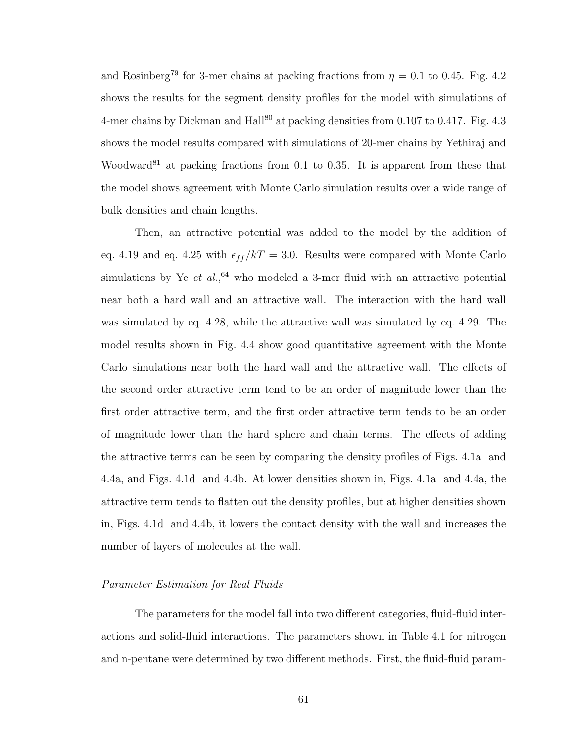and Rosinberg[79] for 3-mer chains at packing fractions from $\eta = 0.1$ to 0.45. Fig. 4.2 shows the results for the segment density profiles for the model with simulations of 4-mer chains by Dickman and Hall[80] at packing densities from 0.107 to 0.417. Fig. 4.3 shows the model results compared with simulations of 20-mer chains by Yethiraj and Woodward[81] at packing fractions from 0.1 to 0.35. It is apparent from these that the model shows agreement with Monte Carlo simulation results over a wide range of bulk densities and chain lengths.

Then, an attractive potential was added to the model by the addition of eq. 4.19 and eq. 4.25 with $\epsilon_{ff}/kT = 3.0$. Results were compared with Monte Carlo simulations by Ye *et al.*,[64] who modeled a 3-mer fluid with an attractive potential near both a hard wall and an attractive wall. The interaction with the hard wall was simulated by eq. 4.28, while the attractive wall was simulated by eq. 4.29. The model results shown in Fig. 4.4 show good quantitative agreement with the Monte Carlo simulations near both the hard wall and the attractive wall. The effects of the second order attractive term tend to be an order of magnitude lower than the first order attractive term, and the first order attractive term tends to be an order of magnitude lower than the hard sphere and chain terms. The effects of adding the attractive terms can be seen by comparing the density profiles of Figs. 4.1a and 4.4a, and Figs. 4.1d and 4.4b. At lower densities shown in, Figs. 4.1a and 4.4a, the attractive term tends to flatten out the density profiles, but at higher densities shown in, Figs. 4.1d and 4.4b, it lowers the contact density with the wall and increases the number of layers of molecules at the wall.

*Parameter Estimation for Real Fluids*

The parameters for the model fall into two different categories, fluid-fluid interactions and solid-fluid interactions. The parameters shown in Table 4.1 for nitrogen and n-pentane were determined by two different methods. First, the fluid-fluid param-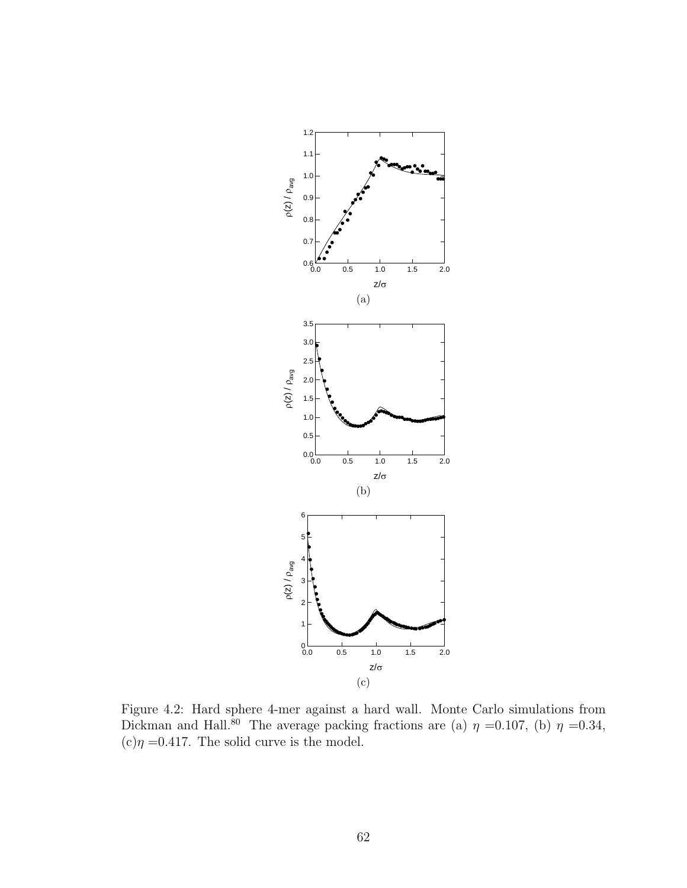(a)

(b)

(c)

Figure 4.2: Hard sphere 4-mer against a hard wall. Monte Carlo simulations from Dickman and Hall.[80] The average packing fractions are (a) $\eta = 0.107$, (b) $\eta = 0.34$, (c) $\eta = 0.417$. The solid curve is the model.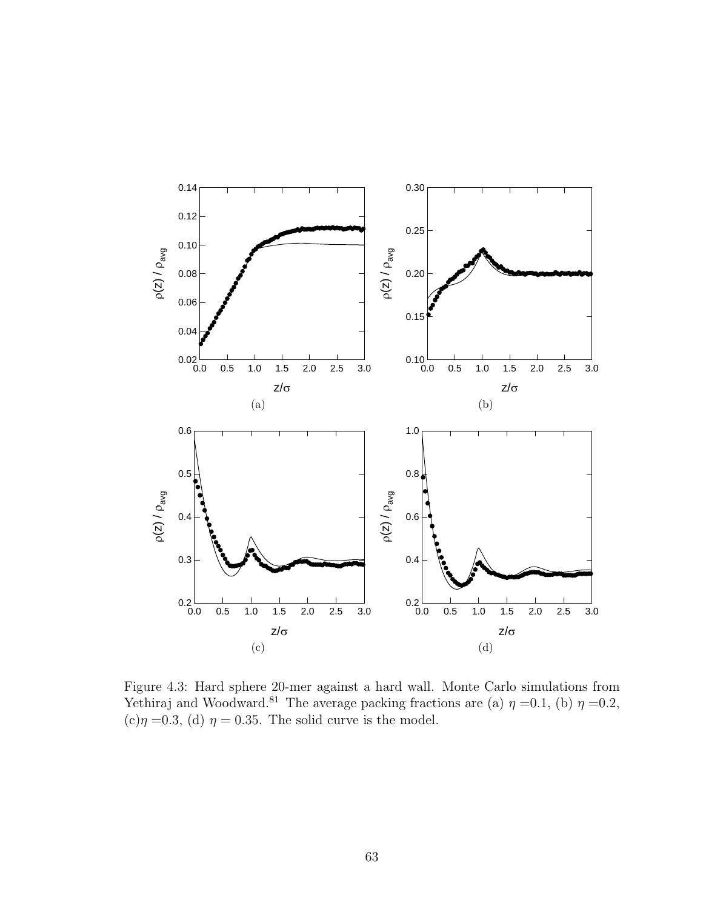Figure 4.3: Hard sphere 20-mer against a hard wall. Monte Carlo simulations from Yethiraj and Woodward.[81] The average packing fractions are (a) $\eta$ =0.1, (b) $\eta$ =0.2, (c)$\eta$ =0.3, (d) $\eta = 0.35$. The solid curve is the model.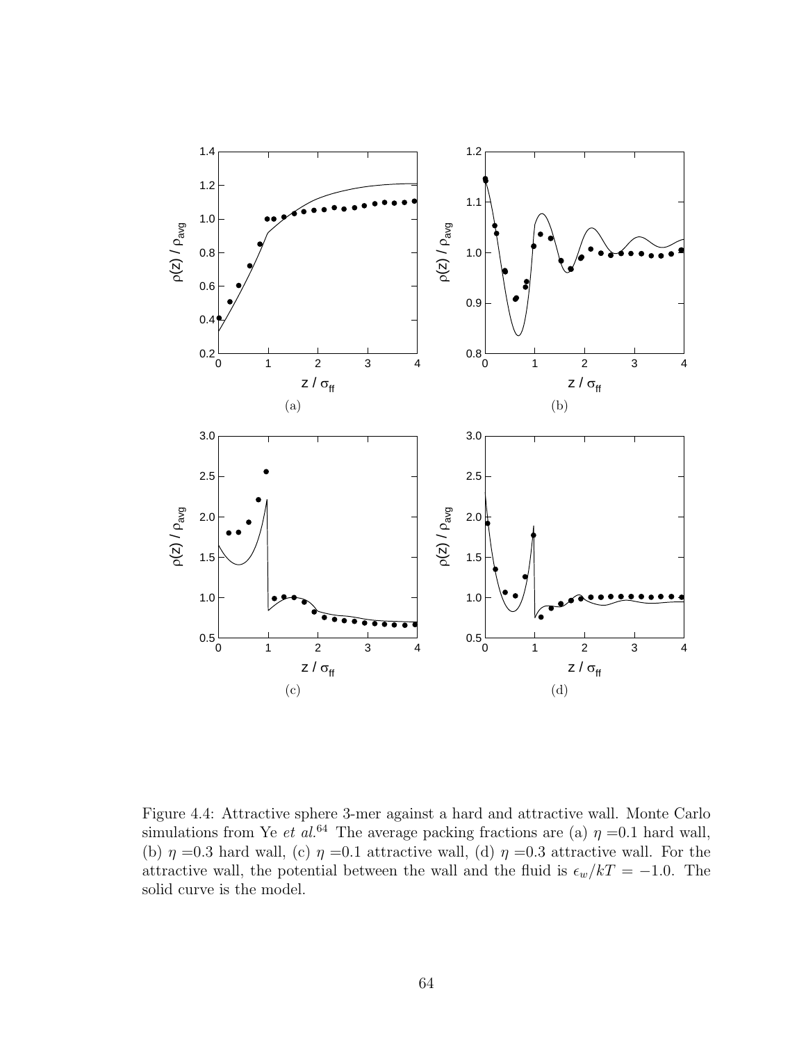Figure 4.4: Attractive sphere 3-mer against a hard and attractive wall. Monte Carlo simulations from Ye *et al.*[64] The average packing fractions are (a) $\eta = 0.1$ hard wall, (b) $\eta = 0.3$ hard wall, (c) $\eta = 0.1$ attractive wall, (d) $\eta = 0.3$ attractive wall. For the attractive wall, the potential between the wall and the fluid is $\epsilon_w / kT = -1.0$. The solid curve is the model.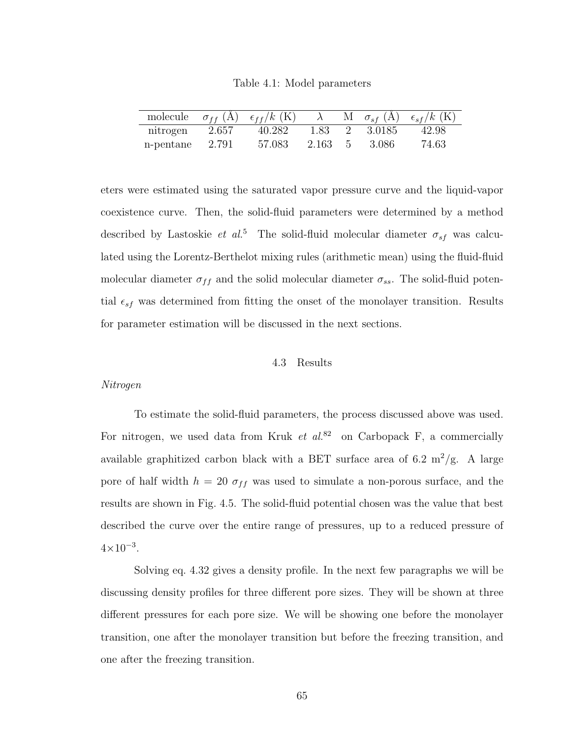Table 4.1: Model parameters

| molecule | $\sigma_{ff}$ (Å) | $\epsilon_{ff}/k$ (K) | $\lambda$ | M | $\sigma_{sf}$ (Å) | $\epsilon_{sf}/k$ (K) |
|---|---|---|---|---|---|---|
| nitrogen | 2.657 | 40.282 | 1.83 | 2 | 3.0185 | 42.98 |
| n-pentane | 2.791 | 57.083 | 2.163 | 5 | 3.086 | 74.63 |

eters were estimated using the saturated vapor pressure curve and the liquid-vapor coexistence curve. Then, the solid-fluid parameters were determined by a method described by Lastoskie *et al.*[5] The solid-fluid molecular diameter $\sigma_{sf}$ was calculated using the Lorentz-Berthelot mixing rules (arithmetic mean) using the fluid-fluid molecular diameter $\sigma_{ff}$ and the solid molecular diameter $\sigma_{ss}$. The solid-fluid potential $\epsilon_{sf}$ was determined from fitting the onset of the monolayer transition. Results for parameter estimation will be discussed in the next sections.

## 4.3 Results

*Nitrogen*

To estimate the solid-fluid parameters, the process discussed above was used. For nitrogen, we used data from Kruk *et al.*[82] on Carbopack F, a commercially available graphitized carbon black with a BET surface area of 6.2 m$^2$/g. A large pore of half width $h = 20\ \sigma_{ff}$ was used to simulate a non-porous surface, and the results are shown in Fig. 4.5. The solid-fluid potential chosen was the value that best described the curve over the entire range of pressures, up to a reduced pressure of $4{\times}10^{-3}$.

Solving eq. 4.32 gives a density profile. In the next few paragraphs we will be discussing density profiles for three different pore sizes. They will be shown at three different pressures for each pore size. We will be showing one before the monolayer transition, one after the monolayer transition but before the freezing transition, and one after the freezing transition.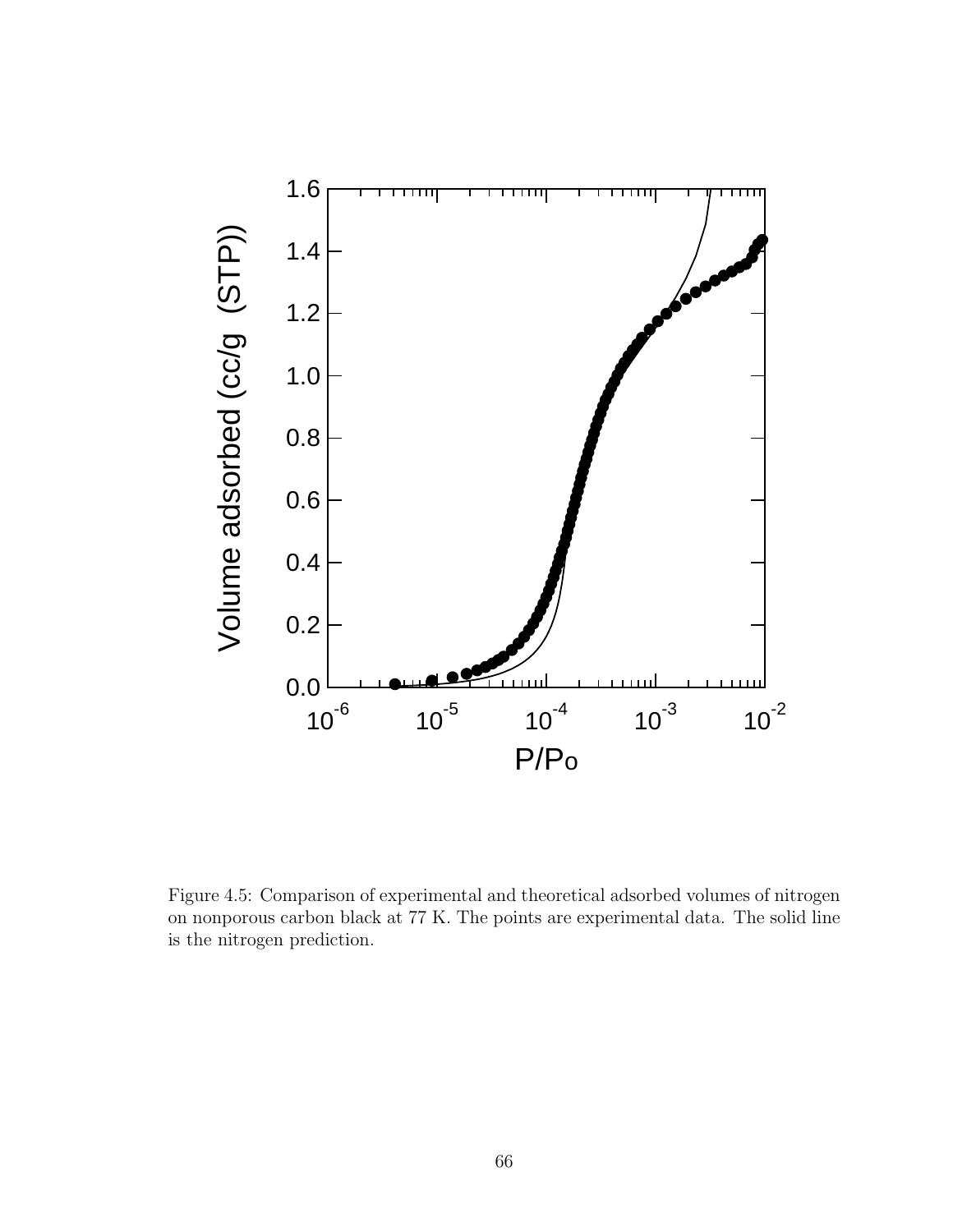Figure 4.5: Comparison of experimental and theoretical adsorbed volumes of nitrogen on nonporous carbon black at 77 K. The points are experimental data. The solid line is the nitrogen prediction.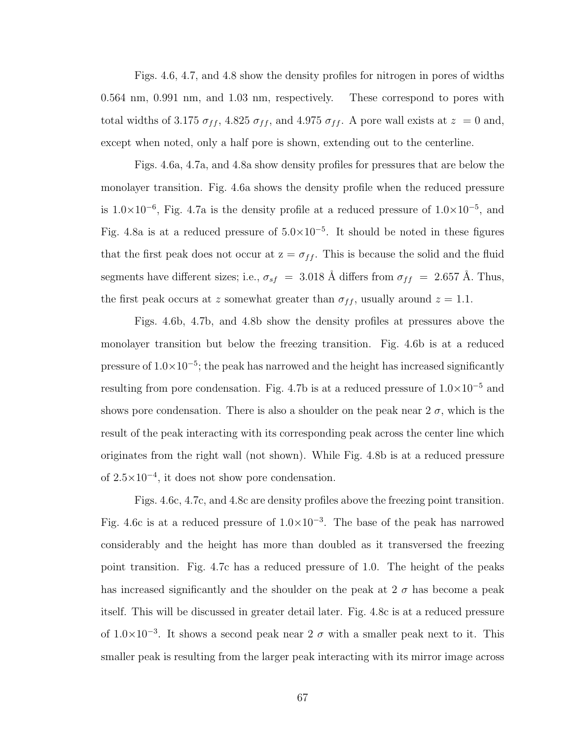Figs. 4.6, 4.7, and 4.8 show the density profiles for nitrogen in pores of widths 0.564 nm, 0.991 nm, and 1.03 nm, respectively. These correspond to pores with total widths of 3.175 $\sigma_{ff}$, 4.825 $\sigma_{ff}$, and 4.975 $\sigma_{ff}$. A pore wall exists at $z = 0$ and, except when noted, only a half pore is shown, extending out to the centerline.

Figs. 4.6a, 4.7a, and 4.8a show density profiles for pressures that are below the monolayer transition. Fig. 4.6a shows the density profile when the reduced pressure is $1.0\times10^{-6}$, Fig. 4.7a is the density profile at a reduced pressure of $1.0\times10^{-5}$, and Fig. 4.8a is at a reduced pressure of $5.0\times10^{-5}$. It should be noted in these figures that the first peak does not occur at z = $\sigma_{ff}$. This is because the solid and the fluid segments have different sizes; i.e., $\sigma_{sf}$ = 3.018 Å differs from $\sigma_{ff}$ = 2.657 Å. Thus, the first peak occurs at $z$ somewhat greater than $\sigma_{ff}$, usually around $z = 1.1$.

Figs. 4.6b, 4.7b, and 4.8b show the density profiles at pressures above the monolayer transition but below the freezing transition. Fig. 4.6b is at a reduced pressure of $1.0\times10^{-5}$; the peak has narrowed and the height has increased significantly resulting from pore condensation. Fig. 4.7b is at a reduced pressure of $1.0\times10^{-5}$ and shows pore condensation. There is also a shoulder on the peak near 2 $\sigma$, which is the result of the peak interacting with its corresponding peak across the center line which originates from the right wall (not shown). While Fig. 4.8b is at a reduced pressure of $2.5\times10^{-4}$, it does not show pore condensation.

Figs. 4.6c, 4.7c, and 4.8c are density profiles above the freezing point transition. Fig. 4.6c is at a reduced pressure of $1.0\times10^{-3}$. The base of the peak has narrowed considerably and the height has more than doubled as it transversed the freezing point transition. Fig. 4.7c has a reduced pressure of 1.0. The height of the peaks has increased significantly and the shoulder on the peak at 2 $\sigma$ has become a peak itself. This will be discussed in greater detail later. Fig. 4.8c is at a reduced pressure of $1.0\times10^{-3}$. It shows a second peak near 2 $\sigma$ with a smaller peak next to it. This smaller peak is resulting from the larger peak interacting with its mirror image across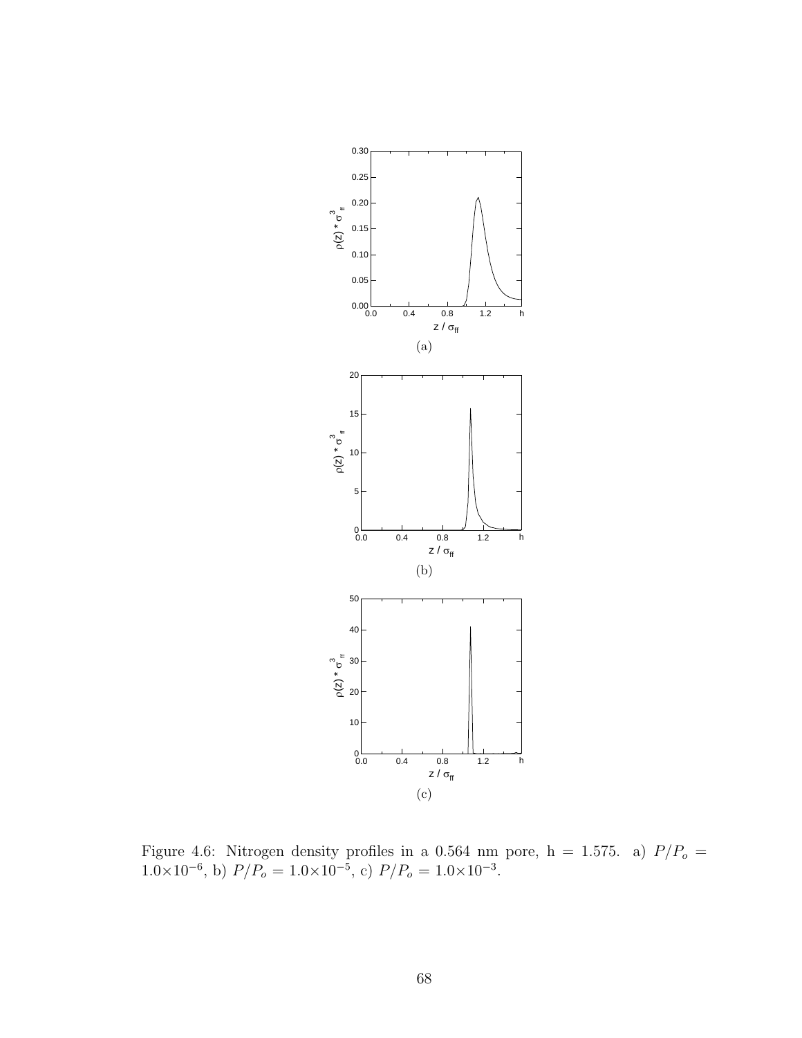(a)

(b)

(c)

Figure 4.6: Nitrogen density profiles in a 0.564 nm pore, h = 1.575. a) $P/P_o = 1.0\times10^{-6}$, b) $P/P_o = 1.0\times10^{-5}$, c) $P/P_o = 1.0\times10^{-3}$.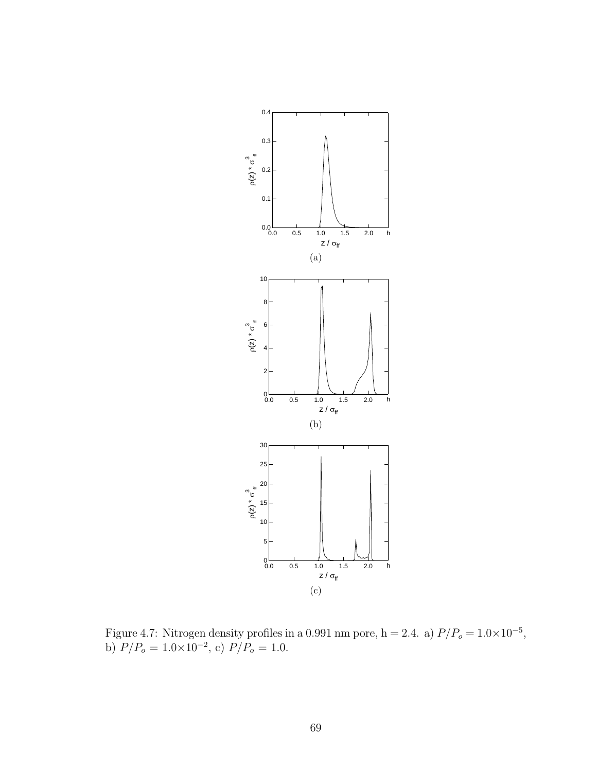(a)

(b)

(c)

Figure 4.7: Nitrogen density profiles in a 0.991 nm pore, h = 2.4. a) $P/P_o = 1.0{\times}10^{-5}$, b) $P/P_o = 1.0{\times}10^{-2}$, c) $P/P_o = 1.0$.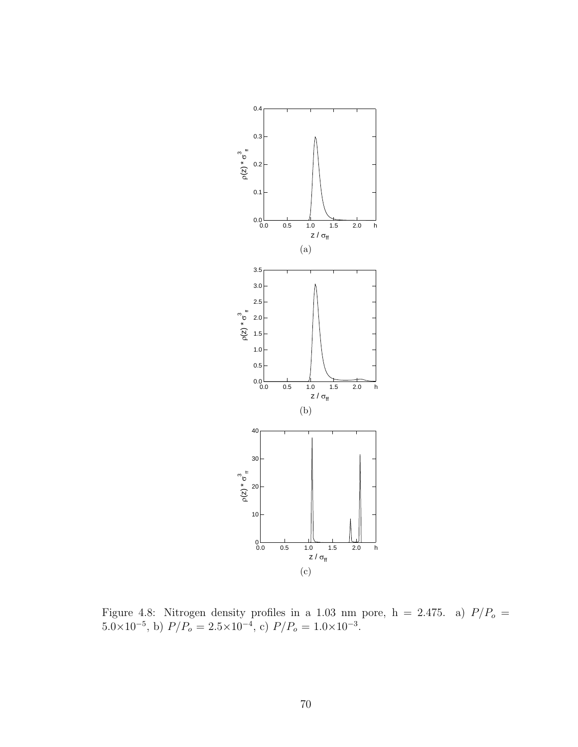(a)

(b)

(c)

Figure 4.8: Nitrogen density profiles in a 1.03 nm pore, h = 2.475. a) $P/P_o = 5.0{\times}10^{-5}$, b) $P/P_o = 2.5{\times}10^{-4}$, c) $P/P_o = 1.0{\times}10^{-3}$.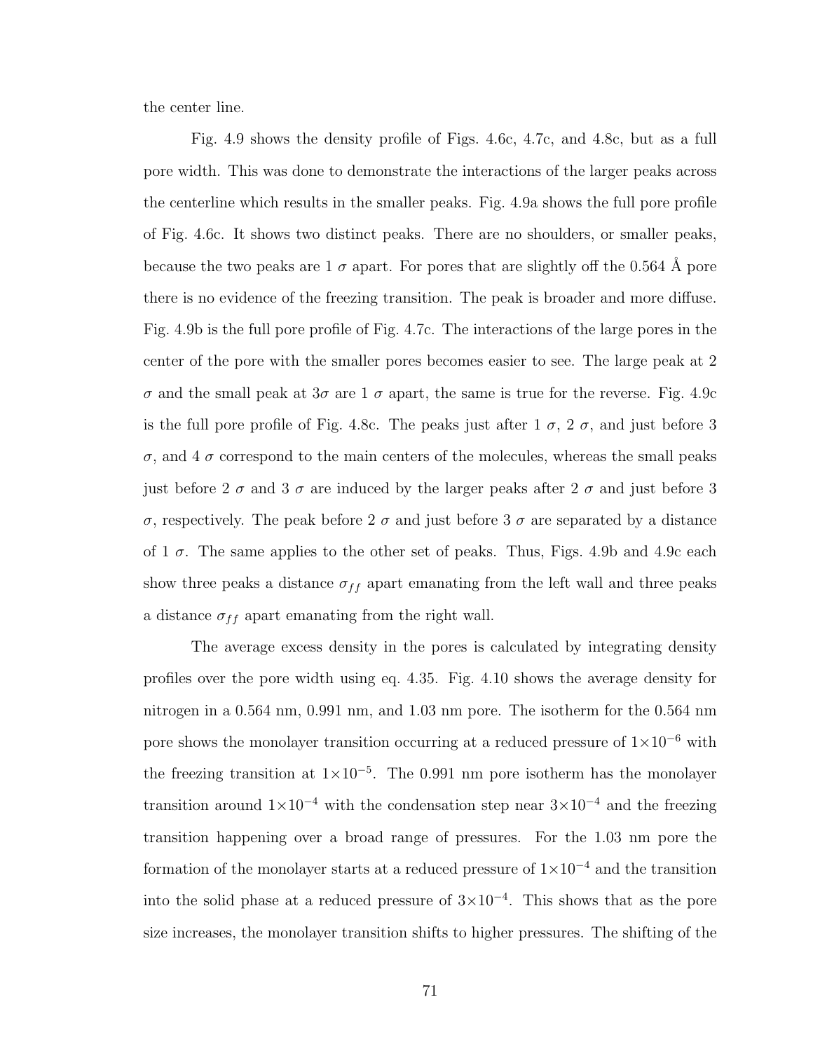the center line.

Fig. 4.9 shows the density profile of Figs. 4.6c, 4.7c, and 4.8c, but as a full pore width. This was done to demonstrate the interactions of the larger peaks across the centerline which results in the smaller peaks. Fig. 4.9a shows the full pore profile of Fig. 4.6c. It shows two distinct peaks. There are no shoulders, or smaller peaks, because the two peaks are 1 $\sigma$ apart. For pores that are slightly off the 0.564 Å pore there is no evidence of the freezing transition. The peak is broader and more diffuse. Fig. 4.9b is the full pore profile of Fig. 4.7c. The interactions of the large pores in the center of the pore with the smaller pores becomes easier to see. The large peak at 2 $\sigma$ and the small peak at 3$\sigma$ are 1 $\sigma$ apart, the same is true for the reverse. Fig. 4.9c is the full pore profile of Fig. 4.8c. The peaks just after 1 $\sigma$, 2 $\sigma$, and just before 3 $\sigma$, and 4 $\sigma$ correspond to the main centers of the molecules, whereas the small peaks just before 2 $\sigma$ and 3 $\sigma$ are induced by the larger peaks after 2 $\sigma$ and just before 3 $\sigma$, respectively. The peak before 2 $\sigma$ and just before 3 $\sigma$ are separated by a distance of 1 $\sigma$. The same applies to the other set of peaks. Thus, Figs. 4.9b and 4.9c each show three peaks a distance $\sigma_{ff}$ apart emanating from the left wall and three peaks a distance $\sigma_{ff}$ apart emanating from the right wall.

The average excess density in the pores is calculated by integrating density profiles over the pore width using eq. 4.35. Fig. 4.10 shows the average density for nitrogen in a 0.564 nm, 0.991 nm, and 1.03 nm pore. The isotherm for the 0.564 nm pore shows the monolayer transition occurring at a reduced pressure of $1\times10^{-6}$ with the freezing transition at $1\times10^{-5}$. The 0.991 nm pore isotherm has the monolayer transition around $1\times10^{-4}$ with the condensation step near $3\times10^{-4}$ and the freezing transition happening over a broad range of pressures. For the 1.03 nm pore the formation of the monolayer starts at a reduced pressure of $1\times10^{-4}$ and the transition into the solid phase at a reduced pressure of $3\times10^{-4}$. This shows that as the pore size increases, the monolayer transition shifts to higher pressures. The shifting of the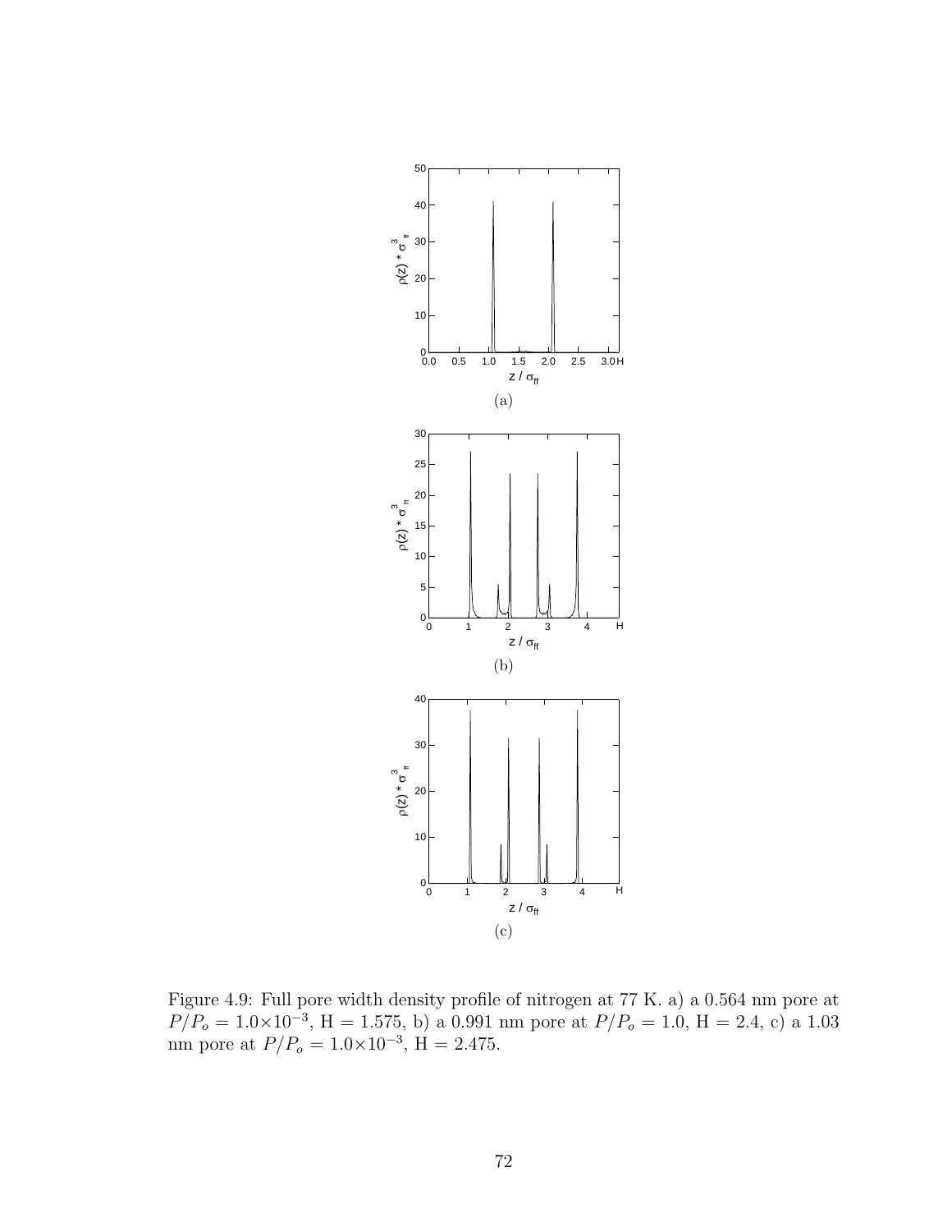(a)

(b)

(c)

Figure 4.9: Full pore width density profile of nitrogen at 77 K. a) a 0.564 nm pore at $P/P_o = 1.0\times10^{-3}$, H = 1.575, b) a 0.991 nm pore at $P/P_o = 1.0$, H = 2.4, c) a 1.03 nm pore at $P/P_o = 1.0\times10^{-3}$, H = 2.475.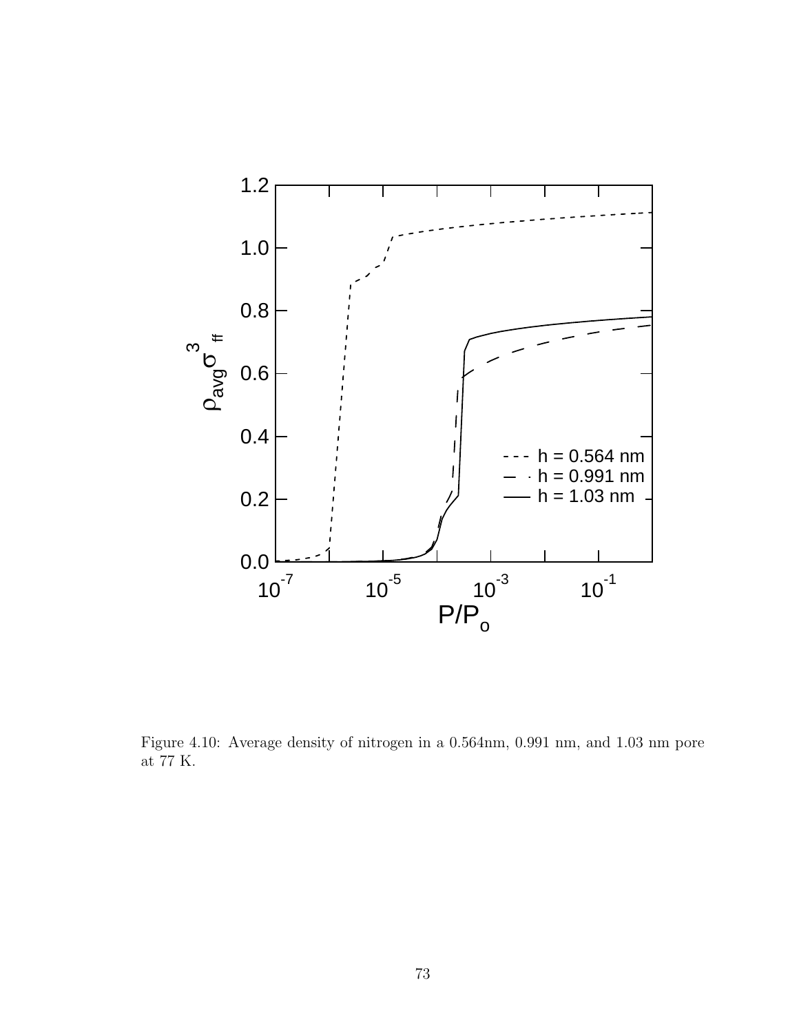Figure 4.10: Average density of nitrogen in a 0.564nm, 0.991 nm, and 1.03 nm pore at 77 K.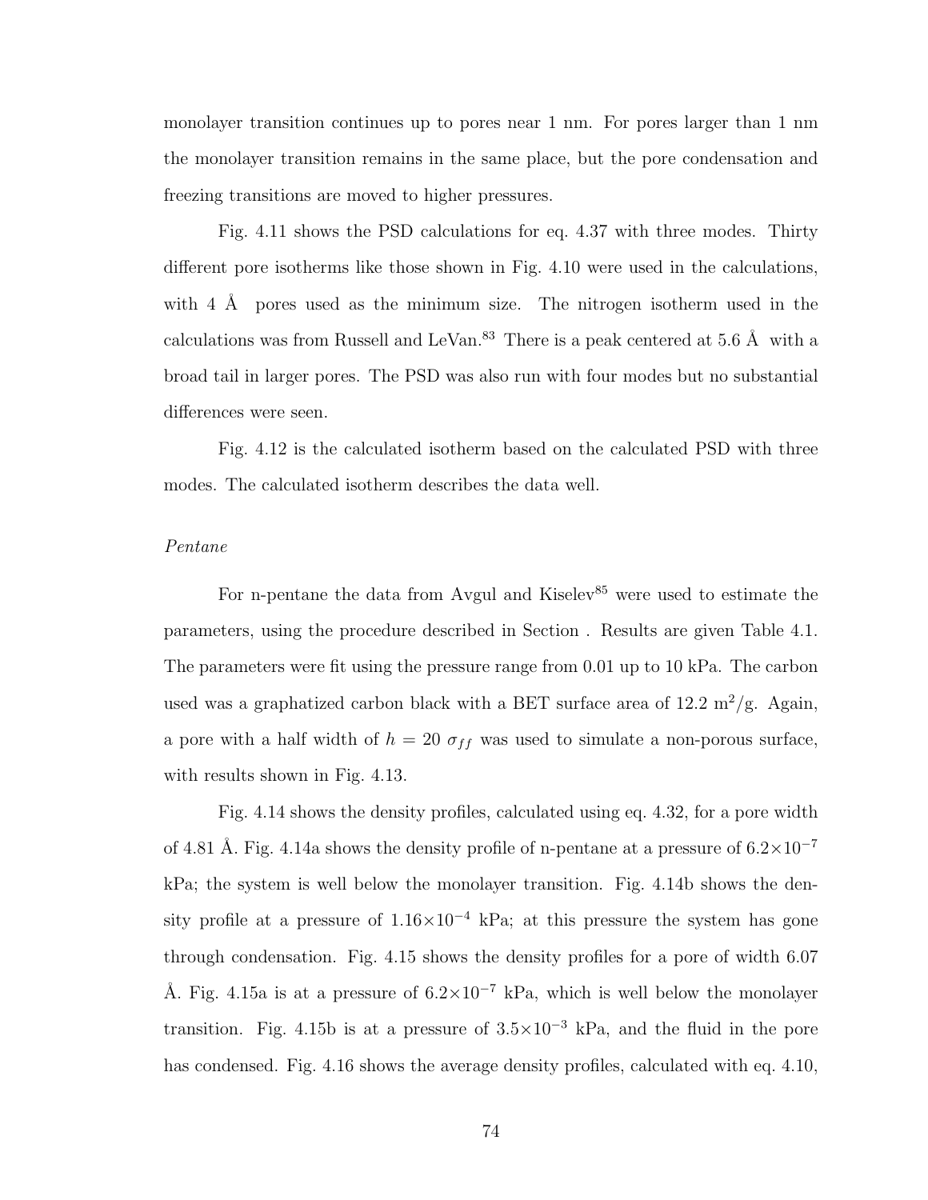monolayer transition continues up to pores near 1 nm. For pores larger than 1 nm the monolayer transition remains in the same place, but the pore condensation and freezing transitions are moved to higher pressures.

Fig. 4.11 shows the PSD calculations for eq. 4.37 with three modes. Thirty different pore isotherms like those shown in Fig. 4.10 were used in the calculations, with 4 Å pores used as the minimum size. The nitrogen isotherm used in the calculations was from Russell and LeVan.[83] There is a peak centered at 5.6 Å with a broad tail in larger pores. The PSD was also run with four modes but no substantial differences were seen.

Fig. 4.12 is the calculated isotherm based on the calculated PSD with three modes. The calculated isotherm describes the data well.

*Pentane*

For n-pentane the data from Avgul and Kiselev[85] were used to estimate the parameters, using the procedure described in Section . Results are given Table 4.1. The parameters were fit using the pressure range from 0.01 up to 10 kPa. The carbon used was a graphatized carbon black with a BET surface area of 12.2 $m^2$/g. Again, a pore with a half width of $h = 20\ \sigma_{ff}$ was used to simulate a non-porous surface, with results shown in Fig. 4.13.

Fig. 4.14 shows the density profiles, calculated using eq. 4.32, for a pore width of 4.81 Å. Fig. 4.14a shows the density profile of n-pentane at a pressure of $6.2{\times}10^{-7}$ kPa; the system is well below the monolayer transition. Fig. 4.14b shows the density profile at a pressure of $1.16{\times}10^{-4}$ kPa; at this pressure the system has gone through condensation. Fig. 4.15 shows the density profiles for a pore of width 6.07 Å. Fig. 4.15a is at a pressure of $6.2{\times}10^{-7}$ kPa, which is well below the monolayer transition. Fig. 4.15b is at a pressure of $3.5{\times}10^{-3}$ kPa, and the fluid in the pore has condensed. Fig. 4.16 shows the average density profiles, calculated with eq. 4.10,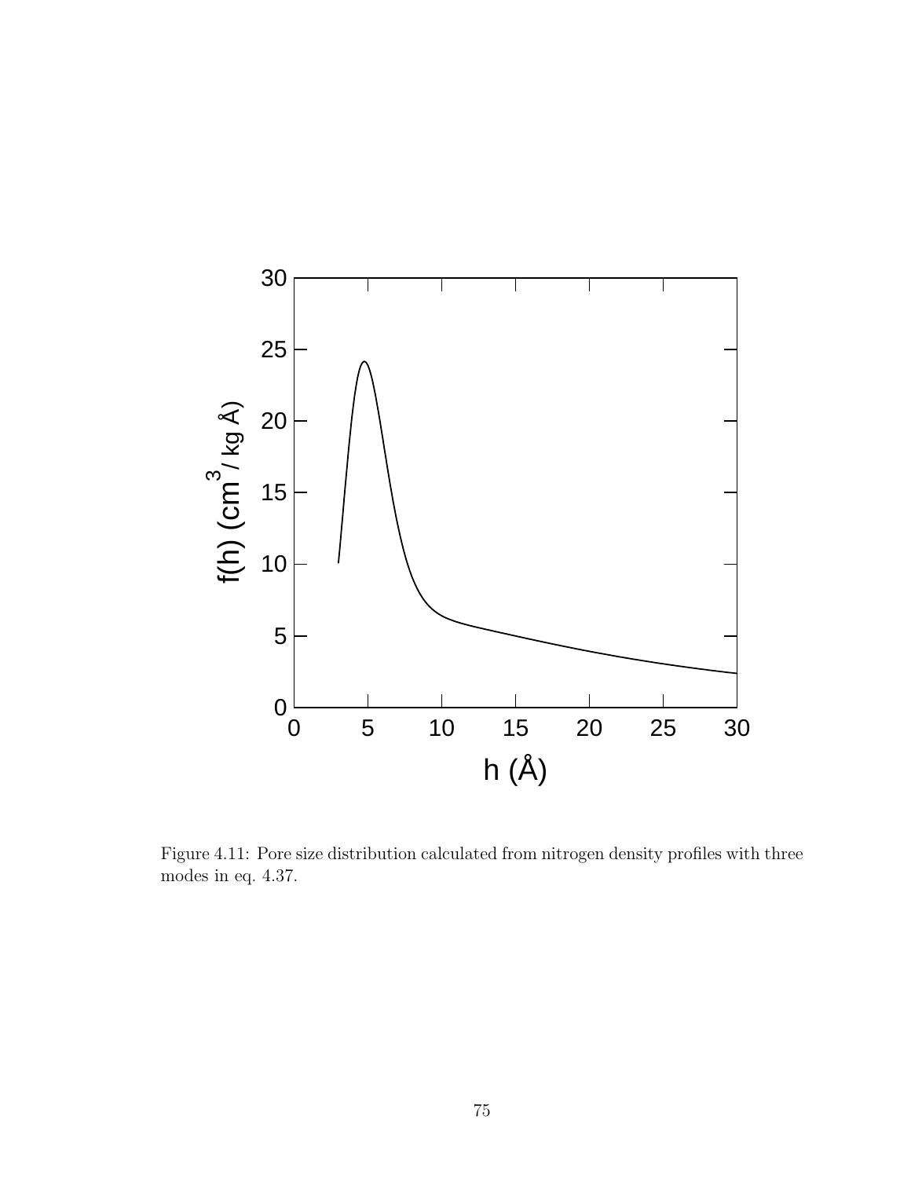Figure 4.11: Pore size distribution calculated from nitrogen density profiles with three modes in eq. 4.37.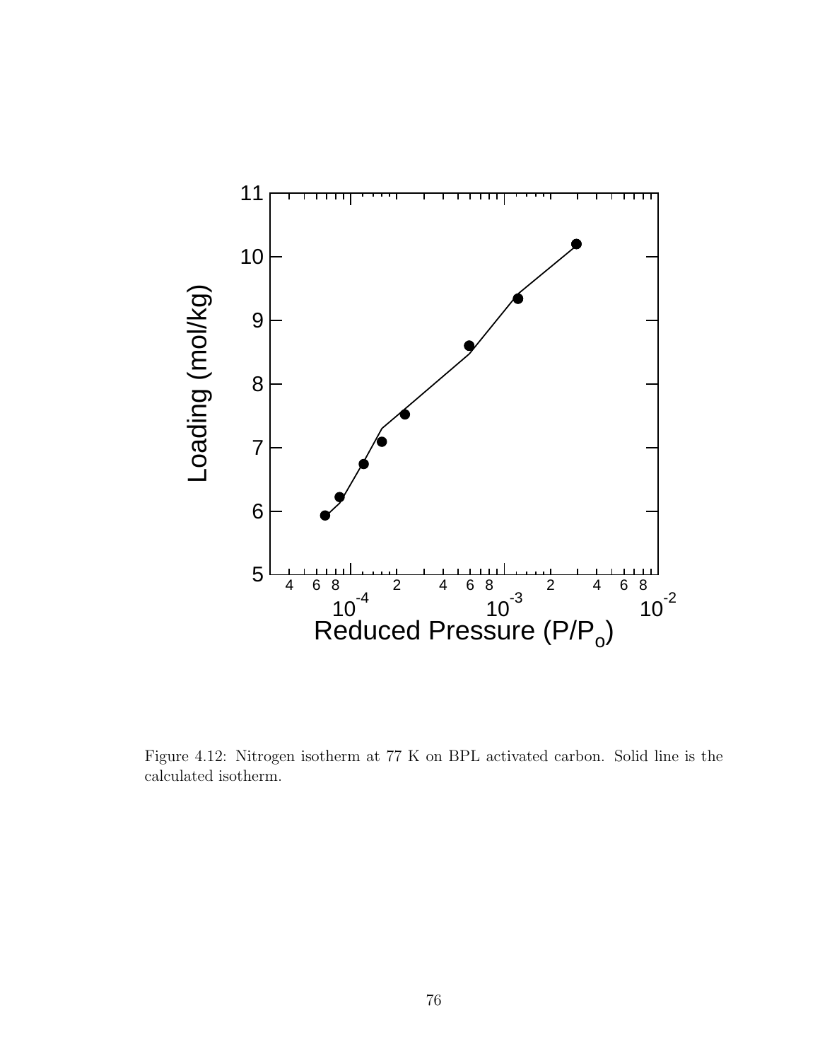Figure 4.12: Nitrogen isotherm at 77 K on BPL activated carbon. Solid line is the calculated isotherm.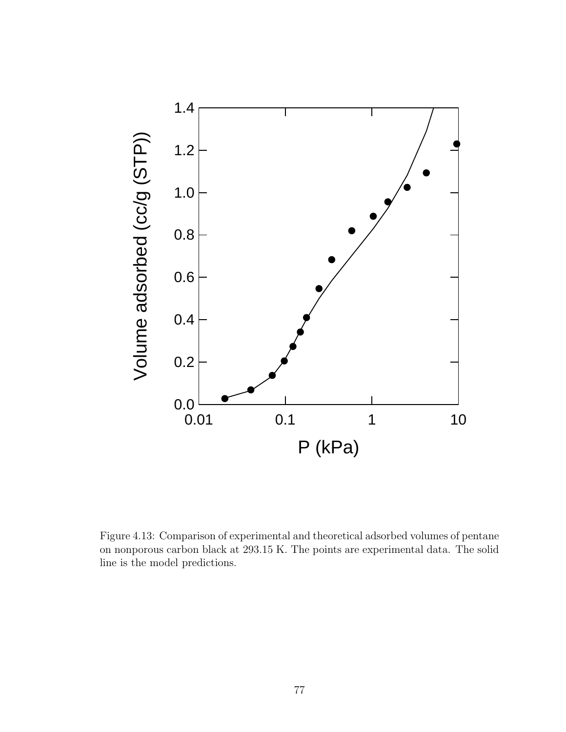Figure 4.13: Comparison of experimental and theoretical adsorbed volumes of pentane on nonporous carbon black at 293.15 K. The points are experimental data. The solid line is the model predictions.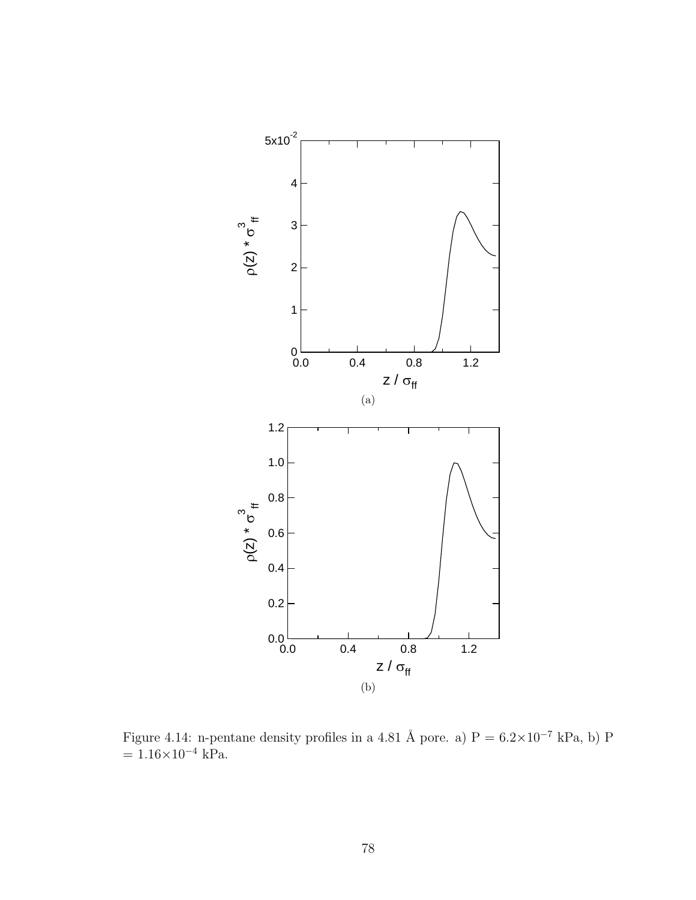(a)

(b)

Figure 4.14: n-pentane density profiles in a 4.81 Å pore. a) P = $6.2\times10^{-7}$ kPa, b) P = $1.16\times10^{-4}$ kPa.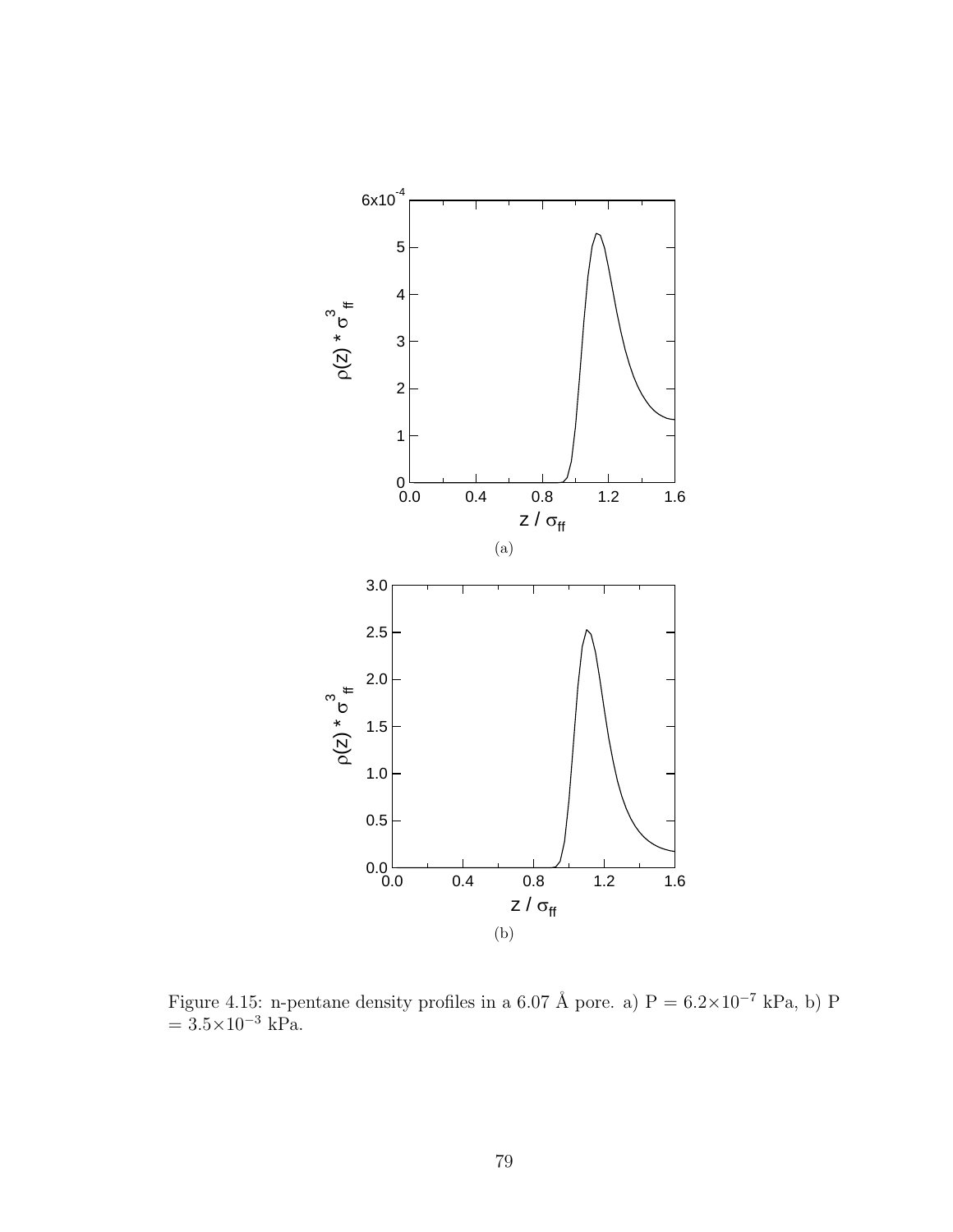(a)

(b)

Figure 4.15: n-pentane density profiles in a 6.07 Å pore. a) P = $6.2\times10^{-7}$ kPa, b) P = $3.5\times10^{-3}$ kPa.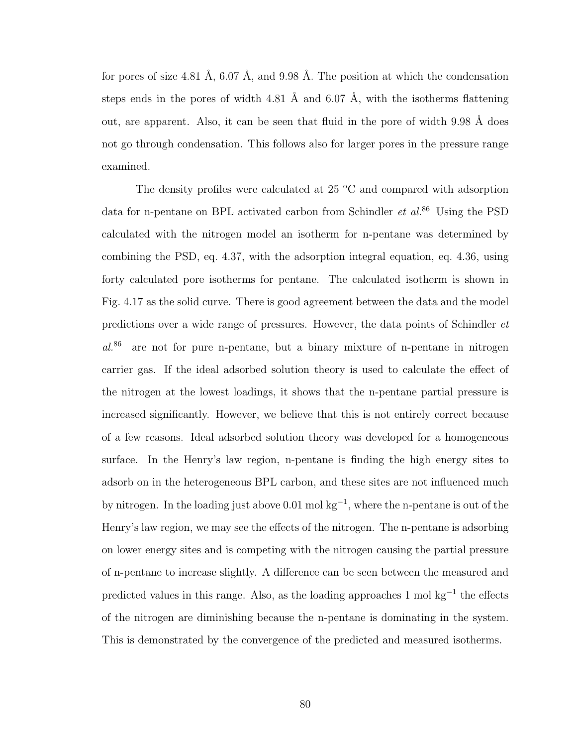for pores of size 4.81 Å, 6.07 Å, and 9.98 Å. The position at which the condensation steps ends in the pores of width 4.81 Å and 6.07 Å, with the isotherms flattening out, are apparent. Also, it can be seen that fluid in the pore of width 9.98 Å does not go through condensation. This follows also for larger pores in the pressure range examined.

The density profiles were calculated at 25 °C and compared with adsorption data for n-pentane on BPL activated carbon from Schindler *et al.*[86] Using the PSD calculated with the nitrogen model an isotherm for n-pentane was determined by combining the PSD, eq. 4.37, with the adsorption integral equation, eq. 4.36, using forty calculated pore isotherms for pentane. The calculated isotherm is shown in Fig. 4.17 as the solid curve. There is good agreement between the data and the model predictions over a wide range of pressures. However, the data points of Schindler *et al.*[86] are not for pure n-pentane, but a binary mixture of n-pentane in nitrogen carrier gas. If the ideal adsorbed solution theory is used to calculate the effect of the nitrogen at the lowest loadings, it shows that the n-pentane partial pressure is increased significantly. However, we believe that this is not entirely correct because of a few reasons. Ideal adsorbed solution theory was developed for a homogeneous surface. In the Henry's law region, n-pentane is finding the high energy sites to adsorb on in the heterogeneous BPL carbon, and these sites are not influenced much by nitrogen. In the loading just above 0.01 mol $\text{kg}^{-1}$, where the n-pentane is out of the Henry's law region, we may see the effects of the nitrogen. The n-pentane is adsorbing on lower energy sites and is competing with the nitrogen causing the partial pressure of n-pentane to increase slightly. A difference can be seen between the measured and predicted values in this range. Also, as the loading approaches 1 mol $\text{kg}^{-1}$ the effects of the nitrogen are diminishing because the n-pentane is dominating in the system. This is demonstrated by the convergence of the predicted and measured isotherms.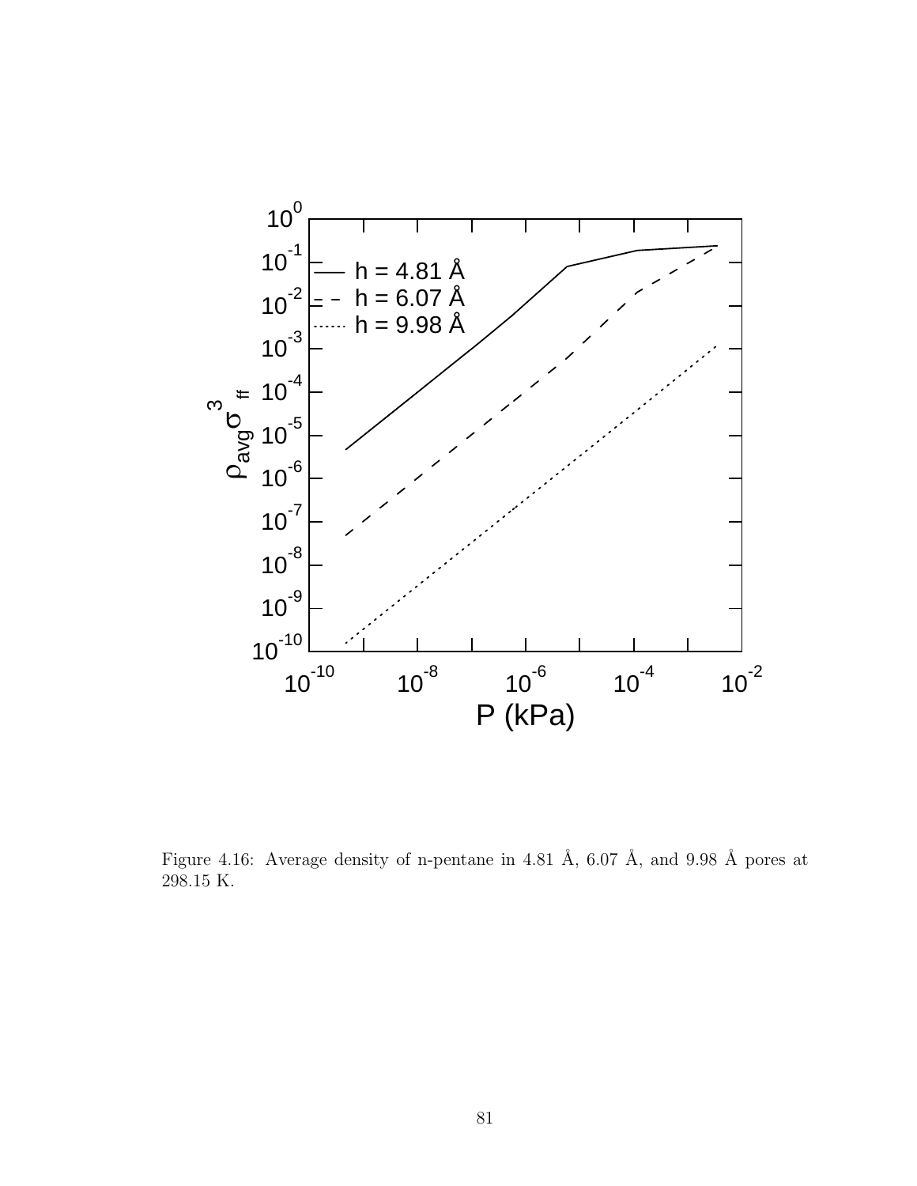Figure 4.16: Average density of n-pentane in 4.81 Å, 6.07 Å, and 9.98 Å pores at 298.15 K.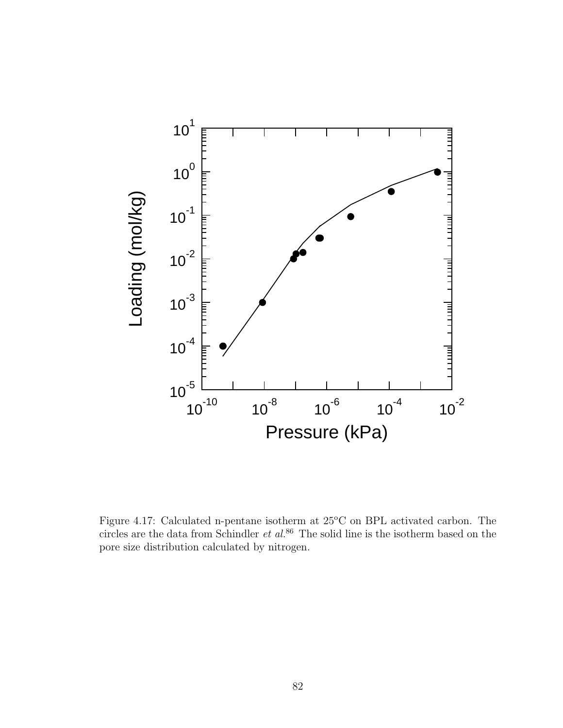Figure 4.17: Calculated n-pentane isotherm at 25°C on BPL activated carbon. The circles are the data from Schindler *et al.*[86] The solid line is the isotherm based on the pore size distribution calculated by nitrogen.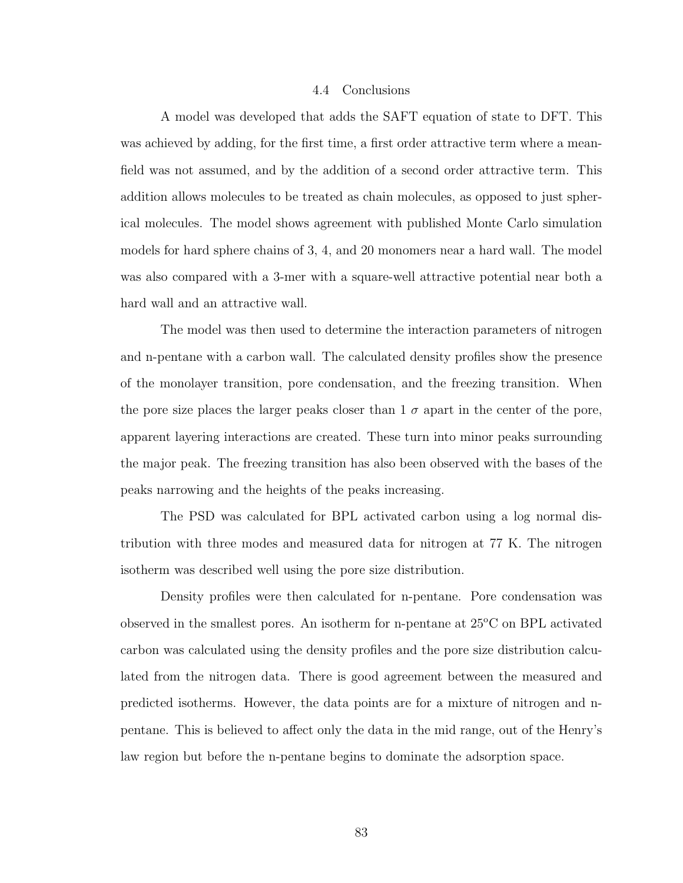### 4.4 Conclusions

A model was developed that adds the SAFT equation of state to DFT. This was achieved by adding, for the first time, a first order attractive term where a mean-field was not assumed, and by the addition of a second order attractive term. This addition allows molecules to be treated as chain molecules, as opposed to just spherical molecules. The model shows agreement with published Monte Carlo simulation models for hard sphere chains of 3, 4, and 20 monomers near a hard wall. The model was also compared with a 3-mer with a square-well attractive potential near both a hard wall and an attractive wall.

The model was then used to determine the interaction parameters of nitrogen and n-pentane with a carbon wall. The calculated density profiles show the presence of the monolayer transition, pore condensation, and the freezing transition. When the pore size places the larger peaks closer than 1 $\sigma$ apart in the center of the pore, apparent layering interactions are created. These turn into minor peaks surrounding the major peak. The freezing transition has also been observed with the bases of the peaks narrowing and the heights of the peaks increasing.

The PSD was calculated for BPL activated carbon using a log normal distribution with three modes and measured data for nitrogen at 77 K. The nitrogen isotherm was described well using the pore size distribution.

Density profiles were then calculated for n-pentane. Pore condensation was observed in the smallest pores. An isotherm for n-pentane at 25°C on BPL activated carbon was calculated using the density profiles and the pore size distribution calculated from the nitrogen data. There is good agreement between the measured and predicted isotherms. However, the data points are for a mixture of nitrogen and n-pentane. This is believed to affect only the data in the mid range, out of the Henry's law region but before the n-pentane begins to dominate the adsorption space.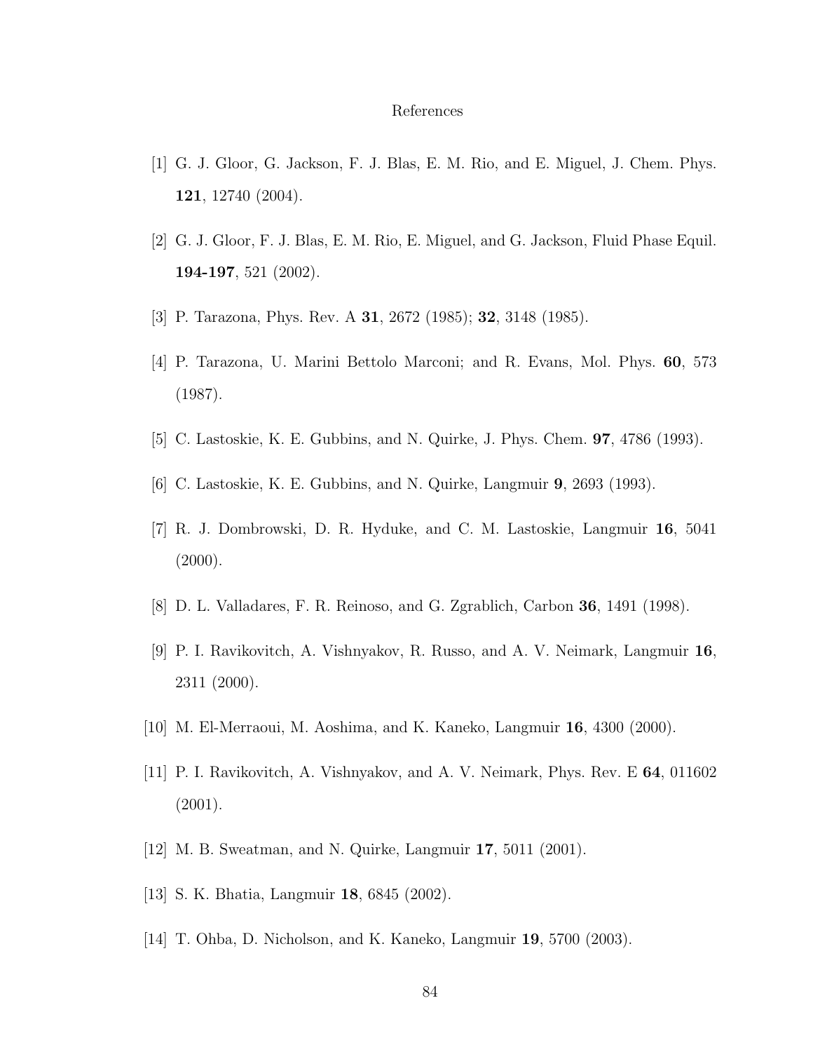# References

[1] G. J. Gloor, G. Jackson, F. J. Blas, E. M. Rio, and E. Miguel, J. Chem. Phys. **121**, 12740 (2004).

[2] G. J. Gloor, F. J. Blas, E. M. Rio, E. Miguel, and G. Jackson, Fluid Phase Equil. **194-197**, 521 (2002).

[3] P. Tarazona, Phys. Rev. A **31**, 2672 (1985); **32**, 3148 (1985).

[4] P. Tarazona, U. Marini Bettolo Marconi; and R. Evans, Mol. Phys. **60**, 573 (1987).

[5] C. Lastoskie, K. E. Gubbins, and N. Quirke, J. Phys. Chem. **97**, 4786 (1993).

[6] C. Lastoskie, K. E. Gubbins, and N. Quirke, Langmuir **9**, 2693 (1993).

[7] R. J. Dombrowski, D. R. Hyduke, and C. M. Lastoskie, Langmuir **16**, 5041 (2000).

[8] D. L. Valladares, F. R. Reinoso, and G. Zgrablich, Carbon **36**, 1491 (1998).

[9] P. I. Ravikovitch, A. Vishnyakov, R. Russo, and A. V. Neimark, Langmuir **16**, 2311 (2000).

[10] M. El-Merraoui, M. Aoshima, and K. Kaneko, Langmuir **16**, 4300 (2000).

[11] P. I. Ravikovitch, A. Vishnyakov, and A. V. Neimark, Phys. Rev. E **64**, 011602 (2001).

[12] M. B. Sweatman, and N. Quirke, Langmuir **17**, 5011 (2001).

[13] S. K. Bhatia, Langmuir **18**, 6845 (2002).

[14] T. Ohba, D. Nicholson, and K. Kaneko, Langmuir **19**, 5700 (2003).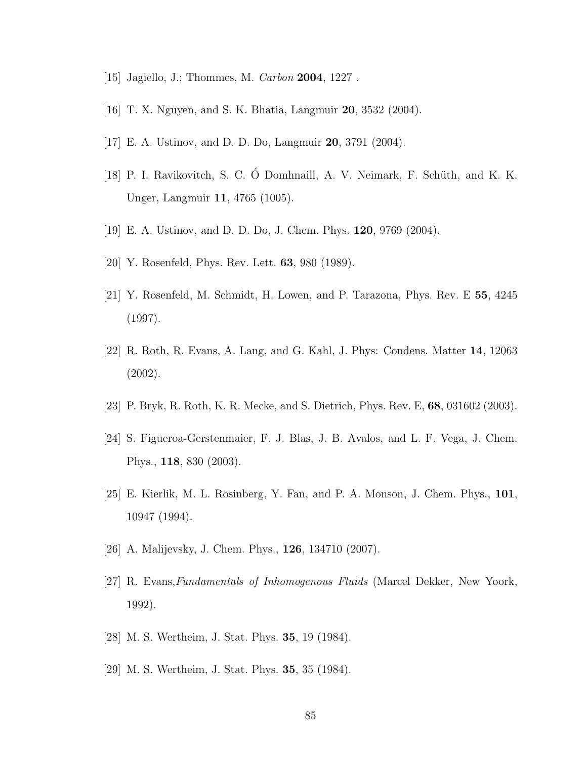[15] Jagiello, J.; Thommes, M. *Carbon* **2004**, 1227 .

[16] T. X. Nguyen, and S. K. Bhatia, Langmuir **20**, 3532 (2004).

[17] E. A. Ustinov, and D. D. Do, Langmuir **20**, 3791 (2004).

[18] P. I. Ravikovitch, S. C. Ó Domhnaill, A. V. Neimark, F. Schüth, and K. K. Unger, Langmuir **11**, 4765 (1005).

[19] E. A. Ustinov, and D. D. Do, J. Chem. Phys. **120**, 9769 (2004).

[20] Y. Rosenfeld, Phys. Rev. Lett. **63**, 980 (1989).

[21] Y. Rosenfeld, M. Schmidt, H. Lowen, and P. Tarazona, Phys. Rev. E **55**, 4245 (1997).

[22] R. Roth, R. Evans, A. Lang, and G. Kahl, J. Phys: Condens. Matter **14**, 12063 (2002).

[23] P. Bryk, R. Roth, K. R. Mecke, and S. Dietrich, Phys. Rev. E, **68**, 031602 (2003).

[24] S. Figueroa-Gerstenmaier, F. J. Blas, J. B. Avalos, and L. F. Vega, J. Chem. Phys., **118**, 830 (2003).

[25] E. Kierlik, M. L. Rosinberg, Y. Fan, and P. A. Monson, J. Chem. Phys., **101**, 10947 (1994).

[26] A. Malijevsky, J. Chem. Phys., **126**, 134710 (2007).

[27] R. Evans,*Fundamentals of Inhomogenous Fluids* (Marcel Dekker, New Yoork, 1992).

[28] M. S. Wertheim, J. Stat. Phys. **35**, 19 (1984).

[29] M. S. Wertheim, J. Stat. Phys. **35**, 35 (1984).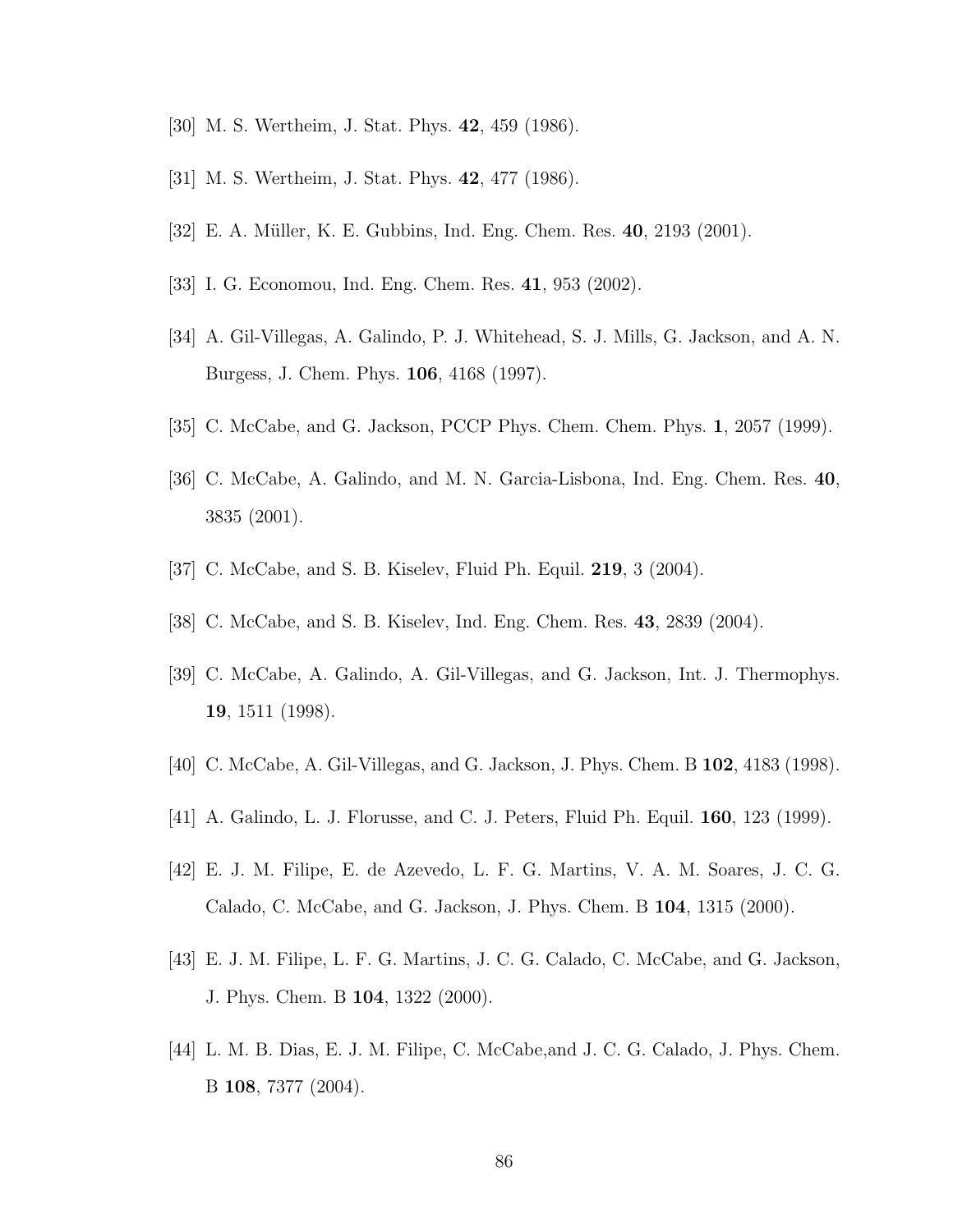[30] M. S. Wertheim, J. Stat. Phys. **42**, 459 (1986).

[31] M. S. Wertheim, J. Stat. Phys. **42**, 477 (1986).

[32] E. A. Müller, K. E. Gubbins, Ind. Eng. Chem. Res. **40**, 2193 (2001).

[33] I. G. Economou, Ind. Eng. Chem. Res. **41**, 953 (2002).

[34] A. Gil-Villegas, A. Galindo, P. J. Whitehead, S. J. Mills, G. Jackson, and A. N. Burgess, J. Chem. Phys. **106**, 4168 (1997).

[35] C. McCabe, and G. Jackson, PCCP Phys. Chem. Chem. Phys. **1**, 2057 (1999).

[36] C. McCabe, A. Galindo, and M. N. Garcia-Lisbona, Ind. Eng. Chem. Res. **40**, 3835 (2001).

[37] C. McCabe, and S. B. Kiselev, Fluid Ph. Equil. **219**, 3 (2004).

[38] C. McCabe, and S. B. Kiselev, Ind. Eng. Chem. Res. **43**, 2839 (2004).

[39] C. McCabe, A. Galindo, A. Gil-Villegas, and G. Jackson, Int. J. Thermophys. **19**, 1511 (1998).

[40] C. McCabe, A. Gil-Villegas, and G. Jackson, J. Phys. Chem. B **102**, 4183 (1998).

[41] A. Galindo, L. J. Florusse, and C. J. Peters, Fluid Ph. Equil. **160**, 123 (1999).

[42] E. J. M. Filipe, E. de Azevedo, L. F. G. Martins, V. A. M. Soares, J. C. G. Calado, C. McCabe, and G. Jackson, J. Phys. Chem. B **104**, 1315 (2000).

[43] E. J. M. Filipe, L. F. G. Martins, J. C. G. Calado, C. McCabe, and G. Jackson, J. Phys. Chem. B **104**, 1322 (2000).

[44] L. M. B. Dias, E. J. M. Filipe, C. McCabe,and J. C. G. Calado, J. Phys. Chem. B **108**, 7377 (2004).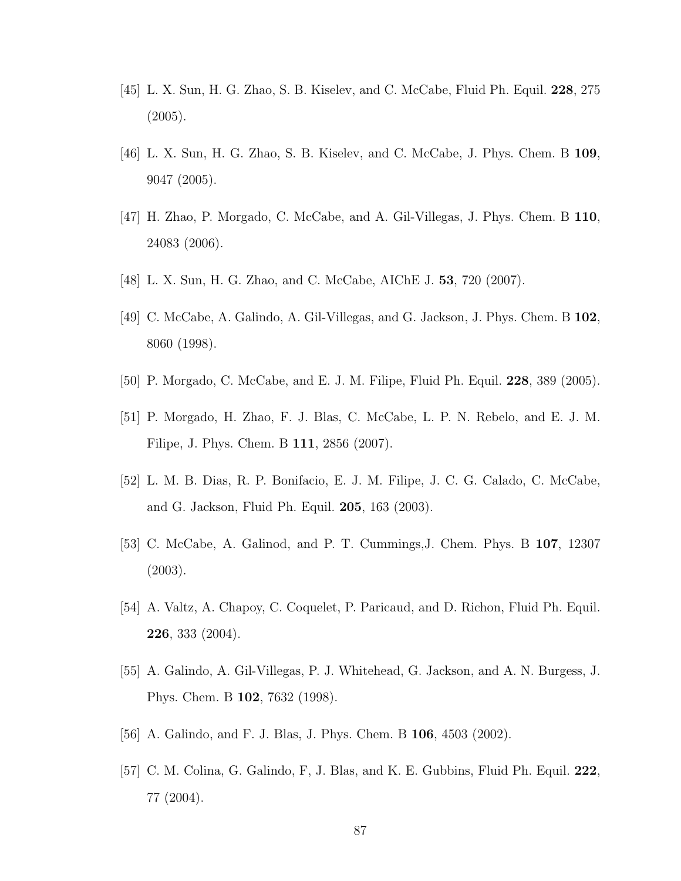[45] L. X. Sun, H. G. Zhao, S. B. Kiselev, and C. McCabe, Fluid Ph. Equil. **228**, 275 (2005).

[46] L. X. Sun, H. G. Zhao, S. B. Kiselev, and C. McCabe, J. Phys. Chem. B **109**, 9047 (2005).

[47] H. Zhao, P. Morgado, C. McCabe, and A. Gil-Villegas, J. Phys. Chem. B **110**, 24083 (2006).

[48] L. X. Sun, H. G. Zhao, and C. McCabe, AIChE J. **53**, 720 (2007).

[49] C. McCabe, A. Galindo, A. Gil-Villegas, and G. Jackson, J. Phys. Chem. B **102**, 8060 (1998).

[50] P. Morgado, C. McCabe, and E. J. M. Filipe, Fluid Ph. Equil. **228**, 389 (2005).

[51] P. Morgado, H. Zhao, F. J. Blas, C. McCabe, L. P. N. Rebelo, and E. J. M. Filipe, J. Phys. Chem. B **111**, 2856 (2007).

[52] L. M. B. Dias, R. P. Bonifacio, E. J. M. Filipe, J. C. G. Calado, C. McCabe, and G. Jackson, Fluid Ph. Equil. **205**, 163 (2003).

[53] C. McCabe, A. Galinod, and P. T. Cummings,J. Chem. Phys. B **107**, 12307 (2003).

[54] A. Valtz, A. Chapoy, C. Coquelet, P. Paricaud, and D. Richon, Fluid Ph. Equil. **226**, 333 (2004).

[55] A. Galindo, A. Gil-Villegas, P. J. Whitehead, G. Jackson, and A. N. Burgess, J. Phys. Chem. B **102**, 7632 (1998).

[56] A. Galindo, and F. J. Blas, J. Phys. Chem. B **106**, 4503 (2002).

[57] C. M. Colina, G. Galindo, F, J. Blas, and K. E. Gubbins, Fluid Ph. Equil. **222**, 77 (2004).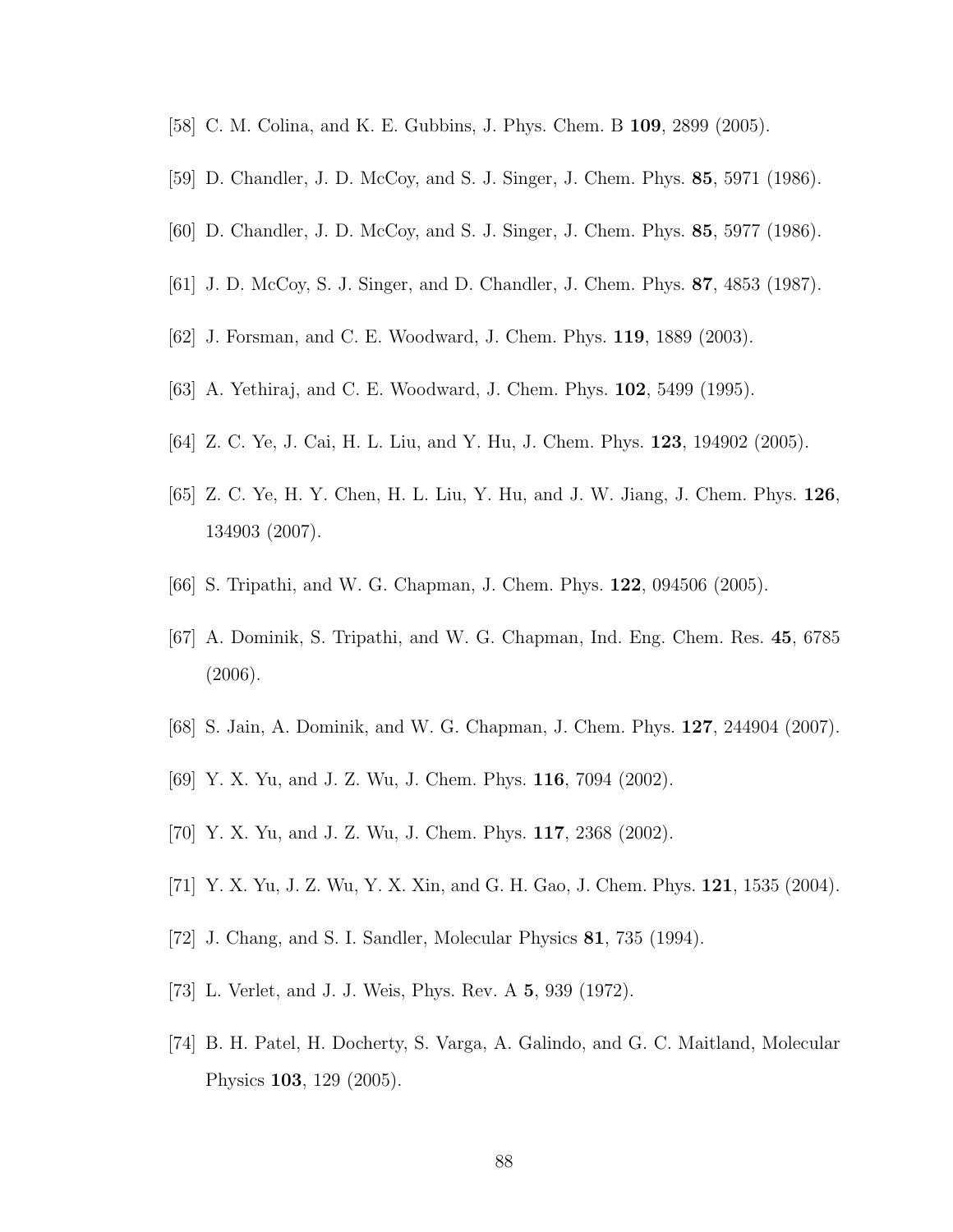[58] C. M. Colina, and K. E. Gubbins, J. Phys. Chem. B **109**, 2899 (2005).

[59] D. Chandler, J. D. McCoy, and S. J. Singer, J. Chem. Phys. **85**, 5971 (1986).

[60] D. Chandler, J. D. McCoy, and S. J. Singer, J. Chem. Phys. **85**, 5977 (1986).

[61] J. D. McCoy, S. J. Singer, and D. Chandler, J. Chem. Phys. **87**, 4853 (1987).

[62] J. Forsman, and C. E. Woodward, J. Chem. Phys. **119**, 1889 (2003).

[63] A. Yethiraj, and C. E. Woodward, J. Chem. Phys. **102**, 5499 (1995).

[64] Z. C. Ye, J. Cai, H. L. Liu, and Y. Hu, J. Chem. Phys. **123**, 194902 (2005).

[65] Z. C. Ye, H. Y. Chen, H. L. Liu, Y. Hu, and J. W. Jiang, J. Chem. Phys. **126**, 134903 (2007).

[66] S. Tripathi, and W. G. Chapman, J. Chem. Phys. **122**, 094506 (2005).

[67] A. Dominik, S. Tripathi, and W. G. Chapman, Ind. Eng. Chem. Res. **45**, 6785 (2006).

[68] S. Jain, A. Dominik, and W. G. Chapman, J. Chem. Phys. **127**, 244904 (2007).

[69] Y. X. Yu, and J. Z. Wu, J. Chem. Phys. **116**, 7094 (2002).

[70] Y. X. Yu, and J. Z. Wu, J. Chem. Phys. **117**, 2368 (2002).

[71] Y. X. Yu, J. Z. Wu, Y. X. Xin, and G. H. Gao, J. Chem. Phys. **121**, 1535 (2004).

[72] J. Chang, and S. I. Sandler, Molecular Physics **81**, 735 (1994).

[73] L. Verlet, and J. J. Weis, Phys. Rev. A **5**, 939 (1972).

[74] B. H. Patel, H. Docherty, S. Varga, A. Galindo, and G. C. Maitland, Molecular Physics **103**, 129 (2005).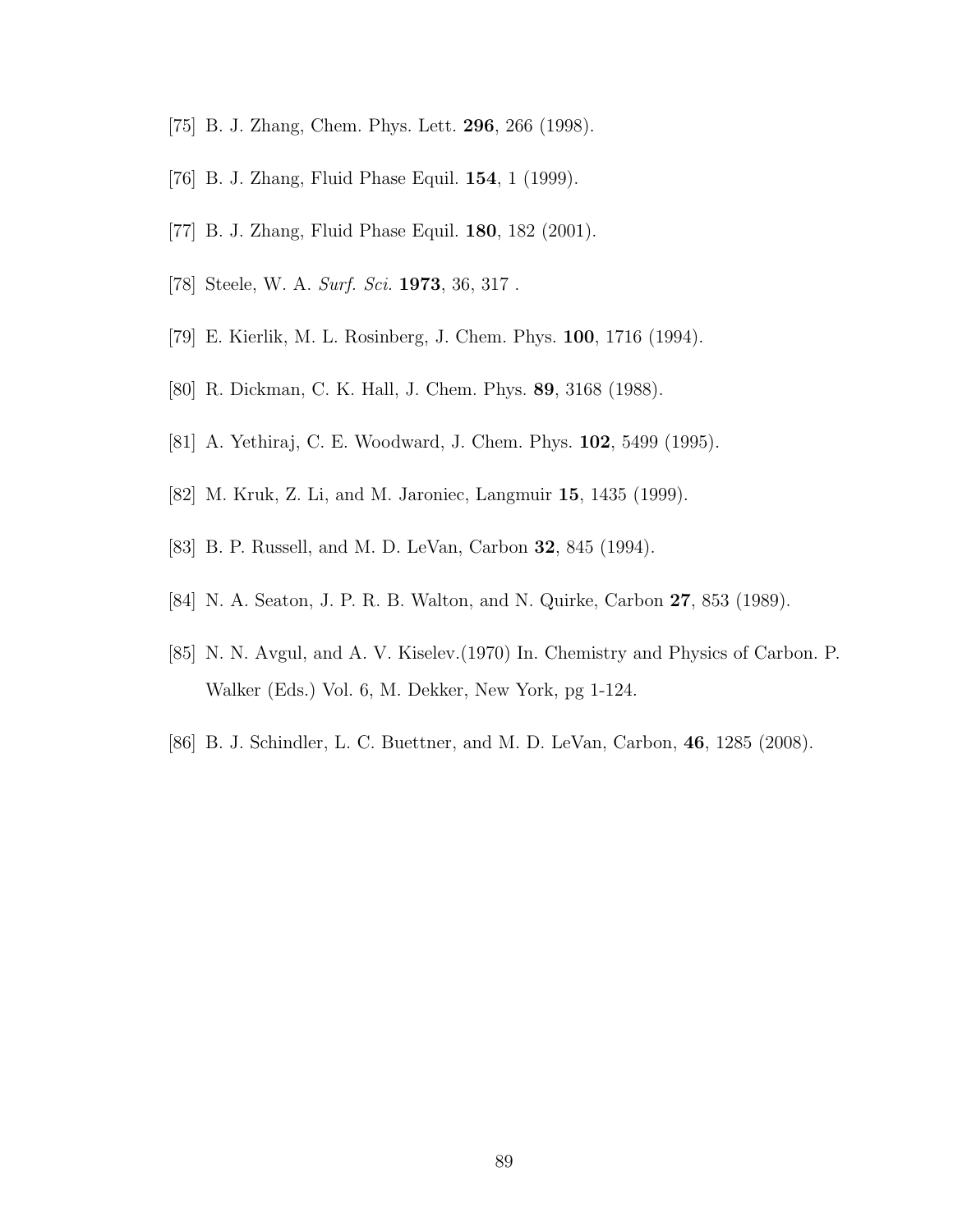[75] B. J. Zhang, Chem. Phys. Lett. **296**, 266 (1998).

[76] B. J. Zhang, Fluid Phase Equil. **154**, 1 (1999).

[77] B. J. Zhang, Fluid Phase Equil. **180**, 182 (2001).

[78] Steele, W. A. *Surf. Sci.* **1973**, 36, 317 .

[79] E. Kierlik, M. L. Rosinberg, J. Chem. Phys. **100**, 1716 (1994).

[80] R. Dickman, C. K. Hall, J. Chem. Phys. **89**, 3168 (1988).

[81] A. Yethiraj, C. E. Woodward, J. Chem. Phys. **102**, 5499 (1995).

[82] M. Kruk, Z. Li, and M. Jaroniec, Langmuir **15**, 1435 (1999).

[83] B. P. Russell, and M. D. LeVan, Carbon **32**, 845 (1994).

[84] N. A. Seaton, J. P. R. B. Walton, and N. Quirke, Carbon **27**, 853 (1989).

[85] N. N. Avgul, and A. V. Kiselev.(1970) In. Chemistry and Physics of Carbon. P. Walker (Eds.) Vol. 6, M. Dekker, New York, pg 1-124.

[86] B. J. Schindler, L. C. Buettner, and M. D. LeVan, Carbon, **46**, 1285 (2008).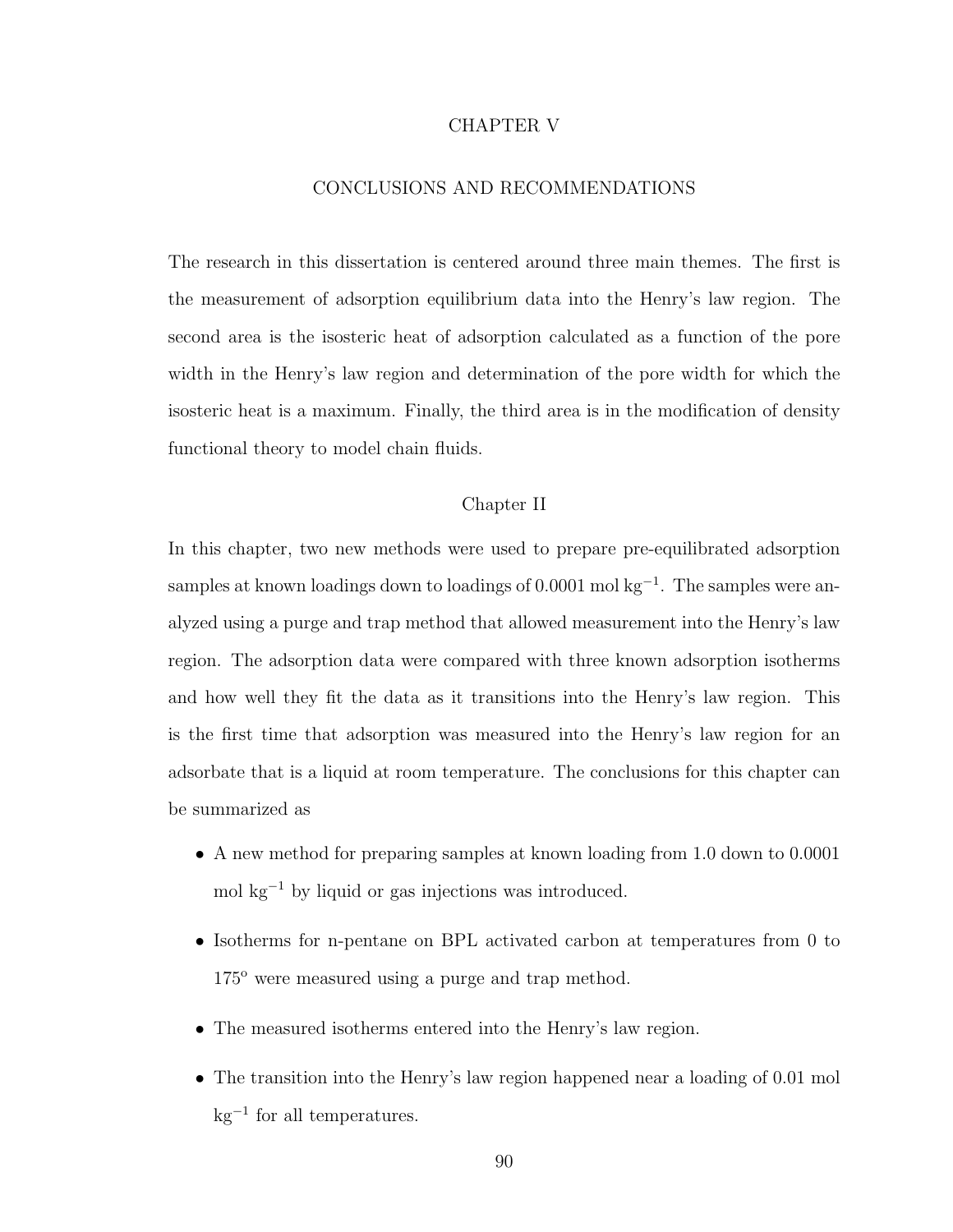# CHAPTER V

# CONCLUSIONS AND RECOMMENDATIONS

The research in this dissertation is centered around three main themes. The first is the measurement of adsorption equilibrium data into the Henry's law region. The second area is the isosteric heat of adsorption calculated as a function of the pore width in the Henry's law region and determination of the pore width for which the isosteric heat is a maximum. Finally, the third area is in the modification of density functional theory to model chain fluids.

## Chapter II

In this chapter, two new methods were used to prepare pre-equilibrated adsorption samples at known loadings down to loadings of 0.0001 mol $kg^{-1}$. The samples were analyzed using a purge and trap method that allowed measurement into the Henry's law region. The adsorption data were compared with three known adsorption isotherms and how well they fit the data as it transitions into the Henry's law region. This is the first time that adsorption was measured into the Henry's law region for an adsorbate that is a liquid at room temperature. The conclusions for this chapter can be summarized as

- A new method for preparing samples at known loading from 1.0 down to 0.0001 mol $kg^{-1}$ by liquid or gas injections was introduced.
- Isotherms for n-pentane on BPL activated carbon at temperatures from 0 to 175$^{o}$ were measured using a purge and trap method.
- The measured isotherms entered into the Henry's law region.
- The transition into the Henry's law region happened near a loading of 0.01 mol $kg^{-1}$ for all temperatures.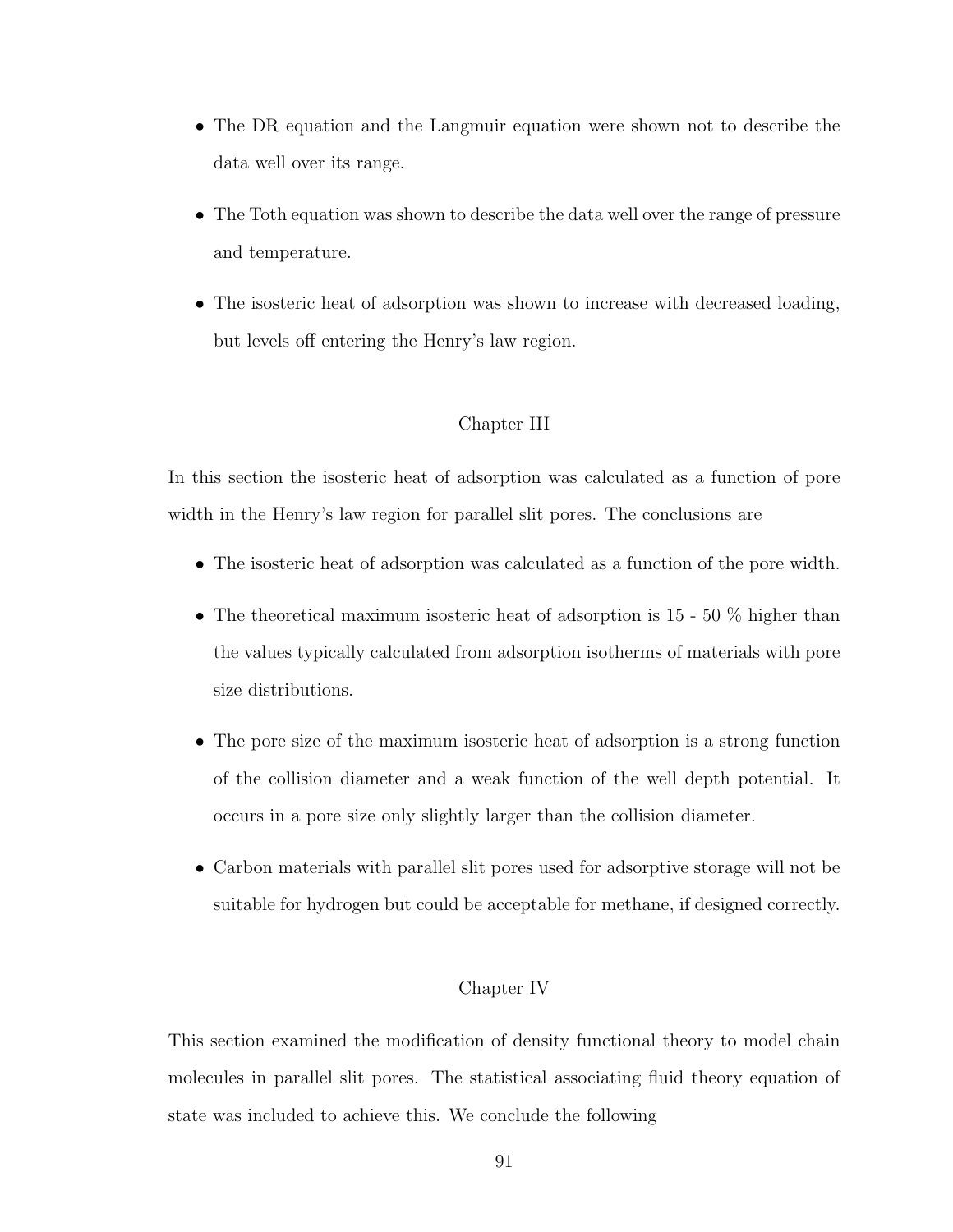- The DR equation and the Langmuir equation were shown not to describe the data well over its range.
- The Toth equation was shown to describe the data well over the range of pressure and temperature.
- The isosteric heat of adsorption was shown to increase with decreased loading, but levels off entering the Henry's law region.

## Chapter III

In this section the isosteric heat of adsorption was calculated as a function of pore width in the Henry's law region for parallel slit pores. The conclusions are

- The isosteric heat of adsorption was calculated as a function of the pore width.
- The theoretical maximum isosteric heat of adsorption is 15 - 50 % higher than the values typically calculated from adsorption isotherms of materials with pore size distributions.
- The pore size of the maximum isosteric heat of adsorption is a strong function of the collision diameter and a weak function of the well depth potential. It occurs in a pore size only slightly larger than the collision diameter.
- Carbon materials with parallel slit pores used for adsorptive storage will not be suitable for hydrogen but could be acceptable for methane, if designed correctly.

## Chapter IV

This section examined the modification of density functional theory to model chain molecules in parallel slit pores. The statistical associating fluid theory equation of state was included to achieve this. We conclude the following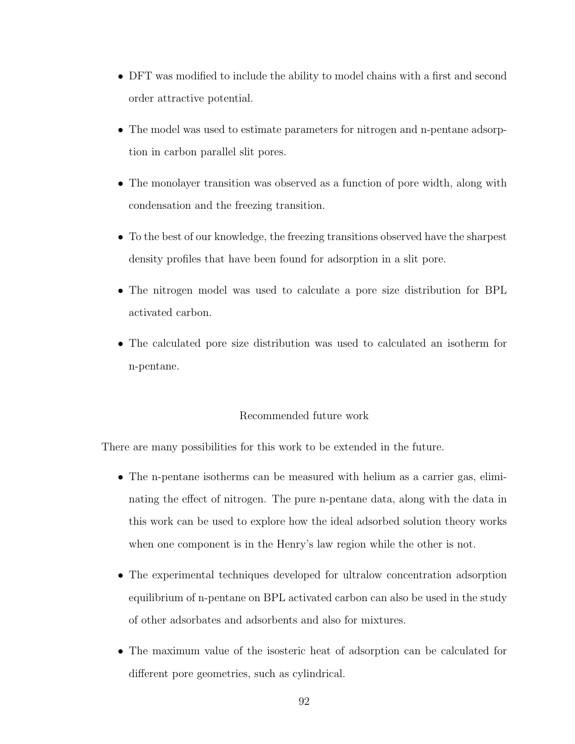- DFT was modified to include the ability to model chains with a first and second order attractive potential.
- The model was used to estimate parameters for nitrogen and n-pentane adsorption in carbon parallel slit pores.
- The monolayer transition was observed as a function of pore width, along with condensation and the freezing transition.
- To the best of our knowledge, the freezing transitions observed have the sharpest density profiles that have been found for adsorption in a slit pore.
- The nitrogen model was used to calculate a pore size distribution for BPL activated carbon.
- The calculated pore size distribution was used to calculated an isotherm for n-pentane.

## Recommended future work

There are many possibilities for this work to be extended in the future.

- The n-pentane isotherms can be measured with helium as a carrier gas, eliminating the effect of nitrogen. The pure n-pentane data, along with the data in this work can be used to explore how the ideal adsorbed solution theory works when one component is in the Henry's law region while the other is not.
- The experimental techniques developed for ultralow concentration adsorption equilibrium of n-pentane on BPL activated carbon can also be used in the study of other adsorbates and adsorbents and also for mixtures.
- The maximum value of the isosteric heat of adsorption can be calculated for different pore geometries, such as cylindrical.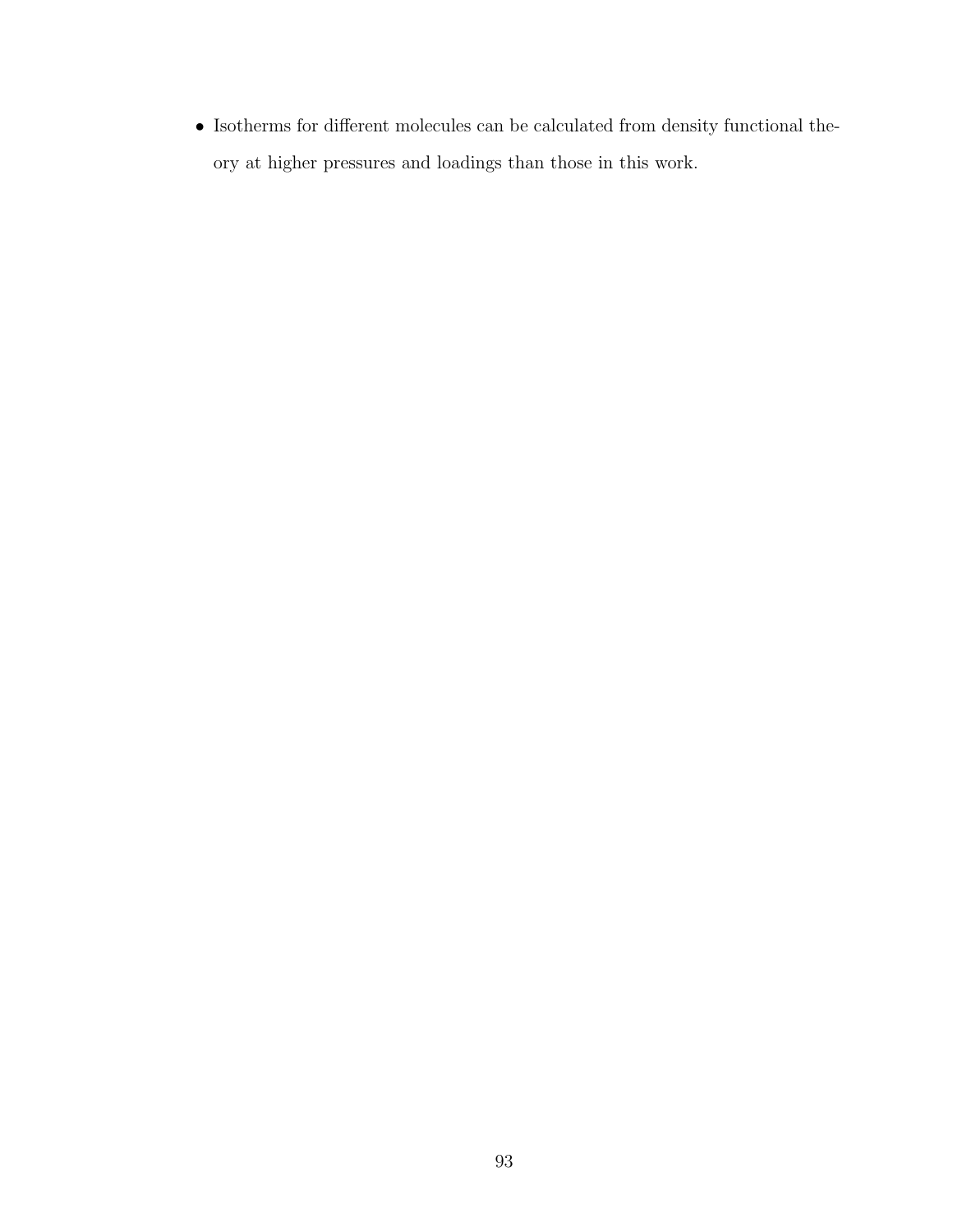- Isotherms for different molecules can be calculated from density functional theory at higher pressures and loadings than those in this work.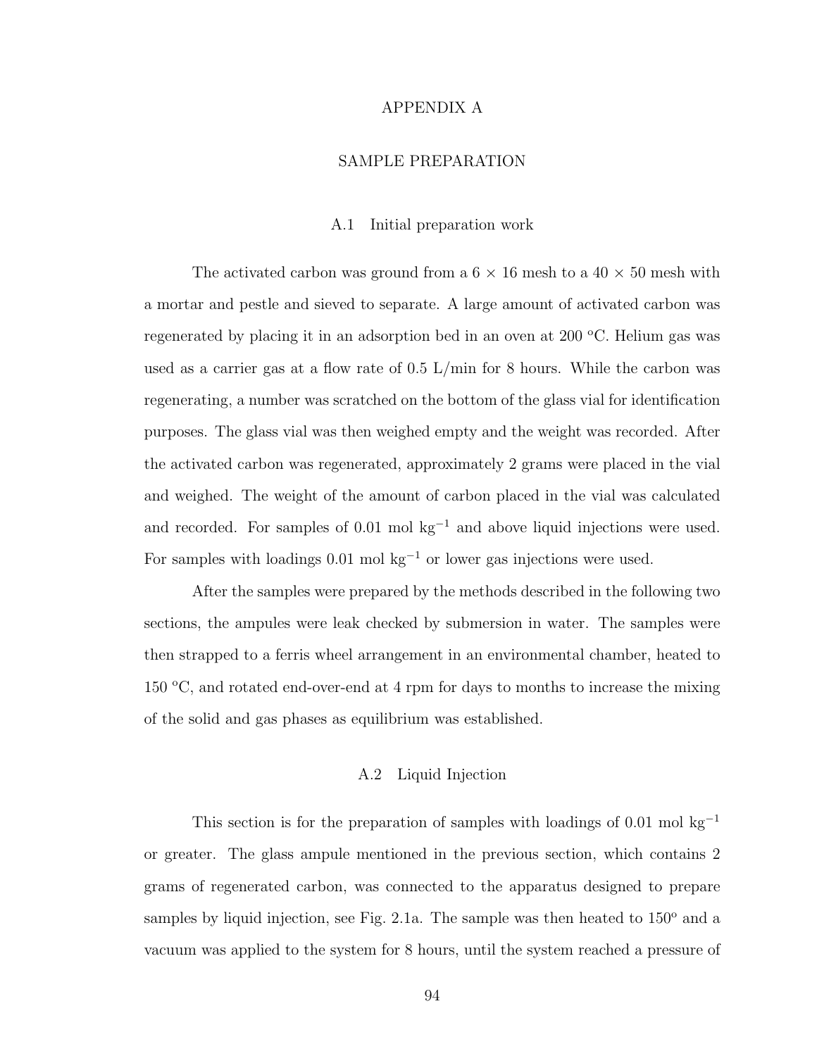# APPENDIX A

# SAMPLE PREPARATION

## A.1 Initial preparation work

The activated carbon was ground from a 6 $\times$ 16 mesh to a 40 $\times$ 50 mesh with a mortar and pestle and sieved to separate. A large amount of activated carbon was regenerated by placing it in an adsorption bed in an oven at 200 $^{o}$C. Helium gas was used as a carrier gas at a flow rate of 0.5 L/min for 8 hours. While the carbon was regenerating, a number was scratched on the bottom of the glass vial for identification purposes. The glass vial was then weighed empty and the weight was recorded. After the activated carbon was regenerated, approximately 2 grams were placed in the vial and weighed. The weight of the amount of carbon placed in the vial was calculated and recorded. For samples of 0.01 mol kg$^{-1}$ and above liquid injections were used. For samples with loadings 0.01 mol kg$^{-1}$ or lower gas injections were used.

After the samples were prepared by the methods described in the following two sections, the ampules were leak checked by submersion in water. The samples were then strapped to a ferris wheel arrangement in an environmental chamber, heated to 150 $^{o}$C, and rotated end-over-end at 4 rpm for days to months to increase the mixing of the solid and gas phases as equilibrium was established.

## A.2 Liquid Injection

This section is for the preparation of samples with loadings of 0.01 mol kg$^{-1}$ or greater. The glass ampule mentioned in the previous section, which contains 2 grams of regenerated carbon, was connected to the apparatus designed to prepare samples by liquid injection, see Fig. 2.1a. The sample was then heated to 150$^{o}$ and a vacuum was applied to the system for 8 hours, until the system reached a pressure of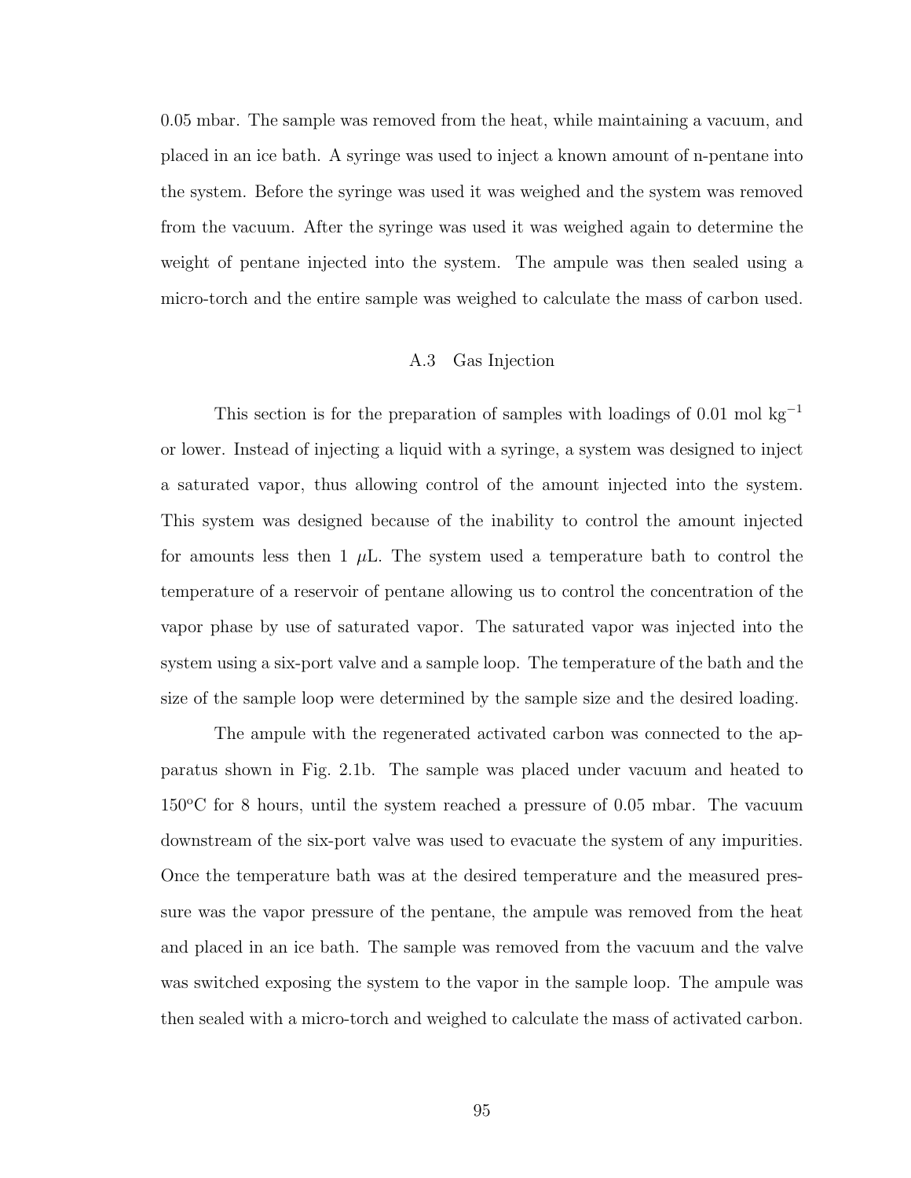0.05 mbar. The sample was removed from the heat, while maintaining a vacuum, and placed in an ice bath. A syringe was used to inject a known amount of n-pentane into the system. Before the syringe was used it was weighed and the system was removed from the vacuum. After the syringe was used it was weighed again to determine the weight of pentane injected into the system. The ampule was then sealed using a micro-torch and the entire sample was weighed to calculate the mass of carbon used.

### A.3 Gas Injection

This section is for the preparation of samples with loadings of 0.01 mol kg$^{-1}$ or lower. Instead of injecting a liquid with a syringe, a system was designed to inject a saturated vapor, thus allowing control of the amount injected into the system. This system was designed because of the inability to control the amount injected for amounts less then 1 $\mu$L. The system used a temperature bath to control the temperature of a reservoir of pentane allowing us to control the concentration of the vapor phase by use of saturated vapor. The saturated vapor was injected into the system using a six-port valve and a sample loop. The temperature of the bath and the size of the sample loop were determined by the sample size and the desired loading.

The ampule with the regenerated activated carbon was connected to the apparatus shown in Fig. 2.1b. The sample was placed under vacuum and heated to 150$^o$C for 8 hours, until the system reached a pressure of 0.05 mbar. The vacuum downstream of the six-port valve was used to evacuate the system of any impurities. Once the temperature bath was at the desired temperature and the measured pressure was the vapor pressure of the pentane, the ampule was removed from the heat and placed in an ice bath. The sample was removed from the vacuum and the valve was switched exposing the system to the vapor in the sample loop. The ampule was then sealed with a micro-torch and weighed to calculate the mass of activated carbon.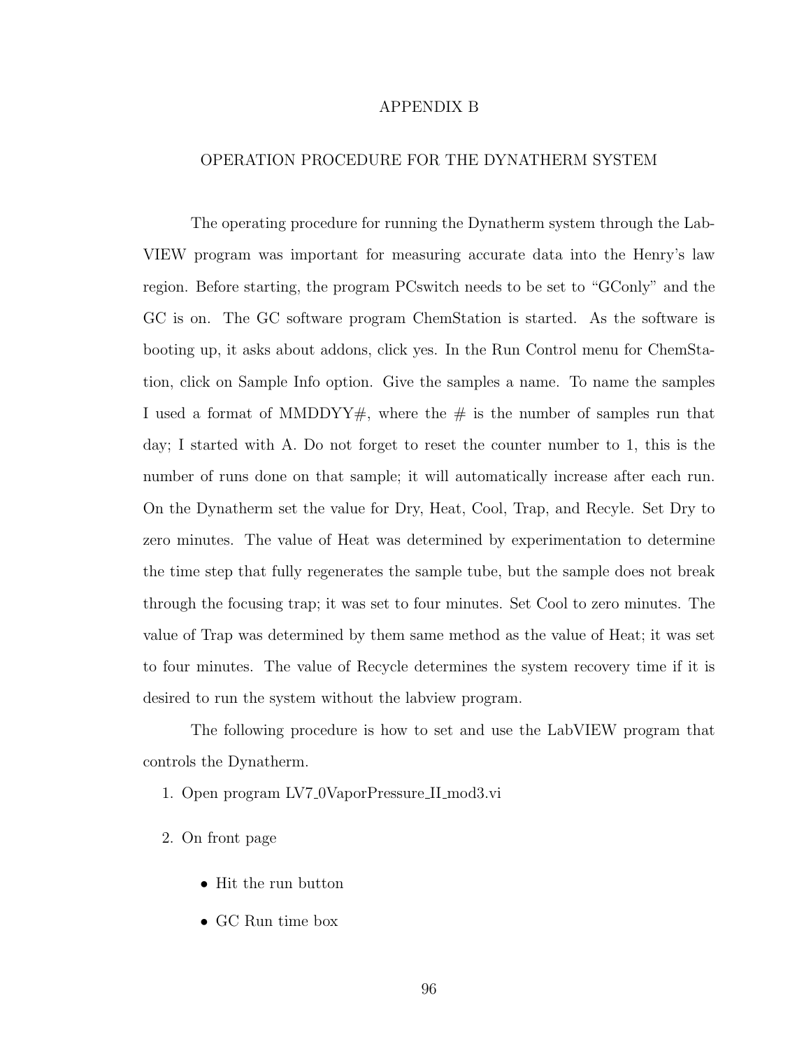# APPENDIX B

## OPERATION PROCEDURE FOR THE DYNATHERM SYSTEM

The operating procedure for running the Dynatherm system through the LabVIEW program was important for measuring accurate data into the Henry's law region. Before starting, the program PCswitch needs to be set to "GConly" and the GC is on. The GC software program ChemStation is started. As the software is booting up, it asks about addons, click yes. In the Run Control menu for ChemStation, click on Sample Info option. Give the samples a name. To name the samples I used a format of MMDDYY#, where the # is the number of samples run that day; I started with A. Do not forget to reset the counter number to 1, this is the number of runs done on that sample; it will automatically increase after each run. On the Dynatherm set the value for Dry, Heat, Cool, Trap, and Recyle. Set Dry to zero minutes. The value of Heat was determined by experimentation to determine the time step that fully regenerates the sample tube, but the sample does not break through the focusing trap; it was set to four minutes. Set Cool to zero minutes. The value of Trap was determined by them same method as the value of Heat; it was set to four minutes. The value of Recycle determines the system recovery time if it is desired to run the system without the labview program.

The following procedure is how to set and use the LabVIEW program that controls the Dynatherm.

1. Open program LV7_0VaporPressure_II_mod3.vi
2. On front page
   - Hit the run button
   - GC Run time box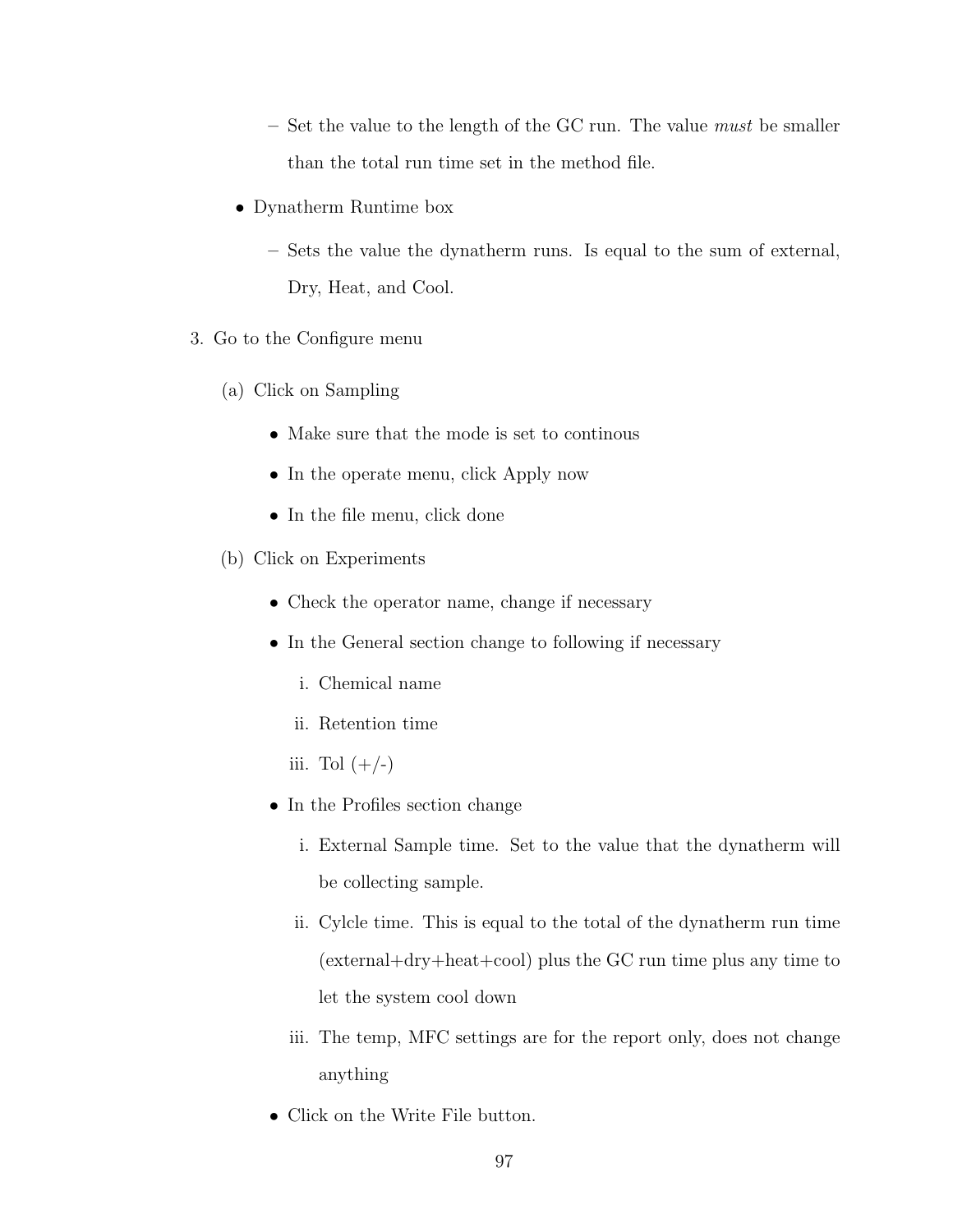- Set the value to the length of the GC run. The value *must* be smaller than the total run time set in the method file.
  - Dynatherm Runtime box
    - Sets the value the dynatherm runs. Is equal to the sum of external, Dry, Heat, and Cool.

3. Go to the Configure menu

   (a) Click on Sampling

   - Make sure that the mode is set to continous
   - In the operate menu, click Apply now
   - In the file menu, click done

   (b) Click on Experiments

   - Check the operator name, change if necessary
   - In the General section change to following if necessary
     i. Chemical name
     ii. Retention time
     iii. Tol (+/-)
   - In the Profiles section change
     i. External Sample time. Set to the value that the dynatherm will be collecting sample.
     ii. Cylcle time. This is equal to the total of the dynatherm run time (external+dry+heat+cool) plus the GC run time plus any time to let the system cool down
     iii. The temp, MFC settings are for the report only, does not change anything
   - Click on the Write File button.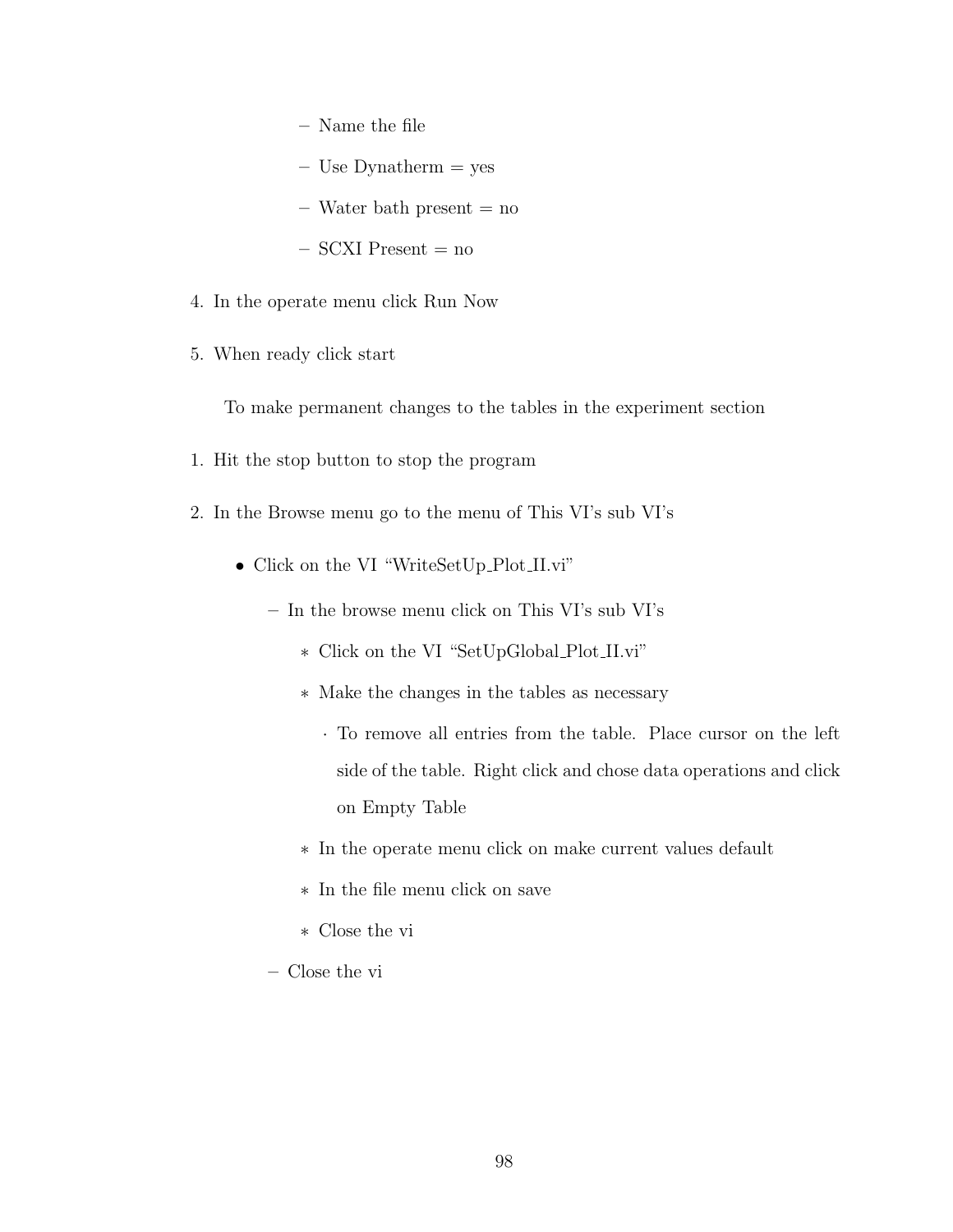- Name the file
  - Use Dynatherm = yes
  - Water bath present = no
  - SCXI Present = no

4. In the operate menu click Run Now
5. When ready click start

To make permanent changes to the tables in the experiment section

1. Hit the stop button to stop the program
2. In the Browse menu go to the menu of This VI's sub VI's
   - Click on the VI "WriteSetUp_Plot_II.vi"
     - In the browse menu click on This VI's sub VI's
       - Click on the VI "SetUpGlobal_Plot_II.vi"
       - Make the changes in the tables as necessary
         - To remove all entries from the table. Place cursor on the left side of the table. Right click and chose data operations and click on Empty Table
       - In the operate menu click on make current values default
       - In the file menu click on save
       - Close the vi
     - Close the vi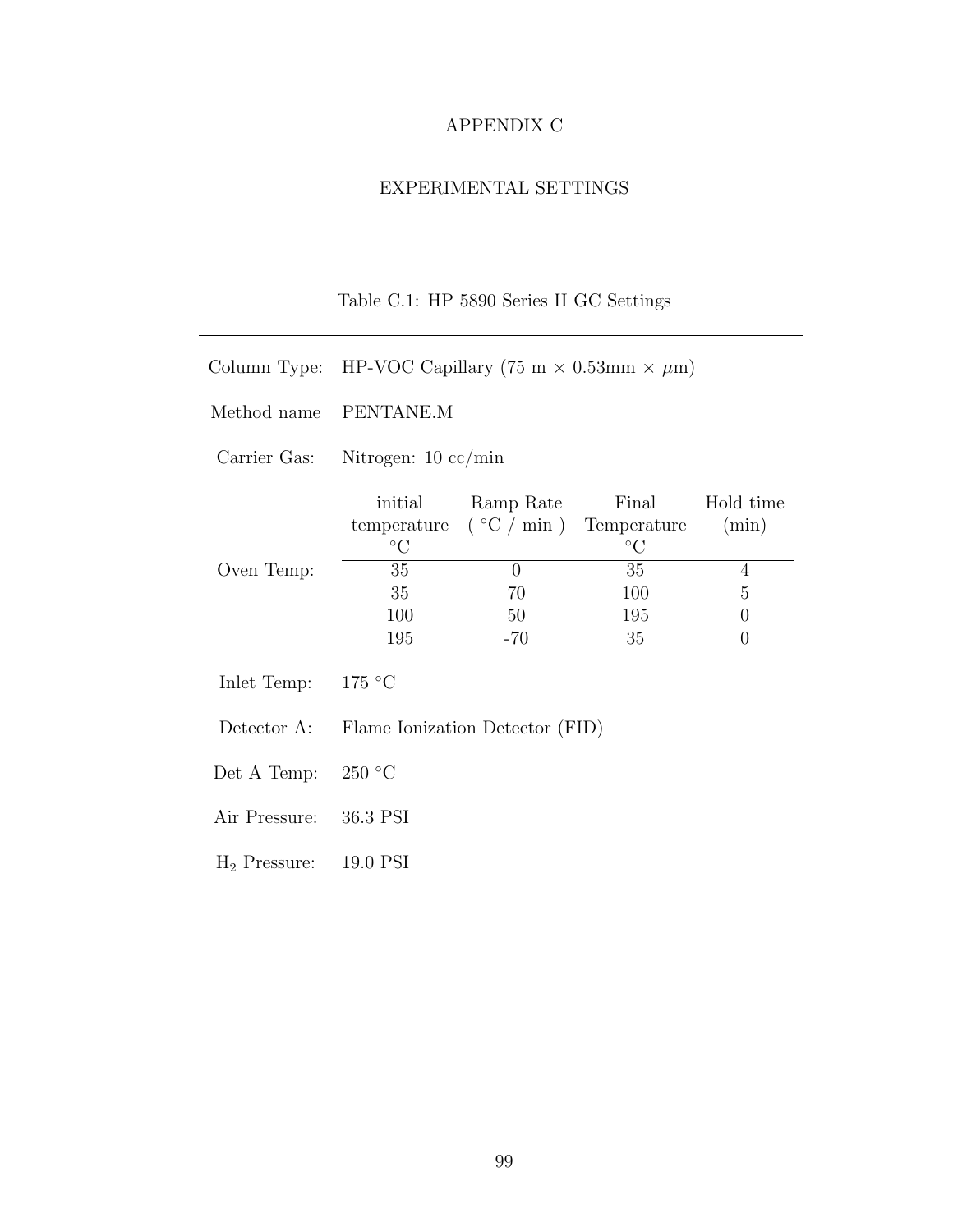# APPENDIX C

## EXPERIMENTAL SETTINGS

Table C.1: HP 5890 Series II GC Settings

| | | | | |
|---|---|---|---|---|
| Column Type: | HP-VOC Capillary (75 m × 0.53mm × $\mu$m) | | | |
| Method name | PENTANE.M | | | |
| Carrier Gas: | Nitrogen: 10 cc/min | | | |
| | initial temperature °C | Ramp Rate ( °C / min ) | Final Temperature °C | Hold time (min) |
| Oven Temp: | 35 | 0 | 35 | 4 |
| | 35 | 70 | 100 | 5 |
| | 100 | 50 | 195 | 0 |
| | 195 | -70 | 35 | 0 |
| Inlet Temp: | 175 °C | | | |
| Detector A: | Flame Ionization Detector (FID) | | | |
| Det A Temp: | 250 °C | | | |
| Air Pressure: | 36.3 PSI | | | |
| $H_2$ Pressure: | 19.0 PSI | | | |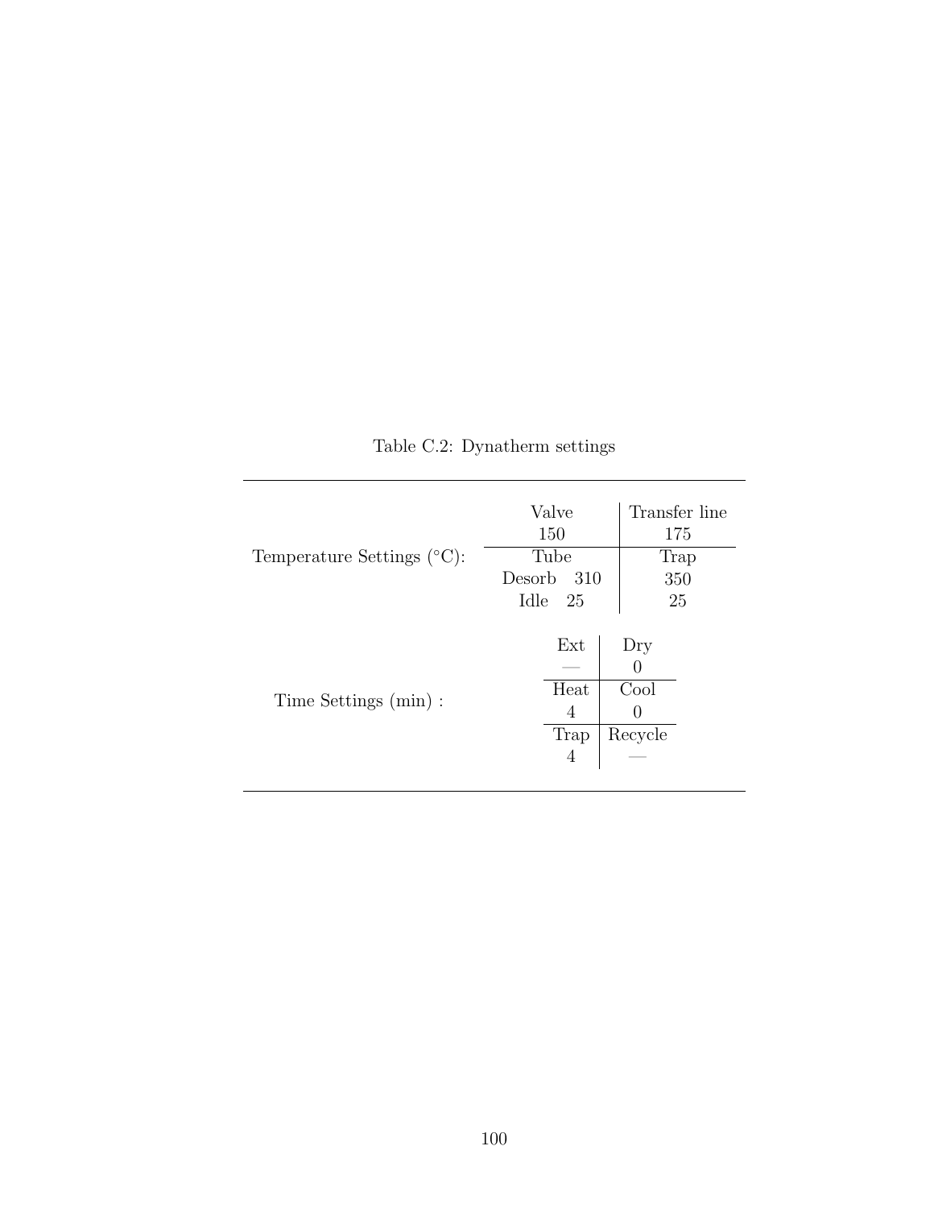Table C.2: Dynatherm settings

| Setting | | |
|---|---|---|
| Temperature Settings (°C): | Valve | Transfer line |
| | 150 | 175 |
| | Tube | Trap |
| | Desorb 310 | 350 |
| | Idle 25 | 25 |
| Time Settings (min) : | Ext | Dry |
| | — | 0 |
| | Heat | Cool |
| | 4 | 0 |
| | Trap | Recycle |
| | 4 | — |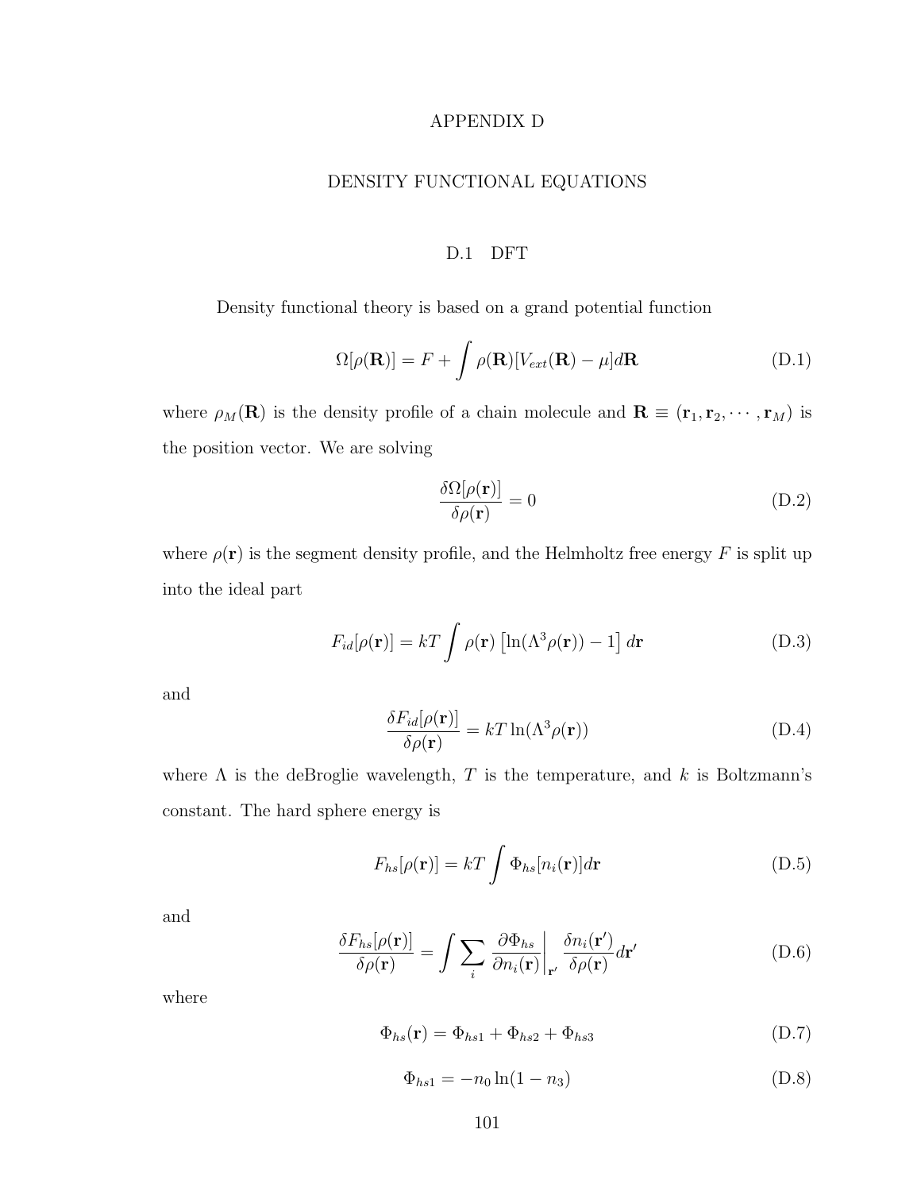# APPENDIX D

# DENSITY FUNCTIONAL EQUATIONS

## D.1 DFT

Density functional theory is based on a grand potential function

$$\Omega[\rho(\mathbf{R})] = F + \int \rho(\mathbf{R})[V_{ext}(\mathbf{R}) - \mu] d\mathbf{R} \tag{D.1}$$

where $\rho_M(\mathbf{R})$ is the density profile of a chain molecule and $\mathbf{R} \equiv (\mathbf{r}_1, \mathbf{r}_2, \cdots, \mathbf{r}_M)$ is the position vector. We are solving

$$\frac{\delta \Omega[\rho(\mathbf{r})]}{\delta \rho(\mathbf{r})} = 0 \tag{D.2}$$

where $\rho(\mathbf{r})$ is the segment density profile, and the Helmholtz free energy $F$ is split up into the ideal part

$$F_{id}[\rho(\mathbf{r})] = kT \int \rho(\mathbf{r}) \left[ \ln(\Lambda^3 \rho(\mathbf{r})) - 1 \right] d\mathbf{r} \tag{D.3}$$

and

$$\frac{\delta F_{id}[\rho(\mathbf{r})]}{\delta \rho(\mathbf{r})} = kT \ln(\Lambda^3 \rho(\mathbf{r})) \tag{D.4}$$

where $\Lambda$ is the deBroglie wavelength, $T$ is the temperature, and $k$ is Boltzmann's constant. The hard sphere energy is

$$F_{hs}[\rho(\mathbf{r})] = kT \int \Phi_{hs}[n_i(\mathbf{r})] d\mathbf{r} \tag{D.5}$$

and

$$\frac{\delta F_{hs}[\rho(\mathbf{r})]}{\delta \rho(\mathbf{r})} = \int \sum_i \left. \frac{\partial \Phi_{hs}}{\partial n_i(\mathbf{r})} \right|_{\mathbf{r}'} \frac{\delta n_i(\mathbf{r}')}{\delta \rho(\mathbf{r})} d\mathbf{r}' \tag{D.6}$$

where

$$\Phi_{hs}(\mathbf{r}) = \Phi_{hs1} + \Phi_{hs2} + \Phi_{hs3} \tag{D.7}$$

$$\Phi_{hs1} = -n_0 \ln(1 - n_3) \tag{D.8}$$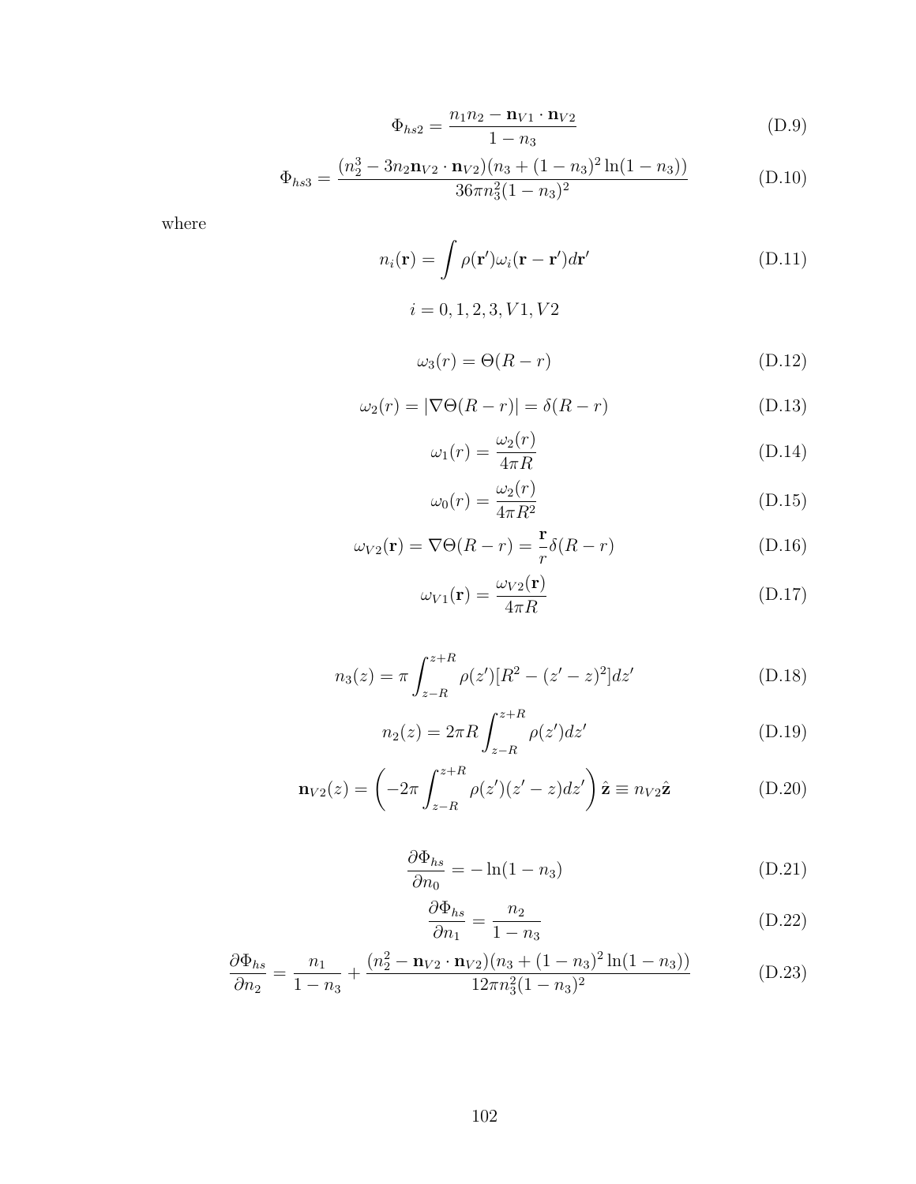$$\Phi_{hs2} = \frac{n_1 n_2 - \mathbf{n}_{V1} \cdot \mathbf{n}_{V2}}{1 - n_3} \tag{D.9}$$

$$\Phi_{hs3} = \frac{(n_2^3 - 3n_2 \mathbf{n}_{V2} \cdot \mathbf{n}_{V2})(n_3 + (1 - n_3)^2 \ln(1 - n_3))}{36\pi n_3^2 (1 - n_3)^2} \tag{D.10}$$

where

$$n_i(\mathbf{r}) = \int \rho(\mathbf{r}')\omega_i(\mathbf{r} - \mathbf{r}')d\mathbf{r}' \tag{D.11}$$

$$i = 0, 1, 2, 3, V1, V2$$

$$\omega_3(r) = \Theta(R - r) \tag{D.12}$$

$$\omega_2(r) = |\nabla\Theta(R - r)| = \delta(R - r) \tag{D.13}$$

$$\omega_1(r) = \frac{\omega_2(r)}{4\pi R} \tag{D.14}$$

$$\omega_0(r) = \frac{\omega_2(r)}{4\pi R^2} \tag{D.15}$$

$$\omega_{V2}(\mathbf{r}) = \nabla\Theta(R - r) = \frac{\mathbf{r}}{r}\delta(R - r) \tag{D.16}$$

$$\omega_{V1}(\mathbf{r}) = \frac{\omega_{V2}(\mathbf{r})}{4\pi R} \tag{D.17}$$

$$n_3(z) = \pi \int_{z-R}^{z+R} \rho(z')[R^2 - (z' - z)^2]dz' \tag{D.18}$$

$$n_2(z) = 2\pi R \int_{z-R}^{z+R} \rho(z')dz' \tag{D.19}$$

$$\mathbf{n}_{V2}(z) = \left(-2\pi \int_{z-R}^{z+R} \rho(z')(z' - z)dz'\right)\hat{\mathbf{z}} \equiv n_{V2}\hat{\mathbf{z}} \tag{D.20}$$

$$\frac{\partial \Phi_{hs}}{\partial n_0} = -\ln(1 - n_3) \tag{D.21}$$

$$\frac{\partial \Phi_{hs}}{\partial n_1} = \frac{n_2}{1 - n_3} \tag{D.22}$$

$$\frac{\partial \Phi_{hs}}{\partial n_2} = \frac{n_1}{1 - n_3} + \frac{(n_2^2 - \mathbf{n}_{V2} \cdot \mathbf{n}_{V2})(n_3 + (1 - n_3)^2 \ln(1 - n_3))}{12\pi n_3^2 (1 - n_3)^2} \tag{D.23}$$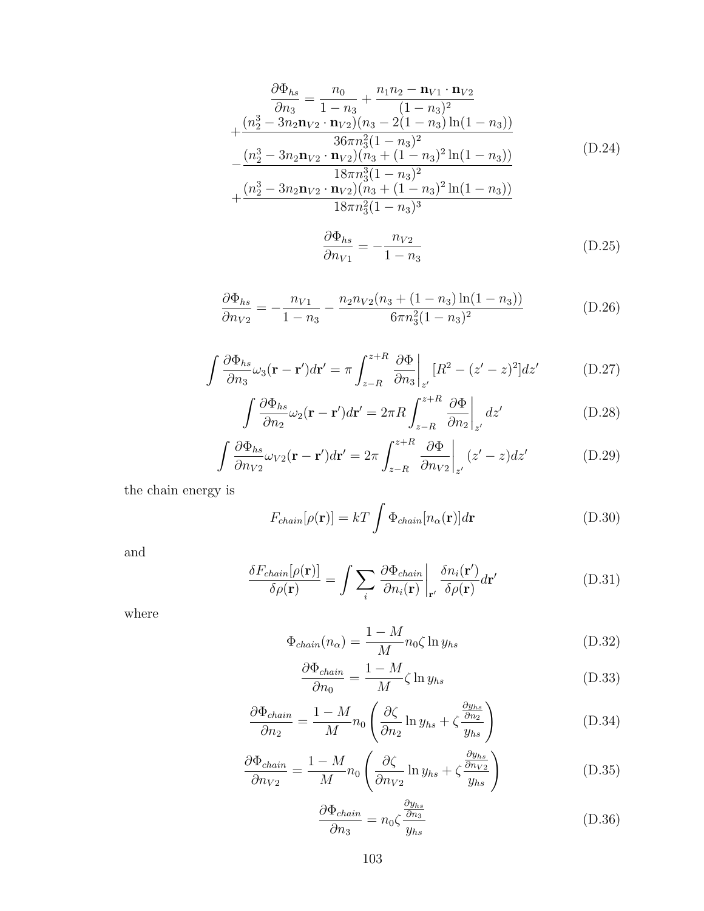$$
\begin{aligned}
\frac{\partial \Phi_{hs}}{\partial n_3} &= \frac{n_0}{1-n_3} + \frac{n_1 n_2 - \mathbf{n}_{V1}\cdot\mathbf{n}_{V2}}{(1-n_3)^2} \\
&+ \frac{(n_2^3 - 3n_2\mathbf{n}_{V2}\cdot\mathbf{n}_{V2})(n_3 - 2(1-n_3)\ln(1-n_3))}{36\pi n_3^2(1-n_3)^2} \\
&- \frac{(n_2^3 - 3n_2\mathbf{n}_{V2}\cdot\mathbf{n}_{V2})(n_3 + (1-n_3)^2\ln(1-n_3))}{18\pi n_3^3(1-n_3)^2} \\
&+ \frac{(n_2^3 - 3n_2\mathbf{n}_{V2}\cdot\mathbf{n}_{V2})(n_3 + (1-n_3)^2\ln(1-n_3))}{18\pi n_3^2(1-n_3)^3}
\end{aligned}
\tag{D.24}
$$

$$
\frac{\partial \Phi_{hs}}{\partial n_{V1}} = -\frac{n_{V2}}{1-n_3} \tag{D.25}
$$

$$
\frac{\partial \Phi_{hs}}{\partial n_{V2}} = -\frac{n_{V1}}{1-n_3} - \frac{n_2 n_{V2}(n_3 + (1-n_3)\ln(1-n_3))}{6\pi n_3^2(1-n_3)^2} \tag{D.26}
$$

$$
\int \frac{\partial \Phi_{hs}}{\partial n_3}\omega_3(\mathbf{r}-\mathbf{r}')d\mathbf{r}' = \pi\int_{z-R}^{z+R} \left.\frac{\partial \Phi}{\partial n_3}\right|_{z'} [R^2 - (z'-z)^2]dz' \tag{D.27}
$$

$$
\int \frac{\partial \Phi_{hs}}{\partial n_2}\omega_2(\mathbf{r}-\mathbf{r}')d\mathbf{r}' = 2\pi R\int_{z-R}^{z+R} \left.\frac{\partial \Phi}{\partial n_2}\right|_{z'} dz' \tag{D.28}
$$

$$
\int \frac{\partial \Phi_{hs}}{\partial n_{V2}}\omega_{V2}(\mathbf{r}-\mathbf{r}')d\mathbf{r}' = 2\pi\int_{z-R}^{z+R} \left.\frac{\partial \Phi}{\partial n_{V2}}\right|_{z'} (z'-z)dz' \tag{D.29}
$$

the chain energy is

$$
F_{chain}[\rho(\mathbf{r})] = kT\int \Phi_{chain}[n_\alpha(\mathbf{r})]d\mathbf{r} \tag{D.30}
$$

and

$$
\frac{\delta F_{chain}[\rho(\mathbf{r})]}{\delta\rho(\mathbf{r})} = \int \sum_i \left.\frac{\partial \Phi_{chain}}{\partial n_i(\mathbf{r})}\right|_{\mathbf{r}'} \frac{\delta n_i(\mathbf{r}')}{\delta\rho(\mathbf{r})}d\mathbf{r}' \tag{D.31}
$$

where

$$
\Phi_{chain}(n_\alpha) = \frac{1-M}{M}n_0\zeta\ln y_{hs} \tag{D.32}
$$

$$
\frac{\partial \Phi_{chain}}{\partial n_0} = \frac{1-M}{M}\zeta\ln y_{hs} \tag{D.33}
$$

$$
\frac{\partial \Phi_{chain}}{\partial n_2} = \frac{1-M}{M}n_0\left(\frac{\partial \zeta}{\partial n_2}\ln y_{hs} + \zeta\frac{\frac{\partial y_{hs}}{\partial n_2}}{y_{hs}}\right) \tag{D.34}
$$

$$
\frac{\partial \Phi_{chain}}{\partial n_{V2}} = \frac{1-M}{M}n_0\left(\frac{\partial \zeta}{\partial n_{V2}}\ln y_{hs} + \zeta\frac{\frac{\partial y_{hs}}{\partial n_{V2}}}{y_{hs}}\right) \tag{D.35}
$$

$$
\frac{\partial \Phi_{chain}}{\partial n_3} = n_0\zeta\frac{\frac{\partial y_{hs}}{\partial n_3}}{y_{hs}} \tag{D.36}
$$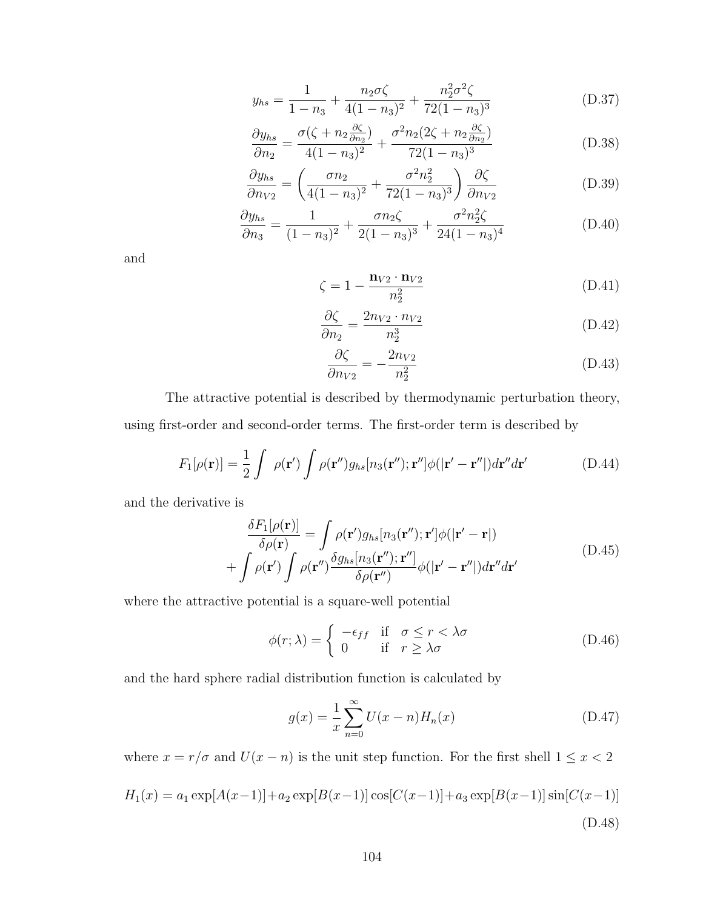$$y_{hs} = \frac{1}{1-n_3} + \frac{n_2 \sigma \zeta}{4(1-n_3)^2} + \frac{n_2^2 \sigma^2 \zeta}{72(1-n_3)^3} \tag{D.37}$$

$$\frac{\partial y_{hs}}{\partial n_2} = \frac{\sigma(\zeta + n_2 \frac{\partial \zeta}{\partial n_2})}{4(1-n_3)^2} + \frac{\sigma^2 n_2 (2\zeta + n_2 \frac{\partial \zeta}{\partial n_2})}{72(1-n_3)^3} \tag{D.38}$$

$$\frac{\partial y_{hs}}{\partial n_{V2}} = \left( \frac{\sigma n_2}{4(1-n_3)^2} + \frac{\sigma^2 n_2^2}{72(1-n_3)^3} \right) \frac{\partial \zeta}{\partial n_{V2}} \tag{D.39}$$

$$\frac{\partial y_{hs}}{\partial n_3} = \frac{1}{(1-n_3)^2} + \frac{\sigma n_2 \zeta}{2(1-n_3)^3} + \frac{\sigma^2 n_2^2 \zeta}{24(1-n_3)^4} \tag{D.40}$$

and

$$\zeta = 1 - \frac{\mathbf{n}_{V2} \cdot \mathbf{n}_{V2}}{n_2^2} \tag{D.41}$$

$$\frac{\partial \zeta}{\partial n_2} = \frac{2 n_{V2} \cdot n_{V2}}{n_2^3} \tag{D.42}$$

$$\frac{\partial \zeta}{\partial n_{V2}} = -\frac{2 n_{V2}}{n_2^2} \tag{D.43}$$

The attractive potential is described by thermodynamic perturbation theory, using first-order and second-order terms. The first-order term is described by

$$F_1[\rho(\mathbf{r})] = \frac{1}{2} \int \rho(\mathbf{r}') \int \rho(\mathbf{r}'') g_{hs}[n_3(\mathbf{r}''); \mathbf{r}''] \phi(|\mathbf{r}' - \mathbf{r}''|) d\mathbf{r}'' d\mathbf{r}' \tag{D.44}$$

and the derivative is

$$\begin{aligned} \frac{\delta F_1[\rho(\mathbf{r})]}{\delta \rho(\mathbf{r})} &= \int \rho(\mathbf{r}') g_{hs}[n_3(\mathbf{r}''); \mathbf{r}'] \phi(|\mathbf{r}' - \mathbf{r}|) \\ + \int \rho(\mathbf{r}') &\int \rho(\mathbf{r}'') \frac{\delta g_{hs}[n_3(\mathbf{r}''); \mathbf{r}'']}{\delta \rho(\mathbf{r}'')} \phi(|\mathbf{r}' - \mathbf{r}''|) d\mathbf{r}'' d\mathbf{r}' \end{aligned} \tag{D.45}$$

where the attractive potential is a square-well potential

$$\phi(r; \lambda) = \begin{cases} -\epsilon_{ff} & \text{if} \quad \sigma \le r < \lambda\sigma \\ 0 & \text{if} \quad r \ge \lambda\sigma \end{cases} \tag{D.46}$$

and the hard sphere radial distribution function is calculated by

$$g(x) = \frac{1}{x} \sum_{n=0}^{\infty} U(x-n) H_n(x) \tag{D.47}$$

where $x = r/\sigma$ and $U(x-n)$ is the unit step function. For the first shell $1 \le x < 2$

$$H_1(x) = a_1 \exp[A(x-1)] + a_2 \exp[B(x-1)] \cos[C(x-1)] + a_3 \exp[B(x-1)] \sin[C(x-1)] \tag{D.48}$$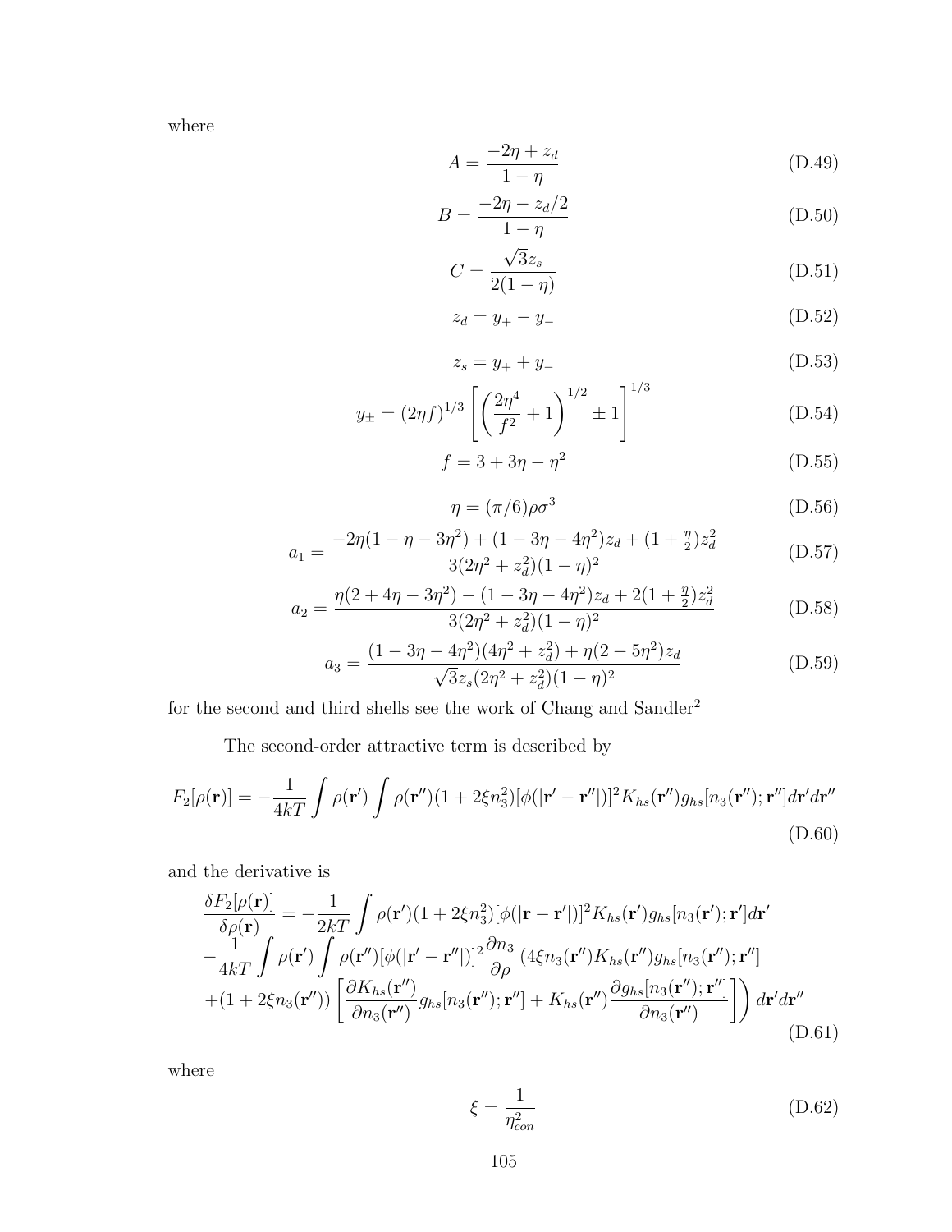where

$$A = \frac{-2\eta + z_d}{1-\eta} \tag{D.49}$$

$$B = \frac{-2\eta - z_d/2}{1-\eta} \tag{D.50}$$

$$C = \frac{\sqrt{3}z_s}{2(1-\eta)} \tag{D.51}$$

$$z_d = y_+ - y_- \tag{D.52}$$

$$z_s = y_+ + y_- \tag{D.53}$$

$$y_\pm = (2\eta f)^{1/3}\left[\left(\frac{2\eta^4}{f^2}+1\right)^{1/2} \pm 1\right]^{1/3} \tag{D.54}$$

$$f = 3 + 3\eta - \eta^2 \tag{D.55}$$

$$\eta = (\pi/6)\rho\sigma^3 \tag{D.56}$$

$$a_1 = \frac{-2\eta(1-\eta-3\eta^2) + (1-3\eta-4\eta^2)z_d + (1+\frac{\eta}{2})z_d^2}{3(2\eta^2+z_d^2)(1-\eta)^2} \tag{D.57}$$

$$a_2 = \frac{\eta(2+4\eta-3\eta^2) - (1-3\eta-4\eta^2)z_d + 2(1+\frac{\eta}{2})z_d^2}{3(2\eta^2+z_d^2)(1-\eta)^2} \tag{D.58}$$

$$a_3 = \frac{(1-3\eta-4\eta^2)(4\eta^2+z_d^2) + \eta(2-5\eta^2)z_d}{\sqrt{3}z_s(2\eta^2+z_d^2)(1-\eta)^2} \tag{D.59}$$

for the second and third shells see the work of Chang and Sandler[2]

The second-order attractive term is described by

$$F_2[\rho(\mathbf{r})] = -\frac{1}{4kT}\int \rho(\mathbf{r}')\int \rho(\mathbf{r}'')(1+2\xi n_3^2)[\phi(|\mathbf{r}'-\mathbf{r}''|)]^2 K_{hs}(\mathbf{r}'')g_{hs}[n_3(\mathbf{r}'');\mathbf{r}'']d\mathbf{r}'d\mathbf{r}'' \tag{D.60}$$

and the derivative is

$$\begin{aligned}
\frac{\delta F_2[\rho(\mathbf{r})]}{\delta\rho(\mathbf{r})} &= -\frac{1}{2kT}\int \rho(\mathbf{r}')(1+2\xi n_3^2)[\phi(|\mathbf{r}-\mathbf{r}'|)]^2 K_{hs}(\mathbf{r}')g_{hs}[n_3(\mathbf{r}');\mathbf{r}']d\mathbf{r}' \\
&-\frac{1}{4kT}\int \rho(\mathbf{r}')\int \rho(\mathbf{r}'')[\phi(|\mathbf{r}'-\mathbf{r}''|)]^2 \frac{\partial n_3}{\partial \rho}\left(4\xi n_3(\mathbf{r}'')K_{hs}(\mathbf{r}'')g_{hs}[n_3(\mathbf{r}'');\mathbf{r}'']\right. \\
&\left.+(1+2\xi n_3(\mathbf{r}''))\left[\frac{\partial K_{hs}(\mathbf{r}'')}{\partial n_3(\mathbf{r}'')}g_{hs}[n_3(\mathbf{r}'');\mathbf{r}''] + K_{hs}(\mathbf{r}'')\frac{\partial g_{hs}[n_3(\mathbf{r}'');\mathbf{r}'']}{\partial n_3(\mathbf{r}'')}\right]\right)d\mathbf{r}'d\mathbf{r}''
\end{aligned} \tag{D.61}$$

where

$$\xi = \frac{1}{\eta_{con}^2} \tag{D.62}$$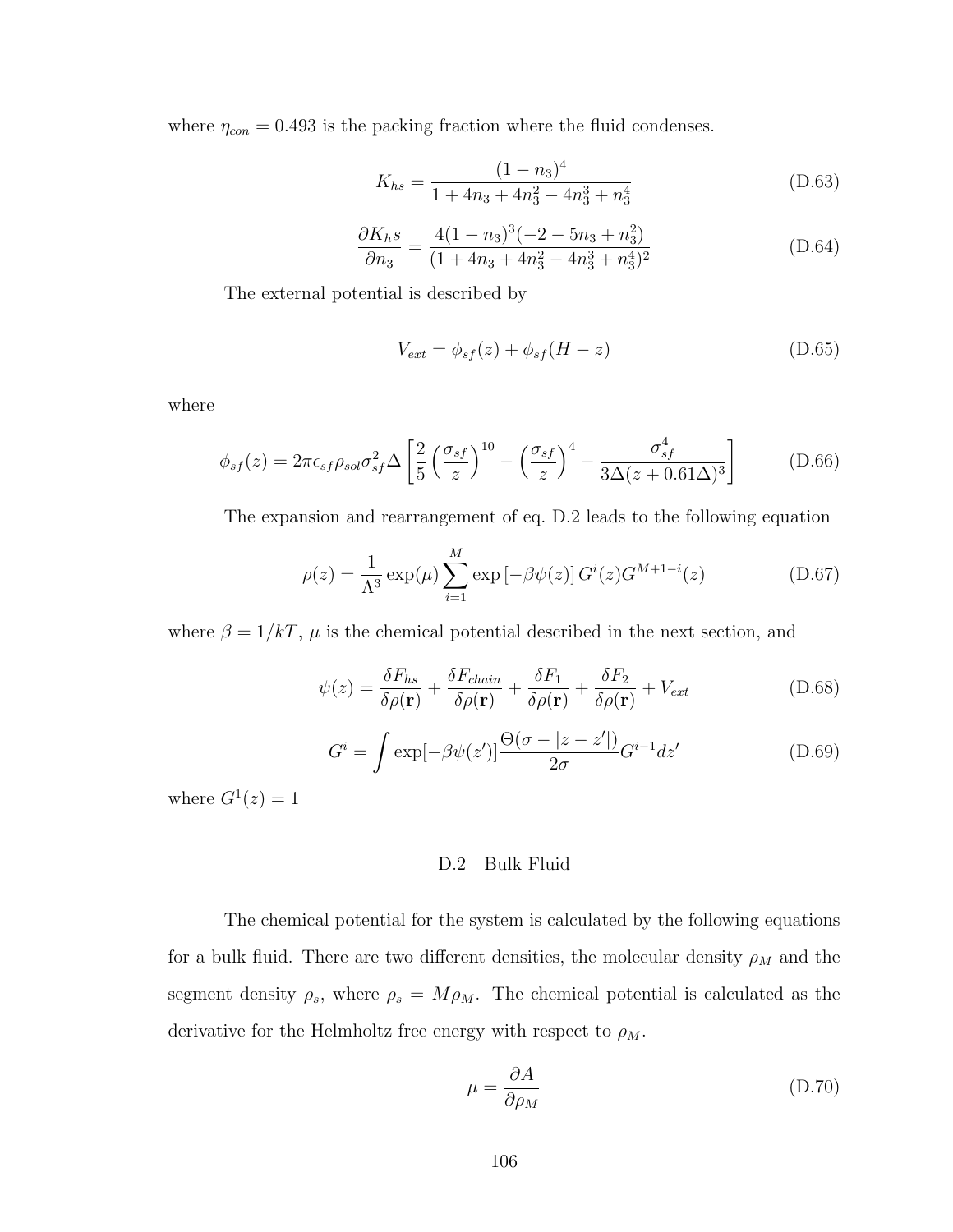where $\eta_{con} = 0.493$ is the packing fraction where the fluid condenses.

$$K_{hs} = \frac{(1-n_3)^4}{1+4n_3+4n_3^2-4n_3^3+n_3^4} \tag{D.63}$$

$$\frac{\partial K_h s}{\partial n_3} = \frac{4(1-n_3)^3(-2-5n_3+n_3^2)}{(1+4n_3+4n_3^2-4n_3^3+n_3^4)^2} \tag{D.64}$$

The external potential is described by

$$V_{ext} = \phi_{sf}(z) + \phi_{sf}(H-z) \tag{D.65}$$

where

$$\phi_{sf}(z) = 2\pi\epsilon_{sf}\rho_{sol}\sigma_{sf}^2\Delta\left[\frac{2}{5}\left(\frac{\sigma_{sf}}{z}\right)^{10} - \left(\frac{\sigma_{sf}}{z}\right)^4 - \frac{\sigma_{sf}^4}{3\Delta(z+0.61\Delta)^3}\right] \tag{D.66}$$

The expansion and rearrangement of eq. D.2 leads to the following equation

$$\rho(z) = \frac{1}{\Lambda^3}\exp(\mu)\sum_{i=1}^{M}\exp\left[-\beta\psi(z)\right]G^i(z)G^{M+1-i}(z) \tag{D.67}$$

where $\beta = 1/kT$, $\mu$ is the chemical potential described in the next section, and

$$\psi(z) = \frac{\delta F_{hs}}{\delta\rho(\mathbf{r})} + \frac{\delta F_{chain}}{\delta\rho(\mathbf{r})} + \frac{\delta F_1}{\delta\rho(\mathbf{r})} + \frac{\delta F_2}{\delta\rho(\mathbf{r})} + V_{ext} \tag{D.68}$$

$$G^i = \int \exp[-\beta\psi(z')]\frac{\Theta(\sigma-|z-z'|)}{2\sigma}G^{i-1}dz' \tag{D.69}$$

where $G^1(z) = 1$

## D.2 Bulk Fluid

The chemical potential for the system is calculated by the following equations for a bulk fluid. There are two different densities, the molecular density $\rho_M$ and the segment density $\rho_s$, where $\rho_s = M\rho_M$. The chemical potential is calculated as the derivative for the Helmholtz free energy with respect to $\rho_M$.

$$\mu = \frac{\partial A}{\partial \rho_M} \tag{D.70}$$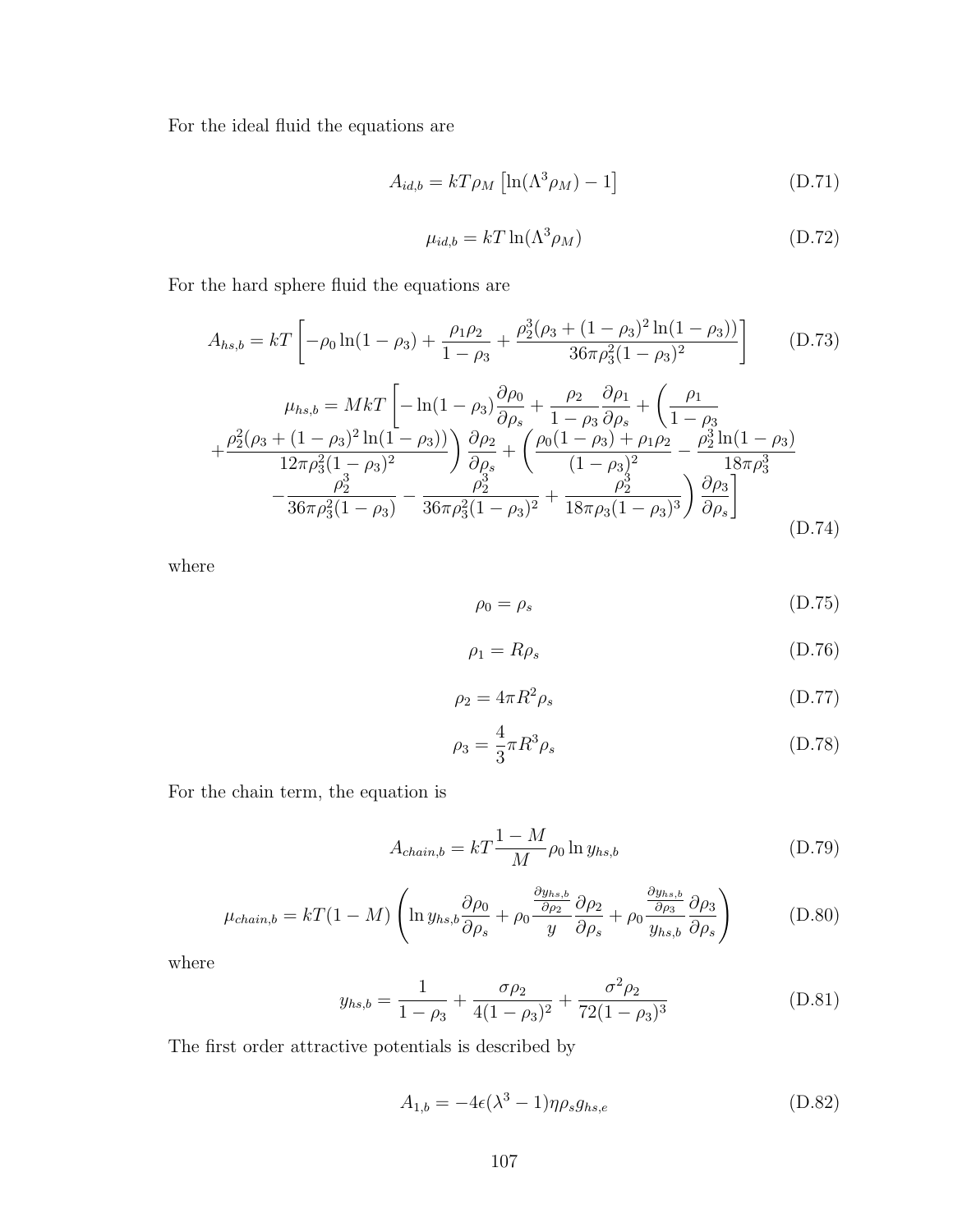For the ideal fluid the equations are

$$A_{id,b} = kT\rho_M \left[\ln(\Lambda^3 \rho_M) - 1\right] \tag{D.71}$$

$$\mu_{id,b} = kT \ln(\Lambda^3 \rho_M) \tag{D.72}$$

For the hard sphere fluid the equations are

$$A_{hs,b} = kT \left[ -\rho_0 \ln(1-\rho_3) + \frac{\rho_1 \rho_2}{1-\rho_3} + \frac{\rho_2^3(\rho_3 + (1-\rho_3)^2 \ln(1-\rho_3))}{36\pi\rho_3^2(1-\rho_3)^2} \right] \tag{D.73}$$

$$\begin{aligned} \mu_{hs,b} = MkT \Bigg[ &-\ln(1-\rho_3)\frac{\partial \rho_0}{\partial \rho_s} + \frac{\rho_2}{1-\rho_3}\frac{\partial \rho_1}{\partial \rho_s} + \Bigg( \frac{\rho_1}{1-\rho_3} \\ &+ \frac{\rho_2^2(\rho_3 + (1-\rho_3)^2 \ln(1-\rho_3))}{12\pi\rho_3^2(1-\rho_3)^2} \Bigg) \frac{\partial \rho_2}{\partial \rho_s} + \Bigg( \frac{\rho_0(1-\rho_3) + \rho_1\rho_2}{(1-\rho_3)^2} - \frac{\rho_2^3 \ln(1-\rho_3)}{18\pi\rho_3^3} \\ &- \frac{\rho_2^3}{36\pi\rho_3^2(1-\rho_3)} - \frac{\rho_2^3}{36\pi\rho_3^2(1-\rho_3)^2} + \frac{\rho_2^3}{18\pi\rho_3(1-\rho_3)^3} \Bigg) \frac{\partial \rho_3}{\partial \rho_s} \Bigg] \end{aligned} \tag{D.74}$$

where

$$\rho_0 = \rho_s \tag{D.75}$$

$$\rho_1 = R\rho_s \tag{D.76}$$

$$\rho_2 = 4\pi R^2 \rho_s \tag{D.77}$$

$$\rho_3 = \frac{4}{3}\pi R^3 \rho_s \tag{D.78}$$

For the chain term, the equation is

$$A_{chain,b} = kT\frac{1-M}{M}\rho_0 \ln y_{hs,b} \tag{D.79}$$

$$\mu_{chain,b} = kT(1-M)\left( \ln y_{hs,b}\frac{\partial \rho_0}{\partial \rho_s} + \rho_0 \frac{\frac{\partial y_{hs,b}}{\partial \rho_2}}{y}\frac{\partial \rho_2}{\partial \rho_s} + \rho_0 \frac{\frac{\partial y_{hs,b}}{\partial \rho_3}}{y_{hs,b}}\frac{\partial \rho_3}{\partial \rho_s} \right) \tag{D.80}$$

where

$$y_{hs,b} = \frac{1}{1-\rho_3} + \frac{\sigma\rho_2}{4(1-\rho_3)^2} + \frac{\sigma^2\rho_2}{72(1-\rho_3)^3} \tag{D.81}$$

The first order attractive potentials is described by

$$A_{1,b} = -4\epsilon(\lambda^3 - 1)\eta\rho_s g_{hs,e} \tag{D.82}$$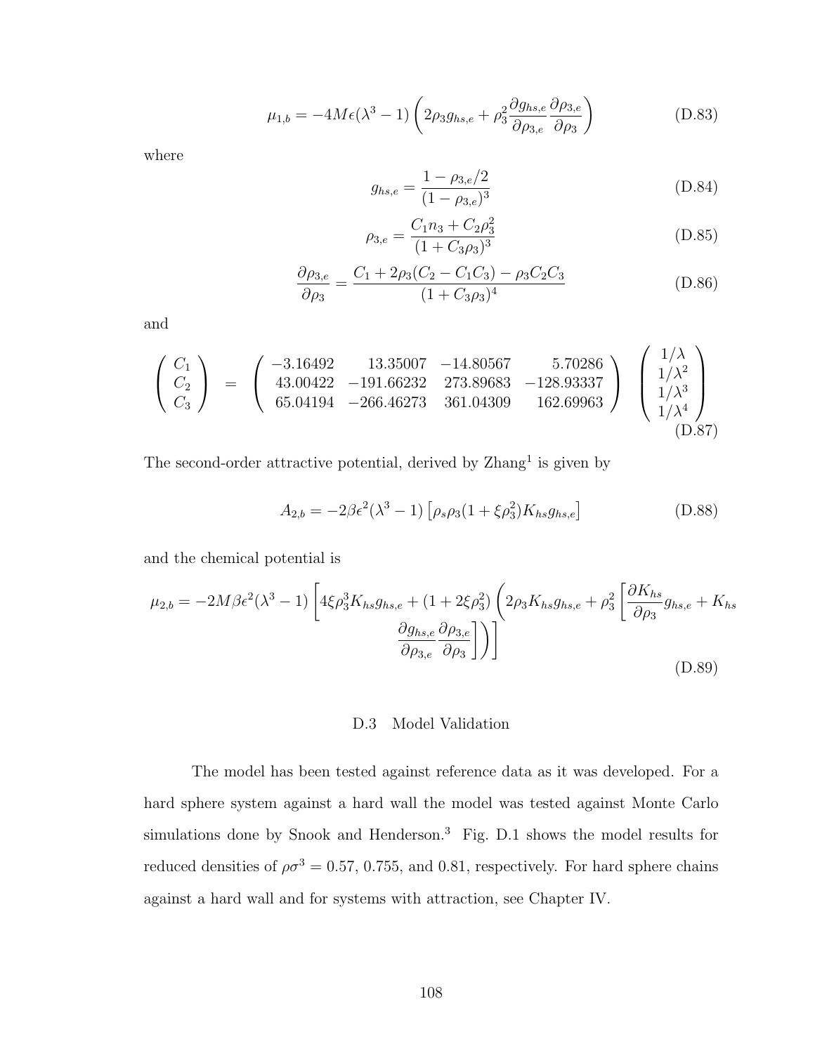$$\mu_{1,b} = -4M\epsilon(\lambda^3 - 1)\left(2\rho_3 g_{hs,e} + \rho_3^2 \frac{\partial g_{hs,e}}{\partial \rho_{3,e}} \frac{\partial \rho_{3,e}}{\partial \rho_3}\right) \tag{D.83}$$

where

$$g_{hs,e} = \frac{1 - \rho_{3,e}/2}{(1 - \rho_{3,e})^3} \tag{D.84}$$

$$\rho_{3,e} = \frac{C_1 n_3 + C_2 \rho_3^2}{(1 + C_3 \rho_3)^3} \tag{D.85}$$

$$\frac{\partial \rho_{3,e}}{\partial \rho_3} = \frac{C_1 + 2\rho_3(C_2 - C_1 C_3) - \rho_3 C_2 C_3}{(1 + C_3 \rho_3)^4} \tag{D.86}$$

and

$$\begin{pmatrix} C_1 \\ C_2 \\ C_3 \end{pmatrix} = \begin{pmatrix} -3.16492 & 13.35007 & -14.80567 & 5.70286 \\ 43.00422 & -191.66232 & 273.89683 & -128.93337 \\ 65.04194 & -266.46273 & 361.04309 & 162.69963 \end{pmatrix} \begin{pmatrix} 1/\lambda \\ 1/\lambda^2 \\ 1/\lambda^3 \\ 1/\lambda^4 \end{pmatrix} \tag{D.87}$$

The second-order attractive potential, derived by Zhang[1] is given by

$$A_{2,b} = -2\beta\epsilon^2(\lambda^3 - 1)\left[\rho_s \rho_3 (1 + \xi \rho_3^2) K_{hs} g_{hs,e}\right] \tag{D.88}$$

and the chemical potential is

$$\mu_{2,b} = -2M\beta\epsilon^2(\lambda^3 - 1)\left[4\xi\rho_3^3 K_{hs} g_{hs,e} + (1 + 2\xi\rho_3^2)\left(2\rho_3 K_{hs} g_{hs,e} + \rho_3^2\left[\frac{\partial K_{hs}}{\partial \rho_3} g_{hs,e} + K_{hs} \frac{\partial g_{hs,e}}{\partial \rho_{3,e}} \frac{\partial \rho_{3,e}}{\partial \rho_3}\right]\right)\right] \tag{D.89}$$

## D.3 Model Validation

The model has been tested against reference data as it was developed. For a hard sphere system against a hard wall the model was tested against Monte Carlo simulations done by Snook and Henderson.[3] Fig. D.1 shows the model results for reduced densities of $\rho\sigma^3 = 0.57$, 0.755, and 0.81, respectively. For hard sphere chains against a hard wall and for systems with attraction, see Chapter IV.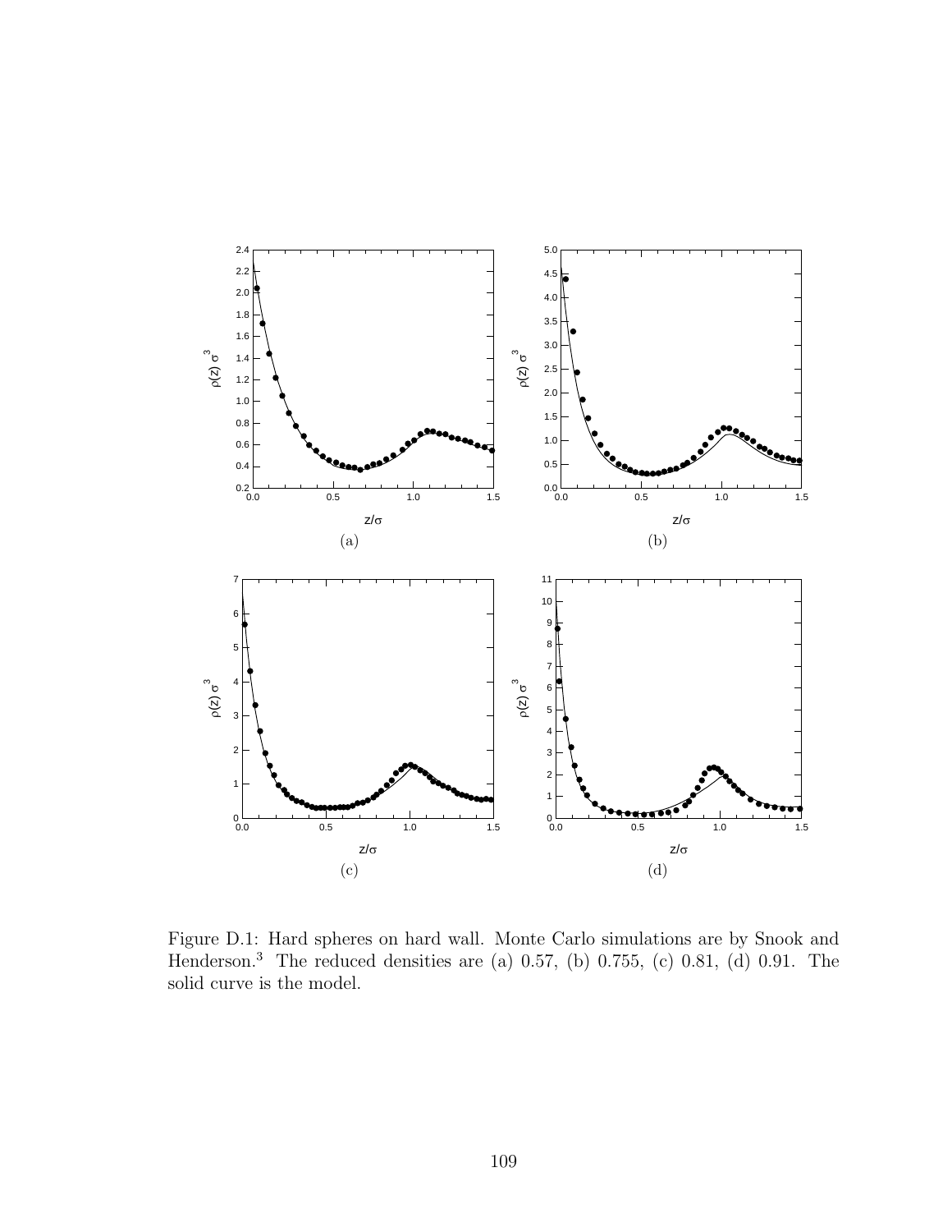Figure D.1: Hard spheres on hard wall. Monte Carlo simulations are by Snook and Henderson.[3] The reduced densities are (a) 0.57, (b) 0.755, (c) 0.81, (d) 0.91. The solid curve is the model.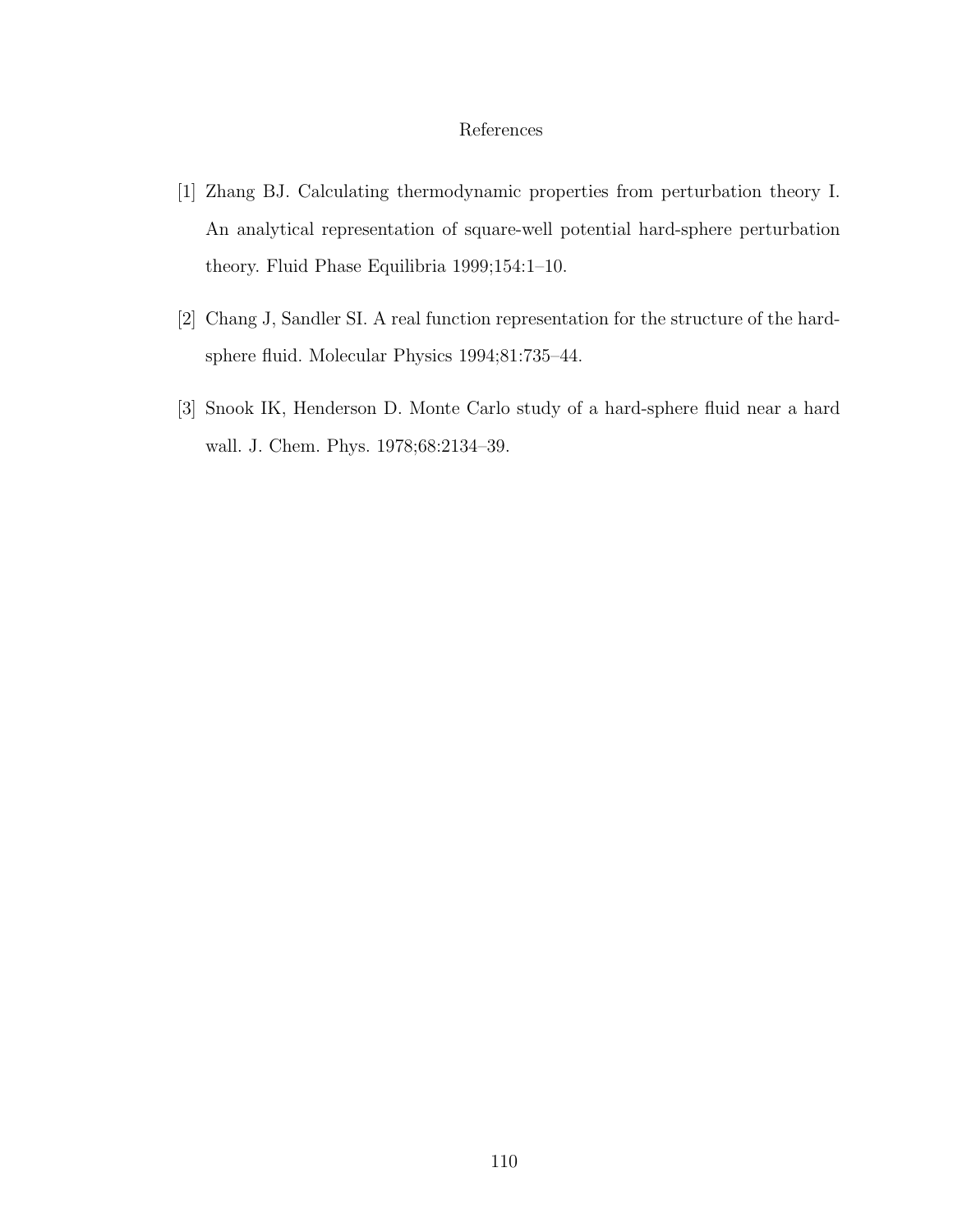# References

[1] Zhang BJ. Calculating thermodynamic properties from perturbation theory I. An analytical representation of square-well potential hard-sphere perturbation theory. Fluid Phase Equilibria 1999;154:1–10.

[2] Chang J, Sandler SI. A real function representation for the structure of the hard-sphere fluid. Molecular Physics 1994;81:735–44.

[3] Snook IK, Henderson D. Monte Carlo study of a hard-sphere fluid near a hard wall. J. Chem. Phys. 1978;68:2134–39.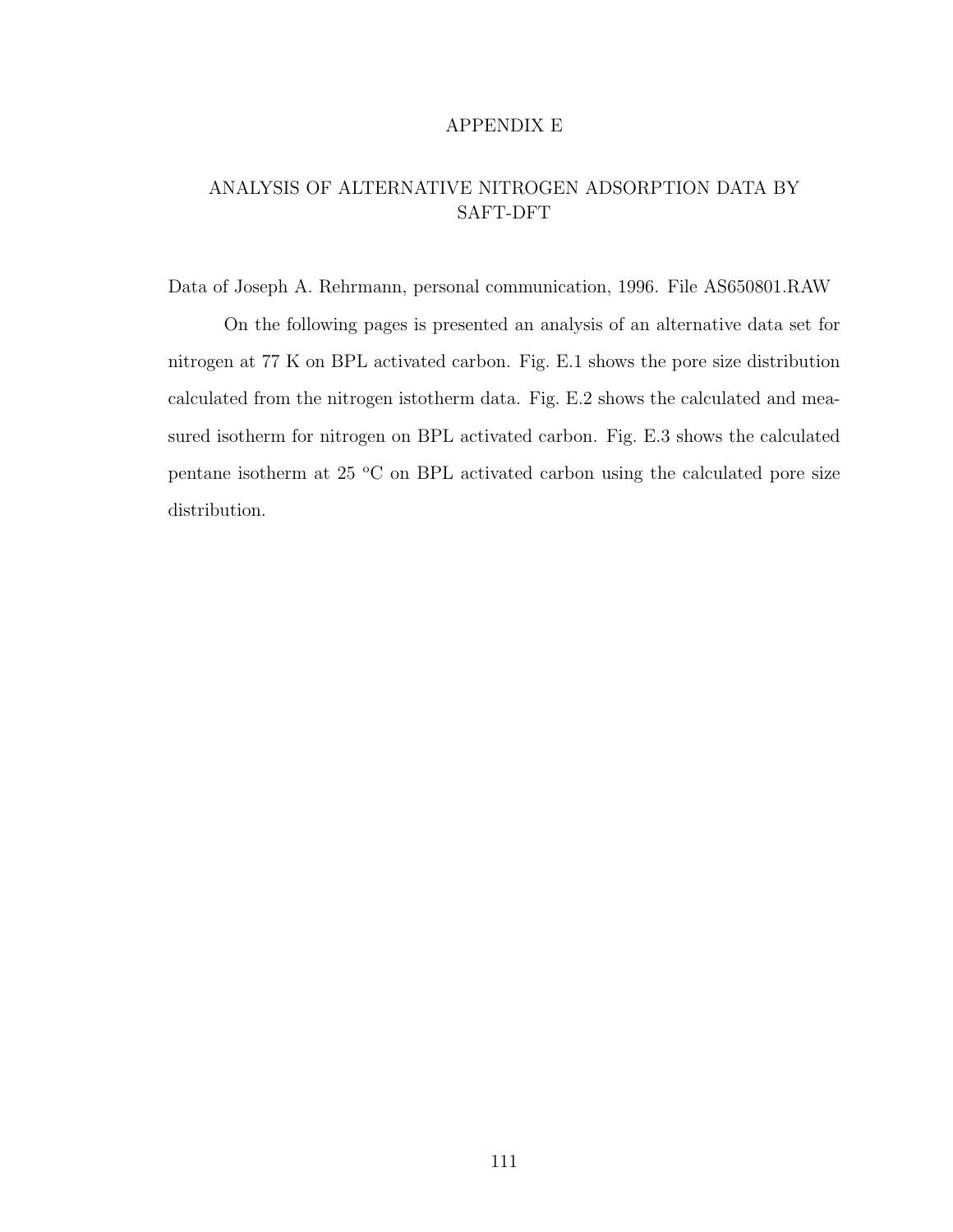# APPENDIX E

## ANALYSIS OF ALTERNATIVE NITROGEN ADSORPTION DATA BY SAFT-DFT

Data of Joseph A. Rehrmann, personal communication, 1996. File AS650801.RAW

On the following pages is presented an analysis of an alternative data set for nitrogen at 77 K on BPL activated carbon. Fig. E.1 shows the pore size distribution calculated from the nitrogen istotherm data. Fig. E.2 shows the calculated and measured isotherm for nitrogen on BPL activated carbon. Fig. E.3 shows the calculated pentane isotherm at 25 $^{o}$C on BPL activated carbon using the calculated pore size distribution.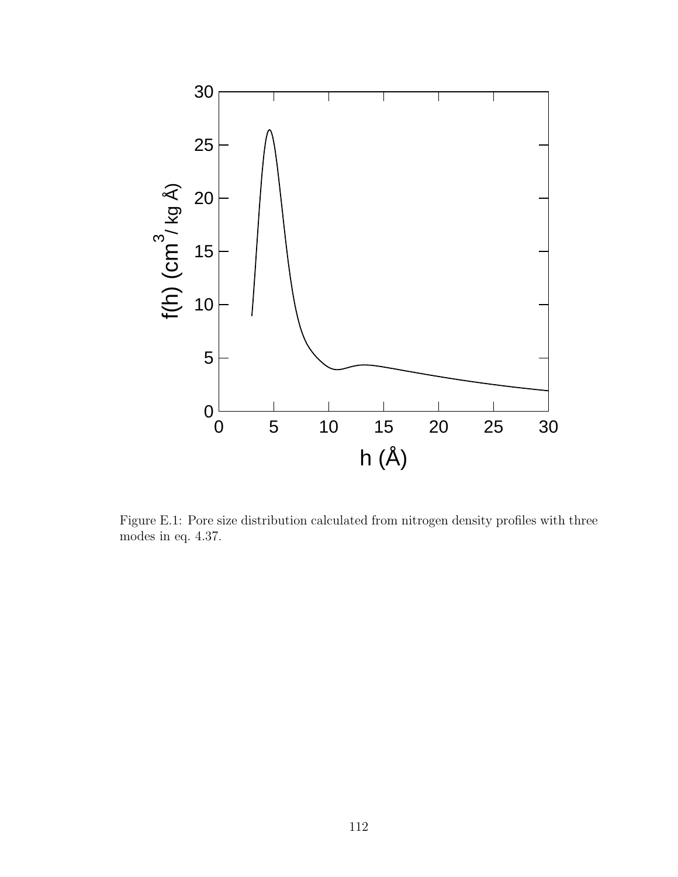Figure E.1: Pore size distribution calculated from nitrogen density profiles with three modes in eq. 4.37.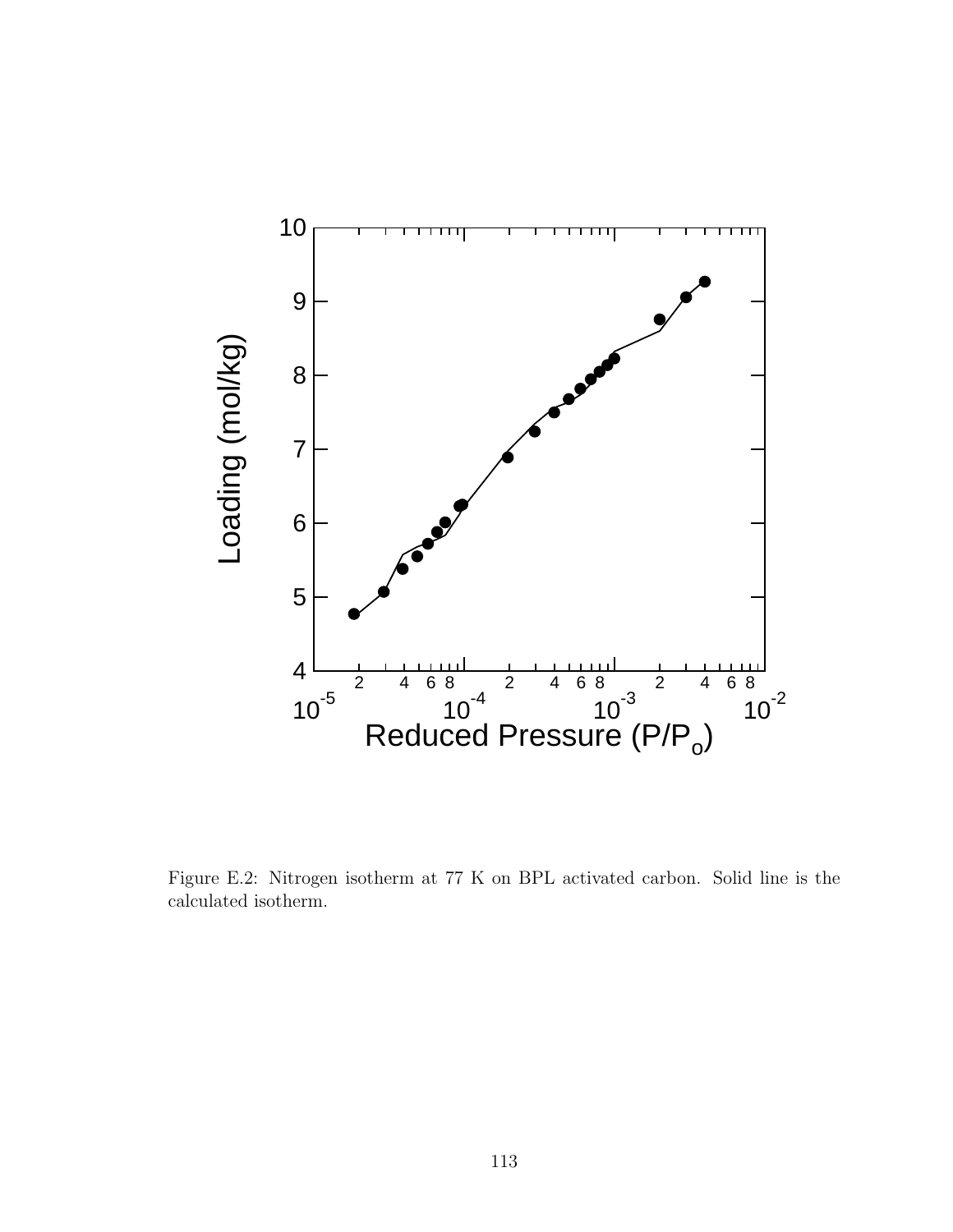Figure E.2: Nitrogen isotherm at 77 K on BPL activated carbon. Solid line is the calculated isotherm.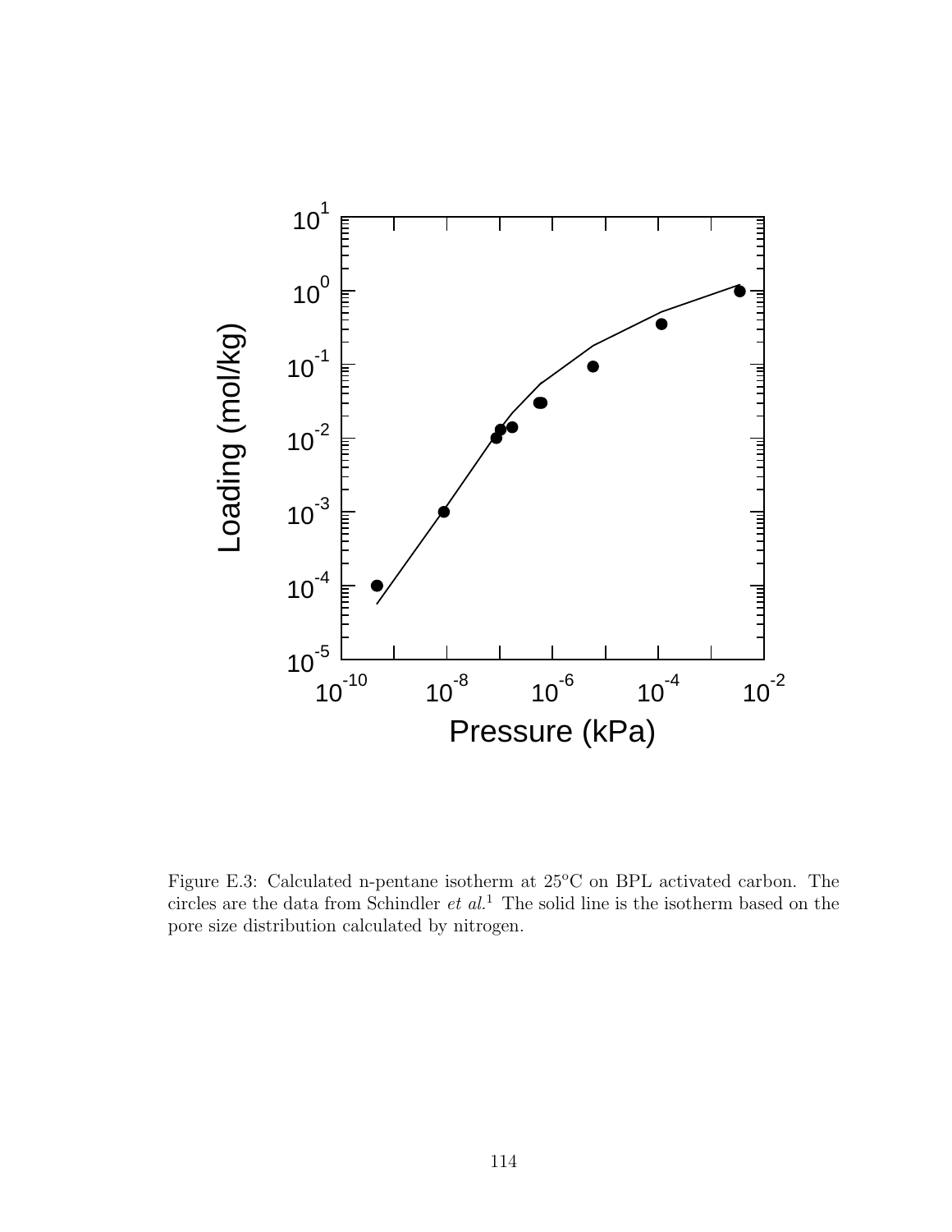Figure E.3: Calculated n-pentane isotherm at 25°C on BPL activated carbon. The circles are the data from Schindler *et al.*[1] The solid line is the isotherm based on the pore size distribution calculated by nitrogen.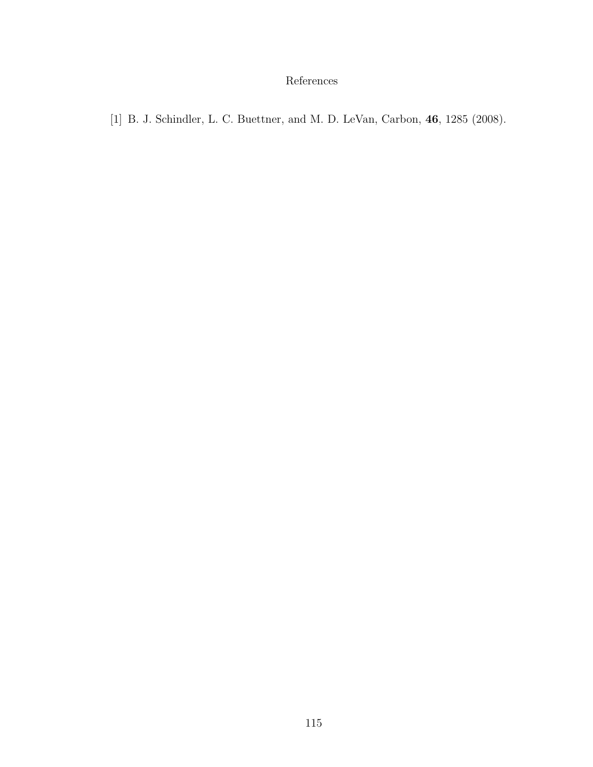# References

[1] B. J. Schindler, L. C. Buettner, and M. D. LeVan, Carbon, **46**, 1285 (2008).